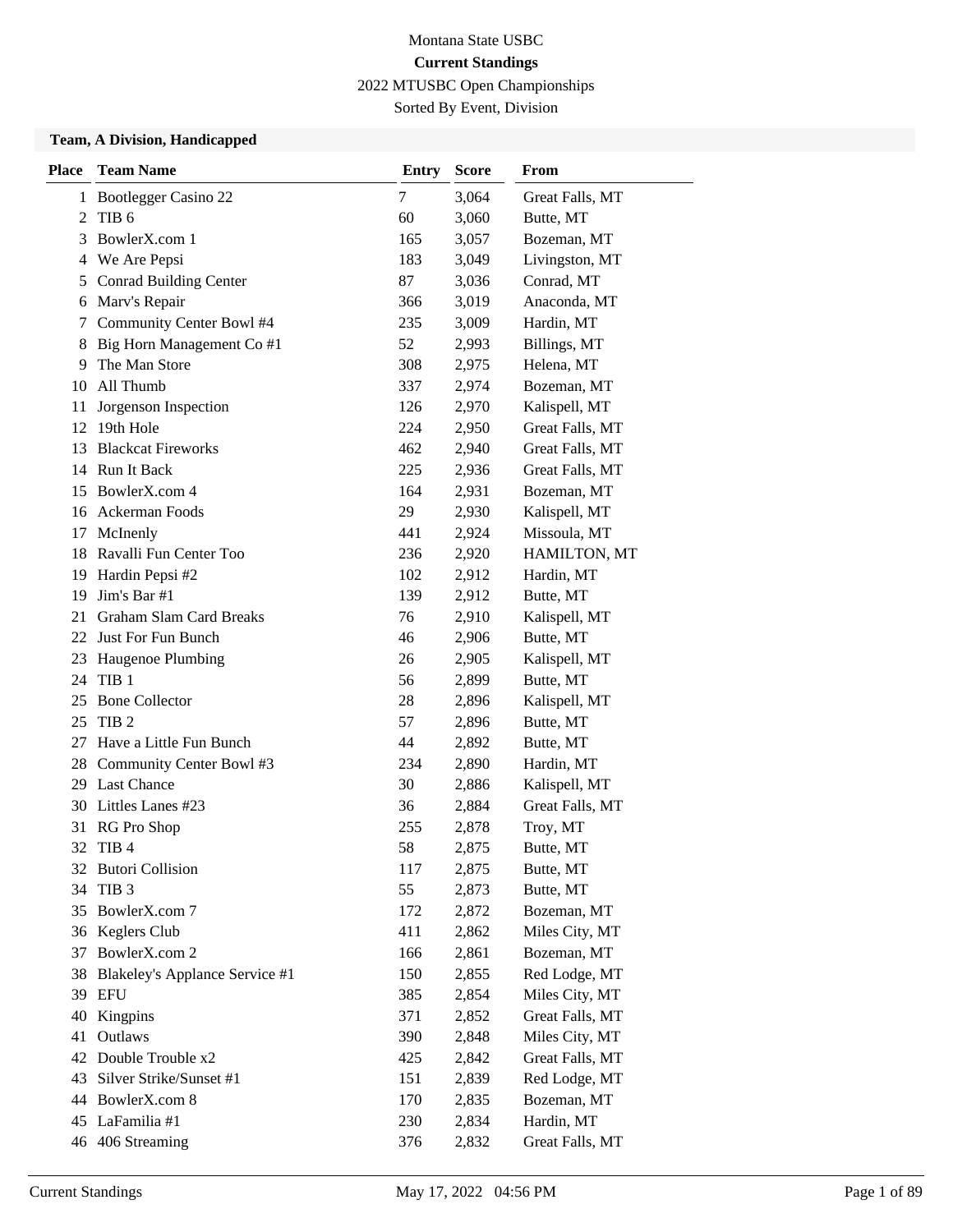Montana State USBC

**Current Standings**

2022 MTUSBC Open Championships

Sorted By Event, Division

### Team, A Division, Handicapped

| Place | Team Name | Entry | Score | From |
|---|---|---|---|---|
| 1 | Bootlegger Casino 22 | 7 | 3,064 | Great Falls, MT |
| 2 | TIB 6 | 60 | 3,060 | Butte, MT |
| 3 | BowlerX.com 1 | 165 | 3,057 | Bozeman, MT |
| 4 | We Are Pepsi | 183 | 3,049 | Livingston, MT |
| 5 | Conrad Building Center | 87 | 3,036 | Conrad, MT |
| 6 | Marv's Repair | 366 | 3,019 | Anaconda, MT |
| 7 | Community Center Bowl #4 | 235 | 3,009 | Hardin, MT |
| 8 | Big Horn Management Co #1 | 52 | 2,993 | Billings, MT |
| 9 | The Man Store | 308 | 2,975 | Helena, MT |
| 10 | All Thumb | 337 | 2,974 | Bozeman, MT |
| 11 | Jorgenson Inspection | 126 | 2,970 | Kalispell, MT |
| 12 | 19th Hole | 224 | 2,950 | Great Falls, MT |
| 13 | Blackcat Fireworks | 462 | 2,940 | Great Falls, MT |
| 14 | Run It Back | 225 | 2,936 | Great Falls, MT |
| 15 | BowlerX.com 4 | 164 | 2,931 | Bozeman, MT |
| 16 | Ackerman Foods | 29 | 2,930 | Kalispell, MT |
| 17 | McInenly | 441 | 2,924 | Missoula, MT |
| 18 | Ravalli Fun Center Too | 236 | 2,920 | HAMILTON, MT |
| 19 | Hardin Pepsi #2 | 102 | 2,912 | Hardin, MT |
| 19 | Jim's Bar #1 | 139 | 2,912 | Butte, MT |
| 21 | Graham Slam Card Breaks | 76 | 2,910 | Kalispell, MT |
| 22 | Just For Fun Bunch | 46 | 2,906 | Butte, MT |
| 23 | Haugenoe Plumbing | 26 | 2,905 | Kalispell, MT |
| 24 | TIB 1 | 56 | 2,899 | Butte, MT |
| 25 | Bone Collector | 28 | 2,896 | Kalispell, MT |
| 25 | TIB 2 | 57 | 2,896 | Butte, MT |
| 27 | Have a Little Fun Bunch | 44 | 2,892 | Butte, MT |
| 28 | Community Center Bowl #3 | 234 | 2,890 | Hardin, MT |
| 29 | Last Chance | 30 | 2,886 | Kalispell, MT |
| 30 | Littles Lanes #23 | 36 | 2,884 | Great Falls, MT |
| 31 | RG Pro Shop | 255 | 2,878 | Troy, MT |
| 32 | TIB 4 | 58 | 2,875 | Butte, MT |
| 32 | Butori Collision | 117 | 2,875 | Butte, MT |
| 34 | TIB 3 | 55 | 2,873 | Butte, MT |
| 35 | BowlerX.com 7 | 172 | 2,872 | Bozeman, MT |
| 36 | Keglers Club | 411 | 2,862 | Miles City, MT |
| 37 | BowlerX.com 2 | 166 | 2,861 | Bozeman, MT |
| 38 | Blakeley's Applance Service #1 | 150 | 2,855 | Red Lodge, MT |
| 39 | EFU | 385 | 2,854 | Miles City, MT |
| 40 | Kingpins | 371 | 2,852 | Great Falls, MT |
| 41 | Outlaws | 390 | 2,848 | Miles City, MT |
| 42 | Double Trouble x2 | 425 | 2,842 | Great Falls, MT |
| 43 | Silver Strike/Sunset #1 | 151 | 2,839 | Red Lodge, MT |
| 44 | BowlerX.com 8 | 170 | 2,835 | Bozeman, MT |
| 45 | LaFamilia #1 | 230 | 2,834 | Hardin, MT |
| 46 | 406 Streaming | 376 | 2,832 | Great Falls, MT |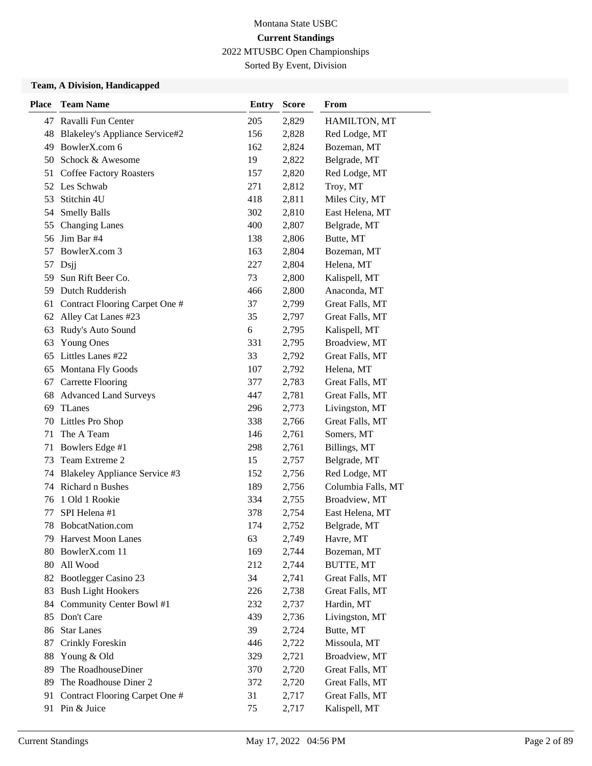Montana State USBC

**Current Standings**

2022 MTUSBC Open Championships

Sorted By Event, Division

### Team, A Division, Handicapped

| Place | Team Name | Entry | Score | From |
|---|---|---|---|---|
| 47 | Ravalli Fun Center | 205 | 2,829 | HAMILTON, MT |
| 48 | Blakeley's Appliance Service#2 | 156 | 2,828 | Red Lodge, MT |
| 49 | BowlerX.com 6 | 162 | 2,824 | Bozeman, MT |
| 50 | Schock & Awesome | 19 | 2,822 | Belgrade, MT |
| 51 | Coffee Factory Roasters | 157 | 2,820 | Red Lodge, MT |
| 52 | Les Schwab | 271 | 2,812 | Troy, MT |
| 53 | Stitchin 4U | 418 | 2,811 | Miles City, MT |
| 54 | Smelly Balls | 302 | 2,810 | East Helena, MT |
| 55 | Changing Lanes | 400 | 2,807 | Belgrade, MT |
| 56 | Jim Bar #4 | 138 | 2,806 | Butte, MT |
| 57 | BowlerX.com 3 | 163 | 2,804 | Bozeman, MT |
| 57 | Dsjj | 227 | 2,804 | Helena, MT |
| 59 | Sun Rift Beer Co. | 73 | 2,800 | Kalispell, MT |
| 59 | Dutch Rudderish | 466 | 2,800 | Anaconda, MT |
| 61 | Contract Flooring Carpet One # | 37 | 2,799 | Great Falls, MT |
| 62 | Alley Cat Lanes #23 | 35 | 2,797 | Great Falls, MT |
| 63 | Rudy's Auto Sound | 6 | 2,795 | Kalispell, MT |
| 63 | Young Ones | 331 | 2,795 | Broadview, MT |
| 65 | Littles Lanes #22 | 33 | 2,792 | Great Falls, MT |
| 65 | Montana Fly Goods | 107 | 2,792 | Helena, MT |
| 67 | Carrette Flooring | 377 | 2,783 | Great Falls, MT |
| 68 | Advanced Land Surveys | 447 | 2,781 | Great Falls, MT |
| 69 | TLanes | 296 | 2,773 | Livingston, MT |
| 70 | Littles Pro Shop | 338 | 2,766 | Great Falls, MT |
| 71 | The A Team | 146 | 2,761 | Somers, MT |
| 71 | Bowlers Edge #1 | 298 | 2,761 | Billings, MT |
| 73 | Team Extreme 2 | 15 | 2,757 | Belgrade, MT |
| 74 | Blakeley Appliance Service #3 | 152 | 2,756 | Red Lodge, MT |
| 74 | Richard n Bushes | 189 | 2,756 | Columbia Falls, MT |
| 76 | 1 Old 1 Rookie | 334 | 2,755 | Broadview, MT |
| 77 | SPI Helena #1 | 378 | 2,754 | East Helena, MT |
| 78 | BobcatNation.com | 174 | 2,752 | Belgrade, MT |
| 79 | Harvest Moon Lanes | 63 | 2,749 | Havre, MT |
| 80 | BowlerX.com 11 | 169 | 2,744 | Bozeman, MT |
| 80 | All Wood | 212 | 2,744 | BUTTE, MT |
| 82 | Bootlegger Casino 23 | 34 | 2,741 | Great Falls, MT |
| 83 | Bush Light Hookers | 226 | 2,738 | Great Falls, MT |
| 84 | Community Center Bowl #1 | 232 | 2,737 | Hardin, MT |
| 85 | Don't Care | 439 | 2,736 | Livingston, MT |
| 86 | Star Lanes | 39 | 2,724 | Butte, MT |
| 87 | Crinkly Foreskin | 446 | 2,722 | Missoula, MT |
| 88 | Young & Old | 329 | 2,721 | Broadview, MT |
| 89 | The RoadhouseDiner | 370 | 2,720 | Great Falls, MT |
| 89 | The Roadhouse Diner 2 | 372 | 2,720 | Great Falls, MT |
| 91 | Contract Flooring Carpet One # | 31 | 2,717 | Great Falls, MT |
| 91 | Pin & Juice | 75 | 2,717 | Kalispell, MT |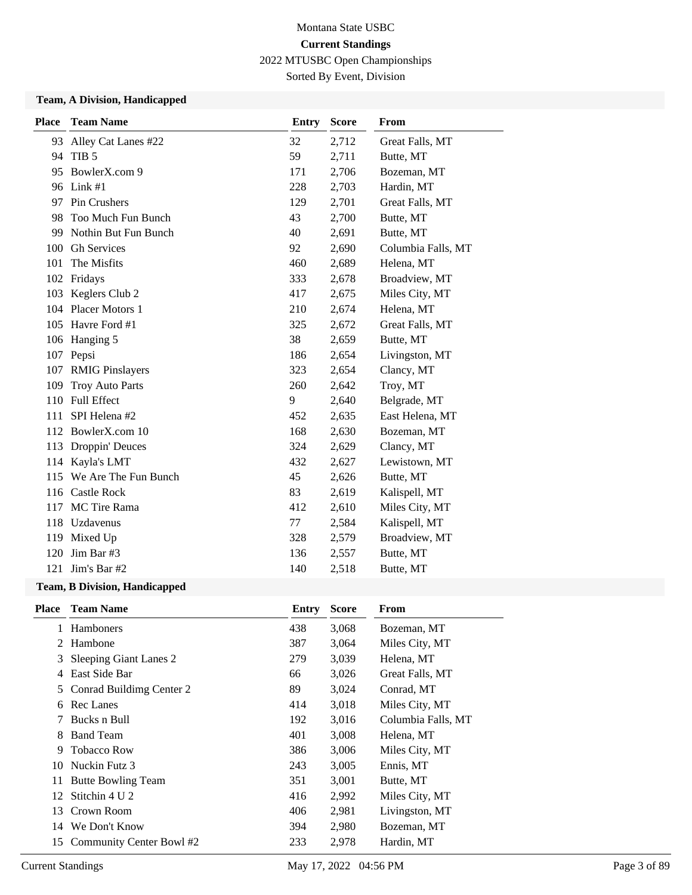Montana State USBC

**Current Standings**

2022 MTUSBC Open Championships

Sorted By Event, Division

### Team, A Division, Handicapped

| Place | Team Name | Entry | Score | From |
|---|---|---|---|---|
| 93 | Alley Cat Lanes #22 | 32 | 2,712 | Great Falls, MT |
| 94 | TIB 5 | 59 | 2,711 | Butte, MT |
| 95 | BowlerX.com 9 | 171 | 2,706 | Bozeman, MT |
| 96 | Link #1 | 228 | 2,703 | Hardin, MT |
| 97 | Pin Crushers | 129 | 2,701 | Great Falls, MT |
| 98 | Too Much Fun Bunch | 43 | 2,700 | Butte, MT |
| 99 | Nothin But Fun Bunch | 40 | 2,691 | Butte, MT |
| 100 | Gh Services | 92 | 2,690 | Columbia Falls, MT |
| 101 | The Misfits | 460 | 2,689 | Helena, MT |
| 102 | Fridays | 333 | 2,678 | Broadview, MT |
| 103 | Keglers Club 2 | 417 | 2,675 | Miles City, MT |
| 104 | Placer Motors 1 | 210 | 2,674 | Helena, MT |
| 105 | Havre Ford #1 | 325 | 2,672 | Great Falls, MT |
| 106 | Hanging 5 | 38 | 2,659 | Butte, MT |
| 107 | Pepsi | 186 | 2,654 | Livingston, MT |
| 107 | RMIG Pinslayers | 323 | 2,654 | Clancy, MT |
| 109 | Troy Auto Parts | 260 | 2,642 | Troy, MT |
| 110 | Full Effect | 9 | 2,640 | Belgrade, MT |
| 111 | SPI Helena #2 | 452 | 2,635 | East Helena, MT |
| 112 | BowlerX.com 10 | 168 | 2,630 | Bozeman, MT |
| 113 | Droppin' Deuces | 324 | 2,629 | Clancy, MT |
| 114 | Kayla's LMT | 432 | 2,627 | Lewistown, MT |
| 115 | We Are The Fun Bunch | 45 | 2,626 | Butte, MT |
| 116 | Castle Rock | 83 | 2,619 | Kalispell, MT |
| 117 | MC Tire Rama | 412 | 2,610 | Miles City, MT |
| 118 | Uzdavenus | 77 | 2,584 | Kalispell, MT |
| 119 | Mixed Up | 328 | 2,579 | Broadview, MT |
| 120 | Jim Bar #3 | 136 | 2,557 | Butte, MT |
| 121 | Jim's Bar #2 | 140 | 2,518 | Butte, MT |

### Team, B Division, Handicapped

| Place | Team Name | Entry | Score | From |
|---|---|---|---|---|
| 1 | Hamboners | 438 | 3,068 | Bozeman, MT |
| 2 | Hambone | 387 | 3,064 | Miles City, MT |
| 3 | Sleeping Giant Lanes 2 | 279 | 3,039 | Helena, MT |
| 4 | East Side Bar | 66 | 3,026 | Great Falls, MT |
| 5 | Conrad Buildimg Center 2 | 89 | 3,024 | Conrad, MT |
| 6 | Rec Lanes | 414 | 3,018 | Miles City, MT |
| 7 | Bucks n Bull | 192 | 3,016 | Columbia Falls, MT |
| 8 | Band Team | 401 | 3,008 | Helena, MT |
| 9 | Tobacco Row | 386 | 3,006 | Miles City, MT |
| 10 | Nuckin Futz 3 | 243 | 3,005 | Ennis, MT |
| 11 | Butte Bowling Team | 351 | 3,001 | Butte, MT |
| 12 | Stitchin 4 U 2 | 416 | 2,992 | Miles City, MT |
| 13 | Crown Room | 406 | 2,981 | Livingston, MT |
| 14 | We Don't Know | 394 | 2,980 | Bozeman, MT |
| 15 | Community Center Bowl #2 | 233 | 2,978 | Hardin, MT |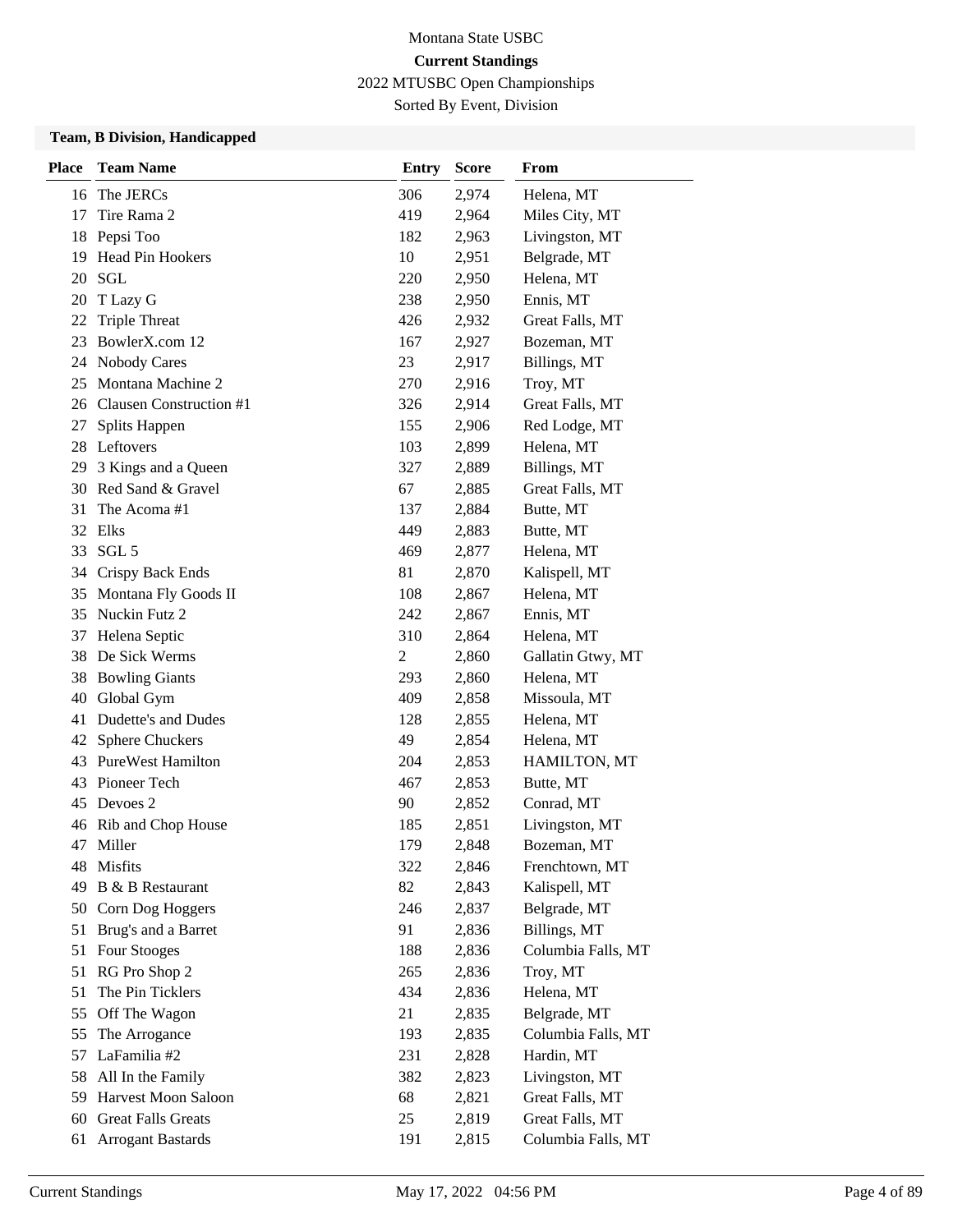Montana State USBC

**Current Standings**

2022 MTUSBC Open Championships

Sorted By Event, Division

### Team, B Division, Handicapped

| Place | Team Name | Entry | Score | From |
|---|---|---|---|---|
| 16 | The JERCs | 306 | 2,974 | Helena, MT |
| 17 | Tire Rama 2 | 419 | 2,964 | Miles City, MT |
| 18 | Pepsi Too | 182 | 2,963 | Livingston, MT |
| 19 | Head Pin Hookers | 10 | 2,951 | Belgrade, MT |
| 20 | SGL | 220 | 2,950 | Helena, MT |
| 20 | T Lazy G | 238 | 2,950 | Ennis, MT |
| 22 | Triple Threat | 426 | 2,932 | Great Falls, MT |
| 23 | BowlerX.com 12 | 167 | 2,927 | Bozeman, MT |
| 24 | Nobody Cares | 23 | 2,917 | Billings, MT |
| 25 | Montana Machine 2 | 270 | 2,916 | Troy, MT |
| 26 | Clausen Construction #1 | 326 | 2,914 | Great Falls, MT |
| 27 | Splits Happen | 155 | 2,906 | Red Lodge, MT |
| 28 | Leftovers | 103 | 2,899 | Helena, MT |
| 29 | 3 Kings and a Queen | 327 | 2,889 | Billings, MT |
| 30 | Red Sand & Gravel | 67 | 2,885 | Great Falls, MT |
| 31 | The Acoma #1 | 137 | 2,884 | Butte, MT |
| 32 | Elks | 449 | 2,883 | Butte, MT |
| 33 | SGL 5 | 469 | 2,877 | Helena, MT |
| 34 | Crispy Back Ends | 81 | 2,870 | Kalispell, MT |
| 35 | Montana Fly Goods II | 108 | 2,867 | Helena, MT |
| 35 | Nuckin Futz 2 | 242 | 2,867 | Ennis, MT |
| 37 | Helena Septic | 310 | 2,864 | Helena, MT |
| 38 | De Sick Werms | 2 | 2,860 | Gallatin Gtwy, MT |
| 38 | Bowling Giants | 293 | 2,860 | Helena, MT |
| 40 | Global Gym | 409 | 2,858 | Missoula, MT |
| 41 | Dudette's and Dudes | 128 | 2,855 | Helena, MT |
| 42 | Sphere Chuckers | 49 | 2,854 | Helena, MT |
| 43 | PureWest Hamilton | 204 | 2,853 | HAMILTON, MT |
| 43 | Pioneer Tech | 467 | 2,853 | Butte, MT |
| 45 | Devoes 2 | 90 | 2,852 | Conrad, MT |
| 46 | Rib and Chop House | 185 | 2,851 | Livingston, MT |
| 47 | Miller | 179 | 2,848 | Bozeman, MT |
| 48 | Misfits | 322 | 2,846 | Frenchtown, MT |
| 49 | B & B Restaurant | 82 | 2,843 | Kalispell, MT |
| 50 | Corn Dog Hoggers | 246 | 2,837 | Belgrade, MT |
| 51 | Brug's and a Barret | 91 | 2,836 | Billings, MT |
| 51 | Four Stooges | 188 | 2,836 | Columbia Falls, MT |
| 51 | RG Pro Shop 2 | 265 | 2,836 | Troy, MT |
| 51 | The Pin Ticklers | 434 | 2,836 | Helena, MT |
| 55 | Off The Wagon | 21 | 2,835 | Belgrade, MT |
| 55 | The Arrogance | 193 | 2,835 | Columbia Falls, MT |
| 57 | LaFamilia #2 | 231 | 2,828 | Hardin, MT |
| 58 | All In the Family | 382 | 2,823 | Livingston, MT |
| 59 | Harvest Moon Saloon | 68 | 2,821 | Great Falls, MT |
| 60 | Great Falls Greats | 25 | 2,819 | Great Falls, MT |
| 61 | Arrogant Bastards | 191 | 2,815 | Columbia Falls, MT |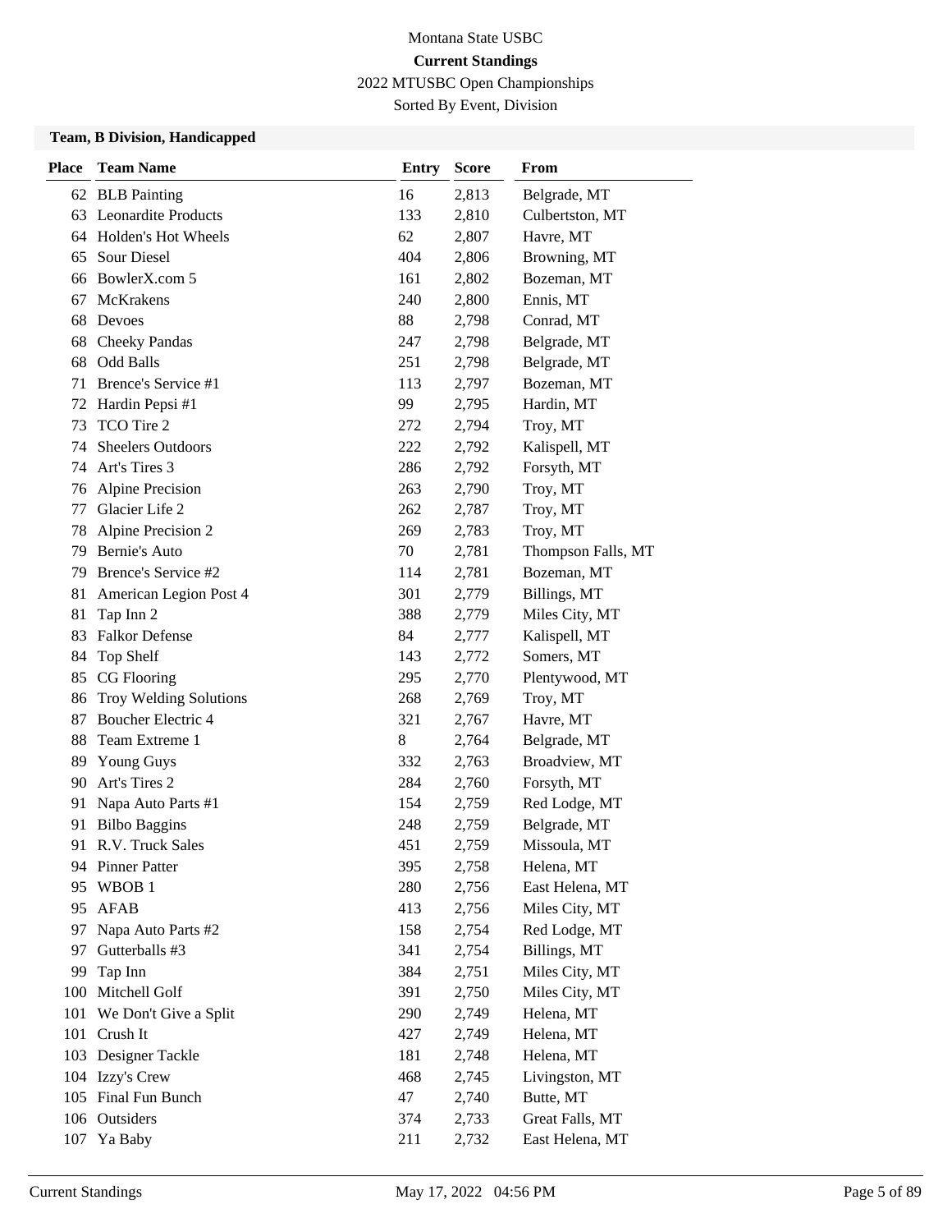Montana State USBC

**Current Standings**

2022 MTUSBC Open Championships

Sorted By Event, Division

### Team, B Division, Handicapped

| Place | Team Name | Entry | Score | From |
|---|---|---|---|---|
| 62 | BLB Painting | 16 | 2,813 | Belgrade, MT |
| 63 | Leonardite Products | 133 | 2,810 | Culbertston, MT |
| 64 | Holden's Hot Wheels | 62 | 2,807 | Havre, MT |
| 65 | Sour Diesel | 404 | 2,806 | Browning, MT |
| 66 | BowlerX.com 5 | 161 | 2,802 | Bozeman, MT |
| 67 | McKrakens | 240 | 2,800 | Ennis, MT |
| 68 | Devoes | 88 | 2,798 | Conrad, MT |
| 68 | Cheeky Pandas | 247 | 2,798 | Belgrade, MT |
| 68 | Odd Balls | 251 | 2,798 | Belgrade, MT |
| 71 | Brence's Service #1 | 113 | 2,797 | Bozeman, MT |
| 72 | Hardin Pepsi #1 | 99 | 2,795 | Hardin, MT |
| 73 | TCO Tire 2 | 272 | 2,794 | Troy, MT |
| 74 | Sheelers Outdoors | 222 | 2,792 | Kalispell, MT |
| 74 | Art's Tires 3 | 286 | 2,792 | Forsyth, MT |
| 76 | Alpine Precision | 263 | 2,790 | Troy, MT |
| 77 | Glacier Life 2 | 262 | 2,787 | Troy, MT |
| 78 | Alpine Precision 2 | 269 | 2,783 | Troy, MT |
| 79 | Bernie's Auto | 70 | 2,781 | Thompson Falls, MT |
| 79 | Brence's Service #2 | 114 | 2,781 | Bozeman, MT |
| 81 | American Legion Post 4 | 301 | 2,779 | Billings, MT |
| 81 | Tap Inn 2 | 388 | 2,779 | Miles City, MT |
| 83 | Falkor Defense | 84 | 2,777 | Kalispell, MT |
| 84 | Top Shelf | 143 | 2,772 | Somers, MT |
| 85 | CG Flooring | 295 | 2,770 | Plentywood, MT |
| 86 | Troy Welding Solutions | 268 | 2,769 | Troy, MT |
| 87 | Boucher Electric 4 | 321 | 2,767 | Havre, MT |
| 88 | Team Extreme 1 | 8 | 2,764 | Belgrade, MT |
| 89 | Young Guys | 332 | 2,763 | Broadview, MT |
| 90 | Art's Tires 2 | 284 | 2,760 | Forsyth, MT |
| 91 | Napa Auto Parts #1 | 154 | 2,759 | Red Lodge, MT |
| 91 | Bilbo Baggins | 248 | 2,759 | Belgrade, MT |
| 91 | R.V. Truck Sales | 451 | 2,759 | Missoula, MT |
| 94 | Pinner Patter | 395 | 2,758 | Helena, MT |
| 95 | WBOB 1 | 280 | 2,756 | East Helena, MT |
| 95 | AFAB | 413 | 2,756 | Miles City, MT |
| 97 | Napa Auto Parts #2 | 158 | 2,754 | Red Lodge, MT |
| 97 | Gutterballs #3 | 341 | 2,754 | Billings, MT |
| 99 | Tap Inn | 384 | 2,751 | Miles City, MT |
| 100 | Mitchell Golf | 391 | 2,750 | Miles City, MT |
| 101 | We Don't Give a Split | 290 | 2,749 | Helena, MT |
| 101 | Crush It | 427 | 2,749 | Helena, MT |
| 103 | Designer Tackle | 181 | 2,748 | Helena, MT |
| 104 | Izzy's Crew | 468 | 2,745 | Livingston, MT |
| 105 | Final Fun Bunch | 47 | 2,740 | Butte, MT |
| 106 | Outsiders | 374 | 2,733 | Great Falls, MT |
| 107 | Ya Baby | 211 | 2,732 | East Helena, MT |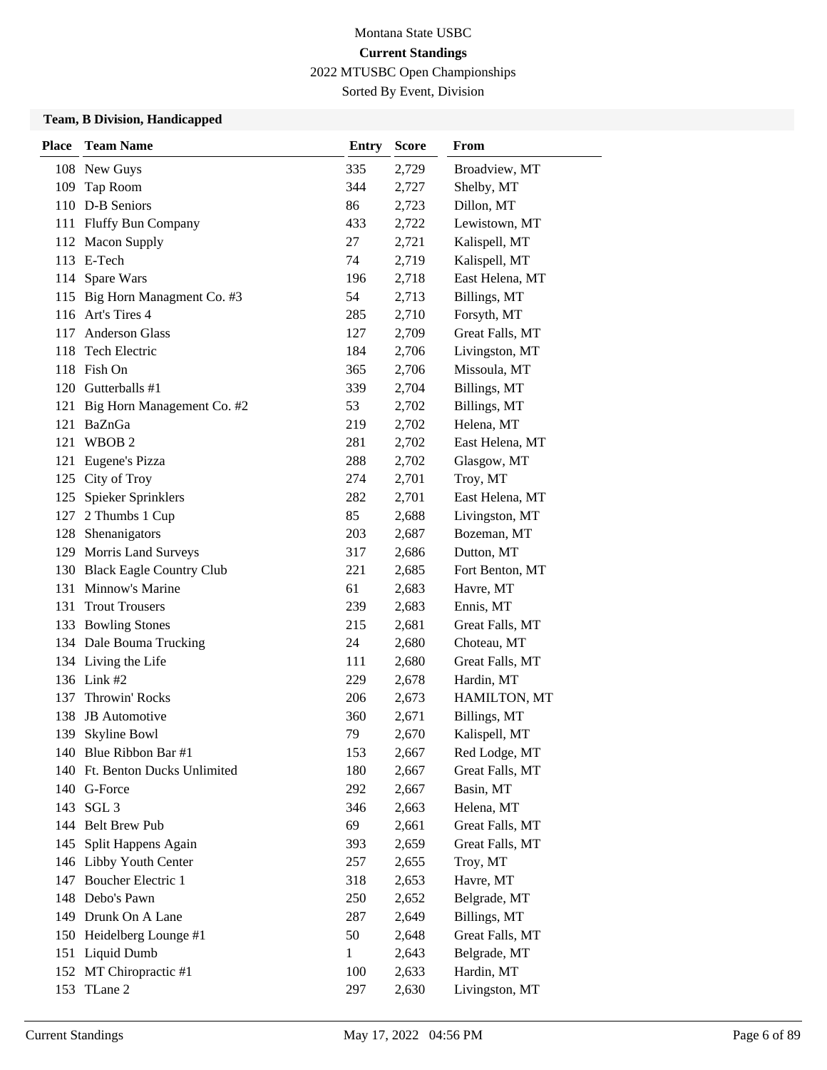Montana State USBC

**Current Standings**

2022 MTUSBC Open Championships

Sorted By Event, Division

### Team, B Division, Handicapped

| Place | Team Name | Entry | Score | From |
|---|---|---|---|---|
| 108 | New Guys | 335 | 2,729 | Broadview, MT |
| 109 | Tap Room | 344 | 2,727 | Shelby, MT |
| 110 | D-B Seniors | 86 | 2,723 | Dillon, MT |
| 111 | Fluffy Bun Company | 433 | 2,722 | Lewistown, MT |
| 112 | Macon Supply | 27 | 2,721 | Kalispell, MT |
| 113 | E-Tech | 74 | 2,719 | Kalispell, MT |
| 114 | Spare Wars | 196 | 2,718 | East Helena, MT |
| 115 | Big Horn Managment Co. #3 | 54 | 2,713 | Billings, MT |
| 116 | Art's Tires 4 | 285 | 2,710 | Forsyth, MT |
| 117 | Anderson Glass | 127 | 2,709 | Great Falls, MT |
| 118 | Tech Electric | 184 | 2,706 | Livingston, MT |
| 118 | Fish On | 365 | 2,706 | Missoula, MT |
| 120 | Gutterballs #1 | 339 | 2,704 | Billings, MT |
| 121 | Big Horn Management Co. #2 | 53 | 2,702 | Billings, MT |
| 121 | BaZnGa | 219 | 2,702 | Helena, MT |
| 121 | WBOB 2 | 281 | 2,702 | East Helena, MT |
| 121 | Eugene's Pizza | 288 | 2,702 | Glasgow, MT |
| 125 | City of Troy | 274 | 2,701 | Troy, MT |
| 125 | Spieker Sprinklers | 282 | 2,701 | East Helena, MT |
| 127 | 2 Thumbs 1 Cup | 85 | 2,688 | Livingston, MT |
| 128 | Shenanigators | 203 | 2,687 | Bozeman, MT |
| 129 | Morris Land Surveys | 317 | 2,686 | Dutton, MT |
| 130 | Black Eagle Country Club | 221 | 2,685 | Fort Benton, MT |
| 131 | Minnow's Marine | 61 | 2,683 | Havre, MT |
| 131 | Trout Trousers | 239 | 2,683 | Ennis, MT |
| 133 | Bowling Stones | 215 | 2,681 | Great Falls, MT |
| 134 | Dale Bouma Trucking | 24 | 2,680 | Choteau, MT |
| 134 | Living the Life | 111 | 2,680 | Great Falls, MT |
| 136 | Link #2 | 229 | 2,678 | Hardin, MT |
| 137 | Throwin' Rocks | 206 | 2,673 | HAMILTON, MT |
| 138 | JB Automotive | 360 | 2,671 | Billings, MT |
| 139 | Skyline Bowl | 79 | 2,670 | Kalispell, MT |
| 140 | Blue Ribbon Bar #1 | 153 | 2,667 | Red Lodge, MT |
| 140 | Ft. Benton Ducks Unlimited | 180 | 2,667 | Great Falls, MT |
| 140 | G-Force | 292 | 2,667 | Basin, MT |
| 143 | SGL 3 | 346 | 2,663 | Helena, MT |
| 144 | Belt Brew Pub | 69 | 2,661 | Great Falls, MT |
| 145 | Split Happens Again | 393 | 2,659 | Great Falls, MT |
| 146 | Libby Youth Center | 257 | 2,655 | Troy, MT |
| 147 | Boucher Electric 1 | 318 | 2,653 | Havre, MT |
| 148 | Debo's Pawn | 250 | 2,652 | Belgrade, MT |
| 149 | Drunk On A Lane | 287 | 2,649 | Billings, MT |
| 150 | Heidelberg Lounge #1 | 50 | 2,648 | Great Falls, MT |
| 151 | Liquid Dumb | 1 | 2,643 | Belgrade, MT |
| 152 | MT Chiropractic #1 | 100 | 2,633 | Hardin, MT |
| 153 | TLane 2 | 297 | 2,630 | Livingston, MT |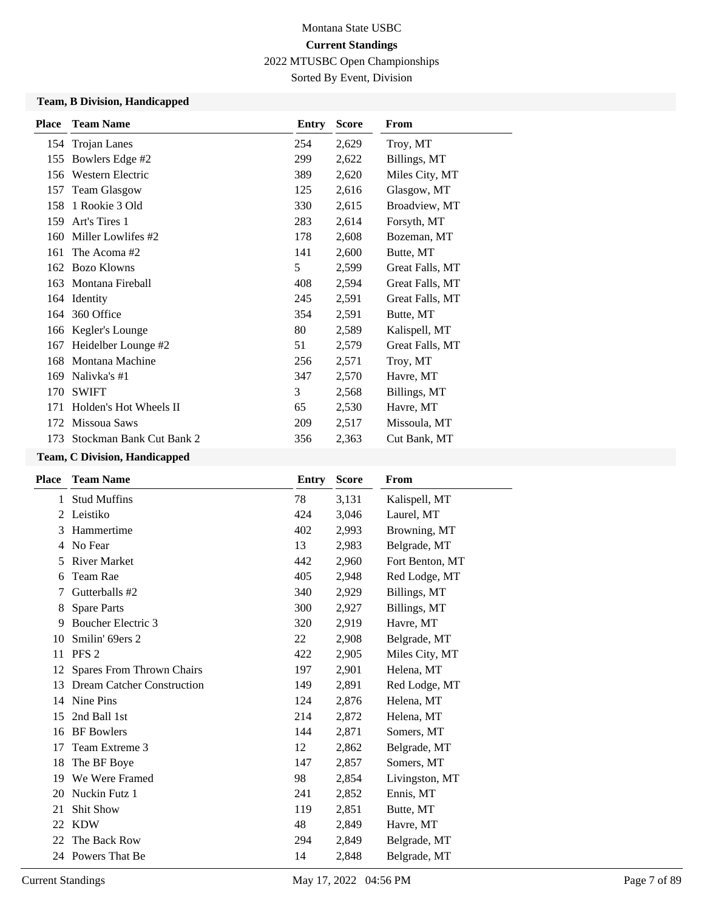Montana State USBC

**Current Standings**

2022 MTUSBC Open Championships

Sorted By Event, Division

### Team, B Division, Handicapped

| Place | Team Name | Entry | Score | From |
|---|---|---|---|---|
| 154 | Trojan Lanes | 254 | 2,629 | Troy, MT |
| 155 | Bowlers Edge #2 | 299 | 2,622 | Billings, MT |
| 156 | Western Electric | 389 | 2,620 | Miles City, MT |
| 157 | Team Glasgow | 125 | 2,616 | Glasgow, MT |
| 158 | 1 Rookie 3 Old | 330 | 2,615 | Broadview, MT |
| 159 | Art's Tires 1 | 283 | 2,614 | Forsyth, MT |
| 160 | Miller Lowlifes #2 | 178 | 2,608 | Bozeman, MT |
| 161 | The Acoma #2 | 141 | 2,600 | Butte, MT |
| 162 | Bozo Klowns | 5 | 2,599 | Great Falls, MT |
| 163 | Montana Fireball | 408 | 2,594 | Great Falls, MT |
| 164 | Identity | 245 | 2,591 | Great Falls, MT |
| 164 | 360 Office | 354 | 2,591 | Butte, MT |
| 166 | Kegler's Lounge | 80 | 2,589 | Kalispell, MT |
| 167 | Heidelber Lounge #2 | 51 | 2,579 | Great Falls, MT |
| 168 | Montana Machine | 256 | 2,571 | Troy, MT |
| 169 | Nalivka's #1 | 347 | 2,570 | Havre, MT |
| 170 | SWIFT | 3 | 2,568 | Billings, MT |
| 171 | Holden's Hot Wheels II | 65 | 2,530 | Havre, MT |
| 172 | Missoua Saws | 209 | 2,517 | Missoula, MT |
| 173 | Stockman Bank Cut Bank 2 | 356 | 2,363 | Cut Bank, MT |

### Team, C Division, Handicapped

| Place | Team Name | Entry | Score | From |
|---|---|---|---|---|
| 1 | Stud Muffins | 78 | 3,131 | Kalispell, MT |
| 2 | Leistiko | 424 | 3,046 | Laurel, MT |
| 3 | Hammertime | 402 | 2,993 | Browning, MT |
| 4 | No Fear | 13 | 2,983 | Belgrade, MT |
| 5 | River Market | 442 | 2,960 | Fort Benton, MT |
| 6 | Team Rae | 405 | 2,948 | Red Lodge, MT |
| 7 | Gutterballs #2 | 340 | 2,929 | Billings, MT |
| 8 | Spare Parts | 300 | 2,927 | Billings, MT |
| 9 | Boucher Electric 3 | 320 | 2,919 | Havre, MT |
| 10 | Smilin' 69ers 2 | 22 | 2,908 | Belgrade, MT |
| 11 | PFS 2 | 422 | 2,905 | Miles City, MT |
| 12 | Spares From Thrown Chairs | 197 | 2,901 | Helena, MT |
| 13 | Dream Catcher Construction | 149 | 2,891 | Red Lodge, MT |
| 14 | Nine Pins | 124 | 2,876 | Helena, MT |
| 15 | 2nd Ball 1st | 214 | 2,872 | Helena, MT |
| 16 | BF Bowlers | 144 | 2,871 | Somers, MT |
| 17 | Team Extreme 3 | 12 | 2,862 | Belgrade, MT |
| 18 | The BF Boye | 147 | 2,857 | Somers, MT |
| 19 | We Were Framed | 98 | 2,854 | Livingston, MT |
| 20 | Nuckin Futz 1 | 241 | 2,852 | Ennis, MT |
| 21 | Shit Show | 119 | 2,851 | Butte, MT |
| 22 | KDW | 48 | 2,849 | Havre, MT |
| 22 | The Back Row | 294 | 2,849 | Belgrade, MT |
| 24 | Powers That Be | 14 | 2,848 | Belgrade, MT |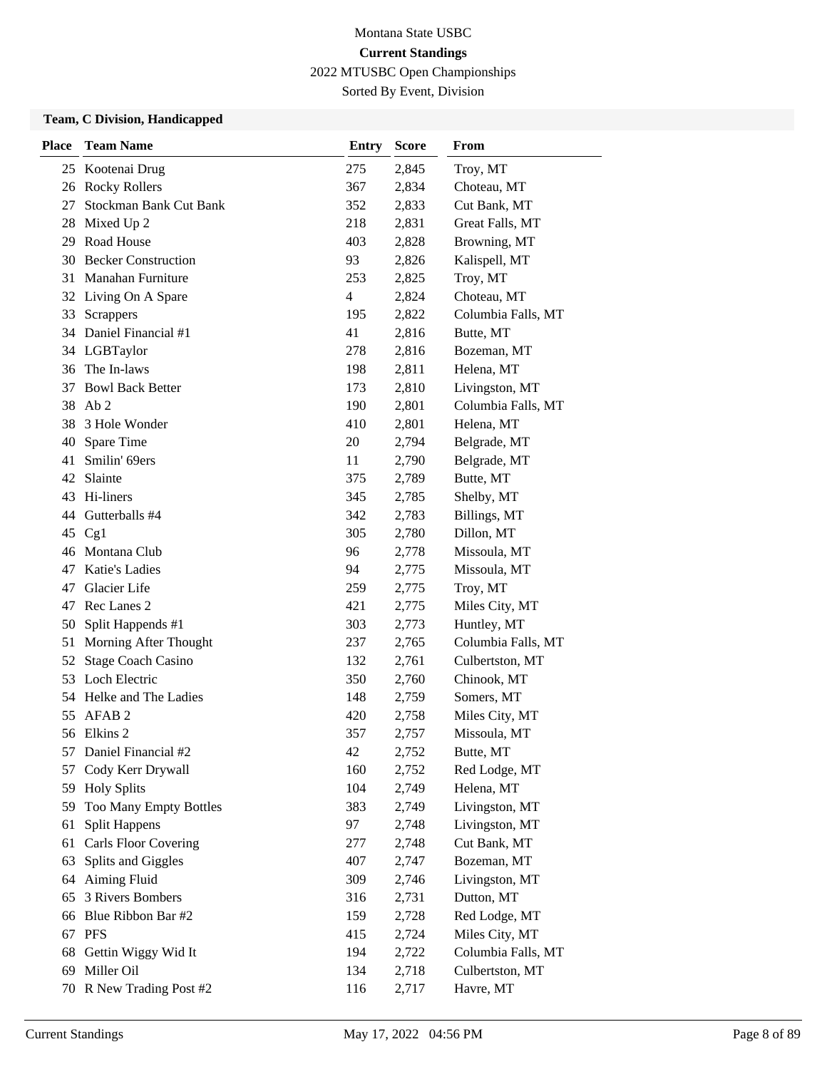Montana State USBC

**Current Standings**

2022 MTUSBC Open Championships

Sorted By Event, Division

### Team, C Division, Handicapped

| Place | Team Name | Entry | Score | From |
|---|---|---|---|---|
| 25 | Kootenai Drug | 275 | 2,845 | Troy, MT |
| 26 | Rocky Rollers | 367 | 2,834 | Choteau, MT |
| 27 | Stockman Bank Cut Bank | 352 | 2,833 | Cut Bank, MT |
| 28 | Mixed Up 2 | 218 | 2,831 | Great Falls, MT |
| 29 | Road House | 403 | 2,828 | Browning, MT |
| 30 | Becker Construction | 93 | 2,826 | Kalispell, MT |
| 31 | Manahan Furniture | 253 | 2,825 | Troy, MT |
| 32 | Living On A Spare | 4 | 2,824 | Choteau, MT |
| 33 | Scrappers | 195 | 2,822 | Columbia Falls, MT |
| 34 | Daniel Financial #1 | 41 | 2,816 | Butte, MT |
| 34 | LGBTaylor | 278 | 2,816 | Bozeman, MT |
| 36 | The In-laws | 198 | 2,811 | Helena, MT |
| 37 | Bowl Back Better | 173 | 2,810 | Livingston, MT |
| 38 | Ab 2 | 190 | 2,801 | Columbia Falls, MT |
| 38 | 3 Hole Wonder | 410 | 2,801 | Helena, MT |
| 40 | Spare Time | 20 | 2,794 | Belgrade, MT |
| 41 | Smilin' 69ers | 11 | 2,790 | Belgrade, MT |
| 42 | Slainte | 375 | 2,789 | Butte, MT |
| 43 | Hi-liners | 345 | 2,785 | Shelby, MT |
| 44 | Gutterballs #4 | 342 | 2,783 | Billings, MT |
| 45 | Cg1 | 305 | 2,780 | Dillon, MT |
| 46 | Montana Club | 96 | 2,778 | Missoula, MT |
| 47 | Katie's Ladies | 94 | 2,775 | Missoula, MT |
| 47 | Glacier Life | 259 | 2,775 | Troy, MT |
| 47 | Rec Lanes 2 | 421 | 2,775 | Miles City, MT |
| 50 | Split Happends #1 | 303 | 2,773 | Huntley, MT |
| 51 | Morning After Thought | 237 | 2,765 | Columbia Falls, MT |
| 52 | Stage Coach Casino | 132 | 2,761 | Culbertston, MT |
| 53 | Loch Electric | 350 | 2,760 | Chinook, MT |
| 54 | Helke and The Ladies | 148 | 2,759 | Somers, MT |
| 55 | AFAB 2 | 420 | 2,758 | Miles City, MT |
| 56 | Elkins 2 | 357 | 2,757 | Missoula, MT |
| 57 | Daniel Financial #2 | 42 | 2,752 | Butte, MT |
| 57 | Cody Kerr Drywall | 160 | 2,752 | Red Lodge, MT |
| 59 | Holy Splits | 104 | 2,749 | Helena, MT |
| 59 | Too Many Empty Bottles | 383 | 2,749 | Livingston, MT |
| 61 | Split Happens | 97 | 2,748 | Livingston, MT |
| 61 | Carls Floor Covering | 277 | 2,748 | Cut Bank, MT |
| 63 | Splits and Giggles | 407 | 2,747 | Bozeman, MT |
| 64 | Aiming Fluid | 309 | 2,746 | Livingston, MT |
| 65 | 3 Rivers Bombers | 316 | 2,731 | Dutton, MT |
| 66 | Blue Ribbon Bar #2 | 159 | 2,728 | Red Lodge, MT |
| 67 | PFS | 415 | 2,724 | Miles City, MT |
| 68 | Gettin Wiggy Wid It | 194 | 2,722 | Columbia Falls, MT |
| 69 | Miller Oil | 134 | 2,718 | Culbertston, MT |
| 70 | R New Trading Post #2 | 116 | 2,717 | Havre, MT |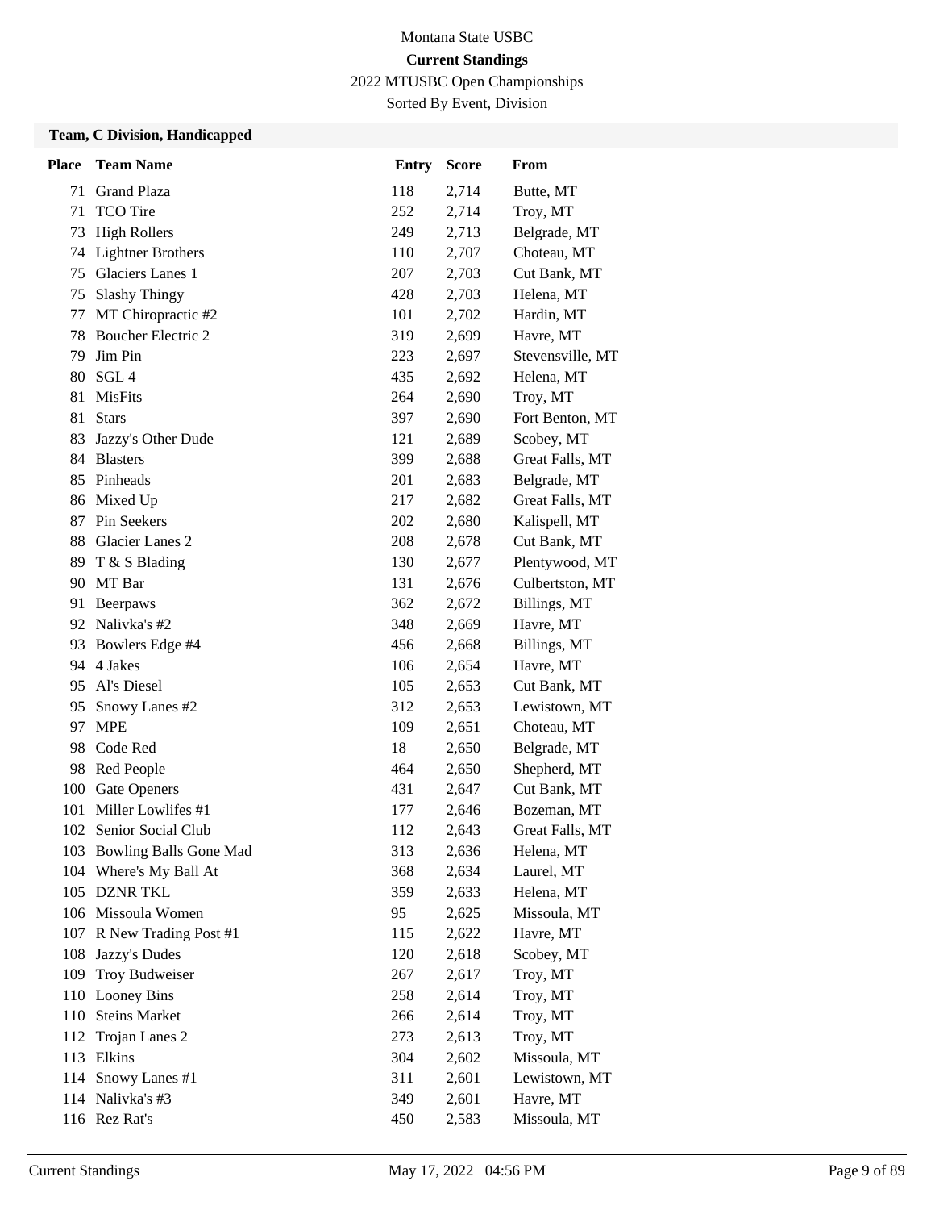Montana State USBC

**Current Standings**

2022 MTUSBC Open Championships

Sorted By Event, Division

### Team, C Division, Handicapped

| Place | Team Name | Entry | Score | From |
|---|---|---|---|---|
| 71 | Grand Plaza | 118 | 2,714 | Butte, MT |
| 71 | TCO Tire | 252 | 2,714 | Troy, MT |
| 73 | High Rollers | 249 | 2,713 | Belgrade, MT |
| 74 | Lightner Brothers | 110 | 2,707 | Choteau, MT |
| 75 | Glaciers Lanes 1 | 207 | 2,703 | Cut Bank, MT |
| 75 | Slashy Thingy | 428 | 2,703 | Helena, MT |
| 77 | MT Chiropractic #2 | 101 | 2,702 | Hardin, MT |
| 78 | Boucher Electric 2 | 319 | 2,699 | Havre, MT |
| 79 | Jim Pin | 223 | 2,697 | Stevensville, MT |
| 80 | SGL 4 | 435 | 2,692 | Helena, MT |
| 81 | MisFits | 264 | 2,690 | Troy, MT |
| 81 | Stars | 397 | 2,690 | Fort Benton, MT |
| 83 | Jazzy's Other Dude | 121 | 2,689 | Scobey, MT |
| 84 | Blasters | 399 | 2,688 | Great Falls, MT |
| 85 | Pinheads | 201 | 2,683 | Belgrade, MT |
| 86 | Mixed Up | 217 | 2,682 | Great Falls, MT |
| 87 | Pin Seekers | 202 | 2,680 | Kalispell, MT |
| 88 | Glacier Lanes 2 | 208 | 2,678 | Cut Bank, MT |
| 89 | T & S Blading | 130 | 2,677 | Plentywood, MT |
| 90 | MT Bar | 131 | 2,676 | Culbertston, MT |
| 91 | Beerpaws | 362 | 2,672 | Billings, MT |
| 92 | Nalivka's #2 | 348 | 2,669 | Havre, MT |
| 93 | Bowlers Edge #4 | 456 | 2,668 | Billings, MT |
| 94 | 4 Jakes | 106 | 2,654 | Havre, MT |
| 95 | Al's Diesel | 105 | 2,653 | Cut Bank, MT |
| 95 | Snowy Lanes #2 | 312 | 2,653 | Lewistown, MT |
| 97 | MPE | 109 | 2,651 | Choteau, MT |
| 98 | Code Red | 18 | 2,650 | Belgrade, MT |
| 98 | Red People | 464 | 2,650 | Shepherd, MT |
| 100 | Gate Openers | 431 | 2,647 | Cut Bank, MT |
| 101 | Miller Lowlifes #1 | 177 | 2,646 | Bozeman, MT |
| 102 | Senior Social Club | 112 | 2,643 | Great Falls, MT |
| 103 | Bowling Balls Gone Mad | 313 | 2,636 | Helena, MT |
| 104 | Where's My Ball At | 368 | 2,634 | Laurel, MT |
| 105 | DZNR TKL | 359 | 2,633 | Helena, MT |
| 106 | Missoula Women | 95 | 2,625 | Missoula, MT |
| 107 | R New Trading Post #1 | 115 | 2,622 | Havre, MT |
| 108 | Jazzy's Dudes | 120 | 2,618 | Scobey, MT |
| 109 | Troy Budweiser | 267 | 2,617 | Troy, MT |
| 110 | Looney Bins | 258 | 2,614 | Troy, MT |
| 110 | Steins Market | 266 | 2,614 | Troy, MT |
| 112 | Trojan Lanes 2 | 273 | 2,613 | Troy, MT |
| 113 | Elkins | 304 | 2,602 | Missoula, MT |
| 114 | Snowy Lanes #1 | 311 | 2,601 | Lewistown, MT |
| 114 | Nalivka's #3 | 349 | 2,601 | Havre, MT |
| 116 | Rez Rat's | 450 | 2,583 | Missoula, MT |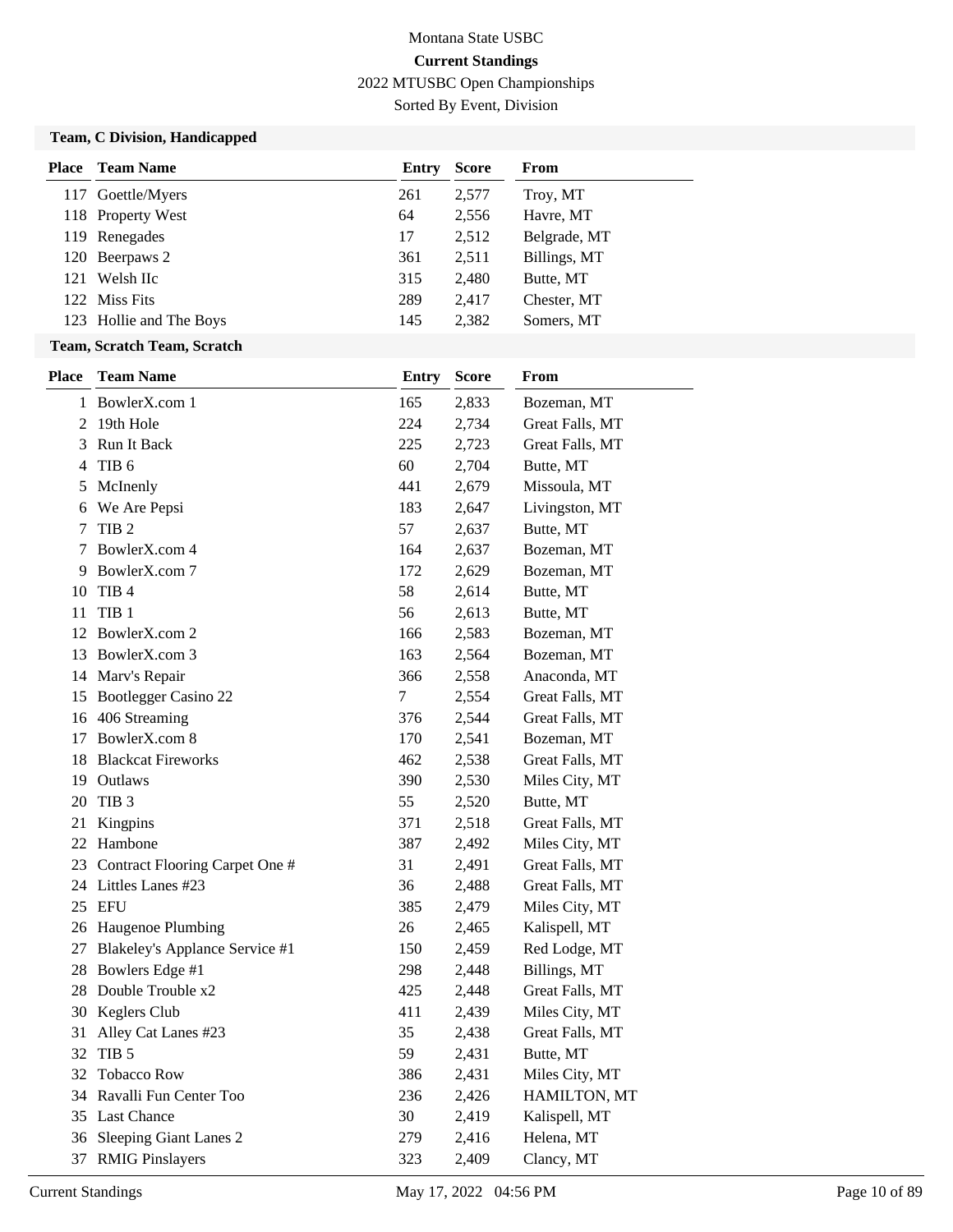# Montana State USBC

## Current Standings

2022 MTUSBC Open Championships

Sorted By Event, Division

### Team, C Division, Handicapped

| Place | Team Name | Entry | Score | From |
|---|---|---|---|---|
| 117 | Goettle/Myers | 261 | 2,577 | Troy, MT |
| 118 | Property West | 64 | 2,556 | Havre, MT |
| 119 | Renegades | 17 | 2,512 | Belgrade, MT |
| 120 | Beerpaws 2 | 361 | 2,511 | Billings, MT |
| 121 | Welsh IIc | 315 | 2,480 | Butte, MT |
| 122 | Miss Fits | 289 | 2,417 | Chester, MT |
| 123 | Hollie and The Boys | 145 | 2,382 | Somers, MT |

### Team, Scratch Team, Scratch

| Place | Team Name | Entry | Score | From |
|---|---|---|---|---|
| 1 | BowlerX.com 1 | 165 | 2,833 | Bozeman, MT |
| 2 | 19th Hole | 224 | 2,734 | Great Falls, MT |
| 3 | Run It Back | 225 | 2,723 | Great Falls, MT |
| 4 | TIB 6 | 60 | 2,704 | Butte, MT |
| 5 | McInenly | 441 | 2,679 | Missoula, MT |
| 6 | We Are Pepsi | 183 | 2,647 | Livingston, MT |
| 7 | TIB 2 | 57 | 2,637 | Butte, MT |
| 7 | BowlerX.com 4 | 164 | 2,637 | Bozeman, MT |
| 9 | BowlerX.com 7 | 172 | 2,629 | Bozeman, MT |
| 10 | TIB 4 | 58 | 2,614 | Butte, MT |
| 11 | TIB 1 | 56 | 2,613 | Butte, MT |
| 12 | BowlerX.com 2 | 166 | 2,583 | Bozeman, MT |
| 13 | BowlerX.com 3 | 163 | 2,564 | Bozeman, MT |
| 14 | Marv's Repair | 366 | 2,558 | Anaconda, MT |
| 15 | Bootlegger Casino 22 | 7 | 2,554 | Great Falls, MT |
| 16 | 406 Streaming | 376 | 2,544 | Great Falls, MT |
| 17 | BowlerX.com 8 | 170 | 2,541 | Bozeman, MT |
| 18 | Blackcat Fireworks | 462 | 2,538 | Great Falls, MT |
| 19 | Outlaws | 390 | 2,530 | Miles City, MT |
| 20 | TIB 3 | 55 | 2,520 | Butte, MT |
| 21 | Kingpins | 371 | 2,518 | Great Falls, MT |
| 22 | Hambone | 387 | 2,492 | Miles City, MT |
| 23 | Contract Flooring Carpet One # | 31 | 2,491 | Great Falls, MT |
| 24 | Littles Lanes #23 | 36 | 2,488 | Great Falls, MT |
| 25 | EFU | 385 | 2,479 | Miles City, MT |
| 26 | Haugenoe Plumbing | 26 | 2,465 | Kalispell, MT |
| 27 | Blakeley's Applance Service #1 | 150 | 2,459 | Red Lodge, MT |
| 28 | Bowlers Edge #1 | 298 | 2,448 | Billings, MT |
| 28 | Double Trouble x2 | 425 | 2,448 | Great Falls, MT |
| 30 | Keglers Club | 411 | 2,439 | Miles City, MT |
| 31 | Alley Cat Lanes #23 | 35 | 2,438 | Great Falls, MT |
| 32 | TIB 5 | 59 | 2,431 | Butte, MT |
| 32 | Tobacco Row | 386 | 2,431 | Miles City, MT |
| 34 | Ravalli Fun Center Too | 236 | 2,426 | HAMILTON, MT |
| 35 | Last Chance | 30 | 2,419 | Kalispell, MT |
| 36 | Sleeping Giant Lanes 2 | 279 | 2,416 | Helena, MT |
| 37 | RMIG Pinslayers | 323 | 2,409 | Clancy, MT |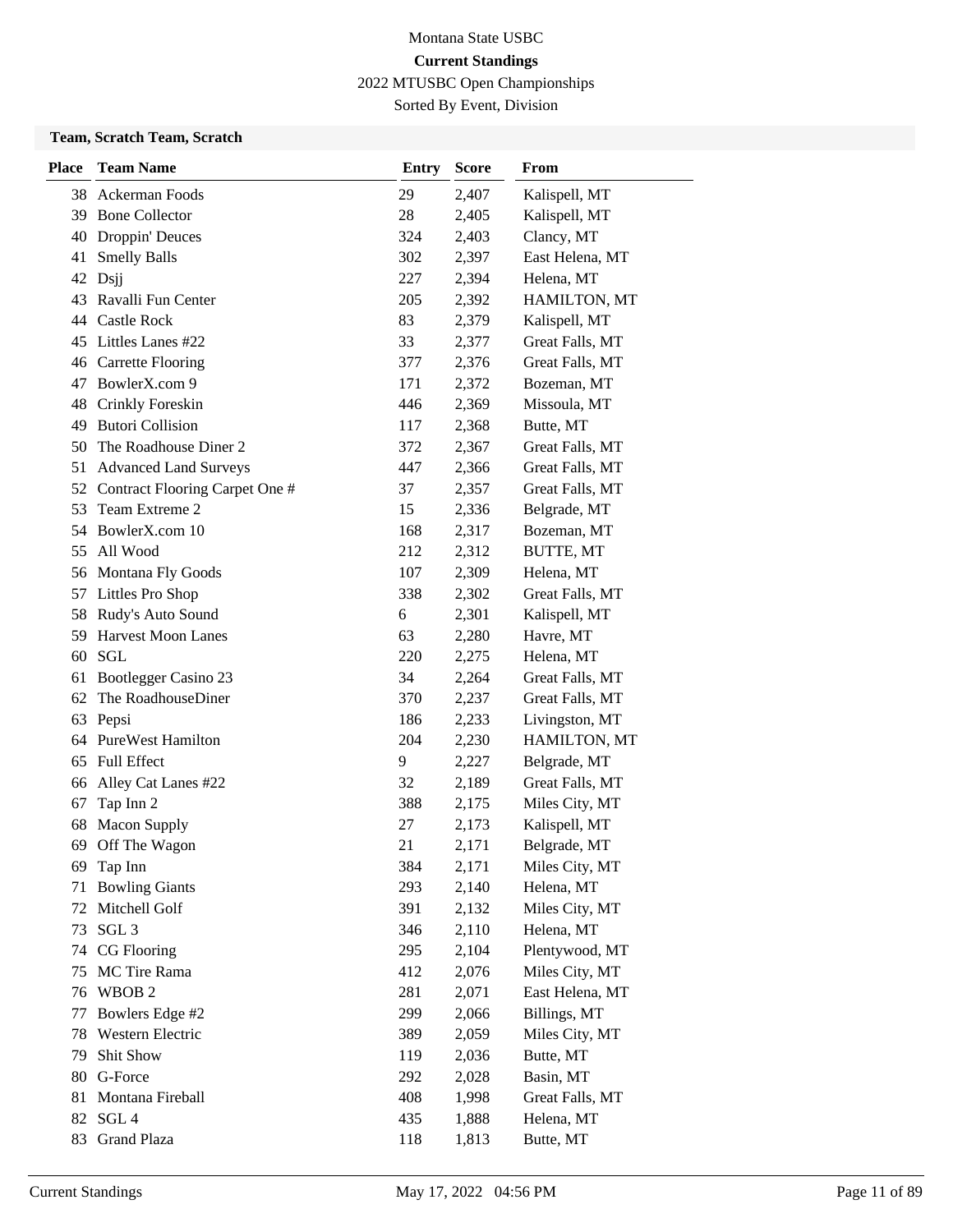Montana State USBC

**Current Standings**

2022 MTUSBC Open Championships

Sorted By Event, Division

### Team, Scratch Team, Scratch

| Place | Team Name | Entry | Score | From |
|---|---|---|---|---|
| 38 | Ackerman Foods | 29 | 2,407 | Kalispell, MT |
| 39 | Bone Collector | 28 | 2,405 | Kalispell, MT |
| 40 | Droppin' Deuces | 324 | 2,403 | Clancy, MT |
| 41 | Smelly Balls | 302 | 2,397 | East Helena, MT |
| 42 | Dsjj | 227 | 2,394 | Helena, MT |
| 43 | Ravalli Fun Center | 205 | 2,392 | HAMILTON, MT |
| 44 | Castle Rock | 83 | 2,379 | Kalispell, MT |
| 45 | Littles Lanes #22 | 33 | 2,377 | Great Falls, MT |
| 46 | Carrette Flooring | 377 | 2,376 | Great Falls, MT |
| 47 | BowlerX.com 9 | 171 | 2,372 | Bozeman, MT |
| 48 | Crinkly Foreskin | 446 | 2,369 | Missoula, MT |
| 49 | Butori Collision | 117 | 2,368 | Butte, MT |
| 50 | The Roadhouse Diner 2 | 372 | 2,367 | Great Falls, MT |
| 51 | Advanced Land Surveys | 447 | 2,366 | Great Falls, MT |
| 52 | Contract Flooring Carpet One # | 37 | 2,357 | Great Falls, MT |
| 53 | Team Extreme 2 | 15 | 2,336 | Belgrade, MT |
| 54 | BowlerX.com 10 | 168 | 2,317 | Bozeman, MT |
| 55 | All Wood | 212 | 2,312 | BUTTE, MT |
| 56 | Montana Fly Goods | 107 | 2,309 | Helena, MT |
| 57 | Littles Pro Shop | 338 | 2,302 | Great Falls, MT |
| 58 | Rudy's Auto Sound | 6 | 2,301 | Kalispell, MT |
| 59 | Harvest Moon Lanes | 63 | 2,280 | Havre, MT |
| 60 | SGL | 220 | 2,275 | Helena, MT |
| 61 | Bootlegger Casino 23 | 34 | 2,264 | Great Falls, MT |
| 62 | The RoadhouseDiner | 370 | 2,237 | Great Falls, MT |
| 63 | Pepsi | 186 | 2,233 | Livingston, MT |
| 64 | PureWest Hamilton | 204 | 2,230 | HAMILTON, MT |
| 65 | Full Effect | 9 | 2,227 | Belgrade, MT |
| 66 | Alley Cat Lanes #22 | 32 | 2,189 | Great Falls, MT |
| 67 | Tap Inn 2 | 388 | 2,175 | Miles City, MT |
| 68 | Macon Supply | 27 | 2,173 | Kalispell, MT |
| 69 | Off The Wagon | 21 | 2,171 | Belgrade, MT |
| 69 | Tap Inn | 384 | 2,171 | Miles City, MT |
| 71 | Bowling Giants | 293 | 2,140 | Helena, MT |
| 72 | Mitchell Golf | 391 | 2,132 | Miles City, MT |
| 73 | SGL 3 | 346 | 2,110 | Helena, MT |
| 74 | CG Flooring | 295 | 2,104 | Plentywood, MT |
| 75 | MC Tire Rama | 412 | 2,076 | Miles City, MT |
| 76 | WBOB 2 | 281 | 2,071 | East Helena, MT |
| 77 | Bowlers Edge #2 | 299 | 2,066 | Billings, MT |
| 78 | Western Electric | 389 | 2,059 | Miles City, MT |
| 79 | Shit Show | 119 | 2,036 | Butte, MT |
| 80 | G-Force | 292 | 2,028 | Basin, MT |
| 81 | Montana Fireball | 408 | 1,998 | Great Falls, MT |
| 82 | SGL 4 | 435 | 1,888 | Helena, MT |
| 83 | Grand Plaza | 118 | 1,813 | Butte, MT |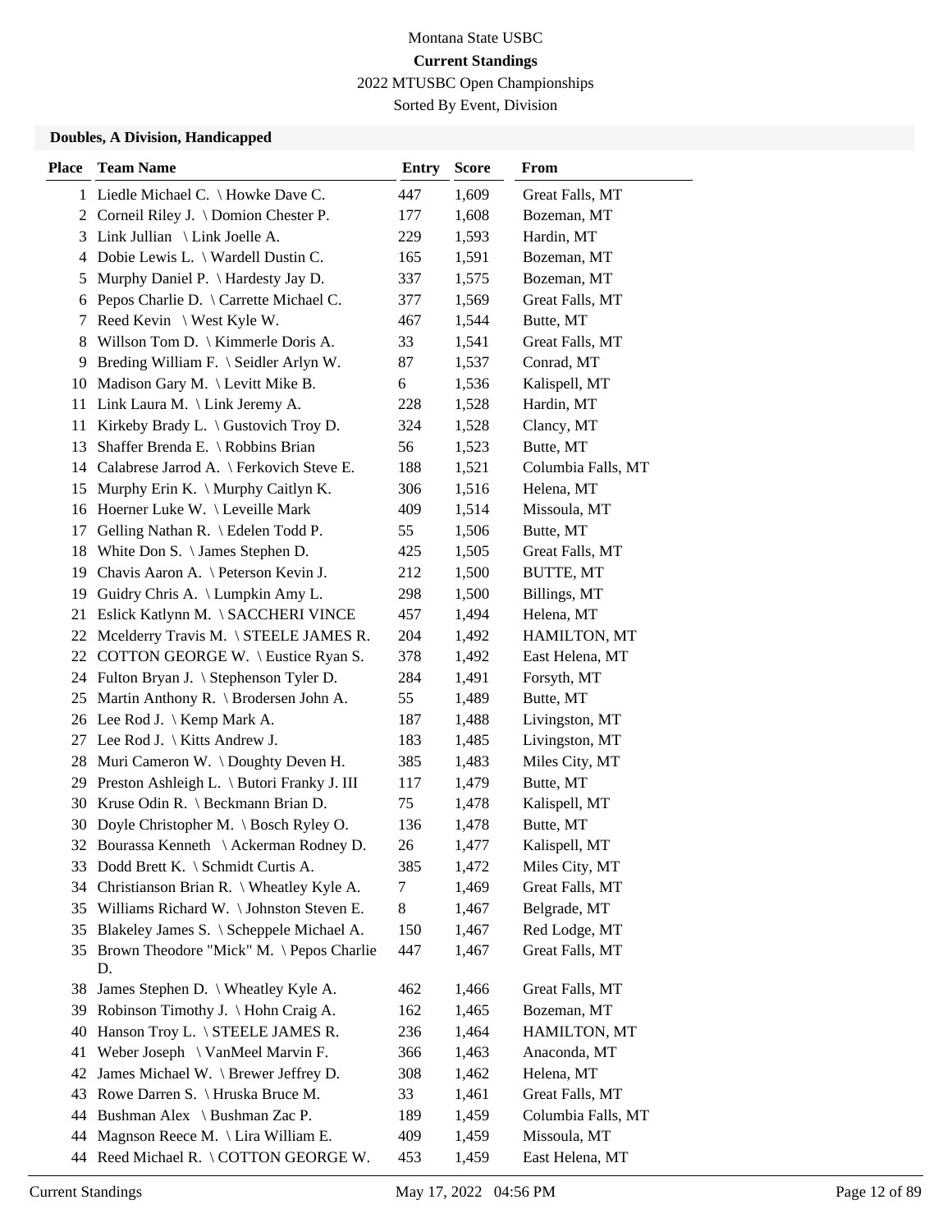Montana State USBC

**Current Standings**

2022 MTUSBC Open Championships

Sorted By Event, Division

### Doubles, A Division, Handicapped

| Place | Team Name | Entry | Score | From |
|---|---|---|---|---|
| 1 | Liedle Michael C. \ Howke Dave C. | 447 | 1,609 | Great Falls, MT |
| 2 | Corneil Riley J. \ Domion Chester P. | 177 | 1,608 | Bozeman, MT |
| 3 | Link Jullian \ Link Joelle A. | 229 | 1,593 | Hardin, MT |
| 4 | Dobie Lewis L. \ Wardell Dustin C. | 165 | 1,591 | Bozeman, MT |
| 5 | Murphy Daniel P. \ Hardesty Jay D. | 337 | 1,575 | Bozeman, MT |
| 6 | Pepos Charlie D. \ Carrette Michael C. | 377 | 1,569 | Great Falls, MT |
| 7 | Reed Kevin \ West Kyle W. | 467 | 1,544 | Butte, MT |
| 8 | Willson Tom D. \ Kimmerle Doris A. | 33 | 1,541 | Great Falls, MT |
| 9 | Breding William F. \ Seidler Arlyn W. | 87 | 1,537 | Conrad, MT |
| 10 | Madison Gary M. \ Levitt Mike B. | 6 | 1,536 | Kalispell, MT |
| 11 | Link Laura M. \ Link Jeremy A. | 228 | 1,528 | Hardin, MT |
| 11 | Kirkeby Brady L. \ Gustovich Troy D. | 324 | 1,528 | Clancy, MT |
| 13 | Shaffer Brenda E. \ Robbins Brian | 56 | 1,523 | Butte, MT |
| 14 | Calabrese Jarrod A. \ Ferkovich Steve E. | 188 | 1,521 | Columbia Falls, MT |
| 15 | Murphy Erin K. \ Murphy Caitlyn K. | 306 | 1,516 | Helena, MT |
| 16 | Hoerner Luke W. \ Leveille Mark | 409 | 1,514 | Missoula, MT |
| 17 | Gelling Nathan R. \ Edelen Todd P. | 55 | 1,506 | Butte, MT |
| 18 | White Don S. \ James Stephen D. | 425 | 1,505 | Great Falls, MT |
| 19 | Chavis Aaron A. \ Peterson Kevin J. | 212 | 1,500 | BUTTE, MT |
| 19 | Guidry Chris A. \ Lumpkin Amy L. | 298 | 1,500 | Billings, MT |
| 21 | Eslick Katlynn M. \ SACCHERI VINCE | 457 | 1,494 | Helena, MT |
| 22 | Mcelderry Travis M. \ STEELE JAMES R. | 204 | 1,492 | HAMILTON, MT |
| 22 | COTTON GEORGE W. \ Eustice Ryan S. | 378 | 1,492 | East Helena, MT |
| 24 | Fulton Bryan J. \ Stephenson Tyler D. | 284 | 1,491 | Forsyth, MT |
| 25 | Martin Anthony R. \ Brodersen John A. | 55 | 1,489 | Butte, MT |
| 26 | Lee Rod J. \ Kemp Mark A. | 187 | 1,488 | Livingston, MT |
| 27 | Lee Rod J. \ Kitts Andrew J. | 183 | 1,485 | Livingston, MT |
| 28 | Muri Cameron W. \ Doughty Deven H. | 385 | 1,483 | Miles City, MT |
| 29 | Preston Ashleigh L. \ Butori Franky J. III | 117 | 1,479 | Butte, MT |
| 30 | Kruse Odin R. \ Beckmann Brian D. | 75 | 1,478 | Kalispell, MT |
| 30 | Doyle Christopher M. \ Bosch Ryley O. | 136 | 1,478 | Butte, MT |
| 32 | Bourassa Kenneth \ Ackerman Rodney D. | 26 | 1,477 | Kalispell, MT |
| 33 | Dodd Brett K. \ Schmidt Curtis A. | 385 | 1,472 | Miles City, MT |
| 34 | Christianson Brian R. \ Wheatley Kyle A. | 7 | 1,469 | Great Falls, MT |
| 35 | Williams Richard W. \ Johnston Steven E. | 8 | 1,467 | Belgrade, MT |
| 35 | Blakeley James S. \ Scheppele Michael A. | 150 | 1,467 | Red Lodge, MT |
| 35 | Brown Theodore "Mick" M. \ Pepos Charlie D. | 447 | 1,467 | Great Falls, MT |
| 38 | James Stephen D. \ Wheatley Kyle A. | 462 | 1,466 | Great Falls, MT |
| 39 | Robinson Timothy J. \ Hohn Craig A. | 162 | 1,465 | Bozeman, MT |
| 40 | Hanson Troy L. \ STEELE JAMES R. | 236 | 1,464 | HAMILTON, MT |
| 41 | Weber Joseph \ VanMeel Marvin F. | 366 | 1,463 | Anaconda, MT |
| 42 | James Michael W. \ Brewer Jeffrey D. | 308 | 1,462 | Helena, MT |
| 43 | Rowe Darren S. \ Hruska Bruce M. | 33 | 1,461 | Great Falls, MT |
| 44 | Bushman Alex \ Bushman Zac P. | 189 | 1,459 | Columbia Falls, MT |
| 44 | Magnson Reece M. \ Lira William E. | 409 | 1,459 | Missoula, MT |
| 44 | Reed Michael R. \ COTTON GEORGE W. | 453 | 1,459 | East Helena, MT |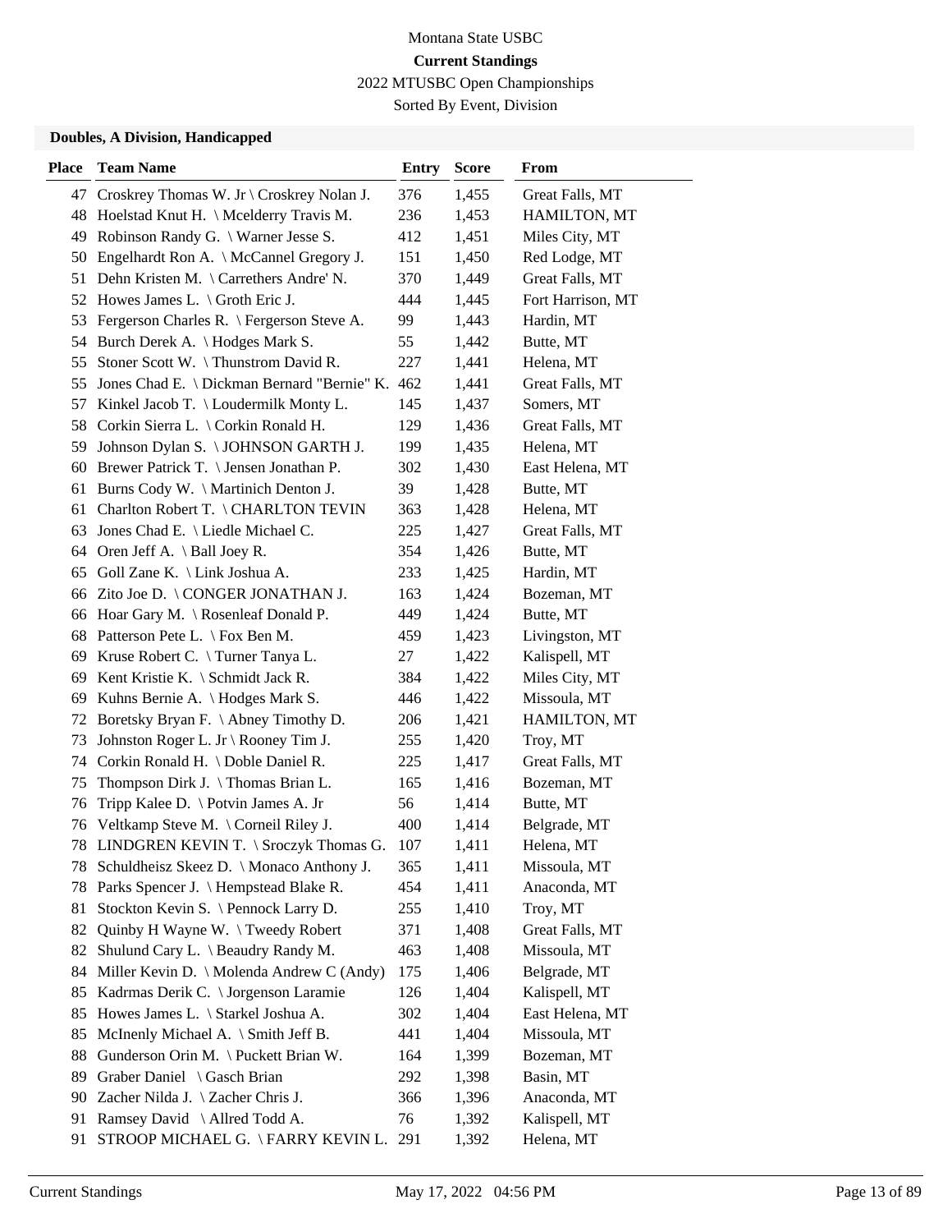Montana State USBC

**Current Standings**

2022 MTUSBC Open Championships

Sorted By Event, Division

### Doubles, A Division, Handicapped

| Place | Team Name | Entry | Score | From |
|---|---|---|---|---|
| 47 | Croskrey Thomas W. Jr \ Croskrey Nolan J. | 376 | 1,455 | Great Falls, MT |
| 48 | Hoelstad Knut H. \ Mcelderry Travis M. | 236 | 1,453 | HAMILTON, MT |
| 49 | Robinson Randy G. \ Warner Jesse S. | 412 | 1,451 | Miles City, MT |
| 50 | Engelhardt Ron A. \ McCannel Gregory J. | 151 | 1,450 | Red Lodge, MT |
| 51 | Dehn Kristen M. \ Carrethers Andre' N. | 370 | 1,449 | Great Falls, MT |
| 52 | Howes James L. \ Groth Eric J. | 444 | 1,445 | Fort Harrison, MT |
| 53 | Fergerson Charles R. \ Fergerson Steve A. | 99 | 1,443 | Hardin, MT |
| 54 | Burch Derek A. \ Hodges Mark S. | 55 | 1,442 | Butte, MT |
| 55 | Stoner Scott W. \ Thunstrom David R. | 227 | 1,441 | Helena, MT |
| 55 | Jones Chad E. \ Dickman Bernard "Bernie" K. | 462 | 1,441 | Great Falls, MT |
| 57 | Kinkel Jacob T. \ Loudermilk Monty L. | 145 | 1,437 | Somers, MT |
| 58 | Corkin Sierra L. \ Corkin Ronald H. | 129 | 1,436 | Great Falls, MT |
| 59 | Johnson Dylan S. \ JOHNSON GARTH J. | 199 | 1,435 | Helena, MT |
| 60 | Brewer Patrick T. \ Jensen Jonathan P. | 302 | 1,430 | East Helena, MT |
| 61 | Burns Cody W. \ Martinich Denton J. | 39 | 1,428 | Butte, MT |
| 61 | Charlton Robert T. \ CHARLTON TEVIN | 363 | 1,428 | Helena, MT |
| 63 | Jones Chad E. \ Liedle Michael C. | 225 | 1,427 | Great Falls, MT |
| 64 | Oren Jeff A. \ Ball Joey R. | 354 | 1,426 | Butte, MT |
| 65 | Goll Zane K. \ Link Joshua A. | 233 | 1,425 | Hardin, MT |
| 66 | Zito Joe D. \ CONGER JONATHAN J. | 163 | 1,424 | Bozeman, MT |
| 66 | Hoar Gary M. \ Rosenleaf Donald P. | 449 | 1,424 | Butte, MT |
| 68 | Patterson Pete L. \ Fox Ben M. | 459 | 1,423 | Livingston, MT |
| 69 | Kruse Robert C. \ Turner Tanya L. | 27 | 1,422 | Kalispell, MT |
| 69 | Kent Kristie K. \ Schmidt Jack R. | 384 | 1,422 | Miles City, MT |
| 69 | Kuhns Bernie A. \ Hodges Mark S. | 446 | 1,422 | Missoula, MT |
| 72 | Boretsky Bryan F. \ Abney Timothy D. | 206 | 1,421 | HAMILTON, MT |
| 73 | Johnston Roger L. Jr \ Rooney Tim J. | 255 | 1,420 | Troy, MT |
| 74 | Corkin Ronald H. \ Doble Daniel R. | 225 | 1,417 | Great Falls, MT |
| 75 | Thompson Dirk J. \ Thomas Brian L. | 165 | 1,416 | Bozeman, MT |
| 76 | Tripp Kalee D. \ Potvin James A. Jr | 56 | 1,414 | Butte, MT |
| 76 | Veltkamp Steve M. \ Corneil Riley J. | 400 | 1,414 | Belgrade, MT |
| 78 | LINDGREN KEVIN T. \ Sroczyk Thomas G. | 107 | 1,411 | Helena, MT |
| 78 | Schuldheisz Skeez D. \ Monaco Anthony J. | 365 | 1,411 | Missoula, MT |
| 78 | Parks Spencer J. \ Hempstead Blake R. | 454 | 1,411 | Anaconda, MT |
| 81 | Stockton Kevin S. \ Pennock Larry D. | 255 | 1,410 | Troy, MT |
| 82 | Quinby H Wayne W. \ Tweedy Robert | 371 | 1,408 | Great Falls, MT |
| 82 | Shulund Cary L. \ Beaudry Randy M. | 463 | 1,408 | Missoula, MT |
| 84 | Miller Kevin D. \ Molenda Andrew C (Andy) | 175 | 1,406 | Belgrade, MT |
| 85 | Kadrmas Derik C. \ Jorgenson Laramie | 126 | 1,404 | Kalispell, MT |
| 85 | Howes James L. \ Starkel Joshua A. | 302 | 1,404 | East Helena, MT |
| 85 | McInenly Michael A. \ Smith Jeff B. | 441 | 1,404 | Missoula, MT |
| 88 | Gunderson Orin M. \ Puckett Brian W. | 164 | 1,399 | Bozeman, MT |
| 89 | Graber Daniel \ Gasch Brian | 292 | 1,398 | Basin, MT |
| 90 | Zacher Nilda J. \ Zacher Chris J. | 366 | 1,396 | Anaconda, MT |
| 91 | Ramsey David \ Allred Todd A. | 76 | 1,392 | Kalispell, MT |
| 91 | STROOP MICHAEL G. \ FARRY KEVIN L. | 291 | 1,392 | Helena, MT |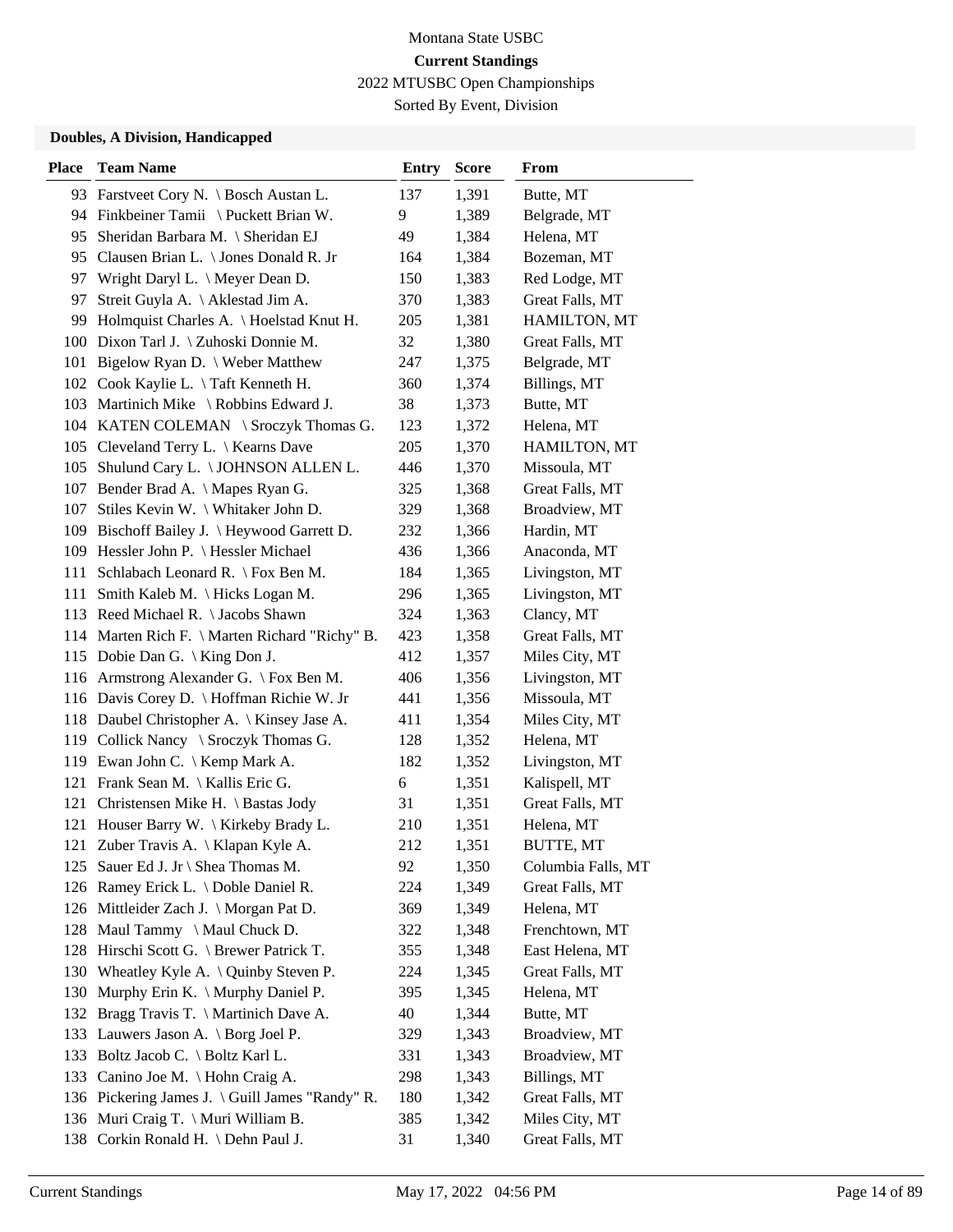Montana State USBC

**Current Standings**

2022 MTUSBC Open Championships

Sorted By Event, Division

### Doubles, A Division, Handicapped

| Place | Team Name | Entry | Score | From |
|---|---|---|---|---|
| 93 | Farstveet Cory N. \ Bosch Austan L. | 137 | 1,391 | Butte, MT |
| 94 | Finkbeiner Tamii \ Puckett Brian W. | 9 | 1,389 | Belgrade, MT |
| 95 | Sheridan Barbara M. \ Sheridan EJ | 49 | 1,384 | Helena, MT |
| 95 | Clausen Brian L. \ Jones Donald R. Jr | 164 | 1,384 | Bozeman, MT |
| 97 | Wright Daryl L. \ Meyer Dean D. | 150 | 1,383 | Red Lodge, MT |
| 97 | Streit Guyla A. \ Aklestad Jim A. | 370 | 1,383 | Great Falls, MT |
| 99 | Holmquist Charles A. \ Hoelstad Knut H. | 205 | 1,381 | HAMILTON, MT |
| 100 | Dixon Tarl J. \ Zuhoski Donnie M. | 32 | 1,380 | Great Falls, MT |
| 101 | Bigelow Ryan D. \ Weber Matthew | 247 | 1,375 | Belgrade, MT |
| 102 | Cook Kaylie L. \ Taft Kenneth H. | 360 | 1,374 | Billings, MT |
| 103 | Martinich Mike \ Robbins Edward J. | 38 | 1,373 | Butte, MT |
| 104 | KATEN COLEMAN \ Sroczyk Thomas G. | 123 | 1,372 | Helena, MT |
| 105 | Cleveland Terry L. \ Kearns Dave | 205 | 1,370 | HAMILTON, MT |
| 105 | Shulund Cary L. \ JOHNSON ALLEN L. | 446 | 1,370 | Missoula, MT |
| 107 | Bender Brad A. \ Mapes Ryan G. | 325 | 1,368 | Great Falls, MT |
| 107 | Stiles Kevin W. \ Whitaker John D. | 329 | 1,368 | Broadview, MT |
| 109 | Bischoff Bailey J. \ Heywood Garrett D. | 232 | 1,366 | Hardin, MT |
| 109 | Hessler John P. \ Hessler Michael | 436 | 1,366 | Anaconda, MT |
| 111 | Schlabach Leonard R. \ Fox Ben M. | 184 | 1,365 | Livingston, MT |
| 111 | Smith Kaleb M. \ Hicks Logan M. | 296 | 1,365 | Livingston, MT |
| 113 | Reed Michael R. \ Jacobs Shawn | 324 | 1,363 | Clancy, MT |
| 114 | Marten Rich F. \ Marten Richard "Richy" B. | 423 | 1,358 | Great Falls, MT |
| 115 | Dobie Dan G. \ King Don J. | 412 | 1,357 | Miles City, MT |
| 116 | Armstrong Alexander G. \ Fox Ben M. | 406 | 1,356 | Livingston, MT |
| 116 | Davis Corey D. \ Hoffman Richie W. Jr | 441 | 1,356 | Missoula, MT |
| 118 | Daubel Christopher A. \ Kinsey Jase A. | 411 | 1,354 | Miles City, MT |
| 119 | Collick Nancy \ Sroczyk Thomas G. | 128 | 1,352 | Helena, MT |
| 119 | Ewan John C. \ Kemp Mark A. | 182 | 1,352 | Livingston, MT |
| 121 | Frank Sean M. \ Kallis Eric G. | 6 | 1,351 | Kalispell, MT |
| 121 | Christensen Mike H. \ Bastas Jody | 31 | 1,351 | Great Falls, MT |
| 121 | Houser Barry W. \ Kirkeby Brady L. | 210 | 1,351 | Helena, MT |
| 121 | Zuber Travis A. \ Klapan Kyle A. | 212 | 1,351 | BUTTE, MT |
| 125 | Sauer Ed J. Jr \ Shea Thomas M. | 92 | 1,350 | Columbia Falls, MT |
| 126 | Ramey Erick L. \ Doble Daniel R. | 224 | 1,349 | Great Falls, MT |
| 126 | Mittleider Zach J. \ Morgan Pat D. | 369 | 1,349 | Helena, MT |
| 128 | Maul Tammy \ Maul Chuck D. | 322 | 1,348 | Frenchtown, MT |
| 128 | Hirschi Scott G. \ Brewer Patrick T. | 355 | 1,348 | East Helena, MT |
| 130 | Wheatley Kyle A. \ Quinby Steven P. | 224 | 1,345 | Great Falls, MT |
| 130 | Murphy Erin K. \ Murphy Daniel P. | 395 | 1,345 | Helena, MT |
| 132 | Bragg Travis T. \ Martinich Dave A. | 40 | 1,344 | Butte, MT |
| 133 | Lauwers Jason A. \ Borg Joel P. | 329 | 1,343 | Broadview, MT |
| 133 | Boltz Jacob C. \ Boltz Karl L. | 331 | 1,343 | Broadview, MT |
| 133 | Canino Joe M. \ Hohn Craig A. | 298 | 1,343 | Billings, MT |
| 136 | Pickering James J. \ Guill James "Randy" R. | 180 | 1,342 | Great Falls, MT |
| 136 | Muri Craig T. \ Muri William B. | 385 | 1,342 | Miles City, MT |
| 138 | Corkin Ronald H. \ Dehn Paul J. | 31 | 1,340 | Great Falls, MT |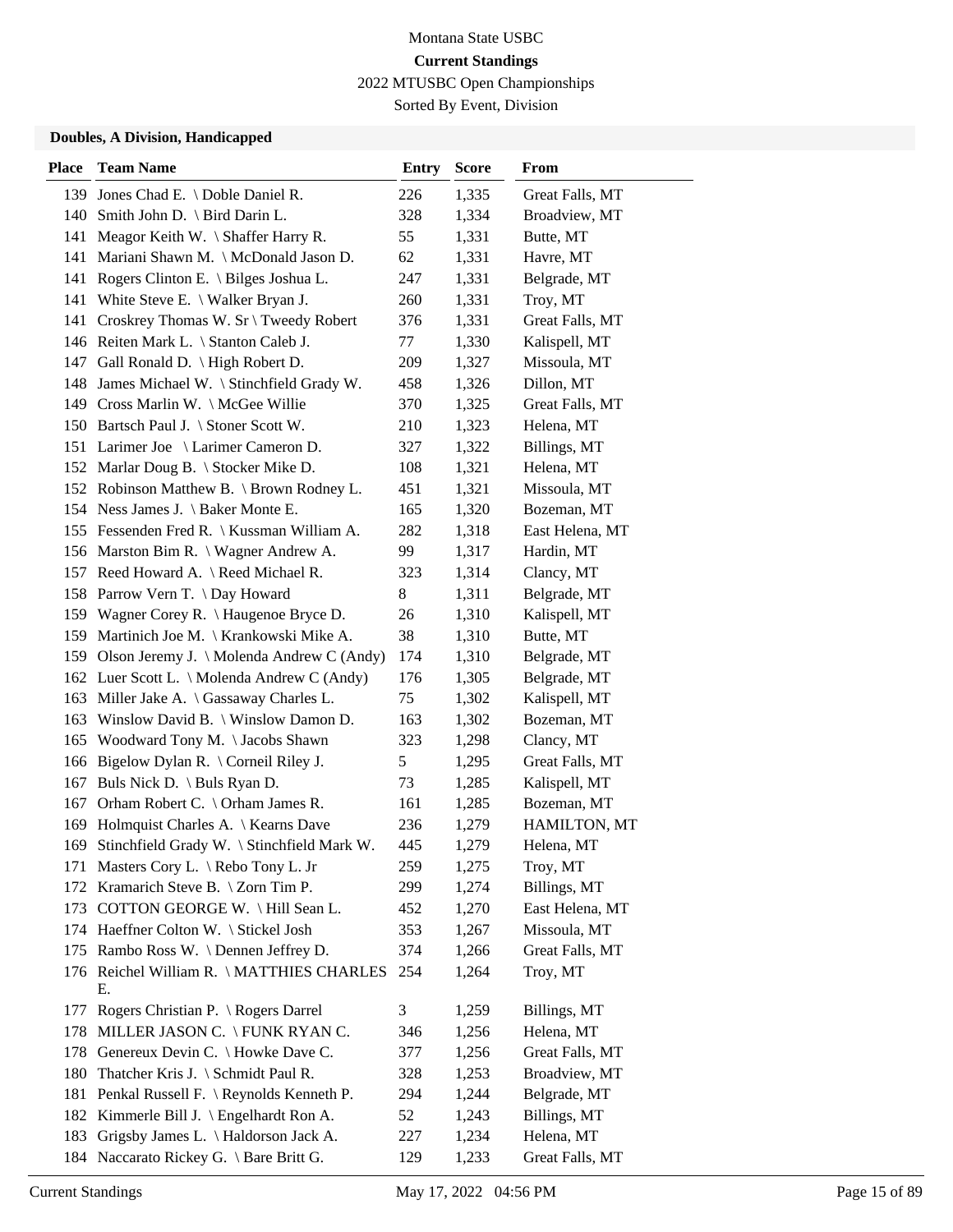Montana State USBC

**Current Standings**

2022 MTUSBC Open Championships

Sorted By Event, Division

### Doubles, A Division, Handicapped

| Place | Team Name | Entry | Score | From |
|---|---|---|---|---|
| 139 | Jones Chad E. \ Doble Daniel R. | 226 | 1,335 | Great Falls, MT |
| 140 | Smith John D. \ Bird Darin L. | 328 | 1,334 | Broadview, MT |
| 141 | Meagor Keith W. \ Shaffer Harry R. | 55 | 1,331 | Butte, MT |
| 141 | Mariani Shawn M. \ McDonald Jason D. | 62 | 1,331 | Havre, MT |
| 141 | Rogers Clinton E. \ Bilges Joshua L. | 247 | 1,331 | Belgrade, MT |
| 141 | White Steve E. \ Walker Bryan J. | 260 | 1,331 | Troy, MT |
| 141 | Croskrey Thomas W. Sr \ Tweedy Robert | 376 | 1,331 | Great Falls, MT |
| 146 | Reiten Mark L. \ Stanton Caleb J. | 77 | 1,330 | Kalispell, MT |
| 147 | Gall Ronald D. \ High Robert D. | 209 | 1,327 | Missoula, MT |
| 148 | James Michael W. \ Stinchfield Grady W. | 458 | 1,326 | Dillon, MT |
| 149 | Cross Marlin W. \ McGee Willie | 370 | 1,325 | Great Falls, MT |
| 150 | Bartsch Paul J. \ Stoner Scott W. | 210 | 1,323 | Helena, MT |
| 151 | Larimer Joe \ Larimer Cameron D. | 327 | 1,322 | Billings, MT |
| 152 | Marlar Doug B. \ Stocker Mike D. | 108 | 1,321 | Helena, MT |
| 152 | Robinson Matthew B. \ Brown Rodney L. | 451 | 1,321 | Missoula, MT |
| 154 | Ness James J. \ Baker Monte E. | 165 | 1,320 | Bozeman, MT |
| 155 | Fessenden Fred R. \ Kussman William A. | 282 | 1,318 | East Helena, MT |
| 156 | Marston Bim R. \ Wagner Andrew A. | 99 | 1,317 | Hardin, MT |
| 157 | Reed Howard A. \ Reed Michael R. | 323 | 1,314 | Clancy, MT |
| 158 | Parrow Vern T. \ Day Howard | 8 | 1,311 | Belgrade, MT |
| 159 | Wagner Corey R. \ Haugenoe Bryce D. | 26 | 1,310 | Kalispell, MT |
| 159 | Martinich Joe M. \ Krankowski Mike A. | 38 | 1,310 | Butte, MT |
| 159 | Olson Jeremy J. \ Molenda Andrew C (Andy) | 174 | 1,310 | Belgrade, MT |
| 162 | Luer Scott L. \ Molenda Andrew C (Andy) | 176 | 1,305 | Belgrade, MT |
| 163 | Miller Jake A. \ Gassaway Charles L. | 75 | 1,302 | Kalispell, MT |
| 163 | Winslow David B. \ Winslow Damon D. | 163 | 1,302 | Bozeman, MT |
| 165 | Woodward Tony M. \ Jacobs Shawn | 323 | 1,298 | Clancy, MT |
| 166 | Bigelow Dylan R. \ Corneil Riley J. | 5 | 1,295 | Great Falls, MT |
| 167 | Buls Nick D. \ Buls Ryan D. | 73 | 1,285 | Kalispell, MT |
| 167 | Orham Robert C. \ Orham James R. | 161 | 1,285 | Bozeman, MT |
| 169 | Holmquist Charles A. \ Kearns Dave | 236 | 1,279 | HAMILTON, MT |
| 169 | Stinchfield Grady W. \ Stinchfield Mark W. | 445 | 1,279 | Helena, MT |
| 171 | Masters Cory L. \ Rebo Tony L. Jr | 259 | 1,275 | Troy, MT |
| 172 | Kramarich Steve B. \ Zorn Tim P. | 299 | 1,274 | Billings, MT |
| 173 | COTTON GEORGE W. \ Hill Sean L. | 452 | 1,270 | East Helena, MT |
| 174 | Haeffner Colton W. \ Stickel Josh | 353 | 1,267 | Missoula, MT |
| 175 | Rambo Ross W. \ Dennen Jeffrey D. | 374 | 1,266 | Great Falls, MT |
| 176 | Reichel William R. \ MATTHIES CHARLES E. | 254 | 1,264 | Troy, MT |
| 177 | Rogers Christian P. \ Rogers Darrel | 3 | 1,259 | Billings, MT |
| 178 | MILLER JASON C. \ FUNK RYAN C. | 346 | 1,256 | Helena, MT |
| 178 | Genereux Devin C. \ Howke Dave C. | 377 | 1,256 | Great Falls, MT |
| 180 | Thatcher Kris J. \ Schmidt Paul R. | 328 | 1,253 | Broadview, MT |
| 181 | Penkal Russell F. \ Reynolds Kenneth P. | 294 | 1,244 | Belgrade, MT |
| 182 | Kimmerle Bill J. \ Engelhardt Ron A. | 52 | 1,243 | Billings, MT |
| 183 | Grigsby James L. \ Haldorson Jack A. | 227 | 1,234 | Helena, MT |
| 184 | Naccarato Rickey G. \ Bare Britt G. | 129 | 1,233 | Great Falls, MT |

Current Standings May 17, 2022 04:56 PM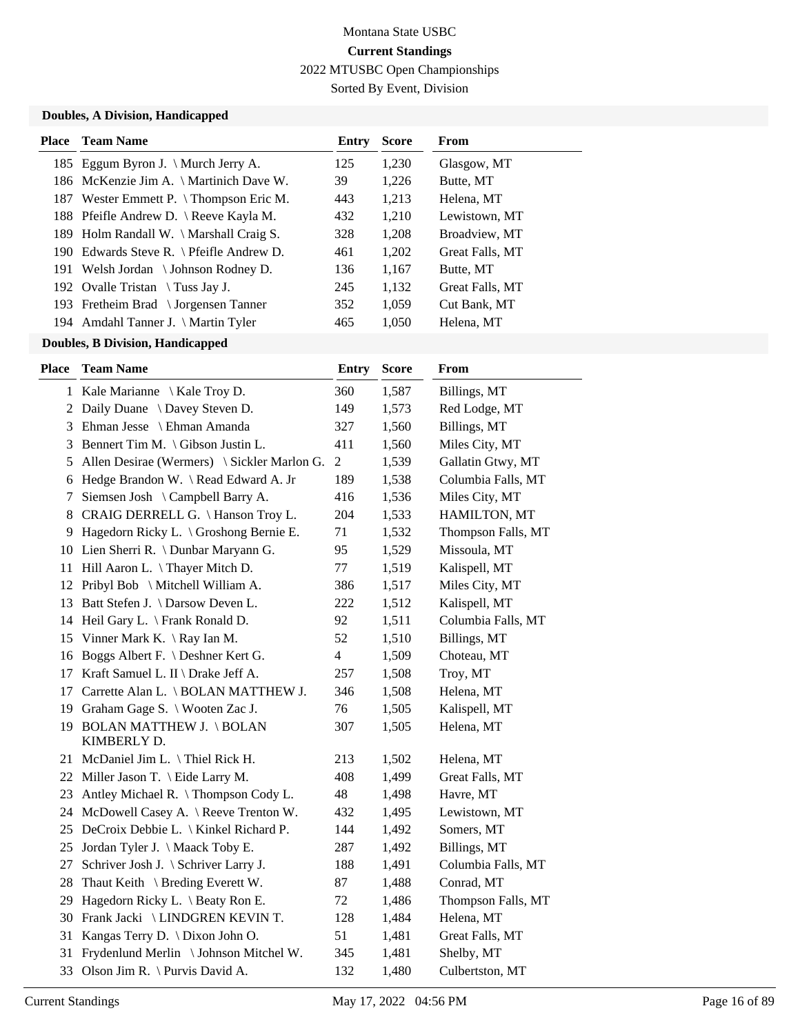Montana State USBC

**Current Standings**

2022 MTUSBC Open Championships

Sorted By Event, Division

### Doubles, A Division, Handicapped

| Place | Team Name | Entry | Score | From |
|---|---|---|---|---|
| 185 | Eggum Byron J. \ Murch Jerry A. | 125 | 1,230 | Glasgow, MT |
| 186 | McKenzie Jim A. \ Martinich Dave W. | 39 | 1,226 | Butte, MT |
| 187 | Wester Emmett P. \ Thompson Eric M. | 443 | 1,213 | Helena, MT |
| 188 | Pfeifle Andrew D. \ Reeve Kayla M. | 432 | 1,210 | Lewistown, MT |
| 189 | Holm Randall W. \ Marshall Craig S. | 328 | 1,208 | Broadview, MT |
| 190 | Edwards Steve R. \ Pfeifle Andrew D. | 461 | 1,202 | Great Falls, MT |
| 191 | Welsh Jordan \ Johnson Rodney D. | 136 | 1,167 | Butte, MT |
| 192 | Ovalle Tristan \ Tuss Jay J. | 245 | 1,132 | Great Falls, MT |
| 193 | Fretheim Brad \ Jorgensen Tanner | 352 | 1,059 | Cut Bank, MT |
| 194 | Amdahl Tanner J. \ Martin Tyler | 465 | 1,050 | Helena, MT |

### Doubles, B Division, Handicapped

| Place | Team Name | Entry | Score | From |
|---|---|---|---|---|
| 1 | Kale Marianne \ Kale Troy D. | 360 | 1,587 | Billings, MT |
| 2 | Daily Duane \ Davey Steven D. | 149 | 1,573 | Red Lodge, MT |
| 3 | Ehman Jesse \ Ehman Amanda | 327 | 1,560 | Billings, MT |
| 3 | Bennert Tim M. \ Gibson Justin L. | 411 | 1,560 | Miles City, MT |
| 5 | Allen Desirae (Wermers) \ Sickler Marlon G. | 2 | 1,539 | Gallatin Gtwy, MT |
| 6 | Hedge Brandon W. \ Read Edward A. Jr | 189 | 1,538 | Columbia Falls, MT |
| 7 | Siemsen Josh \ Campbell Barry A. | 416 | 1,536 | Miles City, MT |
| 8 | CRAIG DERRELL G. \ Hanson Troy L. | 204 | 1,533 | HAMILTON, MT |
| 9 | Hagedorn Ricky L. \ Groshong Bernie E. | 71 | 1,532 | Thompson Falls, MT |
| 10 | Lien Sherri R. \ Dunbar Maryann G. | 95 | 1,529 | Missoula, MT |
| 11 | Hill Aaron L. \ Thayer Mitch D. | 77 | 1,519 | Kalispell, MT |
| 12 | Pribyl Bob \ Mitchell William A. | 386 | 1,517 | Miles City, MT |
| 13 | Batt Stefen J. \ Darsow Deven L. | 222 | 1,512 | Kalispell, MT |
| 14 | Heil Gary L. \ Frank Ronald D. | 92 | 1,511 | Columbia Falls, MT |
| 15 | Vinner Mark K. \ Ray Ian M. | 52 | 1,510 | Billings, MT |
| 16 | Boggs Albert F. \ Deshner Kert G. | 4 | 1,509 | Choteau, MT |
| 17 | Kraft Samuel L. II \ Drake Jeff A. | 257 | 1,508 | Troy, MT |
| 17 | Carrette Alan L. \ BOLAN MATTHEW J. | 346 | 1,508 | Helena, MT |
| 19 | Graham Gage S. \ Wooten Zac J. | 76 | 1,505 | Kalispell, MT |
| 19 | BOLAN MATTHEW J. \ BOLAN KIMBERLY D. | 307 | 1,505 | Helena, MT |
| 21 | McDaniel Jim L. \ Thiel Rick H. | 213 | 1,502 | Helena, MT |
| 22 | Miller Jason T. \ Eide Larry M. | 408 | 1,499 | Great Falls, MT |
| 23 | Antley Michael R. \ Thompson Cody L. | 48 | 1,498 | Havre, MT |
| 24 | McDowell Casey A. \ Reeve Trenton W. | 432 | 1,495 | Lewistown, MT |
| 25 | DeCroix Debbie L. \ Kinkel Richard P. | 144 | 1,492 | Somers, MT |
| 25 | Jordan Tyler J. \ Maack Toby E. | 287 | 1,492 | Billings, MT |
| 27 | Schriver Josh J. \ Schriver Larry J. | 188 | 1,491 | Columbia Falls, MT |
| 28 | Thaut Keith \ Breding Everett W. | 87 | 1,488 | Conrad, MT |
| 29 | Hagedorn Ricky L. \ Beaty Ron E. | 72 | 1,486 | Thompson Falls, MT |
| 30 | Frank Jacki \ LINDGREN KEVIN T. | 128 | 1,484 | Helena, MT |
| 31 | Kangas Terry D. \ Dixon John O. | 51 | 1,481 | Great Falls, MT |
| 31 | Frydenlund Merlin \ Johnson Mitchel W. | 345 | 1,481 | Shelby, MT |
| 33 | Olson Jim R. \ Purvis David A. | 132 | 1,480 | Culbertston, MT |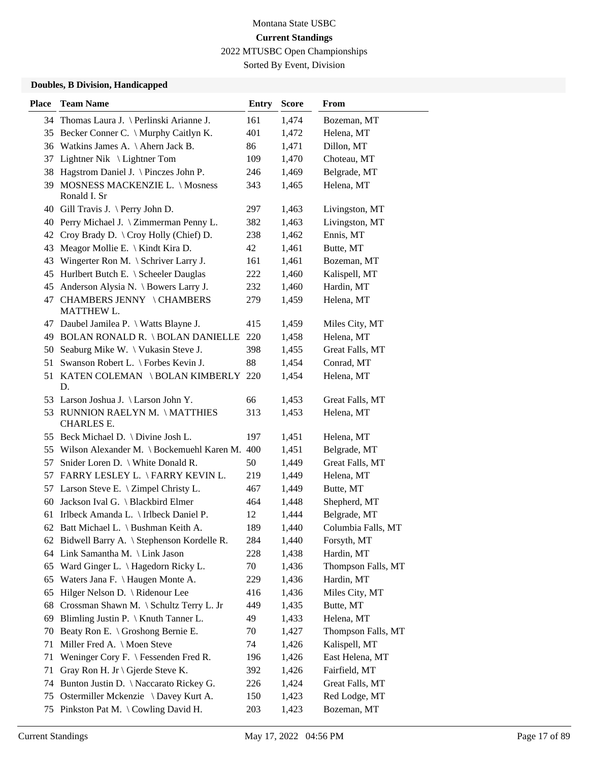Montana State USBC

**Current Standings**

2022 MTUSBC Open Championships

Sorted By Event, Division

### Doubles, B Division, Handicapped

| Place | Team Name | Entry | Score | From |
|---|---|---|---|---|
| 34 | Thomas Laura J. \ Perlinski Arianne J. | 161 | 1,474 | Bozeman, MT |
| 35 | Becker Conner C. \ Murphy Caitlyn K. | 401 | 1,472 | Helena, MT |
| 36 | Watkins James A. \ Ahern Jack B. | 86 | 1,471 | Dillon, MT |
| 37 | Lightner Nik \ Lightner Tom | 109 | 1,470 | Choteau, MT |
| 38 | Hagstrom Daniel J. \ Pinczes John P. | 246 | 1,469 | Belgrade, MT |
| 39 | MOSNESS MACKENZIE L. \ Mosness Ronald I. Sr | 343 | 1,465 | Helena, MT |
| 40 | Gill Travis J. \ Perry John D. | 297 | 1,463 | Livingston, MT |
| 40 | Perry Michael J. \ Zimmerman Penny L. | 382 | 1,463 | Livingston, MT |
| 42 | Croy Brady D. \ Croy Holly (Chief) D. | 238 | 1,462 | Ennis, MT |
| 43 | Meagor Mollie E. \ Kindt Kira D. | 42 | 1,461 | Butte, MT |
| 43 | Wingerter Ron M. \ Schriver Larry J. | 161 | 1,461 | Bozeman, MT |
| 45 | Hurlbert Butch E. \ Scheeler Douglas | 222 | 1,460 | Kalispell, MT |
| 45 | Anderson Alysia N. \ Bowers Larry J. | 232 | 1,460 | Hardin, MT |
| 47 | CHAMBERS JENNY \ CHAMBERS MATTHEW L. | 279 | 1,459 | Helena, MT |
| 47 | Daubel Jamilea P. \ Watts Blayne J. | 415 | 1,459 | Miles City, MT |
| 49 | BOLAN RONALD R. \ BOLAN DANIELLE | 220 | 1,458 | Helena, MT |
| 50 | Seaburg Mike W. \ Vukasin Steve J. | 398 | 1,455 | Great Falls, MT |
| 51 | Swanson Robert L. \ Forbes Kevin J. | 88 | 1,454 | Conrad, MT |
| 51 | KATEN COLEMAN \ BOLAN KIMBERLY D. | 220 | 1,454 | Helena, MT |
| 53 | Larson Joshua J. \ Larson John Y. | 66 | 1,453 | Great Falls, MT |
| 53 | RUNNION RAELYN M. \ MATTHIES CHARLES E. | 313 | 1,453 | Helena, MT |
| 55 | Beck Michael D. \ Divine Josh L. | 197 | 1,451 | Helena, MT |
| 55 | Wilson Alexander M. \ Bockemuehl Karen M. | 400 | 1,451 | Belgrade, MT |
| 57 | Snider Loren D. \ White Donald R. | 50 | 1,449 | Great Falls, MT |
| 57 | FARRY LESLEY L. \ FARRY KEVIN L. | 219 | 1,449 | Helena, MT |
| 57 | Larson Steve E. \ Zimpel Christy L. | 467 | 1,449 | Butte, MT |
| 60 | Jackson Ival G. \ Blackbird Elmer | 464 | 1,448 | Shepherd, MT |
| 61 | Irlbeck Amanda L. \ Irlbeck Daniel P. | 12 | 1,444 | Belgrade, MT |
| 62 | Batt Michael L. \ Bushman Keith A. | 189 | 1,440 | Columbia Falls, MT |
| 62 | Bidwell Barry A. \ Stephenson Kordelle R. | 284 | 1,440 | Forsyth, MT |
| 64 | Link Samantha M. \ Link Jason | 228 | 1,438 | Hardin, MT |
| 65 | Ward Ginger L. \ Hagedorn Ricky L. | 70 | 1,436 | Thompson Falls, MT |
| 65 | Waters Jana F. \ Haugen Monte A. | 229 | 1,436 | Hardin, MT |
| 65 | Hilger Nelson D. \ Ridenour Lee | 416 | 1,436 | Miles City, MT |
| 68 | Crossman Shawn M. \ Schultz Terry L. Jr | 449 | 1,435 | Butte, MT |
| 69 | Blimling Justin P. \ Knuth Tanner L. | 49 | 1,433 | Helena, MT |
| 70 | Beaty Ron E. \ Groshong Bernie E. | 70 | 1,427 | Thompson Falls, MT |
| 71 | Miller Fred A. \ Moen Steve | 74 | 1,426 | Kalispell, MT |
| 71 | Weninger Cory F. \ Fessenden Fred R. | 196 | 1,426 | East Helena, MT |
| 71 | Gray Ron H. Jr \ Gjerde Steve K. | 392 | 1,426 | Fairfield, MT |
| 74 | Bunton Justin D. \ Naccarato Rickey G. | 226 | 1,424 | Great Falls, MT |
| 75 | Ostermiller Mckenzie \ Davey Kurt A. | 150 | 1,423 | Red Lodge, MT |
| 75 | Pinkston Pat M. \ Cowling David H. | 203 | 1,423 | Bozeman, MT |

Current Standings May 17, 2022 04:56 PM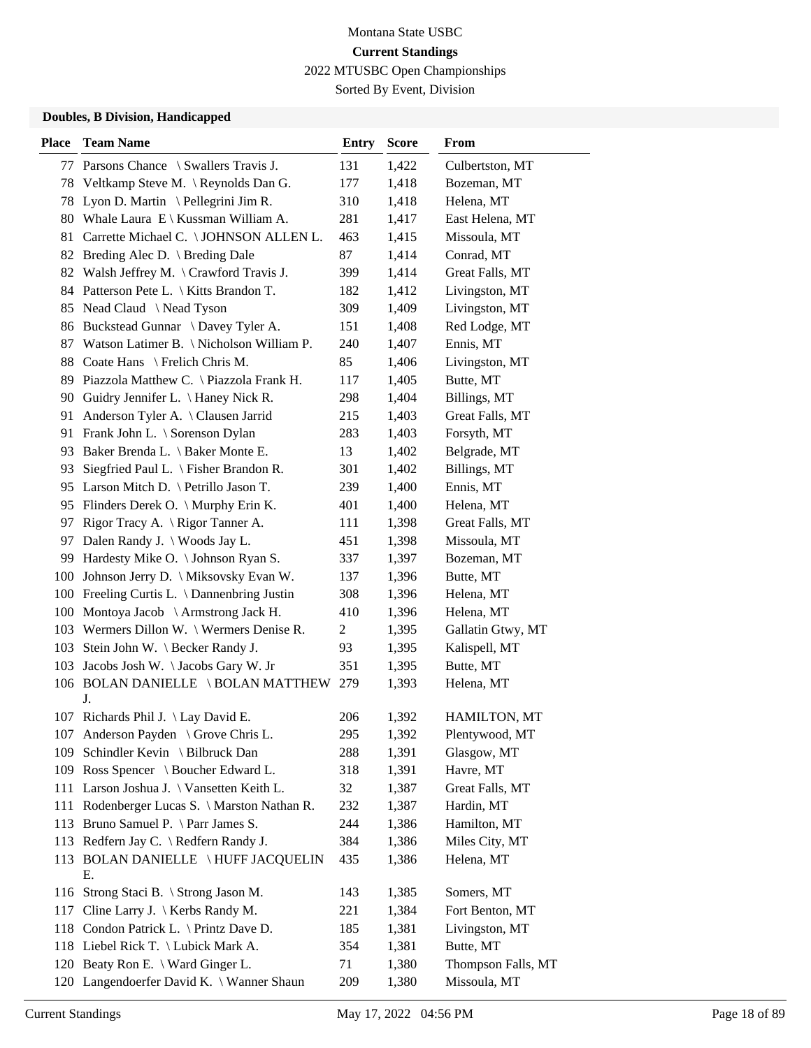Montana State USBC

**Current Standings**

2022 MTUSBC Open Championships

Sorted By Event, Division

### Doubles, B Division, Handicapped

| Place | Team Name | Entry | Score | From |
|---|---|---|---|---|
| 77 | Parsons Chance \ Swallers Travis J. | 131 | 1,422 | Culbertston, MT |
| 78 | Veltkamp Steve M. \ Reynolds Dan G. | 177 | 1,418 | Bozeman, MT |
| 78 | Lyon D. Martin \ Pellegrini Jim R. | 310 | 1,418 | Helena, MT |
| 80 | Whale Laura E \ Kussman William A. | 281 | 1,417 | East Helena, MT |
| 81 | Carrette Michael C. \ JOHNSON ALLEN L. | 463 | 1,415 | Missoula, MT |
| 82 | Breding Alec D. \ Breding Dale | 87 | 1,414 | Conrad, MT |
| 82 | Walsh Jeffrey M. \ Crawford Travis J. | 399 | 1,414 | Great Falls, MT |
| 84 | Patterson Pete L. \ Kitts Brandon T. | 182 | 1,412 | Livingston, MT |
| 85 | Nead Claud \ Nead Tyson | 309 | 1,409 | Livingston, MT |
| 86 | Buckstead Gunnar \ Davey Tyler A. | 151 | 1,408 | Red Lodge, MT |
| 87 | Watson Latimer B. \ Nicholson William P. | 240 | 1,407 | Ennis, MT |
| 88 | Coate Hans \ Frelich Chris M. | 85 | 1,406 | Livingston, MT |
| 89 | Piazzola Matthew C. \ Piazzola Frank H. | 117 | 1,405 | Butte, MT |
| 90 | Guidry Jennifer L. \ Haney Nick R. | 298 | 1,404 | Billings, MT |
| 91 | Anderson Tyler A. \ Clausen Jarrid | 215 | 1,403 | Great Falls, MT |
| 91 | Frank John L. \ Sorenson Dylan | 283 | 1,403 | Forsyth, MT |
| 93 | Baker Brenda L. \ Baker Monte E. | 13 | 1,402 | Belgrade, MT |
| 93 | Siegfried Paul L. \ Fisher Brandon R. | 301 | 1,402 | Billings, MT |
| 95 | Larson Mitch D. \ Petrillo Jason T. | 239 | 1,400 | Ennis, MT |
| 95 | Flinders Derek O. \ Murphy Erin K. | 401 | 1,400 | Helena, MT |
| 97 | Rigor Tracy A. \ Rigor Tanner A. | 111 | 1,398 | Great Falls, MT |
| 97 | Dalen Randy J. \ Woods Jay L. | 451 | 1,398 | Missoula, MT |
| 99 | Hardesty Mike O. \ Johnson Ryan S. | 337 | 1,397 | Bozeman, MT |
| 100 | Johnson Jerry D. \ Miksovsky Evan W. | 137 | 1,396 | Butte, MT |
| 100 | Freeling Curtis L. \ Dannenbring Justin | 308 | 1,396 | Helena, MT |
| 100 | Montoya Jacob \ Armstrong Jack H. | 410 | 1,396 | Helena, MT |
| 103 | Wermers Dillon W. \ Wermers Denise R. | 2 | 1,395 | Gallatin Gtwy, MT |
| 103 | Stein John W. \ Becker Randy J. | 93 | 1,395 | Kalispell, MT |
| 103 | Jacobs Josh W. \ Jacobs Gary W. Jr | 351 | 1,395 | Butte, MT |
| 106 | BOLAN DANIELLE \ BOLAN MATTHEW J. | 279 | 1,393 | Helena, MT |
| 107 | Richards Phil J. \ Lay David E. | 206 | 1,392 | HAMILTON, MT |
| 107 | Anderson Payden \ Grove Chris L. | 295 | 1,392 | Plentywood, MT |
| 109 | Schindler Kevin \ Bilbruck Dan | 288 | 1,391 | Glasgow, MT |
| 109 | Ross Spencer \ Boucher Edward L. | 318 | 1,391 | Havre, MT |
| 111 | Larson Joshua J. \ Vansetten Keith L. | 32 | 1,387 | Great Falls, MT |
| 111 | Rodenberger Lucas S. \ Marston Nathan R. | 232 | 1,387 | Hardin, MT |
| 113 | Bruno Samuel P. \ Parr James S. | 244 | 1,386 | Hamilton, MT |
| 113 | Redfern Jay C. \ Redfern Randy J. | 384 | 1,386 | Miles City, MT |
| 113 | BOLAN DANIELLE \ HUFF JACQUELIN E. | 435 | 1,386 | Helena, MT |
| 116 | Strong Staci B. \ Strong Jason M. | 143 | 1,385 | Somers, MT |
| 117 | Cline Larry J. \ Kerbs Randy M. | 221 | 1,384 | Fort Benton, MT |
| 118 | Condon Patrick L. \ Printz Dave D. | 185 | 1,381 | Livingston, MT |
| 118 | Liebel Rick T. \ Lubick Mark A. | 354 | 1,381 | Butte, MT |
| 120 | Beaty Ron E. \ Ward Ginger L. | 71 | 1,380 | Thompson Falls, MT |
| 120 | Langendoerfer David K. \ Wanner Shaun | 209 | 1,380 | Missoula, MT |

Current Standings May 17, 2022 04:56 PM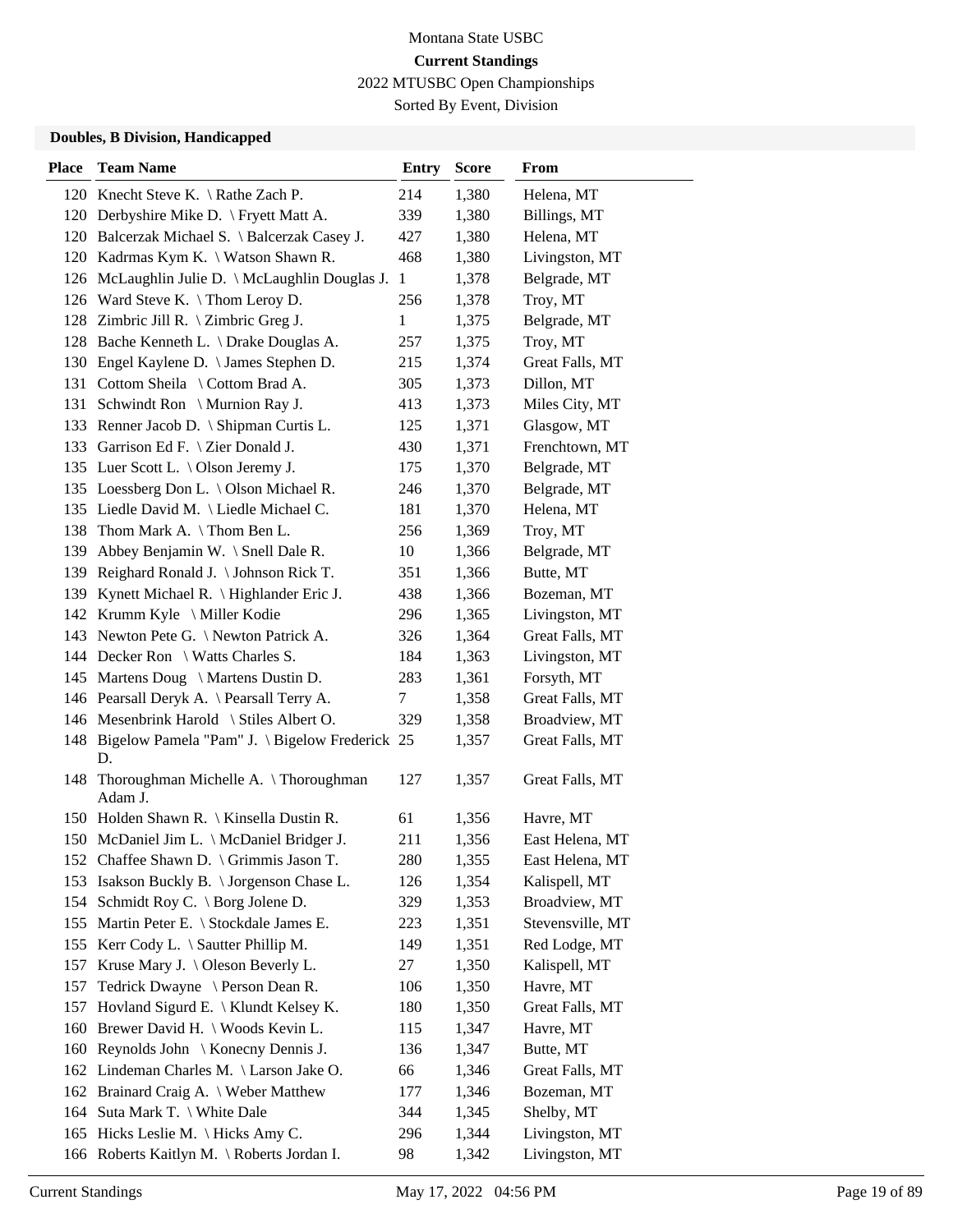Montana State USBC

**Current Standings**

2022 MTUSBC Open Championships

Sorted By Event, Division

### Doubles, B Division, Handicapped

| Place | Team Name | Entry | Score | From |
|---|---|---|---|---|
| 120 | Knecht Steve K. \ Rathe Zach P. | 214 | 1,380 | Helena, MT |
| 120 | Derbyshire Mike D. \ Fryett Matt A. | 339 | 1,380 | Billings, MT |
| 120 | Balcerzak Michael S. \ Balcerzak Casey J. | 427 | 1,380 | Helena, MT |
| 120 | Kadrmas Kym K. \ Watson Shawn R. | 468 | 1,380 | Livingston, MT |
| 126 | McLaughlin Julie D. \ McLaughlin Douglas J. | 1 | 1,378 | Belgrade, MT |
| 126 | Ward Steve K. \ Thom Leroy D. | 256 | 1,378 | Troy, MT |
| 128 | Zimbric Jill R. \ Zimbric Greg J. | 1 | 1,375 | Belgrade, MT |
| 128 | Bache Kenneth L. \ Drake Douglas A. | 257 | 1,375 | Troy, MT |
| 130 | Engel Kaylene D. \ James Stephen D. | 215 | 1,374 | Great Falls, MT |
| 131 | Cottom Sheila \ Cottom Brad A. | 305 | 1,373 | Dillon, MT |
| 131 | Schwindt Ron \ Murnion Ray J. | 413 | 1,373 | Miles City, MT |
| 133 | Renner Jacob D. \ Shipman Curtis L. | 125 | 1,371 | Glasgow, MT |
| 133 | Garrison Ed F. \ Zier Donald J. | 430 | 1,371 | Frenchtown, MT |
| 135 | Luer Scott L. \ Olson Jeremy J. | 175 | 1,370 | Belgrade, MT |
| 135 | Loessberg Don L. \ Olson Michael R. | 246 | 1,370 | Belgrade, MT |
| 135 | Liedle David M. \ Liedle Michael C. | 181 | 1,370 | Helena, MT |
| 138 | Thom Mark A. \ Thom Ben L. | 256 | 1,369 | Troy, MT |
| 139 | Abbey Benjamin W. \ Snell Dale R. | 10 | 1,366 | Belgrade, MT |
| 139 | Reighard Ronald J. \ Johnson Rick T. | 351 | 1,366 | Butte, MT |
| 139 | Kynett Michael R. \ Highlander Eric J. | 438 | 1,366 | Bozeman, MT |
| 142 | Krumm Kyle \ Miller Kodie | 296 | 1,365 | Livingston, MT |
| 143 | Newton Pete G. \ Newton Patrick A. | 326 | 1,364 | Great Falls, MT |
| 144 | Decker Ron \ Watts Charles S. | 184 | 1,363 | Livingston, MT |
| 145 | Martens Doug \ Martens Dustin D. | 283 | 1,361 | Forsyth, MT |
| 146 | Pearsall Deryk A. \ Pearsall Terry A. | 7 | 1,358 | Great Falls, MT |
| 146 | Mesenbrink Harold \ Stiles Albert O. | 329 | 1,358 | Broadview, MT |
| 148 | Bigelow Pamela "Pam" J. \ Bigelow Frederick D. | 25 | 1,357 | Great Falls, MT |
| 148 | Thoroughman Michelle A. \ Thoroughman Adam J. | 127 | 1,357 | Great Falls, MT |
| 150 | Holden Shawn R. \ Kinsella Dustin R. | 61 | 1,356 | Havre, MT |
| 150 | McDaniel Jim L. \ McDaniel Bridger J. | 211 | 1,356 | East Helena, MT |
| 152 | Chaffee Shawn D. \ Grimmis Jason T. | 280 | 1,355 | East Helena, MT |
| 153 | Isakson Buckly B. \ Jorgenson Chase L. | 126 | 1,354 | Kalispell, MT |
| 154 | Schmidt Roy C. \ Borg Jolene D. | 329 | 1,353 | Broadview, MT |
| 155 | Martin Peter E. \ Stockdale James E. | 223 | 1,351 | Stevensville, MT |
| 155 | Kerr Cody L. \ Sautter Phillip M. | 149 | 1,351 | Red Lodge, MT |
| 157 | Kruse Mary J. \ Oleson Beverly L. | 27 | 1,350 | Kalispell, MT |
| 157 | Tedrick Dwayne \ Person Dean R. | 106 | 1,350 | Havre, MT |
| 157 | Hovland Sigurd E. \ Klundt Kelsey K. | 180 | 1,350 | Great Falls, MT |
| 160 | Brewer David H. \ Woods Kevin L. | 115 | 1,347 | Havre, MT |
| 160 | Reynolds John \ Konecny Dennis J. | 136 | 1,347 | Butte, MT |
| 162 | Lindeman Charles M. \ Larson Jake O. | 66 | 1,346 | Great Falls, MT |
| 162 | Brainard Craig A. \ Weber Matthew | 177 | 1,346 | Bozeman, MT |
| 164 | Suta Mark T. \ White Dale | 344 | 1,345 | Shelby, MT |
| 165 | Hicks Leslie M. \ Hicks Amy C. | 296 | 1,344 | Livingston, MT |
| 166 | Roberts Kaitlyn M. \ Roberts Jordan I. | 98 | 1,342 | Livingston, MT |

Current Standings May 17, 2022 04:56 PM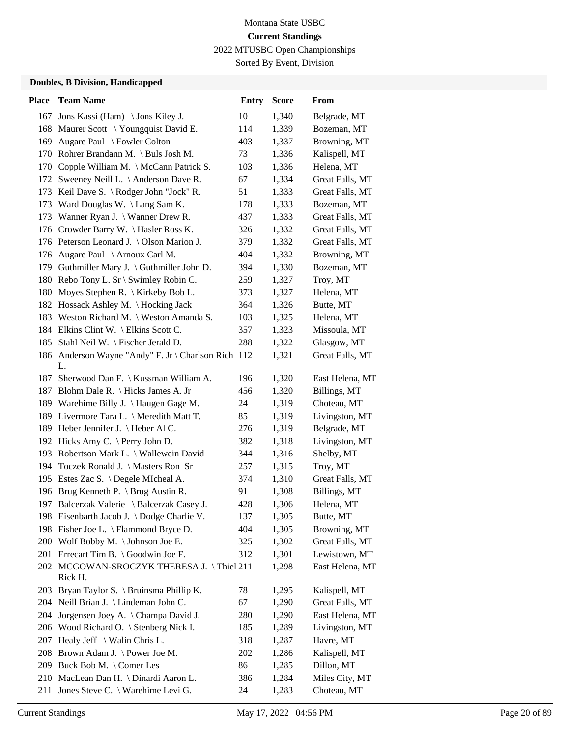Montana State USBC

**Current Standings**

2022 MTUSBC Open Championships

Sorted By Event, Division

### Doubles, B Division, Handicapped

| Place | Team Name | Entry | Score | From |
|---|---|---|---|---|
| 167 | Jons Kassi (Ham) \ Jons Kiley J. | 10 | 1,340 | Belgrade, MT |
| 168 | Maurer Scott \ Youngquist David E. | 114 | 1,339 | Bozeman, MT |
| 169 | Augare Paul \ Fowler Colton | 403 | 1,337 | Browning, MT |
| 170 | Rohrer Brandann M. \ Buls Josh M. | 73 | 1,336 | Kalispell, MT |
| 170 | Copple William M. \ McCann Patrick S. | 103 | 1,336 | Helena, MT |
| 172 | Sweeney Neill L. \ Anderson Dave R. | 67 | 1,334 | Great Falls, MT |
| 173 | Keil Dave S. \ Rodger John "Jock" R. | 51 | 1,333 | Great Falls, MT |
| 173 | Ward Douglas W. \ Lang Sam K. | 178 | 1,333 | Bozeman, MT |
| 173 | Wanner Ryan J. \ Wanner Drew R. | 437 | 1,333 | Great Falls, MT |
| 176 | Crowder Barry W. \ Hasler Ross K. | 326 | 1,332 | Great Falls, MT |
| 176 | Peterson Leonard J. \ Olson Marion J. | 379 | 1,332 | Great Falls, MT |
| 176 | Augare Paul \ Arnoux Carl M. | 404 | 1,332 | Browning, MT |
| 179 | Guthmiller Mary J. \ Guthmiller John D. | 394 | 1,330 | Bozeman, MT |
| 180 | Rebo Tony L. Sr \ Swimley Robin C. | 259 | 1,327 | Troy, MT |
| 180 | Moyes Stephen R. \ Kirkeby Bob L. | 373 | 1,327 | Helena, MT |
| 182 | Hossack Ashley M. \ Hocking Jack | 364 | 1,326 | Butte, MT |
| 183 | Weston Richard M. \ Weston Amanda S. | 103 | 1,325 | Helena, MT |
| 184 | Elkins Clint W. \ Elkins Scott C. | 357 | 1,323 | Missoula, MT |
| 185 | Stahl Neil W. \ Fischer Jerald D. | 288 | 1,322 | Glasgow, MT |
| 186 | Anderson Wayne "Andy" F. Jr \ Charlson Rich L. | 112 | 1,321 | Great Falls, MT |
| 187 | Sherwood Dan F. \ Kussman William A. | 196 | 1,320 | East Helena, MT |
| 187 | Blohm Dale R. \ Hicks James A. Jr | 456 | 1,320 | Billings, MT |
| 189 | Warehime Billy J. \ Haugen Gage M. | 24 | 1,319 | Choteau, MT |
| 189 | Livermore Tara L. \ Meredith Matt T. | 85 | 1,319 | Livingston, MT |
| 189 | Heber Jennifer J. \ Heber Al C. | 276 | 1,319 | Belgrade, MT |
| 192 | Hicks Amy C. \ Perry John D. | 382 | 1,318 | Livingston, MT |
| 193 | Robertson Mark L. \ Wallewein David | 344 | 1,316 | Shelby, MT |
| 194 | Toczek Ronald J. \ Masters Ron Sr | 257 | 1,315 | Troy, MT |
| 195 | Estes Zac S. \ Degele MIcheal A. | 374 | 1,310 | Great Falls, MT |
| 196 | Brug Kenneth P. \ Brug Austin R. | 91 | 1,308 | Billings, MT |
| 197 | Balcerzak Valerie \ Balcerzak Casey J. | 428 | 1,306 | Helena, MT |
| 198 | Eisenbarth Jacob J. \ Dodge Charlie V. | 137 | 1,305 | Butte, MT |
| 198 | Fisher Joe L. \ Flammond Bryce D. | 404 | 1,305 | Browning, MT |
| 200 | Wolf Bobby M. \ Johnson Joe E. | 325 | 1,302 | Great Falls, MT |
| 201 | Errecart Tim B. \ Goodwin Joe F. | 312 | 1,301 | Lewistown, MT |
| 202 | MCGOWAN-SROCZYK THERESA J. \ Thiel Rick H. | 211 | 1,298 | East Helena, MT |
| 203 | Bryan Taylor S. \ Bruinsma Phillip K. | 78 | 1,295 | Kalispell, MT |
| 204 | Neill Brian J. \ Lindeman John C. | 67 | 1,290 | Great Falls, MT |
| 204 | Jorgensen Joey A. \ Champa David J. | 280 | 1,290 | East Helena, MT |
| 206 | Wood Richard O. \ Stenberg Nick I. | 185 | 1,289 | Livingston, MT |
| 207 | Healy Jeff \ Walin Chris L. | 318 | 1,287 | Havre, MT |
| 208 | Brown Adam J. \ Power Joe M. | 202 | 1,286 | Kalispell, MT |
| 209 | Buck Bob M. \ Comer Les | 86 | 1,285 | Dillon, MT |
| 210 | MacLean Dan H. \ Dinardi Aaron L. | 386 | 1,284 | Miles City, MT |
| 211 | Jones Steve C. \ Warehime Levi G. | 24 | 1,283 | Choteau, MT |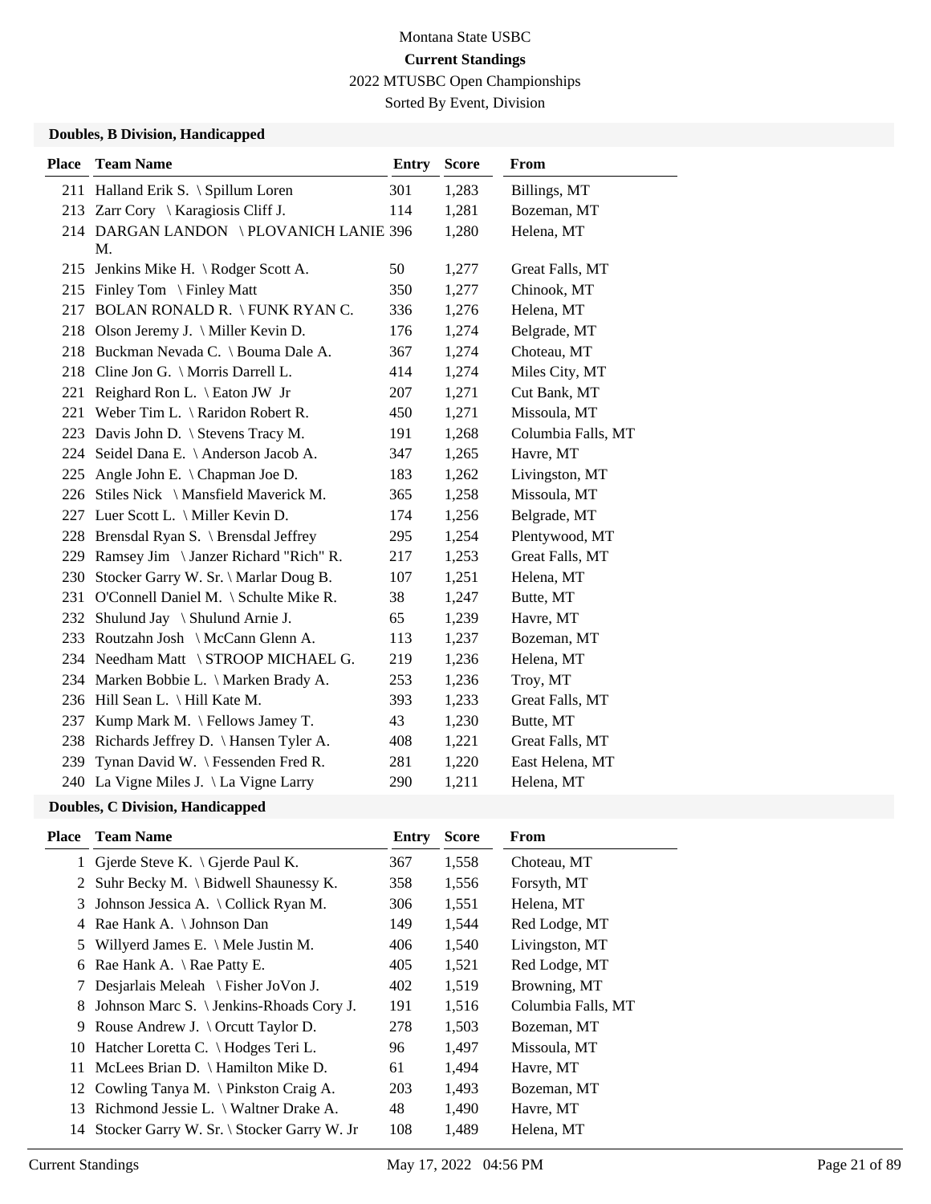Montana State USBC

**Current Standings**

2022 MTUSBC Open Championships

Sorted By Event, Division

### Doubles, B Division, Handicapped

| Place | Team Name | Entry | Score | From |
|---|---|---|---|---|
| 211 | Halland Erik S. \ Spillum Loren | 301 | 1,283 | Billings, MT |
| 213 | Zarr Cory \ Karagiosis Cliff J. | 114 | 1,281 | Bozeman, MT |
| 214 | DARGAN LANDON \ PLOVANICH LANIE M. | 396 | 1,280 | Helena, MT |
| 215 | Jenkins Mike H. \ Rodger Scott A. | 50 | 1,277 | Great Falls, MT |
| 215 | Finley Tom \ Finley Matt | 350 | 1,277 | Chinook, MT |
| 217 | BOLAN RONALD R. \ FUNK RYAN C. | 336 | 1,276 | Helena, MT |
| 218 | Olson Jeremy J. \ Miller Kevin D. | 176 | 1,274 | Belgrade, MT |
| 218 | Buckman Nevada C. \ Bouma Dale A. | 367 | 1,274 | Choteau, MT |
| 218 | Cline Jon G. \ Morris Darrell L. | 414 | 1,274 | Miles City, MT |
| 221 | Reighard Ron L. \ Eaton JW Jr | 207 | 1,271 | Cut Bank, MT |
| 221 | Weber Tim L. \ Raridon Robert R. | 450 | 1,271 | Missoula, MT |
| 223 | Davis John D. \ Stevens Tracy M. | 191 | 1,268 | Columbia Falls, MT |
| 224 | Seidel Dana E. \ Anderson Jacob A. | 347 | 1,265 | Havre, MT |
| 225 | Angle John E. \ Chapman Joe D. | 183 | 1,262 | Livingston, MT |
| 226 | Stiles Nick \ Mansfield Maverick M. | 365 | 1,258 | Missoula, MT |
| 227 | Luer Scott L. \ Miller Kevin D. | 174 | 1,256 | Belgrade, MT |
| 228 | Brensdal Ryan S. \ Brensdal Jeffrey | 295 | 1,254 | Plentywood, MT |
| 229 | Ramsey Jim \ Janzer Richard "Rich" R. | 217 | 1,253 | Great Falls, MT |
| 230 | Stocker Garry W. Sr. \ Marlar Doug B. | 107 | 1,251 | Helena, MT |
| 231 | O'Connell Daniel M. \ Schulte Mike R. | 38 | 1,247 | Butte, MT |
| 232 | Shulund Jay \ Shulund Arnie J. | 65 | 1,239 | Havre, MT |
| 233 | Routzahn Josh \ McCann Glenn A. | 113 | 1,237 | Bozeman, MT |
| 234 | Needham Matt \ STROOP MICHAEL G. | 219 | 1,236 | Helena, MT |
| 234 | Marken Bobbie L. \ Marken Brady A. | 253 | 1,236 | Troy, MT |
| 236 | Hill Sean L. \ Hill Kate M. | 393 | 1,233 | Great Falls, MT |
| 237 | Kump Mark M. \ Fellows Jamey T. | 43 | 1,230 | Butte, MT |
| 238 | Richards Jeffrey D. \ Hansen Tyler A. | 408 | 1,221 | Great Falls, MT |
| 239 | Tynan David W. \ Fessenden Fred R. | 281 | 1,220 | East Helena, MT |
| 240 | La Vigne Miles J. \ La Vigne Larry | 290 | 1,211 | Helena, MT |

### Doubles, C Division, Handicapped

| Place | Team Name | Entry | Score | From |
|---|---|---|---|---|
| 1 | Gjerde Steve K. \ Gjerde Paul K. | 367 | 1,558 | Choteau, MT |
| 2 | Suhr Becky M. \ Bidwell Shaunessy K. | 358 | 1,556 | Forsyth, MT |
| 3 | Johnson Jessica A. \ Collick Ryan M. | 306 | 1,551 | Helena, MT |
| 4 | Rae Hank A. \ Johnson Dan | 149 | 1,544 | Red Lodge, MT |
| 5 | Willyerd James E. \ Mele Justin M. | 406 | 1,540 | Livingston, MT |
| 6 | Rae Hank A. \ Rae Patty E. | 405 | 1,521 | Red Lodge, MT |
| 7 | Desjarlais Meleah \ Fisher JoVon J. | 402 | 1,519 | Browning, MT |
| 8 | Johnson Marc S. \ Jenkins-Rhoads Cory J. | 191 | 1,516 | Columbia Falls, MT |
| 9 | Rouse Andrew J. \ Orcutt Taylor D. | 278 | 1,503 | Bozeman, MT |
| 10 | Hatcher Loretta C. \ Hodges Teri L. | 96 | 1,497 | Missoula, MT |
| 11 | McLees Brian D. \ Hamilton Mike D. | 61 | 1,494 | Havre, MT |
| 12 | Cowling Tanya M. \ Pinkston Craig A. | 203 | 1,493 | Bozeman, MT |
| 13 | Richmond Jessie L. \ Waltner Drake A. | 48 | 1,490 | Havre, MT |
| 14 | Stocker Garry W. Sr. \ Stocker Garry W. Jr | 108 | 1,489 | Helena, MT |

Current Standings May 17, 2022 04:56 PM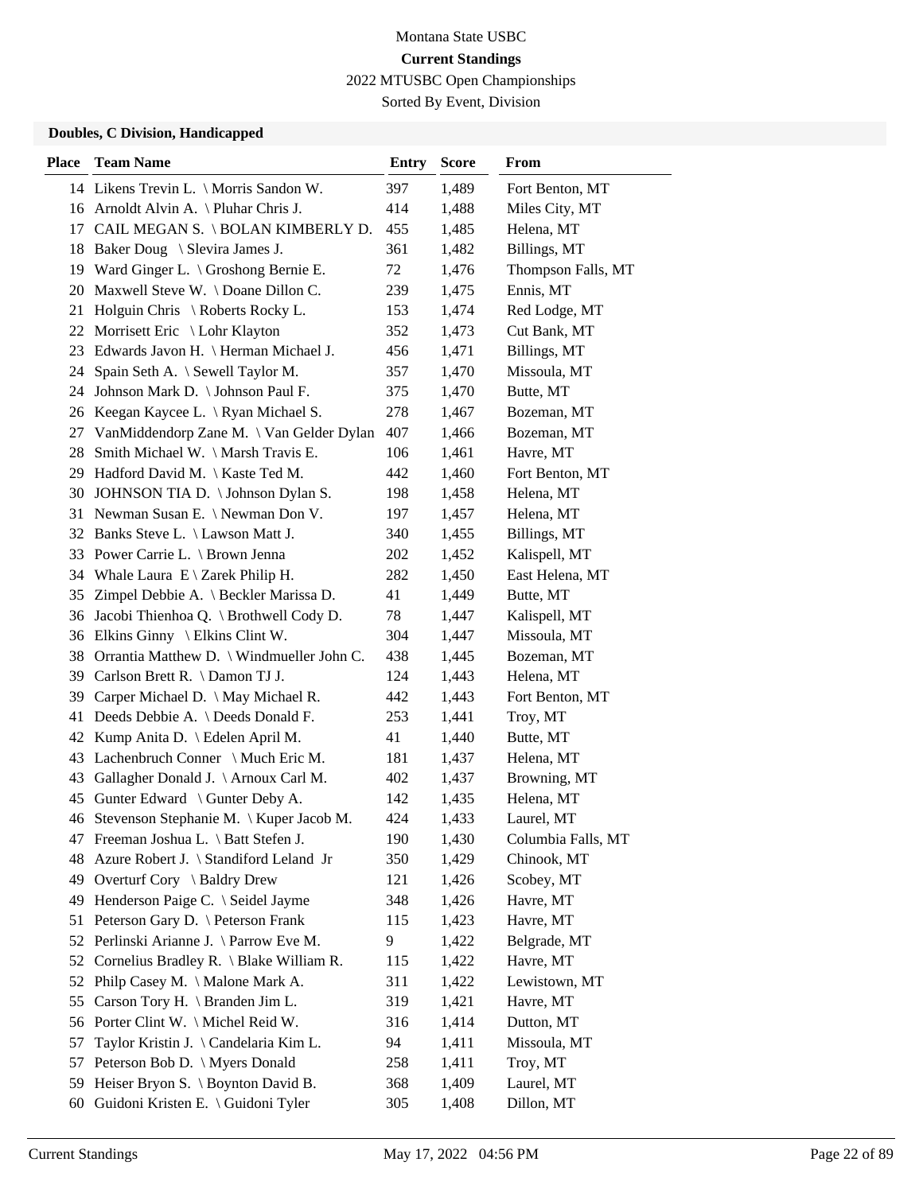Montana State USBC

**Current Standings**

2022 MTUSBC Open Championships

Sorted By Event, Division

### Doubles, C Division, Handicapped

| Place | Team Name | Entry | Score | From |
|---|---|---|---|---|
| 14 | Likens Trevin L. \ Morris Sandon W. | 397 | 1,489 | Fort Benton, MT |
| 16 | Arnoldt Alvin A. \ Pluhar Chris J. | 414 | 1,488 | Miles City, MT |
| 17 | CAIL MEGAN S. \ BOLAN KIMBERLY D. | 455 | 1,485 | Helena, MT |
| 18 | Baker Doug \ Slevira James J. | 361 | 1,482 | Billings, MT |
| 19 | Ward Ginger L. \ Groshong Bernie E. | 72 | 1,476 | Thompson Falls, MT |
| 20 | Maxwell Steve W. \ Doane Dillon C. | 239 | 1,475 | Ennis, MT |
| 21 | Holguin Chris \ Roberts Rocky L. | 153 | 1,474 | Red Lodge, MT |
| 22 | Morrisett Eric \ Lohr Klayton | 352 | 1,473 | Cut Bank, MT |
| 23 | Edwards Javon H. \ Herman Michael J. | 456 | 1,471 | Billings, MT |
| 24 | Spain Seth A. \ Sewell Taylor M. | 357 | 1,470 | Missoula, MT |
| 24 | Johnson Mark D. \ Johnson Paul F. | 375 | 1,470 | Butte, MT |
| 26 | Keegan Kaycee L. \ Ryan Michael S. | 278 | 1,467 | Bozeman, MT |
| 27 | VanMiddendorp Zane M. \ Van Gelder Dylan | 407 | 1,466 | Bozeman, MT |
| 28 | Smith Michael W. \ Marsh Travis E. | 106 | 1,461 | Havre, MT |
| 29 | Hadford David M. \ Kaste Ted M. | 442 | 1,460 | Fort Benton, MT |
| 30 | JOHNSON TIA D. \ Johnson Dylan S. | 198 | 1,458 | Helena, MT |
| 31 | Newman Susan E. \ Newman Don V. | 197 | 1,457 | Helena, MT |
| 32 | Banks Steve L. \ Lawson Matt J. | 340 | 1,455 | Billings, MT |
| 33 | Power Carrie L. \ Brown Jenna | 202 | 1,452 | Kalispell, MT |
| 34 | Whale Laura E \ Zarek Philip H. | 282 | 1,450 | East Helena, MT |
| 35 | Zimpel Debbie A. \ Beckler Marissa D. | 41 | 1,449 | Butte, MT |
| 36 | Jacobi Thienhoa Q. \ Brothwell Cody D. | 78 | 1,447 | Kalispell, MT |
| 36 | Elkins Ginny \ Elkins Clint W. | 304 | 1,447 | Missoula, MT |
| 38 | Orrantia Matthew D. \ Windmueller John C. | 438 | 1,445 | Bozeman, MT |
| 39 | Carlson Brett R. \ Damon TJ J. | 124 | 1,443 | Helena, MT |
| 39 | Carper Michael D. \ May Michael R. | 442 | 1,443 | Fort Benton, MT |
| 41 | Deeds Debbie A. \ Deeds Donald F. | 253 | 1,441 | Troy, MT |
| 42 | Kump Anita D. \ Edelen April M. | 41 | 1,440 | Butte, MT |
| 43 | Lachenbruch Conner \ Much Eric M. | 181 | 1,437 | Helena, MT |
| 43 | Gallagher Donald J. \ Arnoux Carl M. | 402 | 1,437 | Browning, MT |
| 45 | Gunter Edward \ Gunter Deby A. | 142 | 1,435 | Helena, MT |
| 46 | Stevenson Stephanie M. \ Kuper Jacob M. | 424 | 1,433 | Laurel, MT |
| 47 | Freeman Joshua L. \ Batt Stefen J. | 190 | 1,430 | Columbia Falls, MT |
| 48 | Azure Robert J. \ Standiford Leland Jr | 350 | 1,429 | Chinook, MT |
| 49 | Overturf Cory \ Baldry Drew | 121 | 1,426 | Scobey, MT |
| 49 | Henderson Paige C. \ Seidel Jayme | 348 | 1,426 | Havre, MT |
| 51 | Peterson Gary D. \ Peterson Frank | 115 | 1,423 | Havre, MT |
| 52 | Perlinski Arianne J. \ Parrow Eve M. | 9 | 1,422 | Belgrade, MT |
| 52 | Cornelius Bradley R. \ Blake William R. | 115 | 1,422 | Havre, MT |
| 52 | Philp Casey M. \ Malone Mark A. | 311 | 1,422 | Lewistown, MT |
| 55 | Carson Tory H. \ Branden Jim L. | 319 | 1,421 | Havre, MT |
| 56 | Porter Clint W. \ Michel Reid W. | 316 | 1,414 | Dutton, MT |
| 57 | Taylor Kristin J. \ Candelaria Kim L. | 94 | 1,411 | Missoula, MT |
| 57 | Peterson Bob D. \ Myers Donald | 258 | 1,411 | Troy, MT |
| 59 | Heiser Bryon S. \ Boynton David B. | 368 | 1,409 | Laurel, MT |
| 60 | Guidoni Kristen E. \ Guidoni Tyler | 305 | 1,408 | Dillon, MT |

Current Standings May 17, 2022 04:56 PM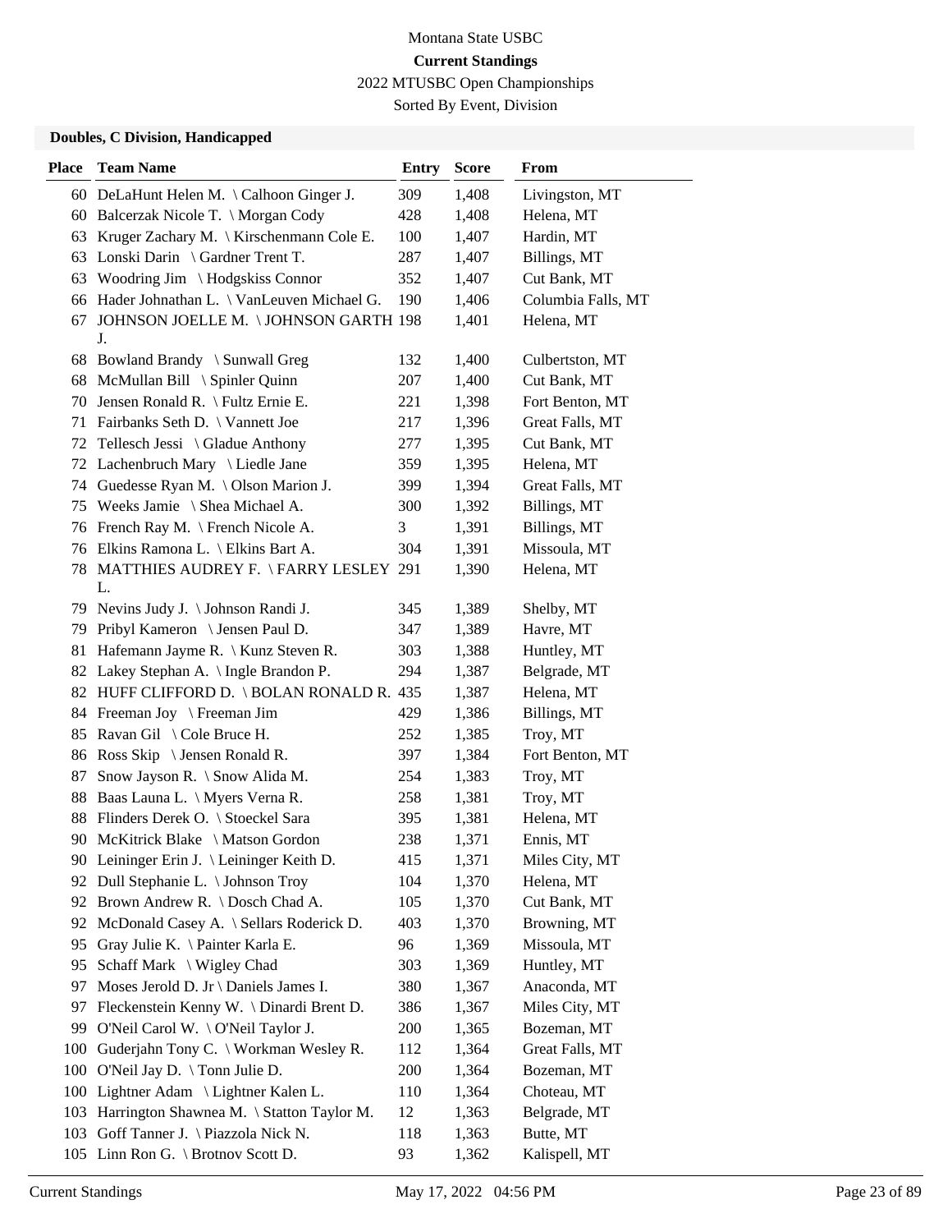Montana State USBC

**Current Standings**

2022 MTUSBC Open Championships

Sorted By Event, Division

### Doubles, C Division, Handicapped

| Place | Team Name | Entry | Score | From |
|---|---|---|---|---|
| 60 | DeLaHunt Helen M. \ Calhoon Ginger J. | 309 | 1,408 | Livingston, MT |
| 60 | Balcerzak Nicole T. \ Morgan Cody | 428 | 1,408 | Helena, MT |
| 63 | Kruger Zachary M. \ Kirschenmann Cole E. | 100 | 1,407 | Hardin, MT |
| 63 | Lonski Darin \ Gardner Trent T. | 287 | 1,407 | Billings, MT |
| 63 | Woodring Jim \ Hodgskiss Connor | 352 | 1,407 | Cut Bank, MT |
| 66 | Hader Johnathan L. \ VanLeuven Michael G. | 190 | 1,406 | Columbia Falls, MT |
| 67 | JOHNSON JOELLE M. \ JOHNSON GARTH J. | 198 | 1,401 | Helena, MT |
| 68 | Bowland Brandy \ Sunwall Greg | 132 | 1,400 | Culbertston, MT |
| 68 | McMullan Bill \ Spinler Quinn | 207 | 1,400 | Cut Bank, MT |
| 70 | Jensen Ronald R. \ Fultz Ernie E. | 221 | 1,398 | Fort Benton, MT |
| 71 | Fairbanks Seth D. \ Vannett Joe | 217 | 1,396 | Great Falls, MT |
| 72 | Tellesch Jessi \ Gladue Anthony | 277 | 1,395 | Cut Bank, MT |
| 72 | Lachenbruch Mary \ Liedle Jane | 359 | 1,395 | Helena, MT |
| 74 | Guedesse Ryan M. \ Olson Marion J. | 399 | 1,394 | Great Falls, MT |
| 75 | Weeks Jamie \ Shea Michael A. | 300 | 1,392 | Billings, MT |
| 76 | French Ray M. \ French Nicole A. | 3 | 1,391 | Billings, MT |
| 76 | Elkins Ramona L. \ Elkins Bart A. | 304 | 1,391 | Missoula, MT |
| 78 | MATTHIES AUDREY F. \ FARRY LESLEY L. | 291 | 1,390 | Helena, MT |
| 79 | Nevins Judy J. \ Johnson Randi J. | 345 | 1,389 | Shelby, MT |
| 79 | Pribyl Kameron \ Jensen Paul D. | 347 | 1,389 | Havre, MT |
| 81 | Hafemann Jayme R. \ Kunz Steven R. | 303 | 1,388 | Huntley, MT |
| 82 | Lakey Stephan A. \ Ingle Brandon P. | 294 | 1,387 | Belgrade, MT |
| 82 | HUFF CLIFFORD D. \ BOLAN RONALD R. | 435 | 1,387 | Helena, MT |
| 84 | Freeman Joy \ Freeman Jim | 429 | 1,386 | Billings, MT |
| 85 | Ravan Gil \ Cole Bruce H. | 252 | 1,385 | Troy, MT |
| 86 | Ross Skip \ Jensen Ronald R. | 397 | 1,384 | Fort Benton, MT |
| 87 | Snow Jayson R. \ Snow Alida M. | 254 | 1,383 | Troy, MT |
| 88 | Baas Launa L. \ Myers Verna R. | 258 | 1,381 | Troy, MT |
| 88 | Flinders Derek O. \ Stoeckel Sara | 395 | 1,381 | Helena, MT |
| 90 | McKitrick Blake \ Matson Gordon | 238 | 1,371 | Ennis, MT |
| 90 | Leininger Erin J. \ Leininger Keith D. | 415 | 1,371 | Miles City, MT |
| 92 | Dull Stephanie L. \ Johnson Troy | 104 | 1,370 | Helena, MT |
| 92 | Brown Andrew R. \ Dosch Chad A. | 105 | 1,370 | Cut Bank, MT |
| 92 | McDonald Casey A. \ Sellars Roderick D. | 403 | 1,370 | Browning, MT |
| 95 | Gray Julie K. \ Painter Karla E. | 96 | 1,369 | Missoula, MT |
| 95 | Schaff Mark \ Wigley Chad | 303 | 1,369 | Huntley, MT |
| 97 | Moses Jerold D. Jr \ Daniels James I. | 380 | 1,367 | Anaconda, MT |
| 97 | Fleckenstein Kenny W. \ Dinardi Brent D. | 386 | 1,367 | Miles City, MT |
| 99 | O'Neil Carol W. \ O'Neil Taylor J. | 200 | 1,365 | Bozeman, MT |
| 100 | Guderjahn Tony C. \ Workman Wesley R. | 112 | 1,364 | Great Falls, MT |
| 100 | O'Neil Jay D. \ Tonn Julie D. | 200 | 1,364 | Bozeman, MT |
| 100 | Lightner Adam \ Lightner Kalen L. | 110 | 1,364 | Choteau, MT |
| 103 | Harrington Shawnea M. \ Statton Taylor M. | 12 | 1,363 | Belgrade, MT |
| 103 | Goff Tanner J. \ Piazzola Nick N. | 118 | 1,363 | Butte, MT |
| 105 | Linn Ron G. \ Brotnov Scott D. | 93 | 1,362 | Kalispell, MT |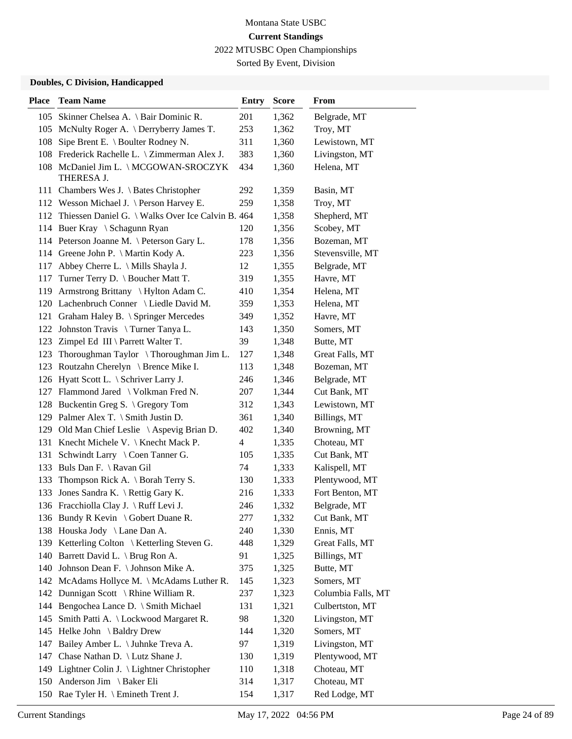Montana State USBC

**Current Standings**

2022 MTUSBC Open Championships

Sorted By Event, Division

### Doubles, C Division, Handicapped

| Place | Team Name | Entry | Score | From |
|---|---|---|---|---|
| 105 | Skinner Chelsea A. \ Bair Dominic R. | 201 | 1,362 | Belgrade, MT |
| 105 | McNulty Roger A. \ Derryberry James T. | 253 | 1,362 | Troy, MT |
| 108 | Sipe Brent E. \ Boulter Rodney N. | 311 | 1,360 | Lewistown, MT |
| 108 | Frederick Rachelle L. \ Zimmerman Alex J. | 383 | 1,360 | Livingston, MT |
| 108 | McDaniel Jim L. \ MCGOWAN-SROCZYK THERESA J. | 434 | 1,360 | Helena, MT |
| 111 | Chambers Wes J. \ Bates Christopher | 292 | 1,359 | Basin, MT |
| 112 | Wesson Michael J. \ Person Harvey E. | 259 | 1,358 | Troy, MT |
| 112 | Thiessen Daniel G. \ Walks Over Ice Calvin B. | 464 | 1,358 | Shepherd, MT |
| 114 | Buer Kray \ Schagunn Ryan | 120 | 1,356 | Scobey, MT |
| 114 | Peterson Joanne M. \ Peterson Gary L. | 178 | 1,356 | Bozeman, MT |
| 114 | Greene John P. \ Martin Kody A. | 223 | 1,356 | Stevensville, MT |
| 117 | Abbey Cherre L. \ Mills Shayla J. | 12 | 1,355 | Belgrade, MT |
| 117 | Turner Terry D. \ Boucher Matt T. | 319 | 1,355 | Havre, MT |
| 119 | Armstrong Brittany \ Hylton Adam C. | 410 | 1,354 | Helena, MT |
| 120 | Lachenbruch Conner \ Liedle David M. | 359 | 1,353 | Helena, MT |
| 121 | Graham Haley B. \ Springer Mercedes | 349 | 1,352 | Havre, MT |
| 122 | Johnston Travis \ Turner Tanya L. | 143 | 1,350 | Somers, MT |
| 123 | Zimpel Ed III \ Parrett Walter T. | 39 | 1,348 | Butte, MT |
| 123 | Thoroughman Taylor \ Thoroughman Jim L. | 127 | 1,348 | Great Falls, MT |
| 123 | Routzahn Cherelyn \ Brence Mike I. | 113 | 1,348 | Bozeman, MT |
| 126 | Hyatt Scott L. \ Schriver Larry J. | 246 | 1,346 | Belgrade, MT |
| 127 | Flammond Jared \ Volkman Fred N. | 207 | 1,344 | Cut Bank, MT |
| 128 | Buckentin Greg S. \ Gregory Tom | 312 | 1,343 | Lewistown, MT |
| 129 | Palmer Alex T. \ Smith Justin D. | 361 | 1,340 | Billings, MT |
| 129 | Old Man Chief Leslie \ Aspevig Brian D. | 402 | 1,340 | Browning, MT |
| 131 | Knecht Michele V. \ Knecht Mack P. | 4 | 1,335 | Choteau, MT |
| 131 | Schwindt Larry \ Coen Tanner G. | 105 | 1,335 | Cut Bank, MT |
| 133 | Buls Dan F. \ Ravan Gil | 74 | 1,333 | Kalispell, MT |
| 133 | Thompson Rick A. \ Borah Terry S. | 130 | 1,333 | Plentywood, MT |
| 133 | Jones Sandra K. \ Rettig Gary K. | 216 | 1,333 | Fort Benton, MT |
| 136 | Fracchiolla Clay J. \ Ruff Levi J. | 246 | 1,332 | Belgrade, MT |
| 136 | Bundy R Kevin \ Gobert Duane R. | 277 | 1,332 | Cut Bank, MT |
| 138 | Houska Jody \ Lane Dan A. | 240 | 1,330 | Ennis, MT |
| 139 | Ketterling Colton \ Ketterling Steven G. | 448 | 1,329 | Great Falls, MT |
| 140 | Barrett David L. \ Brug Ron A. | 91 | 1,325 | Billings, MT |
| 140 | Johnson Dean F. \ Johnson Mike A. | 375 | 1,325 | Butte, MT |
| 142 | McAdams Hollyce M. \ McAdams Luther R. | 145 | 1,323 | Somers, MT |
| 142 | Dunnigan Scott \ Rhine William R. | 237 | 1,323 | Columbia Falls, MT |
| 144 | Bengochea Lance D. \ Smith Michael | 131 | 1,321 | Culbertston, MT |
| 145 | Smith Patti A. \ Lockwood Margaret R. | 98 | 1,320 | Livingston, MT |
| 145 | Helke John \ Baldry Drew | 144 | 1,320 | Somers, MT |
| 147 | Bailey Amber L. \ Juhnke Treva A. | 97 | 1,319 | Livingston, MT |
| 147 | Chase Nathan D. \ Lutz Shane J. | 130 | 1,319 | Plentywood, MT |
| 149 | Lightner Colin J. \ Lightner Christopher | 110 | 1,318 | Choteau, MT |
| 150 | Anderson Jim \ Baker Eli | 314 | 1,317 | Choteau, MT |
| 150 | Rae Tyler H. \ Emineth Trent J. | 154 | 1,317 | Red Lodge, MT |

Current Standings    May 17, 2022 04:56 PM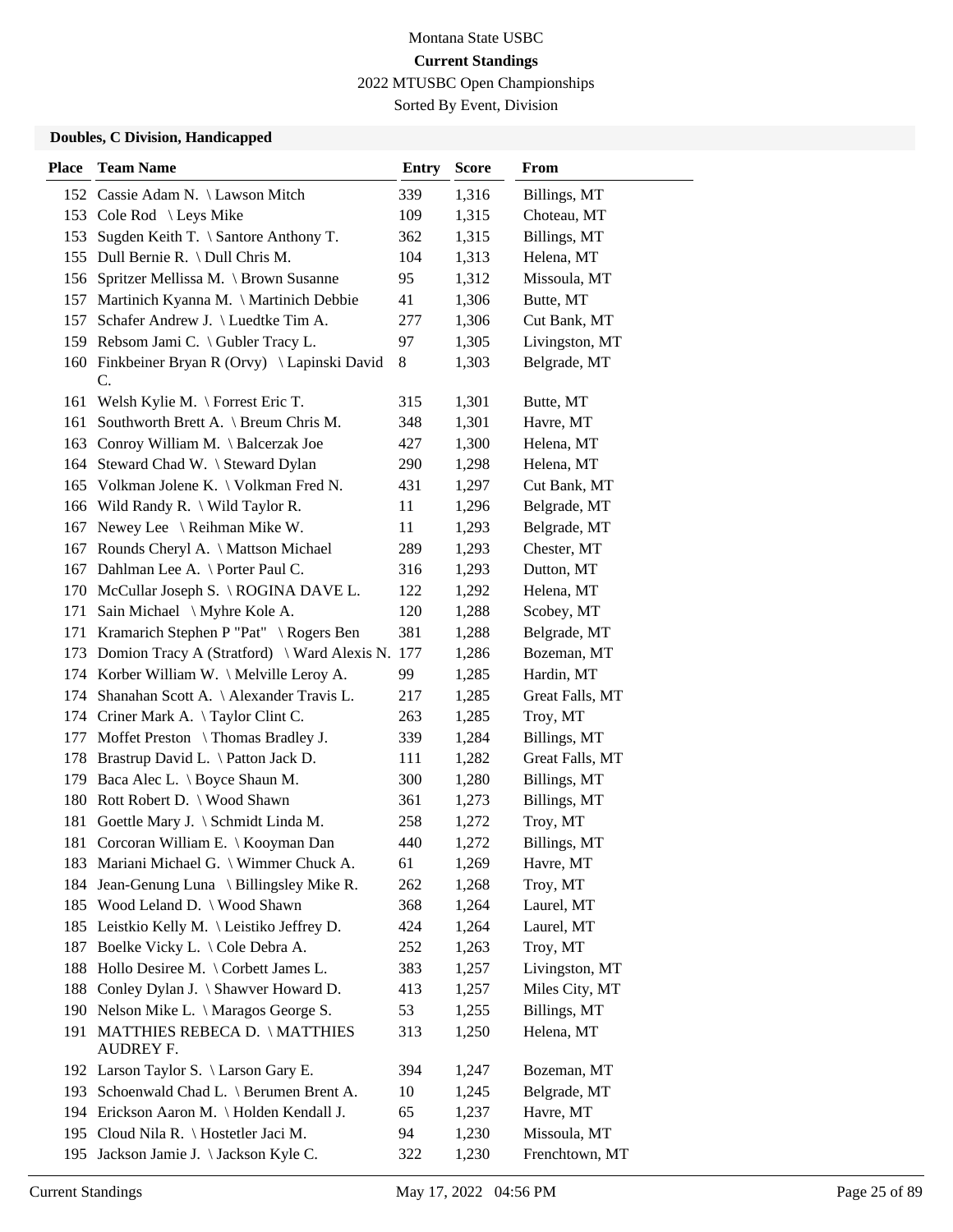Montana State USBC

**Current Standings**

2022 MTUSBC Open Championships

Sorted By Event, Division

### Doubles, C Division, Handicapped

| Place | Team Name | Entry | Score | From |
|---|---|---|---|---|
| 152 | Cassie Adam N. \ Lawson Mitch | 339 | 1,316 | Billings, MT |
| 153 | Cole Rod \ Leys Mike | 109 | 1,315 | Choteau, MT |
| 153 | Sugden Keith T. \ Santore Anthony T. | 362 | 1,315 | Billings, MT |
| 155 | Dull Bernie R. \ Dull Chris M. | 104 | 1,313 | Helena, MT |
| 156 | Spritzer Mellissa M. \ Brown Susanne | 95 | 1,312 | Missoula, MT |
| 157 | Martinich Kyanna M. \ Martinich Debbie | 41 | 1,306 | Butte, MT |
| 157 | Schafer Andrew J. \ Luedtke Tim A. | 277 | 1,306 | Cut Bank, MT |
| 159 | Rebsom Jami C. \ Gubler Tracy L. | 97 | 1,305 | Livingston, MT |
| 160 | Finkbeiner Bryan R (Orvy) \ Lapinski David C. | 8 | 1,303 | Belgrade, MT |
| 161 | Welsh Kylie M. \ Forrest Eric T. | 315 | 1,301 | Butte, MT |
| 161 | Southworth Brett A. \ Breum Chris M. | 348 | 1,301 | Havre, MT |
| 163 | Conroy William M. \ Balcerzak Joe | 427 | 1,300 | Helena, MT |
| 164 | Steward Chad W. \ Steward Dylan | 290 | 1,298 | Helena, MT |
| 165 | Volkman Jolene K. \ Volkman Fred N. | 431 | 1,297 | Cut Bank, MT |
| 166 | Wild Randy R. \ Wild Taylor R. | 11 | 1,296 | Belgrade, MT |
| 167 | Newey Lee \ Reihman Mike W. | 11 | 1,293 | Belgrade, MT |
| 167 | Rounds Cheryl A. \ Mattson Michael | 289 | 1,293 | Chester, MT |
| 167 | Dahlman Lee A. \ Porter Paul C. | 316 | 1,293 | Dutton, MT |
| 170 | McCullar Joseph S. \ ROGINA DAVE L. | 122 | 1,292 | Helena, MT |
| 171 | Sain Michael \ Myhre Kole A. | 120 | 1,288 | Scobey, MT |
| 171 | Kramarich Stephen P "Pat" \ Rogers Ben | 381 | 1,288 | Belgrade, MT |
| 173 | Domion Tracy A (Stratford) \ Ward Alexis N. | 177 | 1,286 | Bozeman, MT |
| 174 | Korber William W. \ Melville Leroy A. | 99 | 1,285 | Hardin, MT |
| 174 | Shanahan Scott A. \ Alexander Travis L. | 217 | 1,285 | Great Falls, MT |
| 174 | Criner Mark A. \ Taylor Clint C. | 263 | 1,285 | Troy, MT |
| 177 | Moffet Preston \ Thomas Bradley J. | 339 | 1,284 | Billings, MT |
| 178 | Brastrup David L. \ Patton Jack D. | 111 | 1,282 | Great Falls, MT |
| 179 | Baca Alec L. \ Boyce Shaun M. | 300 | 1,280 | Billings, MT |
| 180 | Rott Robert D. \ Wood Shawn | 361 | 1,273 | Billings, MT |
| 181 | Goettle Mary J. \ Schmidt Linda M. | 258 | 1,272 | Troy, MT |
| 181 | Corcoran William E. \ Kooyman Dan | 440 | 1,272 | Billings, MT |
| 183 | Mariani Michael G. \ Wimmer Chuck A. | 61 | 1,269 | Havre, MT |
| 184 | Jean-Genung Luna \ Billingsley Mike R. | 262 | 1,268 | Troy, MT |
| 185 | Wood Leland D. \ Wood Shawn | 368 | 1,264 | Laurel, MT |
| 185 | Leistkio Kelly M. \ Leistiko Jeffrey D. | 424 | 1,264 | Laurel, MT |
| 187 | Boelke Vicky L. \ Cole Debra A. | 252 | 1,263 | Troy, MT |
| 188 | Hollo Desiree M. \ Corbett James L. | 383 | 1,257 | Livingston, MT |
| 188 | Conley Dylan J. \ Shawver Howard D. | 413 | 1,257 | Miles City, MT |
| 190 | Nelson Mike L. \ Maragos George S. | 53 | 1,255 | Billings, MT |
| 191 | MATTHIES REBECA D. \ MATTHIES AUDREY F. | 313 | 1,250 | Helena, MT |
| 192 | Larson Taylor S. \ Larson Gary E. | 394 | 1,247 | Bozeman, MT |
| 193 | Schoenwald Chad L. \ Berumen Brent A. | 10 | 1,245 | Belgrade, MT |
| 194 | Erickson Aaron M. \ Holden Kendall J. | 65 | 1,237 | Havre, MT |
| 195 | Cloud Nila R. \ Hostetler Jaci M. | 94 | 1,230 | Missoula, MT |
| 195 | Jackson Jamie J. \ Jackson Kyle C. | 322 | 1,230 | Frenchtown, MT |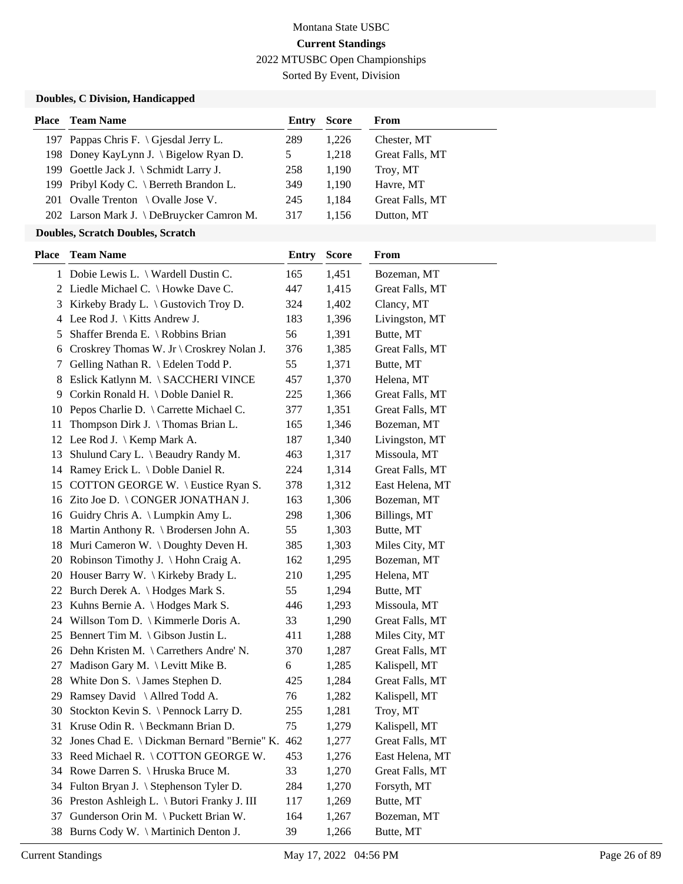Montana State USBC

**Current Standings**

2022 MTUSBC Open Championships

Sorted By Event, Division

### Doubles, C Division, Handicapped

| Place | Team Name | Entry | Score | From |
|---|---|---|---|---|
| 197 | Pappas Chris F. \ Gjesdal Jerry L. | 289 | 1,226 | Chester, MT |
| 198 | Doney KayLynn J. \ Bigelow Ryan D. | 5 | 1,218 | Great Falls, MT |
| 199 | Goettle Jack J. \ Schmidt Larry J. | 258 | 1,190 | Troy, MT |
| 199 | Pribyl Kody C. \ Berreth Brandon L. | 349 | 1,190 | Havre, MT |
| 201 | Ovalle Trenton \ Ovalle Jose V. | 245 | 1,184 | Great Falls, MT |
| 202 | Larson Mark J. \ DeBruycker Camron M. | 317 | 1,156 | Dutton, MT |

### Doubles, Scratch Doubles, Scratch

| Place | Team Name | Entry | Score | From |
|---|---|---|---|---|
| 1 | Dobie Lewis L. \ Wardell Dustin C. | 165 | 1,451 | Bozeman, MT |
| 2 | Liedle Michael C. \ Howke Dave C. | 447 | 1,415 | Great Falls, MT |
| 3 | Kirkeby Brady L. \ Gustovich Troy D. | 324 | 1,402 | Clancy, MT |
| 4 | Lee Rod J. \ Kitts Andrew J. | 183 | 1,396 | Livingston, MT |
| 5 | Shaffer Brenda E. \ Robbins Brian | 56 | 1,391 | Butte, MT |
| 6 | Croskrey Thomas W. Jr \ Croskrey Nolan J. | 376 | 1,385 | Great Falls, MT |
| 7 | Gelling Nathan R. \ Edelen Todd P. | 55 | 1,371 | Butte, MT |
| 8 | Eslick Katlynn M. \ SACCHERI VINCE | 457 | 1,370 | Helena, MT |
| 9 | Corkin Ronald H. \ Doble Daniel R. | 225 | 1,366 | Great Falls, MT |
| 10 | Pepos Charlie D. \ Carrette Michael C. | 377 | 1,351 | Great Falls, MT |
| 11 | Thompson Dirk J. \ Thomas Brian L. | 165 | 1,346 | Bozeman, MT |
| 12 | Lee Rod J. \ Kemp Mark A. | 187 | 1,340 | Livingston, MT |
| 13 | Shulund Cary L. \ Beaudry Randy M. | 463 | 1,317 | Missoula, MT |
| 14 | Ramey Erick L. \ Doble Daniel R. | 224 | 1,314 | Great Falls, MT |
| 15 | COTTON GEORGE W. \ Eustice Ryan S. | 378 | 1,312 | East Helena, MT |
| 16 | Zito Joe D. \ CONGER JONATHAN J. | 163 | 1,306 | Bozeman, MT |
| 16 | Guidry Chris A. \ Lumpkin Amy L. | 298 | 1,306 | Billings, MT |
| 18 | Martin Anthony R. \ Brodersen John A. | 55 | 1,303 | Butte, MT |
| 18 | Muri Cameron W. \ Doughty Deven H. | 385 | 1,303 | Miles City, MT |
| 20 | Robinson Timothy J. \ Hohn Craig A. | 162 | 1,295 | Bozeman, MT |
| 20 | Houser Barry W. \ Kirkeby Brady L. | 210 | 1,295 | Helena, MT |
| 22 | Burch Derek A. \ Hodges Mark S. | 55 | 1,294 | Butte, MT |
| 23 | Kuhns Bernie A. \ Hodges Mark S. | 446 | 1,293 | Missoula, MT |
| 24 | Willson Tom D. \ Kimmerle Doris A. | 33 | 1,290 | Great Falls, MT |
| 25 | Bennert Tim M. \ Gibson Justin L. | 411 | 1,288 | Miles City, MT |
| 26 | Dehn Kristen M. \ Carrethers Andre' N. | 370 | 1,287 | Great Falls, MT |
| 27 | Madison Gary M. \ Levitt Mike B. | 6 | 1,285 | Kalispell, MT |
| 28 | White Don S. \ James Stephen D. | 425 | 1,284 | Great Falls, MT |
| 29 | Ramsey David \ Allred Todd A. | 76 | 1,282 | Kalispell, MT |
| 30 | Stockton Kevin S. \ Pennock Larry D. | 255 | 1,281 | Troy, MT |
| 31 | Kruse Odin R. \ Beckmann Brian D. | 75 | 1,279 | Kalispell, MT |
| 32 | Jones Chad E. \ Dickman Bernard "Bernie" K. | 462 | 1,277 | Great Falls, MT |
| 33 | Reed Michael R. \ COTTON GEORGE W. | 453 | 1,276 | East Helena, MT |
| 34 | Rowe Darren S. \ Hruska Bruce M. | 33 | 1,270 | Great Falls, MT |
| 34 | Fulton Bryan J. \ Stephenson Tyler D. | 284 | 1,270 | Forsyth, MT |
| 36 | Preston Ashleigh L. \ Butori Franky J. III | 117 | 1,269 | Butte, MT |
| 37 | Gunderson Orin M. \ Puckett Brian W. | 164 | 1,267 | Bozeman, MT |
| 38 | Burns Cody W. \ Martinich Denton J. | 39 | 1,266 | Butte, MT |

Current Standings May 17, 2022 04:56 PM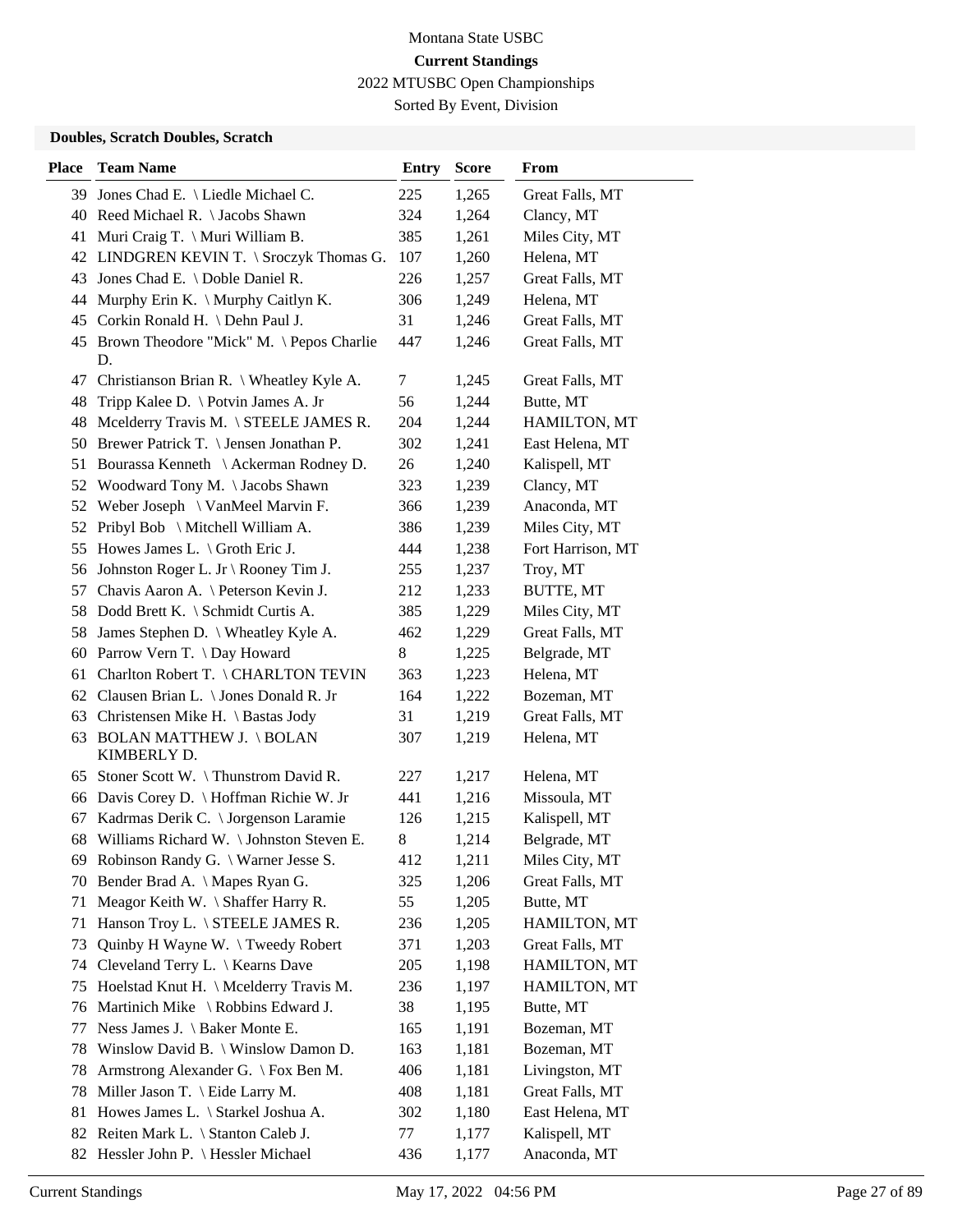Montana State USBC

**Current Standings**

2022 MTUSBC Open Championships

Sorted By Event, Division

**Doubles, Scratch Doubles, Scratch**

| Place | Team Name | Entry | Score | From |
|---|---|---|---|---|
| 39 | Jones Chad E. \ Liedle Michael C. | 225 | 1,265 | Great Falls, MT |
| 40 | Reed Michael R. \ Jacobs Shawn | 324 | 1,264 | Clancy, MT |
| 41 | Muri Craig T. \ Muri William B. | 385 | 1,261 | Miles City, MT |
| 42 | LINDGREN KEVIN T. \ Sroczyk Thomas G. | 107 | 1,260 | Helena, MT |
| 43 | Jones Chad E. \ Doble Daniel R. | 226 | 1,257 | Great Falls, MT |
| 44 | Murphy Erin K. \ Murphy Caitlyn K. | 306 | 1,249 | Helena, MT |
| 45 | Corkin Ronald H. \ Dehn Paul J. | 31 | 1,246 | Great Falls, MT |
| 45 | Brown Theodore "Mick" M. \ Pepos Charlie D. | 447 | 1,246 | Great Falls, MT |
| 47 | Christianson Brian R. \ Wheatley Kyle A. | 7 | 1,245 | Great Falls, MT |
| 48 | Tripp Kalee D. \ Potvin James A. Jr | 56 | 1,244 | Butte, MT |
| 48 | Mcelderry Travis M. \ STEELE JAMES R. | 204 | 1,244 | HAMILTON, MT |
| 50 | Brewer Patrick T. \ Jensen Jonathan P. | 302 | 1,241 | East Helena, MT |
| 51 | Bourassa Kenneth \ Ackerman Rodney D. | 26 | 1,240 | Kalispell, MT |
| 52 | Woodward Tony M. \ Jacobs Shawn | 323 | 1,239 | Clancy, MT |
| 52 | Weber Joseph \ VanMeel Marvin F. | 366 | 1,239 | Anaconda, MT |
| 52 | Pribyl Bob \ Mitchell William A. | 386 | 1,239 | Miles City, MT |
| 55 | Howes James L. \ Groth Eric J. | 444 | 1,238 | Fort Harrison, MT |
| 56 | Johnston Roger L. Jr \ Rooney Tim J. | 255 | 1,237 | Troy, MT |
| 57 | Chavis Aaron A. \ Peterson Kevin J. | 212 | 1,233 | BUTTE, MT |
| 58 | Dodd Brett K. \ Schmidt Curtis A. | 385 | 1,229 | Miles City, MT |
| 58 | James Stephen D. \ Wheatley Kyle A. | 462 | 1,229 | Great Falls, MT |
| 60 | Parrow Vern T. \ Day Howard | 8 | 1,225 | Belgrade, MT |
| 61 | Charlton Robert T. \ CHARLTON TEVIN | 363 | 1,223 | Helena, MT |
| 62 | Clausen Brian L. \ Jones Donald R. Jr | 164 | 1,222 | Bozeman, MT |
| 63 | Christensen Mike H. \ Bastas Jody | 31 | 1,219 | Great Falls, MT |
| 63 | BOLAN MATTHEW J. \ BOLAN KIMBERLY D. | 307 | 1,219 | Helena, MT |
| 65 | Stoner Scott W. \ Thunstrom David R. | 227 | 1,217 | Helena, MT |
| 66 | Davis Corey D. \ Hoffman Richie W. Jr | 441 | 1,216 | Missoula, MT |
| 67 | Kadrmas Derik C. \ Jorgenson Laramie | 126 | 1,215 | Kalispell, MT |
| 68 | Williams Richard W. \ Johnston Steven E. | 8 | 1,214 | Belgrade, MT |
| 69 | Robinson Randy G. \ Warner Jesse S. | 412 | 1,211 | Miles City, MT |
| 70 | Bender Brad A. \ Mapes Ryan G. | 325 | 1,206 | Great Falls, MT |
| 71 | Meagor Keith W. \ Shaffer Harry R. | 55 | 1,205 | Butte, MT |
| 71 | Hanson Troy L. \ STEELE JAMES R. | 236 | 1,205 | HAMILTON, MT |
| 73 | Quinby H Wayne W. \ Tweedy Robert | 371 | 1,203 | Great Falls, MT |
| 74 | Cleveland Terry L. \ Kearns Dave | 205 | 1,198 | HAMILTON, MT |
| 75 | Hoelstad Knut H. \ Mcelderry Travis M. | 236 | 1,197 | HAMILTON, MT |
| 76 | Martinich Mike \ Robbins Edward J. | 38 | 1,195 | Butte, MT |
| 77 | Ness James J. \ Baker Monte E. | 165 | 1,191 | Bozeman, MT |
| 78 | Winslow David B. \ Winslow Damon D. | 163 | 1,181 | Bozeman, MT |
| 78 | Armstrong Alexander G. \ Fox Ben M. | 406 | 1,181 | Livingston, MT |
| 78 | Miller Jason T. \ Eide Larry M. | 408 | 1,181 | Great Falls, MT |
| 81 | Howes James L. \ Starkel Joshua A. | 302 | 1,180 | East Helena, MT |
| 82 | Reiten Mark L. \ Stanton Caleb J. | 77 | 1,177 | Kalispell, MT |
| 82 | Hessler John P. \ Hessler Michael | 436 | 1,177 | Anaconda, MT |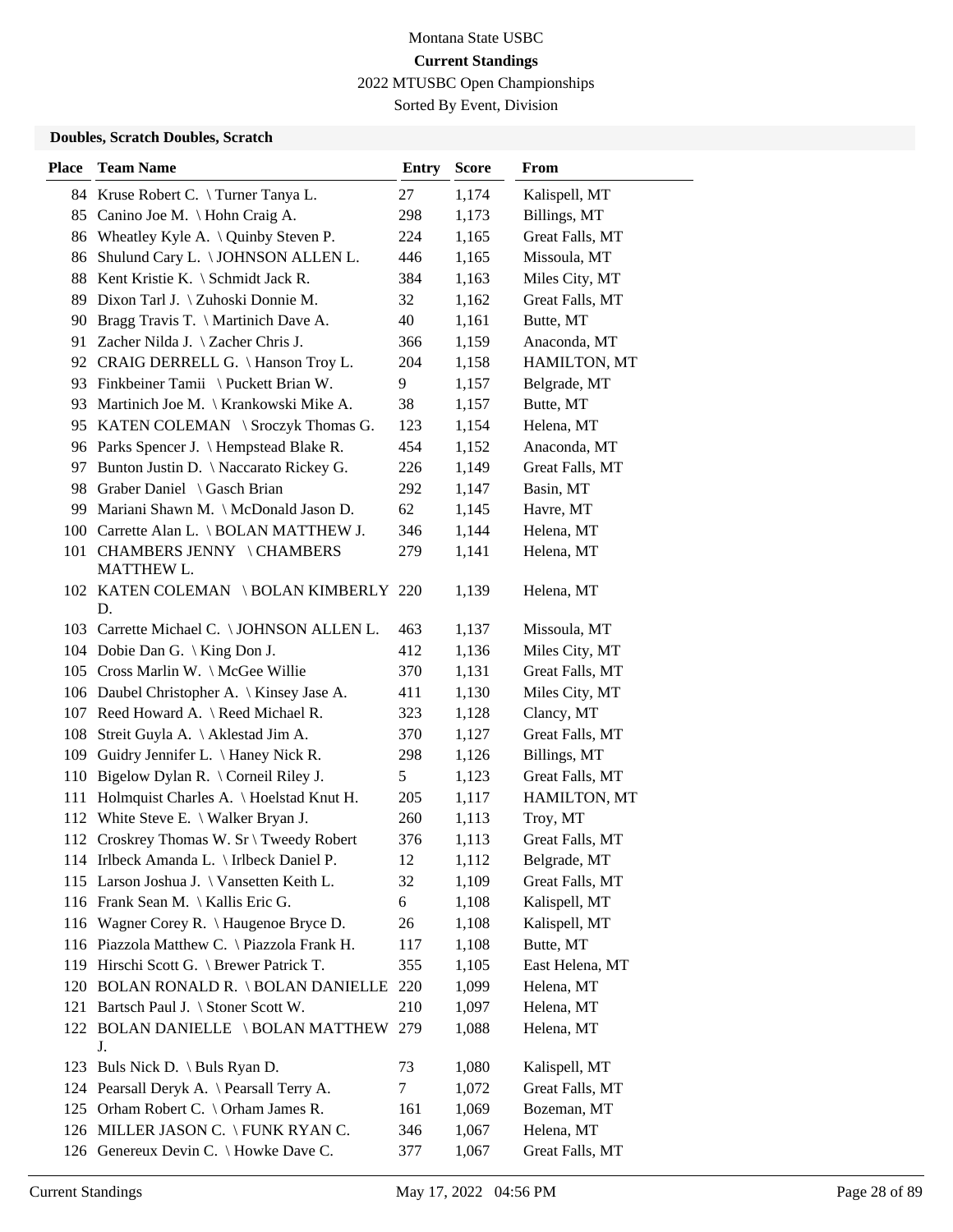Montana State USBC

**Current Standings**

2022 MTUSBC Open Championships

Sorted By Event, Division

### Doubles, Scratch Doubles, Scratch

| Place | Team Name | Entry | Score | From |
|---|---|---|---|---|
| 84 | Kruse Robert C. \ Turner Tanya L. | 27 | 1,174 | Kalispell, MT |
| 85 | Canino Joe M. \ Hohn Craig A. | 298 | 1,173 | Billings, MT |
| 86 | Wheatley Kyle A. \ Quinby Steven P. | 224 | 1,165 | Great Falls, MT |
| 86 | Shulund Cary L. \ JOHNSON ALLEN L. | 446 | 1,165 | Missoula, MT |
| 88 | Kent Kristie K. \ Schmidt Jack R. | 384 | 1,163 | Miles City, MT |
| 89 | Dixon Tarl J. \ Zuhoski Donnie M. | 32 | 1,162 | Great Falls, MT |
| 90 | Bragg Travis T. \ Martinich Dave A. | 40 | 1,161 | Butte, MT |
| 91 | Zacher Nilda J. \ Zacher Chris J. | 366 | 1,159 | Anaconda, MT |
| 92 | CRAIG DERRELL G. \ Hanson Troy L. | 204 | 1,158 | HAMILTON, MT |
| 93 | Finkbeiner Tamii \ Puckett Brian W. | 9 | 1,157 | Belgrade, MT |
| 93 | Martinich Joe M. \ Krankowski Mike A. | 38 | 1,157 | Butte, MT |
| 95 | KATEN COLEMAN \ Sroczyk Thomas G. | 123 | 1,154 | Helena, MT |
| 96 | Parks Spencer J. \ Hempstead Blake R. | 454 | 1,152 | Anaconda, MT |
| 97 | Bunton Justin D. \ Naccarato Rickey G. | 226 | 1,149 | Great Falls, MT |
| 98 | Graber Daniel \ Gasch Brian | 292 | 1,147 | Basin, MT |
| 99 | Mariani Shawn M. \ McDonald Jason D. | 62 | 1,145 | Havre, MT |
| 100 | Carrette Alan L. \ BOLAN MATTHEW J. | 346 | 1,144 | Helena, MT |
| 101 | CHAMBERS JENNY \ CHAMBERS MATTHEW L. | 279 | 1,141 | Helena, MT |
| 102 | KATEN COLEMAN \ BOLAN KIMBERLY D. | 220 | 1,139 | Helena, MT |
| 103 | Carrette Michael C. \ JOHNSON ALLEN L. | 463 | 1,137 | Missoula, MT |
| 104 | Dobie Dan G. \ King Don J. | 412 | 1,136 | Miles City, MT |
| 105 | Cross Marlin W. \ McGee Willie | 370 | 1,131 | Great Falls, MT |
| 106 | Daubel Christopher A. \ Kinsey Jase A. | 411 | 1,130 | Miles City, MT |
| 107 | Reed Howard A. \ Reed Michael R. | 323 | 1,128 | Clancy, MT |
| 108 | Streit Guyla A. \ Aklestad Jim A. | 370 | 1,127 | Great Falls, MT |
| 109 | Guidry Jennifer L. \ Haney Nick R. | 298 | 1,126 | Billings, MT |
| 110 | Bigelow Dylan R. \ Corneil Riley J. | 5 | 1,123 | Great Falls, MT |
| 111 | Holmquist Charles A. \ Hoelstad Knut H. | 205 | 1,117 | HAMILTON, MT |
| 112 | White Steve E. \ Walker Bryan J. | 260 | 1,113 | Troy, MT |
| 112 | Croskrey Thomas W. Sr \ Tweedy Robert | 376 | 1,113 | Great Falls, MT |
| 114 | Irlbeck Amanda L. \ Irlbeck Daniel P. | 12 | 1,112 | Belgrade, MT |
| 115 | Larson Joshua J. \ Vansetten Keith L. | 32 | 1,109 | Great Falls, MT |
| 116 | Frank Sean M. \ Kallis Eric G. | 6 | 1,108 | Kalispell, MT |
| 116 | Wagner Corey R. \ Haugenoe Bryce D. | 26 | 1,108 | Kalispell, MT |
| 116 | Piazzola Matthew C. \ Piazzola Frank H. | 117 | 1,108 | Butte, MT |
| 119 | Hirschi Scott G. \ Brewer Patrick T. | 355 | 1,105 | East Helena, MT |
| 120 | BOLAN RONALD R. \ BOLAN DANIELLE | 220 | 1,099 | Helena, MT |
| 121 | Bartsch Paul J. \ Stoner Scott W. | 210 | 1,097 | Helena, MT |
| 122 | BOLAN DANIELLE \ BOLAN MATTHEW J. | 279 | 1,088 | Helena, MT |
| 123 | Buls Nick D. \ Buls Ryan D. | 73 | 1,080 | Kalispell, MT |
| 124 | Pearsall Deryk A. \ Pearsall Terry A. | 7 | 1,072 | Great Falls, MT |
| 125 | Orham Robert C. \ Orham James R. | 161 | 1,069 | Bozeman, MT |
| 126 | MILLER JASON C. \ FUNK RYAN C. | 346 | 1,067 | Helena, MT |
| 126 | Genereux Devin C. \ Howke Dave C. | 377 | 1,067 | Great Falls, MT |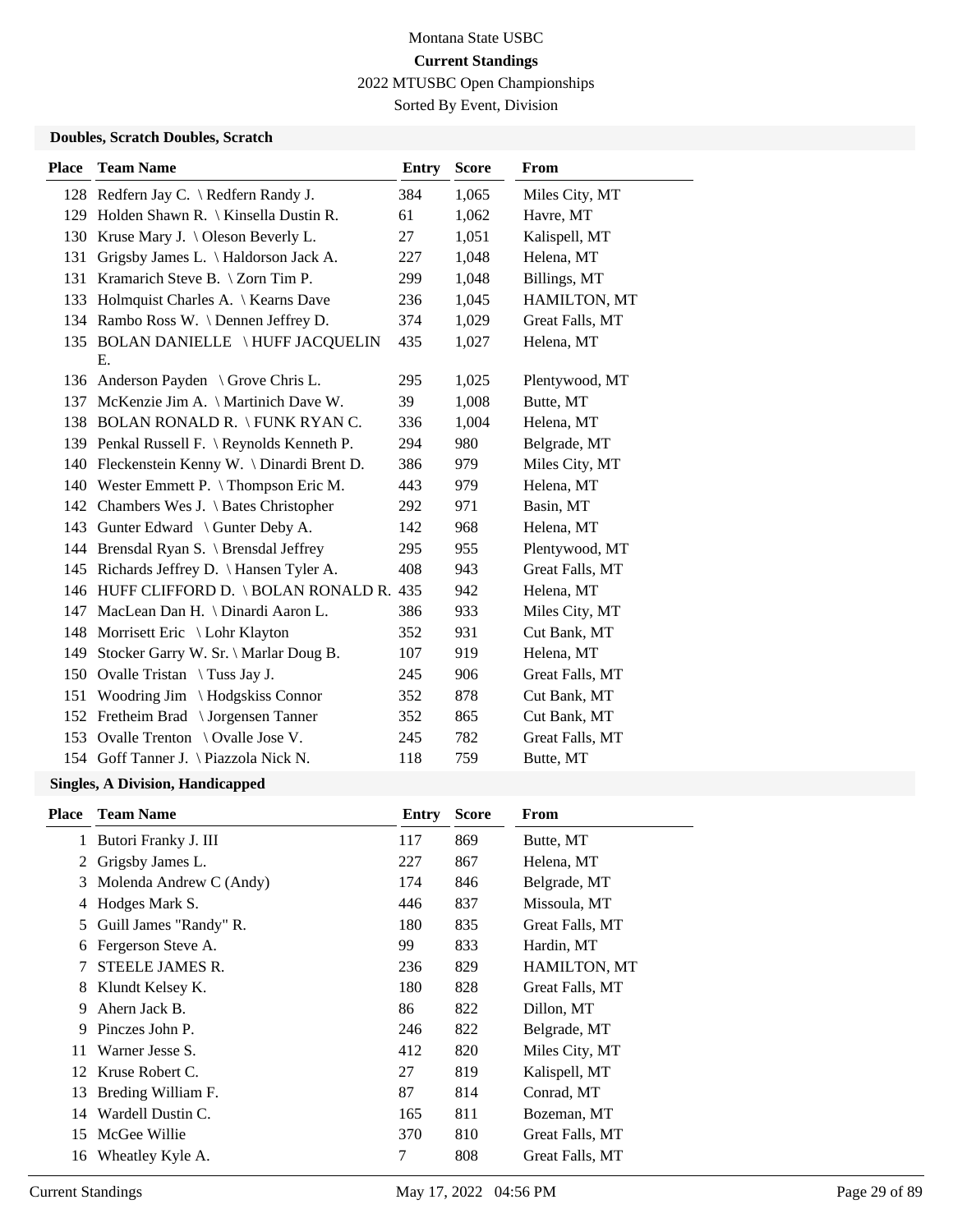Montana State USBC

**Current Standings**

2022 MTUSBC Open Championships

Sorted By Event, Division

**Doubles, Scratch Doubles, Scratch**

| Place | Team Name | Entry | Score | From |
|---|---|---|---|---|
| 128 | Redfern Jay C. \ Redfern Randy J. | 384 | 1,065 | Miles City, MT |
| 129 | Holden Shawn R. \ Kinsella Dustin R. | 61 | 1,062 | Havre, MT |
| 130 | Kruse Mary J. \ Oleson Beverly L. | 27 | 1,051 | Kalispell, MT |
| 131 | Grigsby James L. \ Haldorson Jack A. | 227 | 1,048 | Helena, MT |
| 131 | Kramarich Steve B. \ Zorn Tim P. | 299 | 1,048 | Billings, MT |
| 133 | Holmquist Charles A. \ Kearns Dave | 236 | 1,045 | HAMILTON, MT |
| 134 | Rambo Ross W. \ Dennen Jeffrey D. | 374 | 1,029 | Great Falls, MT |
| 135 | BOLAN DANIELLE \ HUFF JACQUELIN E. | 435 | 1,027 | Helena, MT |
| 136 | Anderson Payden \ Grove Chris L. | 295 | 1,025 | Plentywood, MT |
| 137 | McKenzie Jim A. \ Martinich Dave W. | 39 | 1,008 | Butte, MT |
| 138 | BOLAN RONALD R. \ FUNK RYAN C. | 336 | 1,004 | Helena, MT |
| 139 | Penkal Russell F. \ Reynolds Kenneth P. | 294 | 980 | Belgrade, MT |
| 140 | Fleckenstein Kenny W. \ Dinardi Brent D. | 386 | 979 | Miles City, MT |
| 140 | Wester Emmett P. \ Thompson Eric M. | 443 | 979 | Helena, MT |
| 142 | Chambers Wes J. \ Bates Christopher | 292 | 971 | Basin, MT |
| 143 | Gunter Edward \ Gunter Deby A. | 142 | 968 | Helena, MT |
| 144 | Brensdal Ryan S. \ Brensdal Jeffrey | 295 | 955 | Plentywood, MT |
| 145 | Richards Jeffrey D. \ Hansen Tyler A. | 408 | 943 | Great Falls, MT |
| 146 | HUFF CLIFFORD D. \ BOLAN RONALD R. | 435 | 942 | Helena, MT |
| 147 | MacLean Dan H. \ Dinardi Aaron L. | 386 | 933 | Miles City, MT |
| 148 | Morrisett Eric \ Lohr Klayton | 352 | 931 | Cut Bank, MT |
| 149 | Stocker Garry W. Sr. \ Marlar Doug B. | 107 | 919 | Helena, MT |
| 150 | Ovalle Tristan \ Tuss Jay J. | 245 | 906 | Great Falls, MT |
| 151 | Woodring Jim \ Hodgskiss Connor | 352 | 878 | Cut Bank, MT |
| 152 | Fretheim Brad \ Jorgensen Tanner | 352 | 865 | Cut Bank, MT |
| 153 | Ovalle Trenton \ Ovalle Jose V. | 245 | 782 | Great Falls, MT |
| 154 | Goff Tanner J. \ Piazzola Nick N. | 118 | 759 | Butte, MT |

**Singles, A Division, Handicapped**

| Place | Team Name | Entry | Score | From |
|---|---|---|---|---|
| 1 | Butori Franky J. III | 117 | 869 | Butte, MT |
| 2 | Grigsby James L. | 227 | 867 | Helena, MT |
| 3 | Molenda Andrew C (Andy) | 174 | 846 | Belgrade, MT |
| 4 | Hodges Mark S. | 446 | 837 | Missoula, MT |
| 5 | Guill James "Randy" R. | 180 | 835 | Great Falls, MT |
| 6 | Fergerson Steve A. | 99 | 833 | Hardin, MT |
| 7 | STEELE JAMES R. | 236 | 829 | HAMILTON, MT |
| 8 | Klundt Kelsey K. | 180 | 828 | Great Falls, MT |
| 9 | Ahern Jack B. | 86 | 822 | Dillon, MT |
| 9 | Pinczes John P. | 246 | 822 | Belgrade, MT |
| 11 | Warner Jesse S. | 412 | 820 | Miles City, MT |
| 12 | Kruse Robert C. | 27 | 819 | Kalispell, MT |
| 13 | Breding William F. | 87 | 814 | Conrad, MT |
| 14 | Wardell Dustin C. | 165 | 811 | Bozeman, MT |
| 15 | McGee Willie | 370 | 810 | Great Falls, MT |
| 16 | Wheatley Kyle A. | 7 | 808 | Great Falls, MT |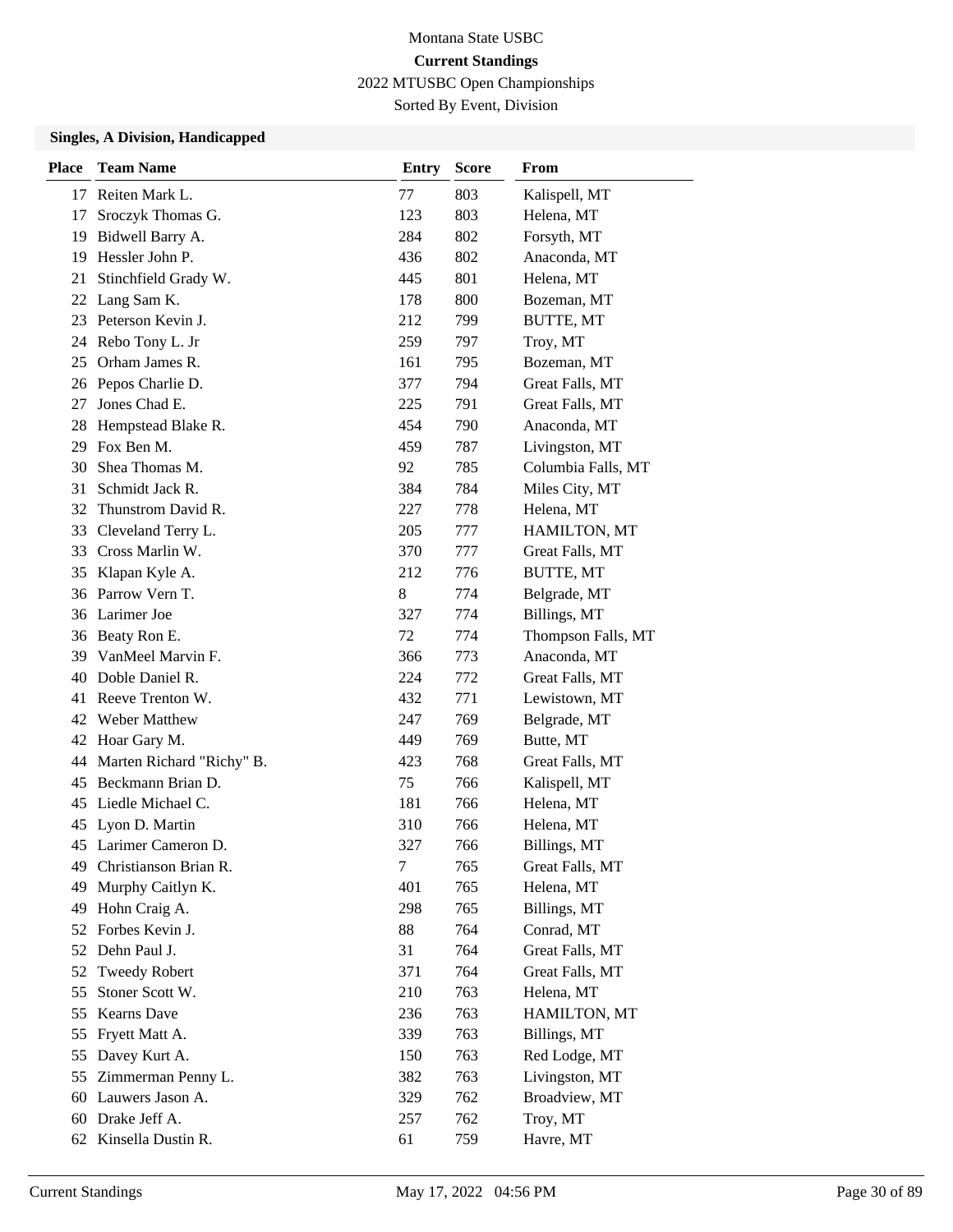Montana State USBC

**Current Standings**

2022 MTUSBC Open Championships

Sorted By Event, Division

### Singles, A Division, Handicapped

| Place | Team Name | Entry | Score | From |
|---|---|---|---|---|
| 17 | Reiten Mark L. | 77 | 803 | Kalispell, MT |
| 17 | Sroczyk Thomas G. | 123 | 803 | Helena, MT |
| 19 | Bidwell Barry A. | 284 | 802 | Forsyth, MT |
| 19 | Hessler John P. | 436 | 802 | Anaconda, MT |
| 21 | Stinchfield Grady W. | 445 | 801 | Helena, MT |
| 22 | Lang Sam K. | 178 | 800 | Bozeman, MT |
| 23 | Peterson Kevin J. | 212 | 799 | BUTTE, MT |
| 24 | Rebo Tony L. Jr | 259 | 797 | Troy, MT |
| 25 | Orham James R. | 161 | 795 | Bozeman, MT |
| 26 | Pepos Charlie D. | 377 | 794 | Great Falls, MT |
| 27 | Jones Chad E. | 225 | 791 | Great Falls, MT |
| 28 | Hempstead Blake R. | 454 | 790 | Anaconda, MT |
| 29 | Fox Ben M. | 459 | 787 | Livingston, MT |
| 30 | Shea Thomas M. | 92 | 785 | Columbia Falls, MT |
| 31 | Schmidt Jack R. | 384 | 784 | Miles City, MT |
| 32 | Thunstrom David R. | 227 | 778 | Helena, MT |
| 33 | Cleveland Terry L. | 205 | 777 | HAMILTON, MT |
| 33 | Cross Marlin W. | 370 | 777 | Great Falls, MT |
| 35 | Klapan Kyle A. | 212 | 776 | BUTTE, MT |
| 36 | Parrow Vern T. | 8 | 774 | Belgrade, MT |
| 36 | Larimer Joe | 327 | 774 | Billings, MT |
| 36 | Beaty Ron E. | 72 | 774 | Thompson Falls, MT |
| 39 | VanMeel Marvin F. | 366 | 773 | Anaconda, MT |
| 40 | Doble Daniel R. | 224 | 772 | Great Falls, MT |
| 41 | Reeve Trenton W. | 432 | 771 | Lewistown, MT |
| 42 | Weber Matthew | 247 | 769 | Belgrade, MT |
| 42 | Hoar Gary M. | 449 | 769 | Butte, MT |
| 44 | Marten Richard "Richy" B. | 423 | 768 | Great Falls, MT |
| 45 | Beckmann Brian D. | 75 | 766 | Kalispell, MT |
| 45 | Liedle Michael C. | 181 | 766 | Helena, MT |
| 45 | Lyon D. Martin | 310 | 766 | Helena, MT |
| 45 | Larimer Cameron D. | 327 | 766 | Billings, MT |
| 49 | Christianson Brian R. | 7 | 765 | Great Falls, MT |
| 49 | Murphy Caitlyn K. | 401 | 765 | Helena, MT |
| 49 | Hohn Craig A. | 298 | 765 | Billings, MT |
| 52 | Forbes Kevin J. | 88 | 764 | Conrad, MT |
| 52 | Dehn Paul J. | 31 | 764 | Great Falls, MT |
| 52 | Tweedy Robert | 371 | 764 | Great Falls, MT |
| 55 | Stoner Scott W. | 210 | 763 | Helena, MT |
| 55 | Kearns Dave | 236 | 763 | HAMILTON, MT |
| 55 | Fryett Matt A. | 339 | 763 | Billings, MT |
| 55 | Davey Kurt A. | 150 | 763 | Red Lodge, MT |
| 55 | Zimmerman Penny L. | 382 | 763 | Livingston, MT |
| 60 | Lauwers Jason A. | 329 | 762 | Broadview, MT |
| 60 | Drake Jeff A. | 257 | 762 | Troy, MT |
| 62 | Kinsella Dustin R. | 61 | 759 | Havre, MT |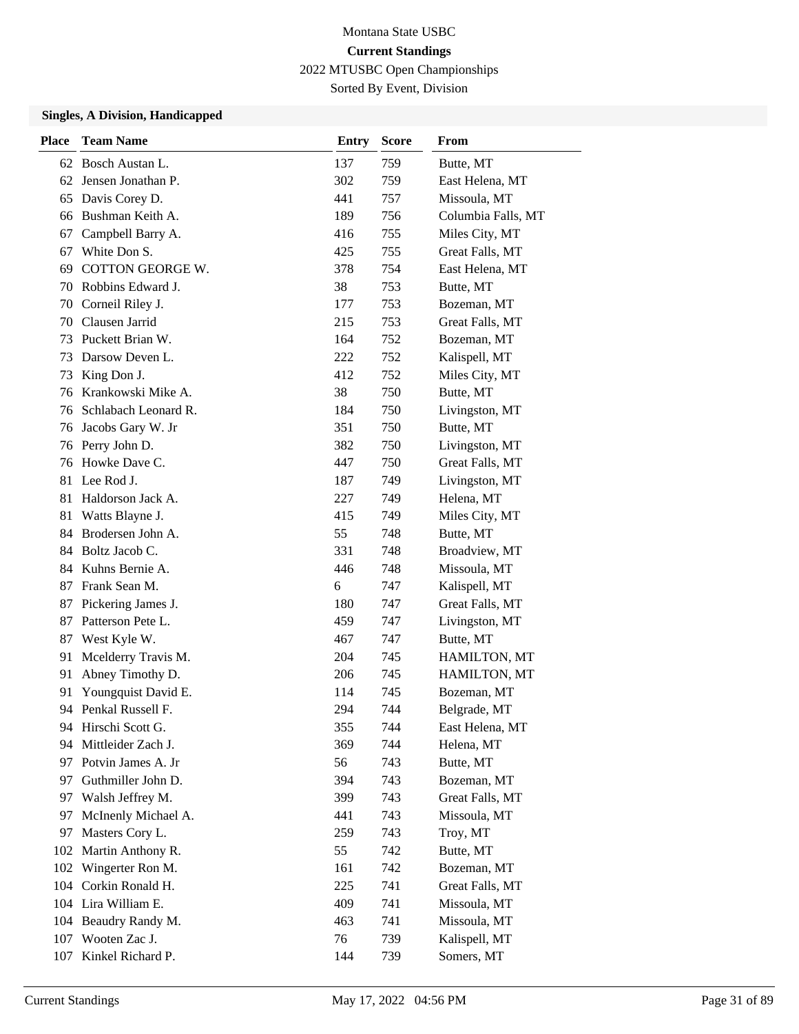Montana State USBC

**Current Standings**

2022 MTUSBC Open Championships

Sorted By Event, Division

### Singles, A Division, Handicapped

| Place | Team Name | Entry | Score | From |
|---|---|---|---|---|
| 62 | Bosch Austan L. | 137 | 759 | Butte, MT |
| 62 | Jensen Jonathan P. | 302 | 759 | East Helena, MT |
| 65 | Davis Corey D. | 441 | 757 | Missoula, MT |
| 66 | Bushman Keith A. | 189 | 756 | Columbia Falls, MT |
| 67 | Campbell Barry A. | 416 | 755 | Miles City, MT |
| 67 | White Don S. | 425 | 755 | Great Falls, MT |
| 69 | COTTON GEORGE W. | 378 | 754 | East Helena, MT |
| 70 | Robbins Edward J. | 38 | 753 | Butte, MT |
| 70 | Corneil Riley J. | 177 | 753 | Bozeman, MT |
| 70 | Clausen Jarrid | 215 | 753 | Great Falls, MT |
| 73 | Puckett Brian W. | 164 | 752 | Bozeman, MT |
| 73 | Darsow Deven L. | 222 | 752 | Kalispell, MT |
| 73 | King Don J. | 412 | 752 | Miles City, MT |
| 76 | Krankowski Mike A. | 38 | 750 | Butte, MT |
| 76 | Schlabach Leonard R. | 184 | 750 | Livingston, MT |
| 76 | Jacobs Gary W. Jr | 351 | 750 | Butte, MT |
| 76 | Perry John D. | 382 | 750 | Livingston, MT |
| 76 | Howke Dave C. | 447 | 750 | Great Falls, MT |
| 81 | Lee Rod J. | 187 | 749 | Livingston, MT |
| 81 | Haldorson Jack A. | 227 | 749 | Helena, MT |
| 81 | Watts Blayne J. | 415 | 749 | Miles City, MT |
| 84 | Brodersen John A. | 55 | 748 | Butte, MT |
| 84 | Boltz Jacob C. | 331 | 748 | Broadview, MT |
| 84 | Kuhns Bernie A. | 446 | 748 | Missoula, MT |
| 87 | Frank Sean M. | 6 | 747 | Kalispell, MT |
| 87 | Pickering James J. | 180 | 747 | Great Falls, MT |
| 87 | Patterson Pete L. | 459 | 747 | Livingston, MT |
| 87 | West Kyle W. | 467 | 747 | Butte, MT |
| 91 | Mcelderry Travis M. | 204 | 745 | HAMILTON, MT |
| 91 | Abney Timothy D. | 206 | 745 | HAMILTON, MT |
| 91 | Youngquist David E. | 114 | 745 | Bozeman, MT |
| 94 | Penkal Russell F. | 294 | 744 | Belgrade, MT |
| 94 | Hirschi Scott G. | 355 | 744 | East Helena, MT |
| 94 | Mittleider Zach J. | 369 | 744 | Helena, MT |
| 97 | Potvin James A. Jr | 56 | 743 | Butte, MT |
| 97 | Guthmiller John D. | 394 | 743 | Bozeman, MT |
| 97 | Walsh Jeffrey M. | 399 | 743 | Great Falls, MT |
| 97 | McInenly Michael A. | 441 | 743 | Missoula, MT |
| 97 | Masters Cory L. | 259 | 743 | Troy, MT |
| 102 | Martin Anthony R. | 55 | 742 | Butte, MT |
| 102 | Wingerter Ron M. | 161 | 742 | Bozeman, MT |
| 104 | Corkin Ronald H. | 225 | 741 | Great Falls, MT |
| 104 | Lira William E. | 409 | 741 | Missoula, MT |
| 104 | Beaudry Randy M. | 463 | 741 | Missoula, MT |
| 107 | Wooten Zac J. | 76 | 739 | Kalispell, MT |
| 107 | Kinkel Richard P. | 144 | 739 | Somers, MT |

Current Standings    May 17, 2022 04:56 PM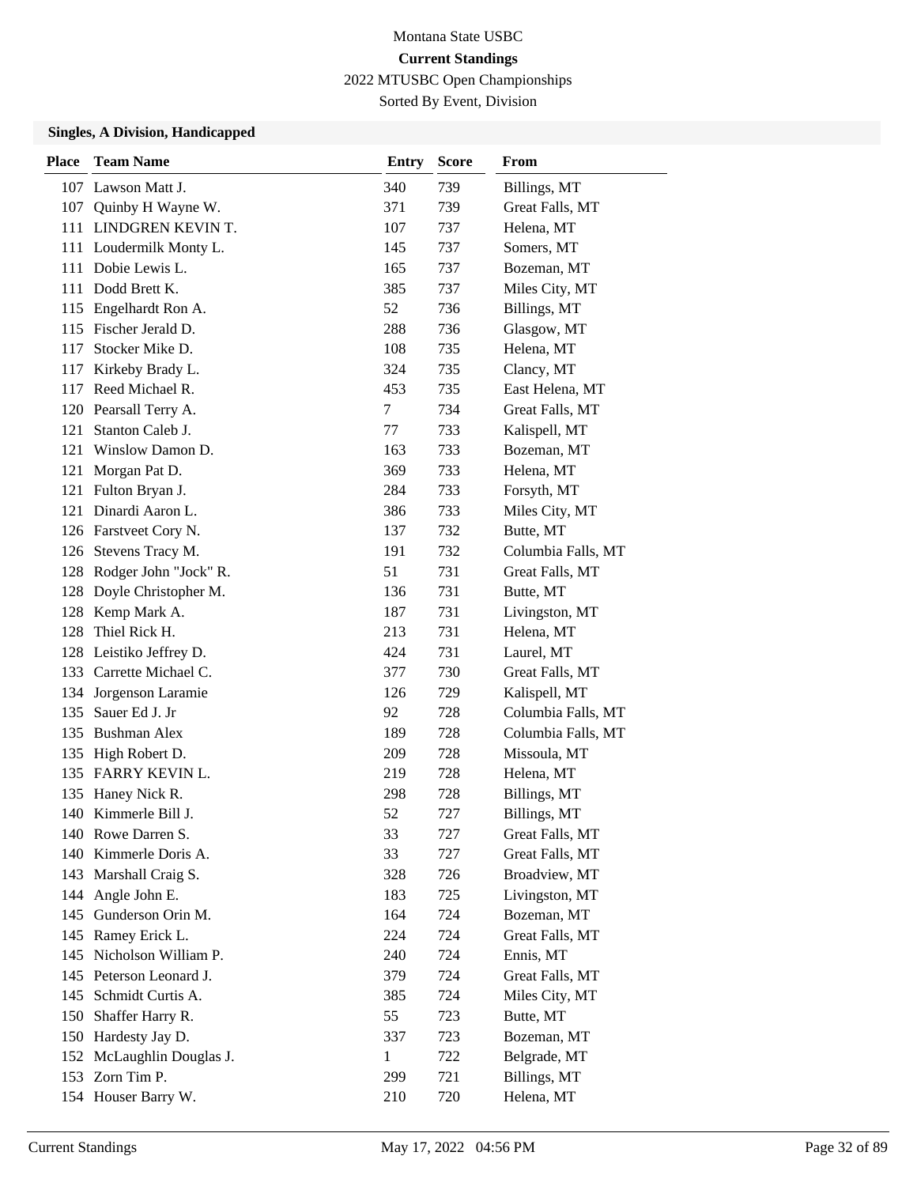Montana State USBC

**Current Standings**

2022 MTUSBC Open Championships

Sorted By Event, Division

### Singles, A Division, Handicapped

| Place | Team Name | Entry | Score | From |
|---|---|---|---|---|
| 107 | Lawson Matt J. | 340 | 739 | Billings, MT |
| 107 | Quinby H Wayne W. | 371 | 739 | Great Falls, MT |
| 111 | LINDGREN KEVIN T. | 107 | 737 | Helena, MT |
| 111 | Loudermilk Monty L. | 145 | 737 | Somers, MT |
| 111 | Dobie Lewis L. | 165 | 737 | Bozeman, MT |
| 111 | Dodd Brett K. | 385 | 737 | Miles City, MT |
| 115 | Engelhardt Ron A. | 52 | 736 | Billings, MT |
| 115 | Fischer Jerald D. | 288 | 736 | Glasgow, MT |
| 117 | Stocker Mike D. | 108 | 735 | Helena, MT |
| 117 | Kirkeby Brady L. | 324 | 735 | Clancy, MT |
| 117 | Reed Michael R. | 453 | 735 | East Helena, MT |
| 120 | Pearsall Terry A. | 7 | 734 | Great Falls, MT |
| 121 | Stanton Caleb J. | 77 | 733 | Kalispell, MT |
| 121 | Winslow Damon D. | 163 | 733 | Bozeman, MT |
| 121 | Morgan Pat D. | 369 | 733 | Helena, MT |
| 121 | Fulton Bryan J. | 284 | 733 | Forsyth, MT |
| 121 | Dinardi Aaron L. | 386 | 733 | Miles City, MT |
| 126 | Farstveet Cory N. | 137 | 732 | Butte, MT |
| 126 | Stevens Tracy M. | 191 | 732 | Columbia Falls, MT |
| 128 | Rodger John "Jock" R. | 51 | 731 | Great Falls, MT |
| 128 | Doyle Christopher M. | 136 | 731 | Butte, MT |
| 128 | Kemp Mark A. | 187 | 731 | Livingston, MT |
| 128 | Thiel Rick H. | 213 | 731 | Helena, MT |
| 128 | Leistiko Jeffrey D. | 424 | 731 | Laurel, MT |
| 133 | Carrette Michael C. | 377 | 730 | Great Falls, MT |
| 134 | Jorgenson Laramie | 126 | 729 | Kalispell, MT |
| 135 | Sauer Ed J. Jr | 92 | 728 | Columbia Falls, MT |
| 135 | Bushman Alex | 189 | 728 | Columbia Falls, MT |
| 135 | High Robert D. | 209 | 728 | Missoula, MT |
| 135 | FARRY KEVIN L. | 219 | 728 | Helena, MT |
| 135 | Haney Nick R. | 298 | 728 | Billings, MT |
| 140 | Kimmerle Bill J. | 52 | 727 | Billings, MT |
| 140 | Rowe Darren S. | 33 | 727 | Great Falls, MT |
| 140 | Kimmerle Doris A. | 33 | 727 | Great Falls, MT |
| 143 | Marshall Craig S. | 328 | 726 | Broadview, MT |
| 144 | Angle John E. | 183 | 725 | Livingston, MT |
| 145 | Gunderson Orin M. | 164 | 724 | Bozeman, MT |
| 145 | Ramey Erick L. | 224 | 724 | Great Falls, MT |
| 145 | Nicholson William P. | 240 | 724 | Ennis, MT |
| 145 | Peterson Leonard J. | 379 | 724 | Great Falls, MT |
| 145 | Schmidt Curtis A. | 385 | 724 | Miles City, MT |
| 150 | Shaffer Harry R. | 55 | 723 | Butte, MT |
| 150 | Hardesty Jay D. | 337 | 723 | Bozeman, MT |
| 152 | McLaughlin Douglas J. | 1 | 722 | Belgrade, MT |
| 153 | Zorn Tim P. | 299 | 721 | Billings, MT |
| 154 | Houser Barry W. | 210 | 720 | Helena, MT |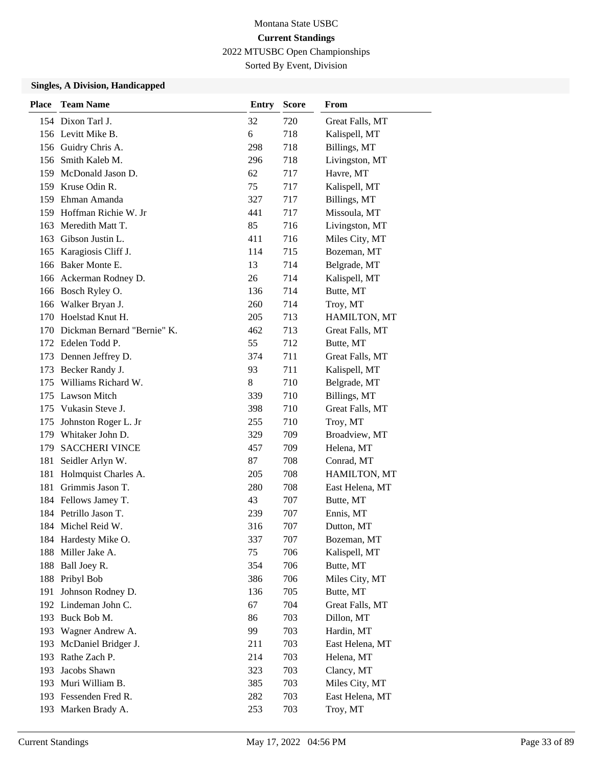Montana State USBC

**Current Standings**

2022 MTUSBC Open Championships

Sorted By Event, Division

### Singles, A Division, Handicapped

| Place | Team Name | Entry | Score | From |
|---|---|---|---|---|
| 154 | Dixon Tarl J. | 32 | 720 | Great Falls, MT |
| 156 | Levitt Mike B. | 6 | 718 | Kalispell, MT |
| 156 | Guidry Chris A. | 298 | 718 | Billings, MT |
| 156 | Smith Kaleb M. | 296 | 718 | Livingston, MT |
| 159 | McDonald Jason D. | 62 | 717 | Havre, MT |
| 159 | Kruse Odin R. | 75 | 717 | Kalispell, MT |
| 159 | Ehman Amanda | 327 | 717 | Billings, MT |
| 159 | Hoffman Richie W. Jr | 441 | 717 | Missoula, MT |
| 163 | Meredith Matt T. | 85 | 716 | Livingston, MT |
| 163 | Gibson Justin L. | 411 | 716 | Miles City, MT |
| 165 | Karagiosis Cliff J. | 114 | 715 | Bozeman, MT |
| 166 | Baker Monte E. | 13 | 714 | Belgrade, MT |
| 166 | Ackerman Rodney D. | 26 | 714 | Kalispell, MT |
| 166 | Bosch Ryley O. | 136 | 714 | Butte, MT |
| 166 | Walker Bryan J. | 260 | 714 | Troy, MT |
| 170 | Hoelstad Knut H. | 205 | 713 | HAMILTON, MT |
| 170 | Dickman Bernard "Bernie" K. | 462 | 713 | Great Falls, MT |
| 172 | Edelen Todd P. | 55 | 712 | Butte, MT |
| 173 | Dennen Jeffrey D. | 374 | 711 | Great Falls, MT |
| 173 | Becker Randy J. | 93 | 711 | Kalispell, MT |
| 175 | Williams Richard W. | 8 | 710 | Belgrade, MT |
| 175 | Lawson Mitch | 339 | 710 | Billings, MT |
| 175 | Vukasin Steve J. | 398 | 710 | Great Falls, MT |
| 175 | Johnston Roger L. Jr | 255 | 710 | Troy, MT |
| 179 | Whitaker John D. | 329 | 709 | Broadview, MT |
| 179 | SACCHERI VINCE | 457 | 709 | Helena, MT |
| 181 | Seidler Arlyn W. | 87 | 708 | Conrad, MT |
| 181 | Holmquist Charles A. | 205 | 708 | HAMILTON, MT |
| 181 | Grimmis Jason T. | 280 | 708 | East Helena, MT |
| 184 | Fellows Jamey T. | 43 | 707 | Butte, MT |
| 184 | Petrillo Jason T. | 239 | 707 | Ennis, MT |
| 184 | Michel Reid W. | 316 | 707 | Dutton, MT |
| 184 | Hardesty Mike O. | 337 | 707 | Bozeman, MT |
| 188 | Miller Jake A. | 75 | 706 | Kalispell, MT |
| 188 | Ball Joey R. | 354 | 706 | Butte, MT |
| 188 | Pribyl Bob | 386 | 706 | Miles City, MT |
| 191 | Johnson Rodney D. | 136 | 705 | Butte, MT |
| 192 | Lindeman John C. | 67 | 704 | Great Falls, MT |
| 193 | Buck Bob M. | 86 | 703 | Dillon, MT |
| 193 | Wagner Andrew A. | 99 | 703 | Hardin, MT |
| 193 | McDaniel Bridger J. | 211 | 703 | East Helena, MT |
| 193 | Rathe Zach P. | 214 | 703 | Helena, MT |
| 193 | Jacobs Shawn | 323 | 703 | Clancy, MT |
| 193 | Muri William B. | 385 | 703 | Miles City, MT |
| 193 | Fessenden Fred R. | 282 | 703 | East Helena, MT |
| 193 | Marken Brady A. | 253 | 703 | Troy, MT |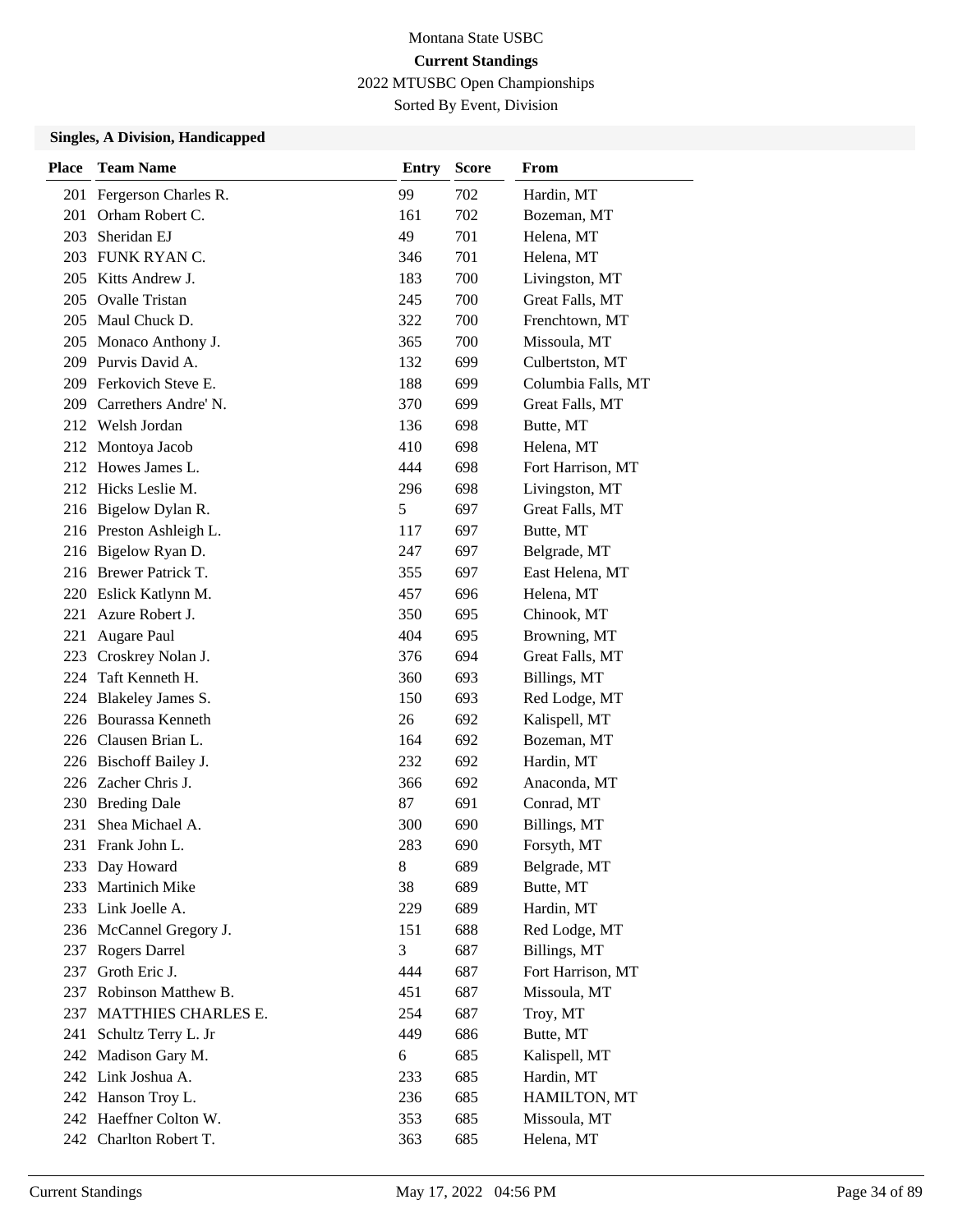Montana State USBC

**Current Standings**

2022 MTUSBC Open Championships

Sorted By Event, Division

### Singles, A Division, Handicapped

| Place | Team Name | Entry | Score | From |
|---|---|---|---|---|
| 201 | Fergerson Charles R. | 99 | 702 | Hardin, MT |
| 201 | Orham Robert C. | 161 | 702 | Bozeman, MT |
| 203 | Sheridan EJ | 49 | 701 | Helena, MT |
| 203 | FUNK RYAN C. | 346 | 701 | Helena, MT |
| 205 | Kitts Andrew J. | 183 | 700 | Livingston, MT |
| 205 | Ovalle Tristan | 245 | 700 | Great Falls, MT |
| 205 | Maul Chuck D. | 322 | 700 | Frenchtown, MT |
| 205 | Monaco Anthony J. | 365 | 700 | Missoula, MT |
| 209 | Purvis David A. | 132 | 699 | Culbertston, MT |
| 209 | Ferkovich Steve E. | 188 | 699 | Columbia Falls, MT |
| 209 | Carrethers Andre' N. | 370 | 699 | Great Falls, MT |
| 212 | Welsh Jordan | 136 | 698 | Butte, MT |
| 212 | Montoya Jacob | 410 | 698 | Helena, MT |
| 212 | Howes James L. | 444 | 698 | Fort Harrison, MT |
| 212 | Hicks Leslie M. | 296 | 698 | Livingston, MT |
| 216 | Bigelow Dylan R. | 5 | 697 | Great Falls, MT |
| 216 | Preston Ashleigh L. | 117 | 697 | Butte, MT |
| 216 | Bigelow Ryan D. | 247 | 697 | Belgrade, MT |
| 216 | Brewer Patrick T. | 355 | 697 | East Helena, MT |
| 220 | Eslick Katlynn M. | 457 | 696 | Helena, MT |
| 221 | Azure Robert J. | 350 | 695 | Chinook, MT |
| 221 | Augare Paul | 404 | 695 | Browning, MT |
| 223 | Croskrey Nolan J. | 376 | 694 | Great Falls, MT |
| 224 | Taft Kenneth H. | 360 | 693 | Billings, MT |
| 224 | Blakeley James S. | 150 | 693 | Red Lodge, MT |
| 226 | Bourassa Kenneth | 26 | 692 | Kalispell, MT |
| 226 | Clausen Brian L. | 164 | 692 | Bozeman, MT |
| 226 | Bischoff Bailey J. | 232 | 692 | Hardin, MT |
| 226 | Zacher Chris J. | 366 | 692 | Anaconda, MT |
| 230 | Breding Dale | 87 | 691 | Conrad, MT |
| 231 | Shea Michael A. | 300 | 690 | Billings, MT |
| 231 | Frank John L. | 283 | 690 | Forsyth, MT |
| 233 | Day Howard | 8 | 689 | Belgrade, MT |
| 233 | Martinich Mike | 38 | 689 | Butte, MT |
| 233 | Link Joelle A. | 229 | 689 | Hardin, MT |
| 236 | McCannel Gregory J. | 151 | 688 | Red Lodge, MT |
| 237 | Rogers Darrel | 3 | 687 | Billings, MT |
| 237 | Groth Eric J. | 444 | 687 | Fort Harrison, MT |
| 237 | Robinson Matthew B. | 451 | 687 | Missoula, MT |
| 237 | MATTHIES CHARLES E. | 254 | 687 | Troy, MT |
| 241 | Schultz Terry L. Jr | 449 | 686 | Butte, MT |
| 242 | Madison Gary M. | 6 | 685 | Kalispell, MT |
| 242 | Link Joshua A. | 233 | 685 | Hardin, MT |
| 242 | Hanson Troy L. | 236 | 685 | HAMILTON, MT |
| 242 | Haeffner Colton W. | 353 | 685 | Missoula, MT |
| 242 | Charlton Robert T. | 363 | 685 | Helena, MT |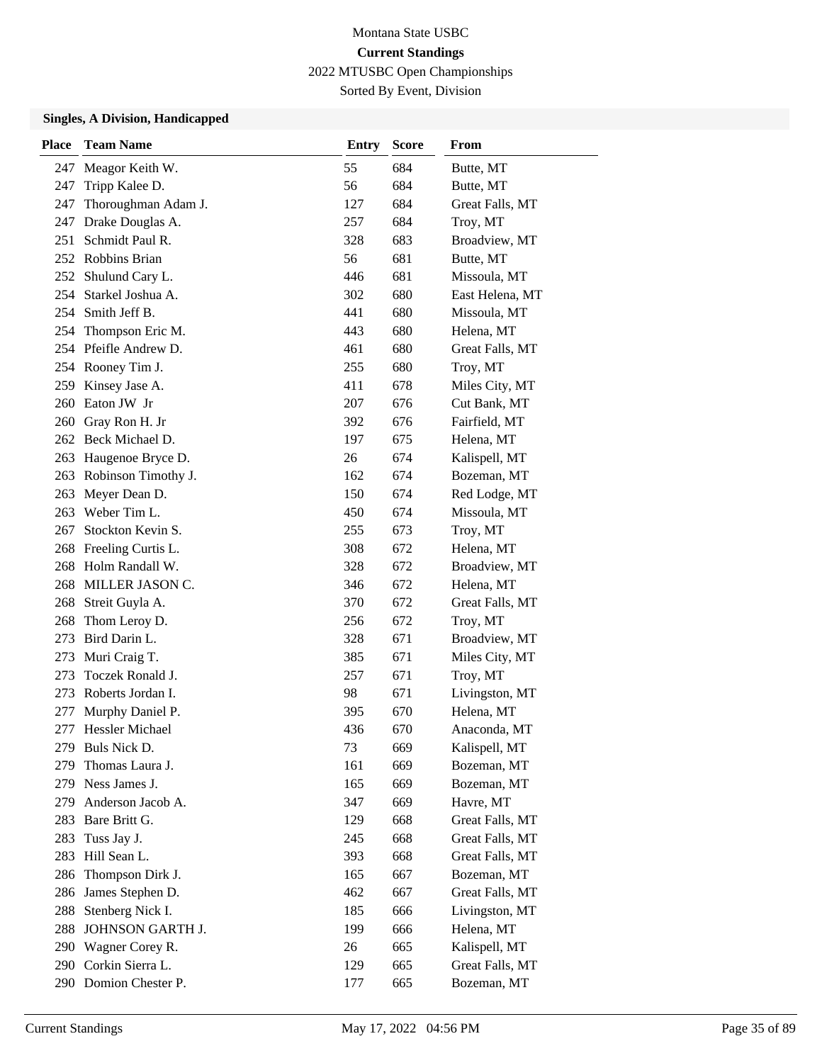Montana State USBC

**Current Standings**

2022 MTUSBC Open Championships

Sorted By Event, Division

### Singles, A Division, Handicapped

| Place | Team Name | Entry | Score | From |
|---|---|---|---|---|
| 247 | Meagor Keith W. | 55 | 684 | Butte, MT |
| 247 | Tripp Kalee D. | 56 | 684 | Butte, MT |
| 247 | Thoroughman Adam J. | 127 | 684 | Great Falls, MT |
| 247 | Drake Douglas A. | 257 | 684 | Troy, MT |
| 251 | Schmidt Paul R. | 328 | 683 | Broadview, MT |
| 252 | Robbins Brian | 56 | 681 | Butte, MT |
| 252 | Shulund Cary L. | 446 | 681 | Missoula, MT |
| 254 | Starkel Joshua A. | 302 | 680 | East Helena, MT |
| 254 | Smith Jeff B. | 441 | 680 | Missoula, MT |
| 254 | Thompson Eric M. | 443 | 680 | Helena, MT |
| 254 | Pfeifle Andrew D. | 461 | 680 | Great Falls, MT |
| 254 | Rooney Tim J. | 255 | 680 | Troy, MT |
| 259 | Kinsey Jase A. | 411 | 678 | Miles City, MT |
| 260 | Eaton JW Jr | 207 | 676 | Cut Bank, MT |
| 260 | Gray Ron H. Jr | 392 | 676 | Fairfield, MT |
| 262 | Beck Michael D. | 197 | 675 | Helena, MT |
| 263 | Haugenoe Bryce D. | 26 | 674 | Kalispell, MT |
| 263 | Robinson Timothy J. | 162 | 674 | Bozeman, MT |
| 263 | Meyer Dean D. | 150 | 674 | Red Lodge, MT |
| 263 | Weber Tim L. | 450 | 674 | Missoula, MT |
| 267 | Stockton Kevin S. | 255 | 673 | Troy, MT |
| 268 | Freeling Curtis L. | 308 | 672 | Helena, MT |
| 268 | Holm Randall W. | 328 | 672 | Broadview, MT |
| 268 | MILLER JASON C. | 346 | 672 | Helena, MT |
| 268 | Streit Guyla A. | 370 | 672 | Great Falls, MT |
| 268 | Thom Leroy D. | 256 | 672 | Troy, MT |
| 273 | Bird Darin L. | 328 | 671 | Broadview, MT |
| 273 | Muri Craig T. | 385 | 671 | Miles City, MT |
| 273 | Toczek Ronald J. | 257 | 671 | Troy, MT |
| 273 | Roberts Jordan I. | 98 | 671 | Livingston, MT |
| 277 | Murphy Daniel P. | 395 | 670 | Helena, MT |
| 277 | Hessler Michael | 436 | 670 | Anaconda, MT |
| 279 | Buls Nick D. | 73 | 669 | Kalispell, MT |
| 279 | Thomas Laura J. | 161 | 669 | Bozeman, MT |
| 279 | Ness James J. | 165 | 669 | Bozeman, MT |
| 279 | Anderson Jacob A. | 347 | 669 | Havre, MT |
| 283 | Bare Britt G. | 129 | 668 | Great Falls, MT |
| 283 | Tuss Jay J. | 245 | 668 | Great Falls, MT |
| 283 | Hill Sean L. | 393 | 668 | Great Falls, MT |
| 286 | Thompson Dirk J. | 165 | 667 | Bozeman, MT |
| 286 | James Stephen D. | 462 | 667 | Great Falls, MT |
| 288 | Stenberg Nick I. | 185 | 666 | Livingston, MT |
| 288 | JOHNSON GARTH J. | 199 | 666 | Helena, MT |
| 290 | Wagner Corey R. | 26 | 665 | Kalispell, MT |
| 290 | Corkin Sierra L. | 129 | 665 | Great Falls, MT |
| 290 | Domion Chester P. | 177 | 665 | Bozeman, MT |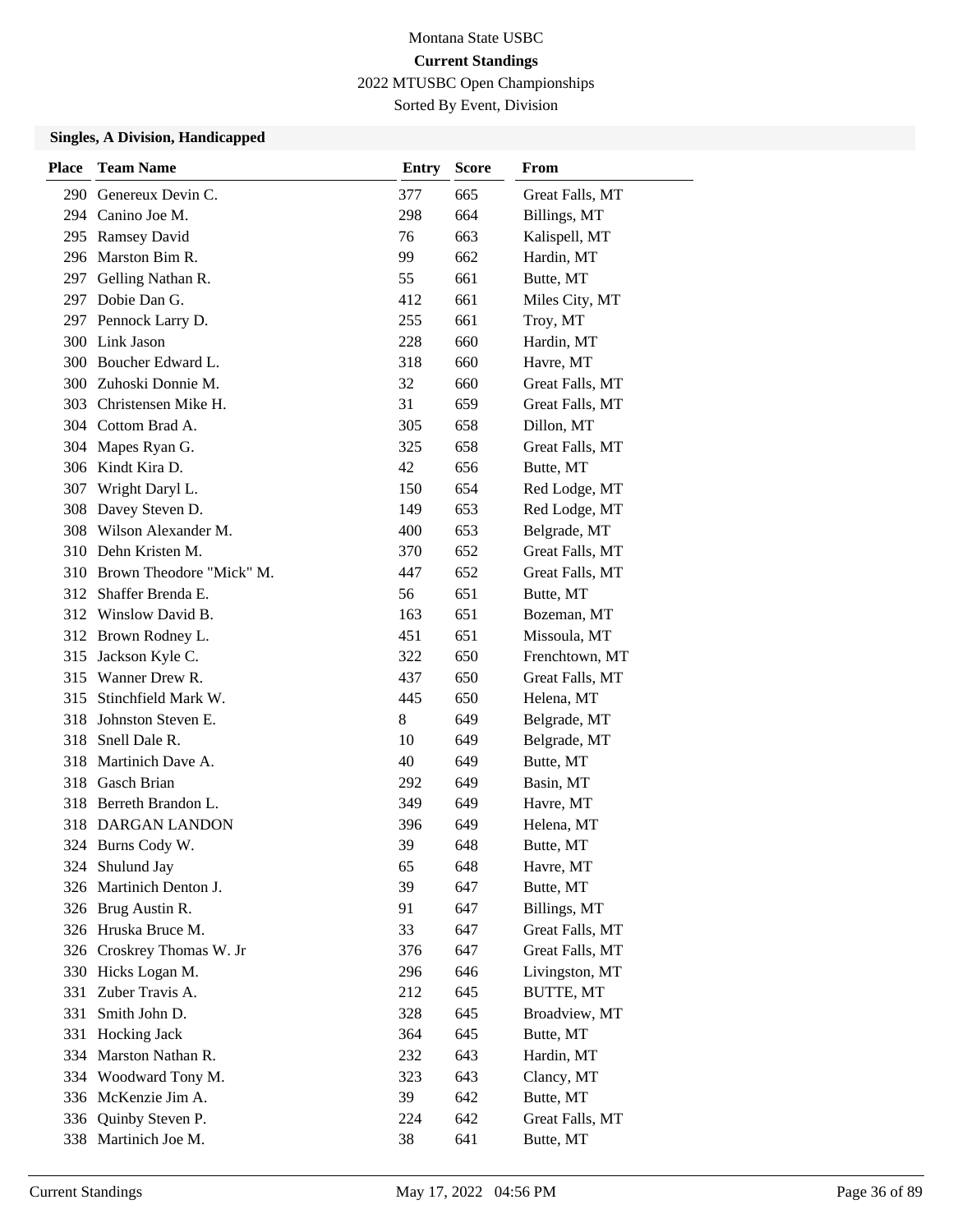Montana State USBC

**Current Standings**

2022 MTUSBC Open Championships

Sorted By Event, Division

### Singles, A Division, Handicapped

| Place | Team Name | Entry | Score | From |
|---|---|---|---|---|
| 290 | Genereux Devin C. | 377 | 665 | Great Falls, MT |
| 294 | Canino Joe M. | 298 | 664 | Billings, MT |
| 295 | Ramsey David | 76 | 663 | Kalispell, MT |
| 296 | Marston Bim R. | 99 | 662 | Hardin, MT |
| 297 | Gelling Nathan R. | 55 | 661 | Butte, MT |
| 297 | Dobie Dan G. | 412 | 661 | Miles City, MT |
| 297 | Pennock Larry D. | 255 | 661 | Troy, MT |
| 300 | Link Jason | 228 | 660 | Hardin, MT |
| 300 | Boucher Edward L. | 318 | 660 | Havre, MT |
| 300 | Zuhoski Donnie M. | 32 | 660 | Great Falls, MT |
| 303 | Christensen Mike H. | 31 | 659 | Great Falls, MT |
| 304 | Cottom Brad A. | 305 | 658 | Dillon, MT |
| 304 | Mapes Ryan G. | 325 | 658 | Great Falls, MT |
| 306 | Kindt Kira D. | 42 | 656 | Butte, MT |
| 307 | Wright Daryl L. | 150 | 654 | Red Lodge, MT |
| 308 | Davey Steven D. | 149 | 653 | Red Lodge, MT |
| 308 | Wilson Alexander M. | 400 | 653 | Belgrade, MT |
| 310 | Dehn Kristen M. | 370 | 652 | Great Falls, MT |
| 310 | Brown Theodore "Mick" M. | 447 | 652 | Great Falls, MT |
| 312 | Shaffer Brenda E. | 56 | 651 | Butte, MT |
| 312 | Winslow David B. | 163 | 651 | Bozeman, MT |
| 312 | Brown Rodney L. | 451 | 651 | Missoula, MT |
| 315 | Jackson Kyle C. | 322 | 650 | Frenchtown, MT |
| 315 | Wanner Drew R. | 437 | 650 | Great Falls, MT |
| 315 | Stinchfield Mark W. | 445 | 650 | Helena, MT |
| 318 | Johnston Steven E. | 8 | 649 | Belgrade, MT |
| 318 | Snell Dale R. | 10 | 649 | Belgrade, MT |
| 318 | Martinich Dave A. | 40 | 649 | Butte, MT |
| 318 | Gasch Brian | 292 | 649 | Basin, MT |
| 318 | Berreth Brandon L. | 349 | 649 | Havre, MT |
| 318 | DARGAN LANDON | 396 | 649 | Helena, MT |
| 324 | Burns Cody W. | 39 | 648 | Butte, MT |
| 324 | Shulund Jay | 65 | 648 | Havre, MT |
| 326 | Martinich Denton J. | 39 | 647 | Butte, MT |
| 326 | Brug Austin R. | 91 | 647 | Billings, MT |
| 326 | Hruska Bruce M. | 33 | 647 | Great Falls, MT |
| 326 | Croskrey Thomas W. Jr | 376 | 647 | Great Falls, MT |
| 330 | Hicks Logan M. | 296 | 646 | Livingston, MT |
| 331 | Zuber Travis A. | 212 | 645 | BUTTE, MT |
| 331 | Smith John D. | 328 | 645 | Broadview, MT |
| 331 | Hocking Jack | 364 | 645 | Butte, MT |
| 334 | Marston Nathan R. | 232 | 643 | Hardin, MT |
| 334 | Woodward Tony M. | 323 | 643 | Clancy, MT |
| 336 | McKenzie Jim A. | 39 | 642 | Butte, MT |
| 336 | Quinby Steven P. | 224 | 642 | Great Falls, MT |
| 338 | Martinich Joe M. | 38 | 641 | Butte, MT |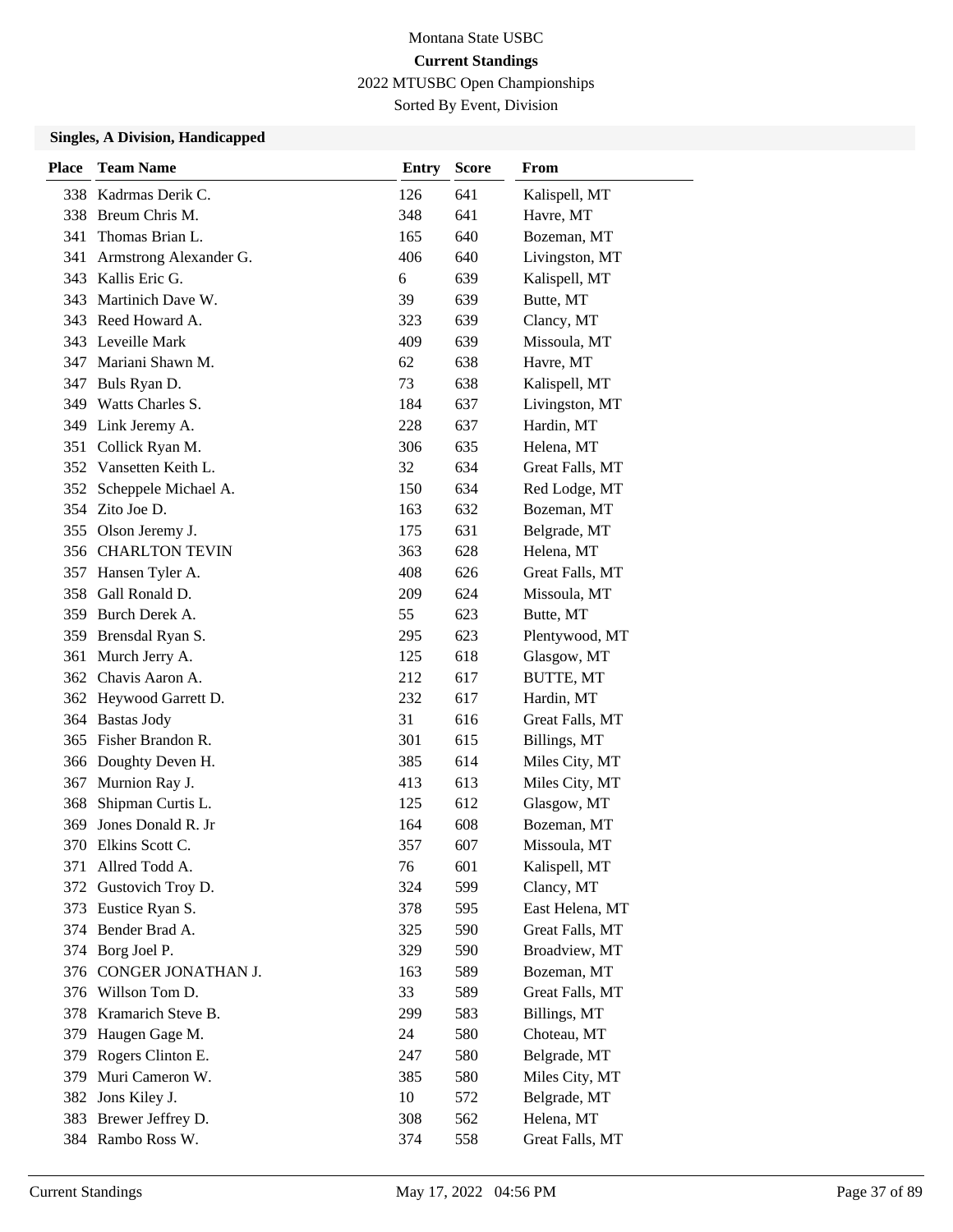Montana State USBC

**Current Standings**

2022 MTUSBC Open Championships

Sorted By Event, Division

### Singles, A Division, Handicapped

| Place | Team Name | Entry | Score | From |
|---|---|---|---|---|
| 338 | Kadrmas Derik C. | 126 | 641 | Kalispell, MT |
| 338 | Breum Chris M. | 348 | 641 | Havre, MT |
| 341 | Thomas Brian L. | 165 | 640 | Bozeman, MT |
| 341 | Armstrong Alexander G. | 406 | 640 | Livingston, MT |
| 343 | Kallis Eric G. | 6 | 639 | Kalispell, MT |
| 343 | Martinich Dave W. | 39 | 639 | Butte, MT |
| 343 | Reed Howard A. | 323 | 639 | Clancy, MT |
| 343 | Leveille Mark | 409 | 639 | Missoula, MT |
| 347 | Mariani Shawn M. | 62 | 638 | Havre, MT |
| 347 | Buls Ryan D. | 73 | 638 | Kalispell, MT |
| 349 | Watts Charles S. | 184 | 637 | Livingston, MT |
| 349 | Link Jeremy A. | 228 | 637 | Hardin, MT |
| 351 | Collick Ryan M. | 306 | 635 | Helena, MT |
| 352 | Vansetten Keith L. | 32 | 634 | Great Falls, MT |
| 352 | Scheppele Michael A. | 150 | 634 | Red Lodge, MT |
| 354 | Zito Joe D. | 163 | 632 | Bozeman, MT |
| 355 | Olson Jeremy J. | 175 | 631 | Belgrade, MT |
| 356 | CHARLTON TEVIN | 363 | 628 | Helena, MT |
| 357 | Hansen Tyler A. | 408 | 626 | Great Falls, MT |
| 358 | Gall Ronald D. | 209 | 624 | Missoula, MT |
| 359 | Burch Derek A. | 55 | 623 | Butte, MT |
| 359 | Brensdal Ryan S. | 295 | 623 | Plentywood, MT |
| 361 | Murch Jerry A. | 125 | 618 | Glasgow, MT |
| 362 | Chavis Aaron A. | 212 | 617 | BUTTE, MT |
| 362 | Heywood Garrett D. | 232 | 617 | Hardin, MT |
| 364 | Bastas Jody | 31 | 616 | Great Falls, MT |
| 365 | Fisher Brandon R. | 301 | 615 | Billings, MT |
| 366 | Doughty Deven H. | 385 | 614 | Miles City, MT |
| 367 | Murnion Ray J. | 413 | 613 | Miles City, MT |
| 368 | Shipman Curtis L. | 125 | 612 | Glasgow, MT |
| 369 | Jones Donald R. Jr | 164 | 608 | Bozeman, MT |
| 370 | Elkins Scott C. | 357 | 607 | Missoula, MT |
| 371 | Allred Todd A. | 76 | 601 | Kalispell, MT |
| 372 | Gustovich Troy D. | 324 | 599 | Clancy, MT |
| 373 | Eustice Ryan S. | 378 | 595 | East Helena, MT |
| 374 | Bender Brad A. | 325 | 590 | Great Falls, MT |
| 374 | Borg Joel P. | 329 | 590 | Broadview, MT |
| 376 | CONGER JONATHAN J. | 163 | 589 | Bozeman, MT |
| 376 | Willson Tom D. | 33 | 589 | Great Falls, MT |
| 378 | Kramarich Steve B. | 299 | 583 | Billings, MT |
| 379 | Haugen Gage M. | 24 | 580 | Choteau, MT |
| 379 | Rogers Clinton E. | 247 | 580 | Belgrade, MT |
| 379 | Muri Cameron W. | 385 | 580 | Miles City, MT |
| 382 | Jons Kiley J. | 10 | 572 | Belgrade, MT |
| 383 | Brewer Jeffrey D. | 308 | 562 | Helena, MT |
| 384 | Rambo Ross W. | 374 | 558 | Great Falls, MT |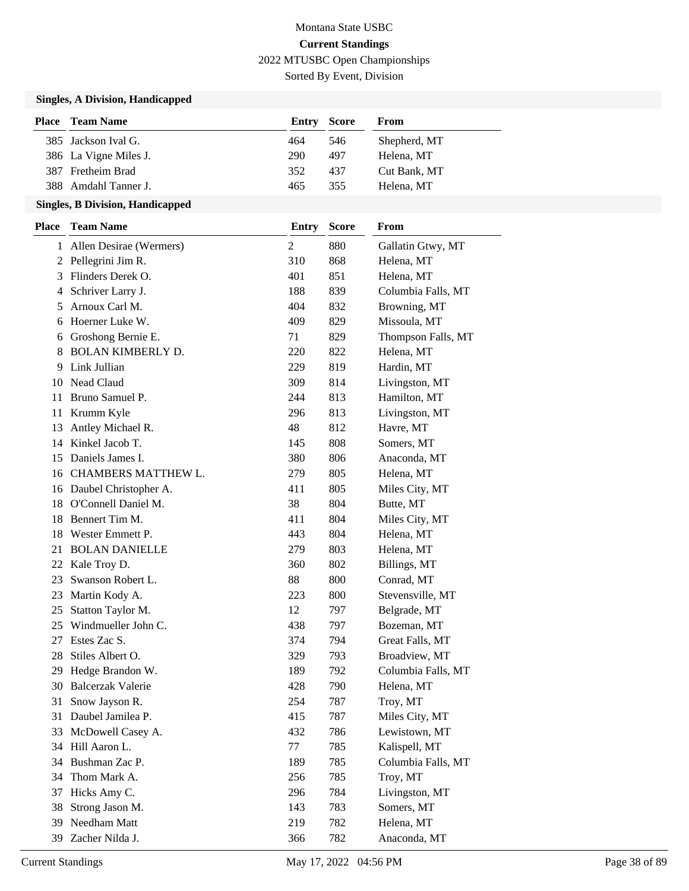Montana State USBC

**Current Standings**

2022 MTUSBC Open Championships

Sorted By Event, Division

### Singles, A Division, Handicapped

| Place | Team Name | Entry | Score | From |
|---|---|---|---|---|
| 385 | Jackson Ival G. | 464 | 546 | Shepherd, MT |
| 386 | La Vigne Miles J. | 290 | 497 | Helena, MT |
| 387 | Fretheim Brad | 352 | 437 | Cut Bank, MT |
| 388 | Amdahl Tanner J. | 465 | 355 | Helena, MT |

### Singles, B Division, Handicapped

| Place | Team Name | Entry | Score | From |
|---|---|---|---|---|
| 1 | Allen Desirae (Wermers) | 2 | 880 | Gallatin Gtwy, MT |
| 2 | Pellegrini Jim R. | 310 | 868 | Helena, MT |
| 3 | Flinders Derek O. | 401 | 851 | Helena, MT |
| 4 | Schriver Larry J. | 188 | 839 | Columbia Falls, MT |
| 5 | Arnoux Carl M. | 404 | 832 | Browning, MT |
| 6 | Hoerner Luke W. | 409 | 829 | Missoula, MT |
| 6 | Groshong Bernie E. | 71 | 829 | Thompson Falls, MT |
| 8 | BOLAN KIMBERLY D. | 220 | 822 | Helena, MT |
| 9 | Link Jullian | 229 | 819 | Hardin, MT |
| 10 | Nead Claud | 309 | 814 | Livingston, MT |
| 11 | Bruno Samuel P. | 244 | 813 | Hamilton, MT |
| 11 | Krumm Kyle | 296 | 813 | Livingston, MT |
| 13 | Antley Michael R. | 48 | 812 | Havre, MT |
| 14 | Kinkel Jacob T. | 145 | 808 | Somers, MT |
| 15 | Daniels James I. | 380 | 806 | Anaconda, MT |
| 16 | CHAMBERS MATTHEW L. | 279 | 805 | Helena, MT |
| 16 | Daubel Christopher A. | 411 | 805 | Miles City, MT |
| 18 | O'Connell Daniel M. | 38 | 804 | Butte, MT |
| 18 | Bennert Tim M. | 411 | 804 | Miles City, MT |
| 18 | Wester Emmett P. | 443 | 804 | Helena, MT |
| 21 | BOLAN DANIELLE | 279 | 803 | Helena, MT |
| 22 | Kale Troy D. | 360 | 802 | Billings, MT |
| 23 | Swanson Robert L. | 88 | 800 | Conrad, MT |
| 23 | Martin Kody A. | 223 | 800 | Stevensville, MT |
| 25 | Statton Taylor M. | 12 | 797 | Belgrade, MT |
| 25 | Windmueller John C. | 438 | 797 | Bozeman, MT |
| 27 | Estes Zac S. | 374 | 794 | Great Falls, MT |
| 28 | Stiles Albert O. | 329 | 793 | Broadview, MT |
| 29 | Hedge Brandon W. | 189 | 792 | Columbia Falls, MT |
| 30 | Balcerzak Valerie | 428 | 790 | Helena, MT |
| 31 | Snow Jayson R. | 254 | 787 | Troy, MT |
| 31 | Daubel Jamilea P. | 415 | 787 | Miles City, MT |
| 33 | McDowell Casey A. | 432 | 786 | Lewistown, MT |
| 34 | Hill Aaron L. | 77 | 785 | Kalispell, MT |
| 34 | Bushman Zac P. | 189 | 785 | Columbia Falls, MT |
| 34 | Thom Mark A. | 256 | 785 | Troy, MT |
| 37 | Hicks Amy C. | 296 | 784 | Livingston, MT |
| 38 | Strong Jason M. | 143 | 783 | Somers, MT |
| 39 | Needham Matt | 219 | 782 | Helena, MT |
| 39 | Zacher Nilda J. | 366 | 782 | Anaconda, MT |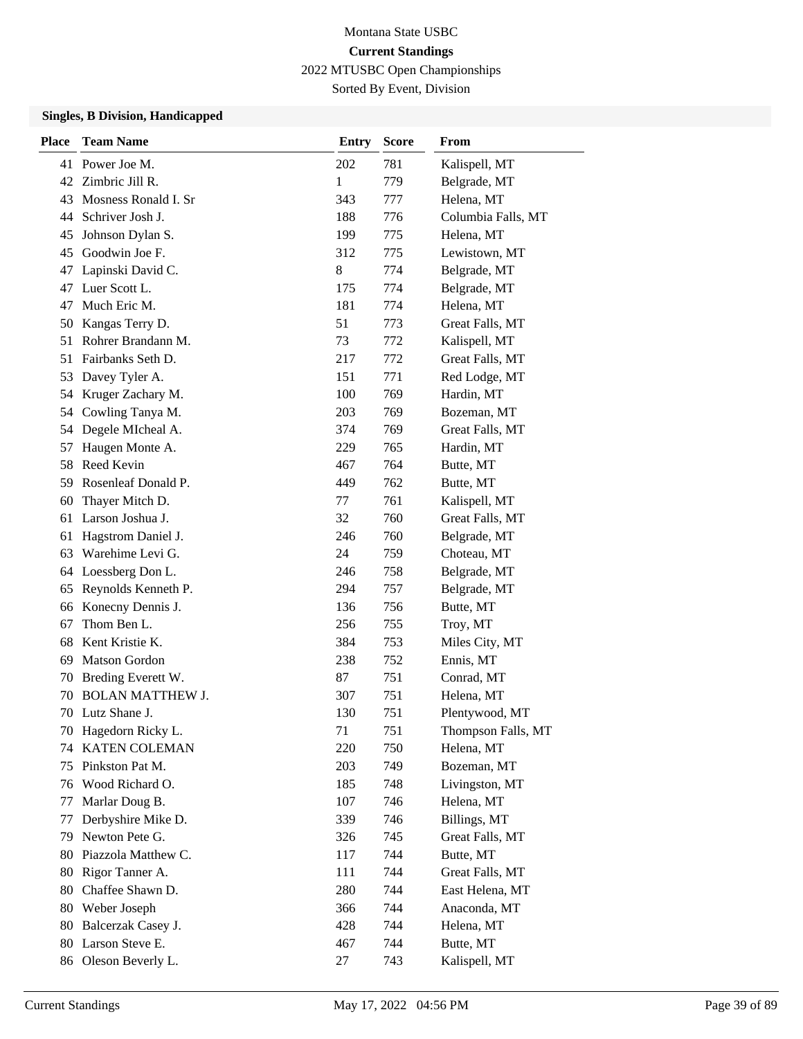Montana State USBC

**Current Standings**

2022 MTUSBC Open Championships

Sorted By Event, Division

### Singles, B Division, Handicapped

| Place | Team Name | Entry | Score | From |
|---|---|---|---|---|
| 41 | Power Joe M. | 202 | 781 | Kalispell, MT |
| 42 | Zimbric Jill R. | 1 | 779 | Belgrade, MT |
| 43 | Mosness Ronald I. Sr | 343 | 777 | Helena, MT |
| 44 | Schriver Josh J. | 188 | 776 | Columbia Falls, MT |
| 45 | Johnson Dylan S. | 199 | 775 | Helena, MT |
| 45 | Goodwin Joe F. | 312 | 775 | Lewistown, MT |
| 47 | Lapinski David C. | 8 | 774 | Belgrade, MT |
| 47 | Luer Scott L. | 175 | 774 | Belgrade, MT |
| 47 | Much Eric M. | 181 | 774 | Helena, MT |
| 50 | Kangas Terry D. | 51 | 773 | Great Falls, MT |
| 51 | Rohrer Brandann M. | 73 | 772 | Kalispell, MT |
| 51 | Fairbanks Seth D. | 217 | 772 | Great Falls, MT |
| 53 | Davey Tyler A. | 151 | 771 | Red Lodge, MT |
| 54 | Kruger Zachary M. | 100 | 769 | Hardin, MT |
| 54 | Cowling Tanya M. | 203 | 769 | Bozeman, MT |
| 54 | Degele MIcheal A. | 374 | 769 | Great Falls, MT |
| 57 | Haugen Monte A. | 229 | 765 | Hardin, MT |
| 58 | Reed Kevin | 467 | 764 | Butte, MT |
| 59 | Rosenleaf Donald P. | 449 | 762 | Butte, MT |
| 60 | Thayer Mitch D. | 77 | 761 | Kalispell, MT |
| 61 | Larson Joshua J. | 32 | 760 | Great Falls, MT |
| 61 | Hagstrom Daniel J. | 246 | 760 | Belgrade, MT |
| 63 | Warehime Levi G. | 24 | 759 | Choteau, MT |
| 64 | Loessberg Don L. | 246 | 758 | Belgrade, MT |
| 65 | Reynolds Kenneth P. | 294 | 757 | Belgrade, MT |
| 66 | Konecny Dennis J. | 136 | 756 | Butte, MT |
| 67 | Thom Ben L. | 256 | 755 | Troy, MT |
| 68 | Kent Kristie K. | 384 | 753 | Miles City, MT |
| 69 | Matson Gordon | 238 | 752 | Ennis, MT |
| 70 | Breding Everett W. | 87 | 751 | Conrad, MT |
| 70 | BOLAN MATTHEW J. | 307 | 751 | Helena, MT |
| 70 | Lutz Shane J. | 130 | 751 | Plentywood, MT |
| 70 | Hagedorn Ricky L. | 71 | 751 | Thompson Falls, MT |
| 74 | KATEN COLEMAN | 220 | 750 | Helena, MT |
| 75 | Pinkston Pat M. | 203 | 749 | Bozeman, MT |
| 76 | Wood Richard O. | 185 | 748 | Livingston, MT |
| 77 | Marlar Doug B. | 107 | 746 | Helena, MT |
| 77 | Derbyshire Mike D. | 339 | 746 | Billings, MT |
| 79 | Newton Pete G. | 326 | 745 | Great Falls, MT |
| 80 | Piazzola Matthew C. | 117 | 744 | Butte, MT |
| 80 | Rigor Tanner A. | 111 | 744 | Great Falls, MT |
| 80 | Chaffee Shawn D. | 280 | 744 | East Helena, MT |
| 80 | Weber Joseph | 366 | 744 | Anaconda, MT |
| 80 | Balcerzak Casey J. | 428 | 744 | Helena, MT |
| 80 | Larson Steve E. | 467 | 744 | Butte, MT |
| 86 | Oleson Beverly L. | 27 | 743 | Kalispell, MT |

Current Standings May 17, 2022 04:56 PM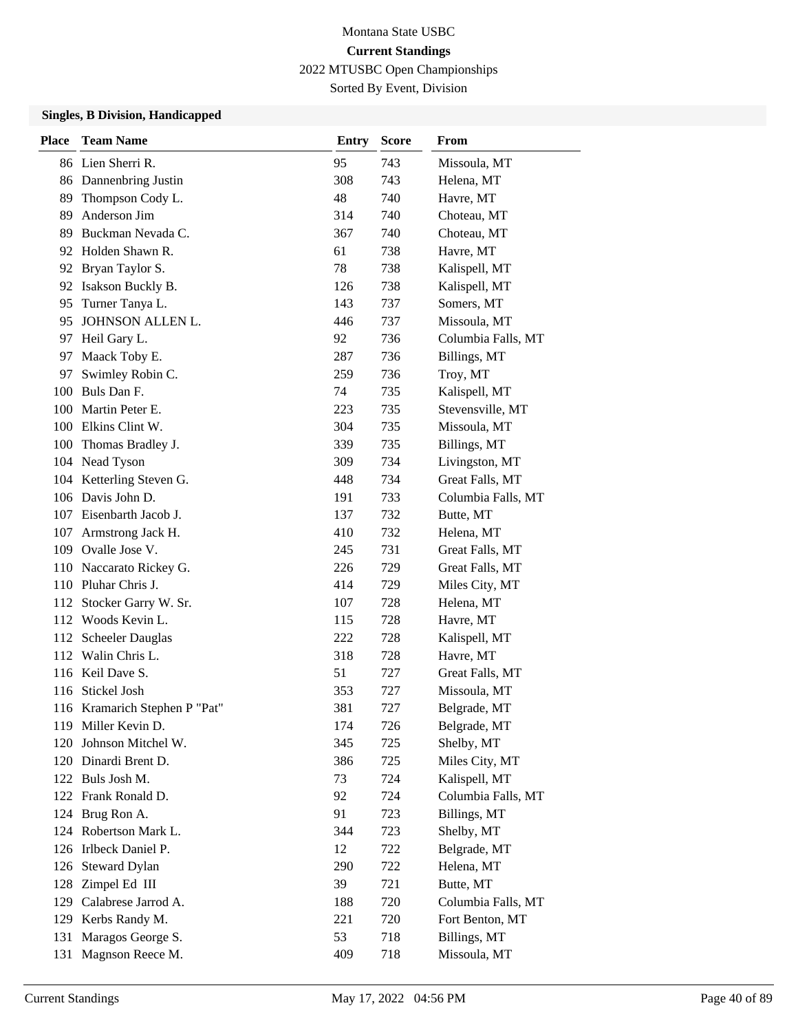Montana State USBC

**Current Standings**

2022 MTUSBC Open Championships

Sorted By Event, Division

### Singles, B Division, Handicapped

| Place | Team Name | Entry | Score | From |
|---|---|---|---|---|
| 86 | Lien Sherri R. | 95 | 743 | Missoula, MT |
| 86 | Dannenbring Justin | 308 | 743 | Helena, MT |
| 89 | Thompson Cody L. | 48 | 740 | Havre, MT |
| 89 | Anderson Jim | 314 | 740 | Choteau, MT |
| 89 | Buckman Nevada C. | 367 | 740 | Choteau, MT |
| 92 | Holden Shawn R. | 61 | 738 | Havre, MT |
| 92 | Bryan Taylor S. | 78 | 738 | Kalispell, MT |
| 92 | Isakson Buckly B. | 126 | 738 | Kalispell, MT |
| 95 | Turner Tanya L. | 143 | 737 | Somers, MT |
| 95 | JOHNSON ALLEN L. | 446 | 737 | Missoula, MT |
| 97 | Heil Gary L. | 92 | 736 | Columbia Falls, MT |
| 97 | Maack Toby E. | 287 | 736 | Billings, MT |
| 97 | Swimley Robin C. | 259 | 736 | Troy, MT |
| 100 | Buls Dan F. | 74 | 735 | Kalispell, MT |
| 100 | Martin Peter E. | 223 | 735 | Stevensville, MT |
| 100 | Elkins Clint W. | 304 | 735 | Missoula, MT |
| 100 | Thomas Bradley J. | 339 | 735 | Billings, MT |
| 104 | Nead Tyson | 309 | 734 | Livingston, MT |
| 104 | Ketterling Steven G. | 448 | 734 | Great Falls, MT |
| 106 | Davis John D. | 191 | 733 | Columbia Falls, MT |
| 107 | Eisenbarth Jacob J. | 137 | 732 | Butte, MT |
| 107 | Armstrong Jack H. | 410 | 732 | Helena, MT |
| 109 | Ovalle Jose V. | 245 | 731 | Great Falls, MT |
| 110 | Naccarato Rickey G. | 226 | 729 | Great Falls, MT |
| 110 | Pluhar Chris J. | 414 | 729 | Miles City, MT |
| 112 | Stocker Garry W. Sr. | 107 | 728 | Helena, MT |
| 112 | Woods Kevin L. | 115 | 728 | Havre, MT |
| 112 | Scheeler Dauglas | 222 | 728 | Kalispell, MT |
| 112 | Walin Chris L. | 318 | 728 | Havre, MT |
| 116 | Keil Dave S. | 51 | 727 | Great Falls, MT |
| 116 | Stickel Josh | 353 | 727 | Missoula, MT |
| 116 | Kramarich Stephen P "Pat" | 381 | 727 | Belgrade, MT |
| 119 | Miller Kevin D. | 174 | 726 | Belgrade, MT |
| 120 | Johnson Mitchel W. | 345 | 725 | Shelby, MT |
| 120 | Dinardi Brent D. | 386 | 725 | Miles City, MT |
| 122 | Buls Josh M. | 73 | 724 | Kalispell, MT |
| 122 | Frank Ronald D. | 92 | 724 | Columbia Falls, MT |
| 124 | Brug Ron A. | 91 | 723 | Billings, MT |
| 124 | Robertson Mark L. | 344 | 723 | Shelby, MT |
| 126 | Irlbeck Daniel P. | 12 | 722 | Belgrade, MT |
| 126 | Steward Dylan | 290 | 722 | Helena, MT |
| 128 | Zimpel Ed III | 39 | 721 | Butte, MT |
| 129 | Calabrese Jarrod A. | 188 | 720 | Columbia Falls, MT |
| 129 | Kerbs Randy M. | 221 | 720 | Fort Benton, MT |
| 131 | Maragos George S. | 53 | 718 | Billings, MT |
| 131 | Magnson Reece M. | 409 | 718 | Missoula, MT |

Current Standings — May 17, 2022 04:56 PM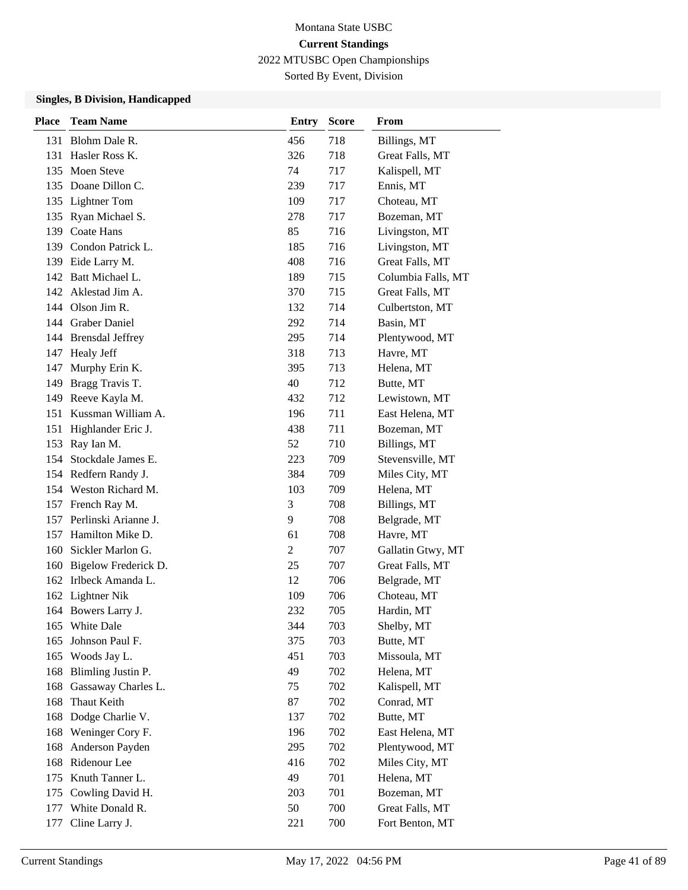Montana State USBC

**Current Standings**

2022 MTUSBC Open Championships

Sorted By Event, Division

### Singles, B Division, Handicapped

| Place | Team Name | Entry | Score | From |
|---|---|---|---|---|
| 131 | Blohm Dale R. | 456 | 718 | Billings, MT |
| 131 | Hasler Ross K. | 326 | 718 | Great Falls, MT |
| 135 | Moen Steve | 74 | 717 | Kalispell, MT |
| 135 | Doane Dillon C. | 239 | 717 | Ennis, MT |
| 135 | Lightner Tom | 109 | 717 | Choteau, MT |
| 135 | Ryan Michael S. | 278 | 717 | Bozeman, MT |
| 139 | Coate Hans | 85 | 716 | Livingston, MT |
| 139 | Condon Patrick L. | 185 | 716 | Livingston, MT |
| 139 | Eide Larry M. | 408 | 716 | Great Falls, MT |
| 142 | Batt Michael L. | 189 | 715 | Columbia Falls, MT |
| 142 | Aklestad Jim A. | 370 | 715 | Great Falls, MT |
| 144 | Olson Jim R. | 132 | 714 | Culbertston, MT |
| 144 | Graber Daniel | 292 | 714 | Basin, MT |
| 144 | Brensdal Jeffrey | 295 | 714 | Plentywood, MT |
| 147 | Healy Jeff | 318 | 713 | Havre, MT |
| 147 | Murphy Erin K. | 395 | 713 | Helena, MT |
| 149 | Bragg Travis T. | 40 | 712 | Butte, MT |
| 149 | Reeve Kayla M. | 432 | 712 | Lewistown, MT |
| 151 | Kussman William A. | 196 | 711 | East Helena, MT |
| 151 | Highlander Eric J. | 438 | 711 | Bozeman, MT |
| 153 | Ray Ian M. | 52 | 710 | Billings, MT |
| 154 | Stockdale James E. | 223 | 709 | Stevensville, MT |
| 154 | Redfern Randy J. | 384 | 709 | Miles City, MT |
| 154 | Weston Richard M. | 103 | 709 | Helena, MT |
| 157 | French Ray M. | 3 | 708 | Billings, MT |
| 157 | Perlinski Arianne J. | 9 | 708 | Belgrade, MT |
| 157 | Hamilton Mike D. | 61 | 708 | Havre, MT |
| 160 | Sickler Marlon G. | 2 | 707 | Gallatin Gtwy, MT |
| 160 | Bigelow Frederick D. | 25 | 707 | Great Falls, MT |
| 162 | Irlbeck Amanda L. | 12 | 706 | Belgrade, MT |
| 162 | Lightner Nik | 109 | 706 | Choteau, MT |
| 164 | Bowers Larry J. | 232 | 705 | Hardin, MT |
| 165 | White Dale | 344 | 703 | Shelby, MT |
| 165 | Johnson Paul F. | 375 | 703 | Butte, MT |
| 165 | Woods Jay L. | 451 | 703 | Missoula, MT |
| 168 | Blimling Justin P. | 49 | 702 | Helena, MT |
| 168 | Gassaway Charles L. | 75 | 702 | Kalispell, MT |
| 168 | Thaut Keith | 87 | 702 | Conrad, MT |
| 168 | Dodge Charlie V. | 137 | 702 | Butte, MT |
| 168 | Weninger Cory F. | 196 | 702 | East Helena, MT |
| 168 | Anderson Payden | 295 | 702 | Plentywood, MT |
| 168 | Ridenour Lee | 416 | 702 | Miles City, MT |
| 175 | Knuth Tanner L. | 49 | 701 | Helena, MT |
| 175 | Cowling David H. | 203 | 701 | Bozeman, MT |
| 177 | White Donald R. | 50 | 700 | Great Falls, MT |
| 177 | Cline Larry J. | 221 | 700 | Fort Benton, MT |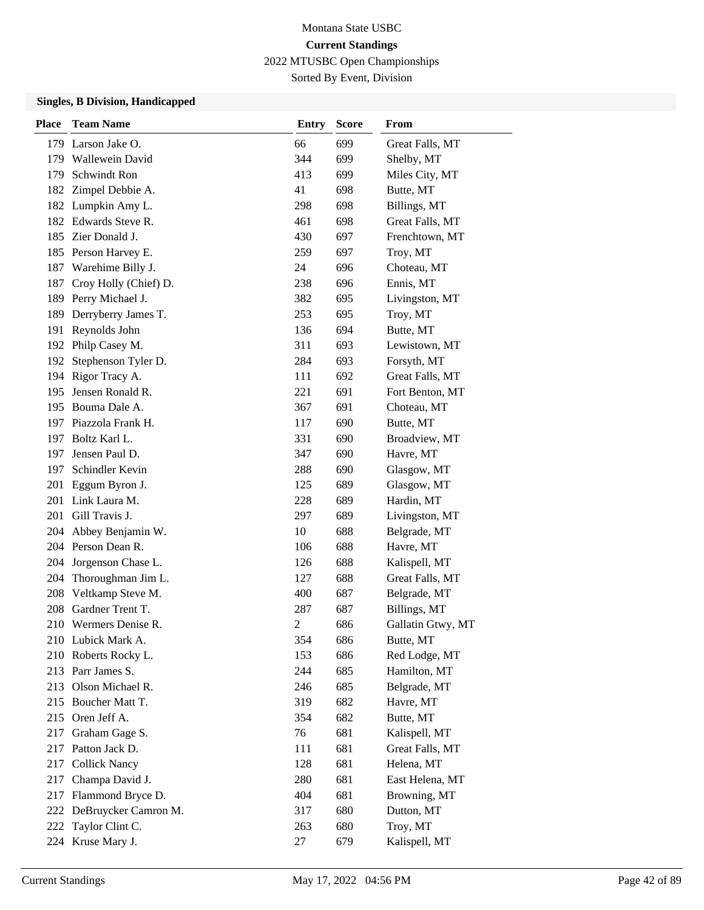Montana State USBC

**Current Standings**

2022 MTUSBC Open Championships

Sorted By Event, Division

### Singles, B Division, Handicapped

| Place | Team Name | Entry | Score | From |
|---|---|---|---|---|
| 179 | Larson Jake O. | 66 | 699 | Great Falls, MT |
| 179 | Wallewein David | 344 | 699 | Shelby, MT |
| 179 | Schwindt Ron | 413 | 699 | Miles City, MT |
| 182 | Zimpel Debbie A. | 41 | 698 | Butte, MT |
| 182 | Lumpkin Amy L. | 298 | 698 | Billings, MT |
| 182 | Edwards Steve R. | 461 | 698 | Great Falls, MT |
| 185 | Zier Donald J. | 430 | 697 | Frenchtown, MT |
| 185 | Person Harvey E. | 259 | 697 | Troy, MT |
| 187 | Warehime Billy J. | 24 | 696 | Choteau, MT |
| 187 | Croy Holly (Chief) D. | 238 | 696 | Ennis, MT |
| 189 | Perry Michael J. | 382 | 695 | Livingston, MT |
| 189 | Derryberry James T. | 253 | 695 | Troy, MT |
| 191 | Reynolds John | 136 | 694 | Butte, MT |
| 192 | Philp Casey M. | 311 | 693 | Lewistown, MT |
| 192 | Stephenson Tyler D. | 284 | 693 | Forsyth, MT |
| 194 | Rigor Tracy A. | 111 | 692 | Great Falls, MT |
| 195 | Jensen Ronald R. | 221 | 691 | Fort Benton, MT |
| 195 | Bouma Dale A. | 367 | 691 | Choteau, MT |
| 197 | Piazzola Frank H. | 117 | 690 | Butte, MT |
| 197 | Boltz Karl L. | 331 | 690 | Broadview, MT |
| 197 | Jensen Paul D. | 347 | 690 | Havre, MT |
| 197 | Schindler Kevin | 288 | 690 | Glasgow, MT |
| 201 | Eggum Byron J. | 125 | 689 | Glasgow, MT |
| 201 | Link Laura M. | 228 | 689 | Hardin, MT |
| 201 | Gill Travis J. | 297 | 689 | Livingston, MT |
| 204 | Abbey Benjamin W. | 10 | 688 | Belgrade, MT |
| 204 | Person Dean R. | 106 | 688 | Havre, MT |
| 204 | Jorgenson Chase L. | 126 | 688 | Kalispell, MT |
| 204 | Thoroughman Jim L. | 127 | 688 | Great Falls, MT |
| 208 | Veltkamp Steve M. | 400 | 687 | Belgrade, MT |
| 208 | Gardner Trent T. | 287 | 687 | Billings, MT |
| 210 | Wermers Denise R. | 2 | 686 | Gallatin Gtwy, MT |
| 210 | Lubick Mark A. | 354 | 686 | Butte, MT |
| 210 | Roberts Rocky L. | 153 | 686 | Red Lodge, MT |
| 213 | Parr James S. | 244 | 685 | Hamilton, MT |
| 213 | Olson Michael R. | 246 | 685 | Belgrade, MT |
| 215 | Boucher Matt T. | 319 | 682 | Havre, MT |
| 215 | Oren Jeff A. | 354 | 682 | Butte, MT |
| 217 | Graham Gage S. | 76 | 681 | Kalispell, MT |
| 217 | Patton Jack D. | 111 | 681 | Great Falls, MT |
| 217 | Collick Nancy | 128 | 681 | Helena, MT |
| 217 | Champa David J. | 280 | 681 | East Helena, MT |
| 217 | Flammond Bryce D. | 404 | 681 | Browning, MT |
| 222 | DeBruycker Camron M. | 317 | 680 | Dutton, MT |
| 222 | Taylor Clint C. | 263 | 680 | Troy, MT |
| 224 | Kruse Mary J. | 27 | 679 | Kalispell, MT |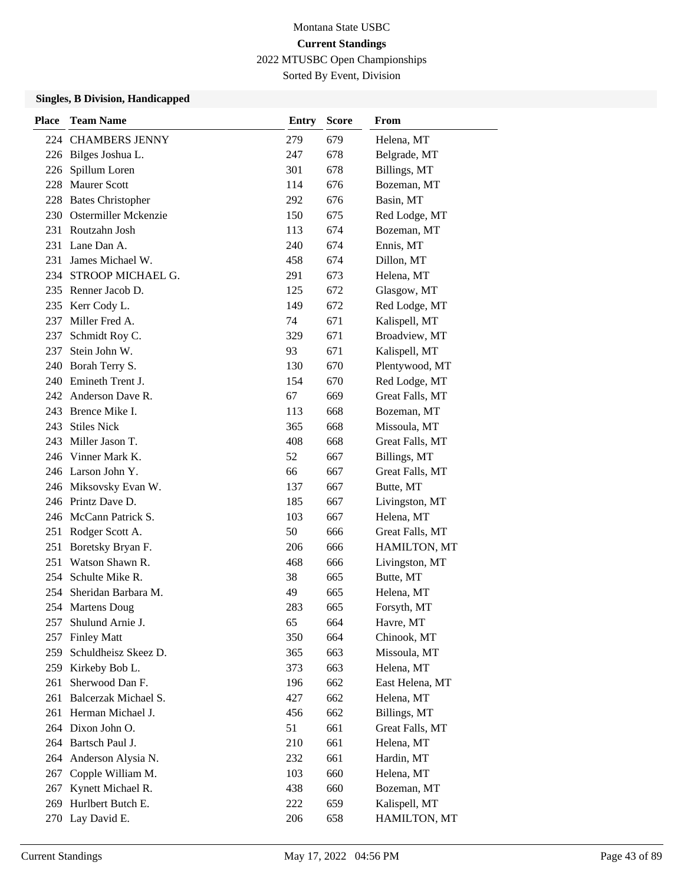Montana State USBC

**Current Standings**

2022 MTUSBC Open Championships

Sorted By Event, Division

### Singles, B Division, Handicapped

| Place | Team Name | Entry | Score | From |
|---|---|---|---|---|
| 224 | CHAMBERS JENNY | 279 | 679 | Helena, MT |
| 226 | Bilges Joshua L. | 247 | 678 | Belgrade, MT |
| 226 | Spillum Loren | 301 | 678 | Billings, MT |
| 228 | Maurer Scott | 114 | 676 | Bozeman, MT |
| 228 | Bates Christopher | 292 | 676 | Basin, MT |
| 230 | Ostermiller Mckenzie | 150 | 675 | Red Lodge, MT |
| 231 | Routzahn Josh | 113 | 674 | Bozeman, MT |
| 231 | Lane Dan A. | 240 | 674 | Ennis, MT |
| 231 | James Michael W. | 458 | 674 | Dillon, MT |
| 234 | STROOP MICHAEL G. | 291 | 673 | Helena, MT |
| 235 | Renner Jacob D. | 125 | 672 | Glasgow, MT |
| 235 | Kerr Cody L. | 149 | 672 | Red Lodge, MT |
| 237 | Miller Fred A. | 74 | 671 | Kalispell, MT |
| 237 | Schmidt Roy C. | 329 | 671 | Broadview, MT |
| 237 | Stein John W. | 93 | 671 | Kalispell, MT |
| 240 | Borah Terry S. | 130 | 670 | Plentywood, MT |
| 240 | Emineth Trent J. | 154 | 670 | Red Lodge, MT |
| 242 | Anderson Dave R. | 67 | 669 | Great Falls, MT |
| 243 | Brence Mike I. | 113 | 668 | Bozeman, MT |
| 243 | Stiles Nick | 365 | 668 | Missoula, MT |
| 243 | Miller Jason T. | 408 | 668 | Great Falls, MT |
| 246 | Vinner Mark K. | 52 | 667 | Billings, MT |
| 246 | Larson John Y. | 66 | 667 | Great Falls, MT |
| 246 | Miksovsky Evan W. | 137 | 667 | Butte, MT |
| 246 | Printz Dave D. | 185 | 667 | Livingston, MT |
| 246 | McCann Patrick S. | 103 | 667 | Helena, MT |
| 251 | Rodger Scott A. | 50 | 666 | Great Falls, MT |
| 251 | Boretsky Bryan F. | 206 | 666 | HAMILTON, MT |
| 251 | Watson Shawn R. | 468 | 666 | Livingston, MT |
| 254 | Schulte Mike R. | 38 | 665 | Butte, MT |
| 254 | Sheridan Barbara M. | 49 | 665 | Helena, MT |
| 254 | Martens Doug | 283 | 665 | Forsyth, MT |
| 257 | Shulund Arnie J. | 65 | 664 | Havre, MT |
| 257 | Finley Matt | 350 | 664 | Chinook, MT |
| 259 | Schuldheisz Skeez D. | 365 | 663 | Missoula, MT |
| 259 | Kirkeby Bob L. | 373 | 663 | Helena, MT |
| 261 | Sherwood Dan F. | 196 | 662 | East Helena, MT |
| 261 | Balcerzak Michael S. | 427 | 662 | Helena, MT |
| 261 | Herman Michael J. | 456 | 662 | Billings, MT |
| 264 | Dixon John O. | 51 | 661 | Great Falls, MT |
| 264 | Bartsch Paul J. | 210 | 661 | Helena, MT |
| 264 | Anderson Alysia N. | 232 | 661 | Hardin, MT |
| 267 | Copple William M. | 103 | 660 | Helena, MT |
| 267 | Kynett Michael R. | 438 | 660 | Bozeman, MT |
| 269 | Hurlbert Butch E. | 222 | 659 | Kalispell, MT |
| 270 | Lay David E. | 206 | 658 | HAMILTON, MT |

Current Standings May 17, 2022 04:56 PM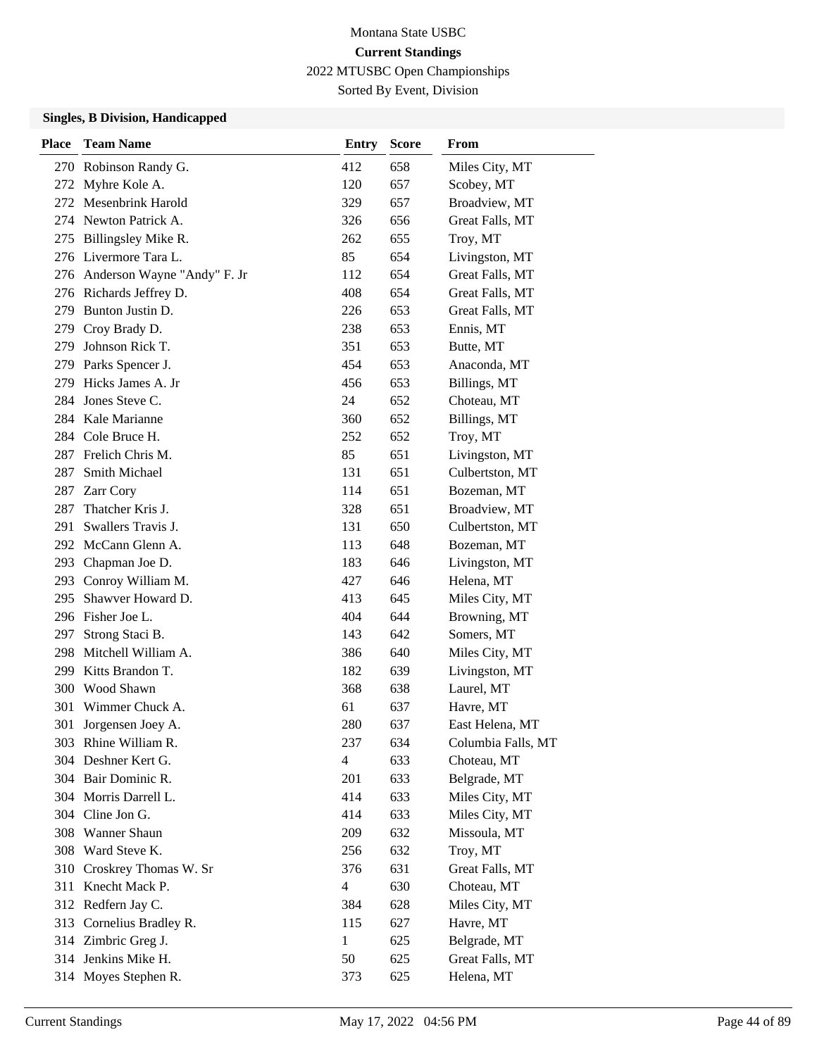Montana State USBC

**Current Standings**

2022 MTUSBC Open Championships

Sorted By Event, Division

### Singles, B Division, Handicapped

| Place | Team Name | Entry | Score | From |
|---|---|---|---|---|
| 270 | Robinson Randy G. | 412 | 658 | Miles City, MT |
| 272 | Myhre Kole A. | 120 | 657 | Scobey, MT |
| 272 | Mesenbrink Harold | 329 | 657 | Broadview, MT |
| 274 | Newton Patrick A. | 326 | 656 | Great Falls, MT |
| 275 | Billingsley Mike R. | 262 | 655 | Troy, MT |
| 276 | Livermore Tara L. | 85 | 654 | Livingston, MT |
| 276 | Anderson Wayne "Andy" F. Jr | 112 | 654 | Great Falls, MT |
| 276 | Richards Jeffrey D. | 408 | 654 | Great Falls, MT |
| 279 | Bunton Justin D. | 226 | 653 | Great Falls, MT |
| 279 | Croy Brady D. | 238 | 653 | Ennis, MT |
| 279 | Johnson Rick T. | 351 | 653 | Butte, MT |
| 279 | Parks Spencer J. | 454 | 653 | Anaconda, MT |
| 279 | Hicks James A. Jr | 456 | 653 | Billings, MT |
| 284 | Jones Steve C. | 24 | 652 | Choteau, MT |
| 284 | Kale Marianne | 360 | 652 | Billings, MT |
| 284 | Cole Bruce H. | 252 | 652 | Troy, MT |
| 287 | Frelich Chris M. | 85 | 651 | Livingston, MT |
| 287 | Smith Michael | 131 | 651 | Culbertston, MT |
| 287 | Zarr Cory | 114 | 651 | Bozeman, MT |
| 287 | Thatcher Kris J. | 328 | 651 | Broadview, MT |
| 291 | Swallers Travis J. | 131 | 650 | Culbertston, MT |
| 292 | McCann Glenn A. | 113 | 648 | Bozeman, MT |
| 293 | Chapman Joe D. | 183 | 646 | Livingston, MT |
| 293 | Conroy William M. | 427 | 646 | Helena, MT |
| 295 | Shawver Howard D. | 413 | 645 | Miles City, MT |
| 296 | Fisher Joe L. | 404 | 644 | Browning, MT |
| 297 | Strong Staci B. | 143 | 642 | Somers, MT |
| 298 | Mitchell William A. | 386 | 640 | Miles City, MT |
| 299 | Kitts Brandon T. | 182 | 639 | Livingston, MT |
| 300 | Wood Shawn | 368 | 638 | Laurel, MT |
| 301 | Wimmer Chuck A. | 61 | 637 | Havre, MT |
| 301 | Jorgensen Joey A. | 280 | 637 | East Helena, MT |
| 303 | Rhine William R. | 237 | 634 | Columbia Falls, MT |
| 304 | Deshner Kert G. | 4 | 633 | Choteau, MT |
| 304 | Bair Dominic R. | 201 | 633 | Belgrade, MT |
| 304 | Morris Darrell L. | 414 | 633 | Miles City, MT |
| 304 | Cline Jon G. | 414 | 633 | Miles City, MT |
| 308 | Wanner Shaun | 209 | 632 | Missoula, MT |
| 308 | Ward Steve K. | 256 | 632 | Troy, MT |
| 310 | Croskrey Thomas W. Sr | 376 | 631 | Great Falls, MT |
| 311 | Knecht Mack P. | 4 | 630 | Choteau, MT |
| 312 | Redfern Jay C. | 384 | 628 | Miles City, MT |
| 313 | Cornelius Bradley R. | 115 | 627 | Havre, MT |
| 314 | Zimbric Greg J. | 1 | 625 | Belgrade, MT |
| 314 | Jenkins Mike H. | 50 | 625 | Great Falls, MT |
| 314 | Moyes Stephen R. | 373 | 625 | Helena, MT |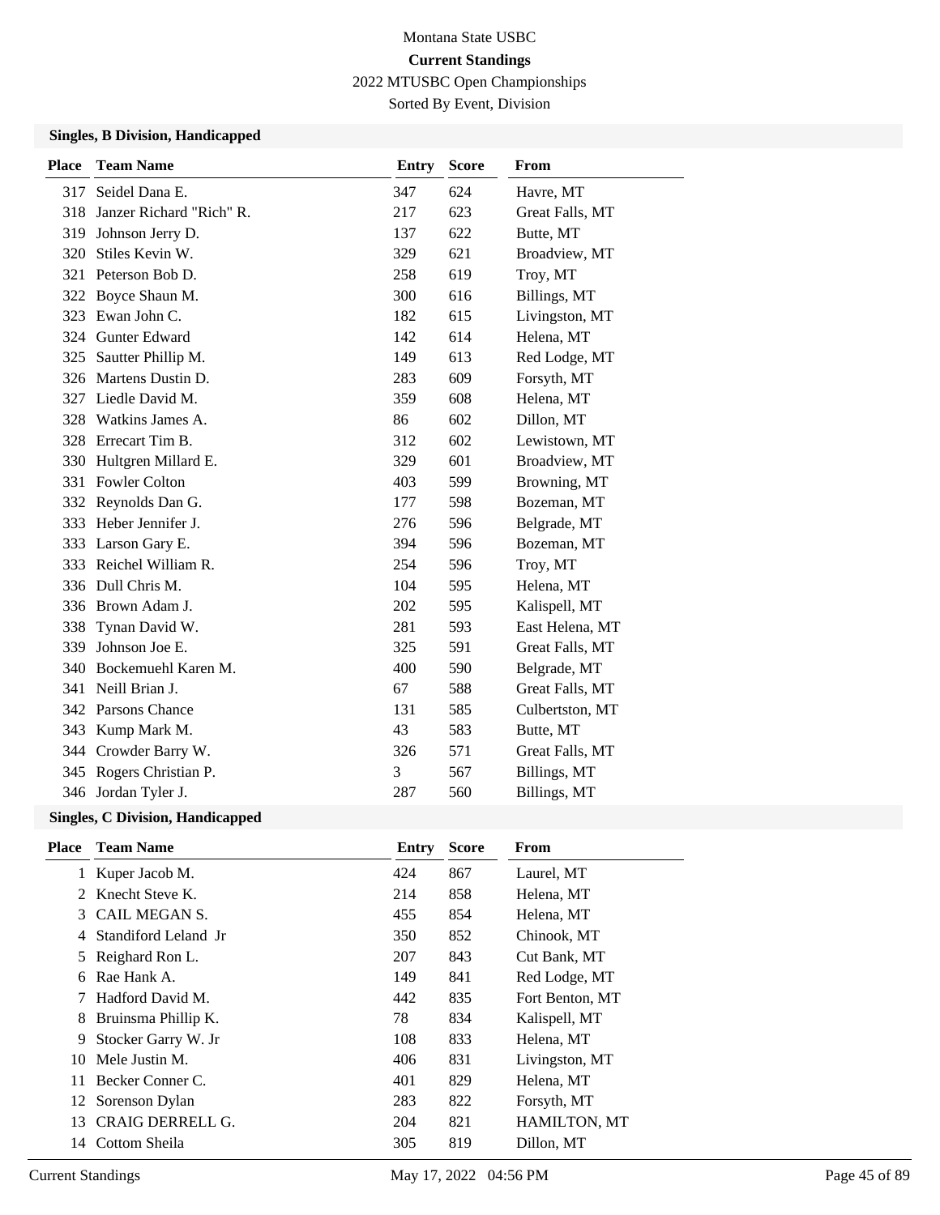Montana State USBC

**Current Standings**

2022 MTUSBC Open Championships

Sorted By Event, Division

### Singles, B Division, Handicapped

| Place | Team Name | Entry | Score | From |
|---|---|---|---|---|
| 317 | Seidel Dana E. | 347 | 624 | Havre, MT |
| 318 | Janzer Richard "Rich" R. | 217 | 623 | Great Falls, MT |
| 319 | Johnson Jerry D. | 137 | 622 | Butte, MT |
| 320 | Stiles Kevin W. | 329 | 621 | Broadview, MT |
| 321 | Peterson Bob D. | 258 | 619 | Troy, MT |
| 322 | Boyce Shaun M. | 300 | 616 | Billings, MT |
| 323 | Ewan John C. | 182 | 615 | Livingston, MT |
| 324 | Gunter Edward | 142 | 614 | Helena, MT |
| 325 | Sautter Phillip M. | 149 | 613 | Red Lodge, MT |
| 326 | Martens Dustin D. | 283 | 609 | Forsyth, MT |
| 327 | Liedle David M. | 359 | 608 | Helena, MT |
| 328 | Watkins James A. | 86 | 602 | Dillon, MT |
| 328 | Errecart Tim B. | 312 | 602 | Lewistown, MT |
| 330 | Hultgren Millard E. | 329 | 601 | Broadview, MT |
| 331 | Fowler Colton | 403 | 599 | Browning, MT |
| 332 | Reynolds Dan G. | 177 | 598 | Bozeman, MT |
| 333 | Heber Jennifer J. | 276 | 596 | Belgrade, MT |
| 333 | Larson Gary E. | 394 | 596 | Bozeman, MT |
| 333 | Reichel William R. | 254 | 596 | Troy, MT |
| 336 | Dull Chris M. | 104 | 595 | Helena, MT |
| 336 | Brown Adam J. | 202 | 595 | Kalispell, MT |
| 338 | Tynan David W. | 281 | 593 | East Helena, MT |
| 339 | Johnson Joe E. | 325 | 591 | Great Falls, MT |
| 340 | Bockemuehl Karen M. | 400 | 590 | Belgrade, MT |
| 341 | Neill Brian J. | 67 | 588 | Great Falls, MT |
| 342 | Parsons Chance | 131 | 585 | Culbertston, MT |
| 343 | Kump Mark M. | 43 | 583 | Butte, MT |
| 344 | Crowder Barry W. | 326 | 571 | Great Falls, MT |
| 345 | Rogers Christian P. | 3 | 567 | Billings, MT |
| 346 | Jordan Tyler J. | 287 | 560 | Billings, MT |

### Singles, C Division, Handicapped

| Place | Team Name | Entry | Score | From |
|---|---|---|---|---|
| 1 | Kuper Jacob M. | 424 | 867 | Laurel, MT |
| 2 | Knecht Steve K. | 214 | 858 | Helena, MT |
| 3 | CAIL MEGAN S. | 455 | 854 | Helena, MT |
| 4 | Standiford Leland Jr | 350 | 852 | Chinook, MT |
| 5 | Reighard Ron L. | 207 | 843 | Cut Bank, MT |
| 6 | Rae Hank A. | 149 | 841 | Red Lodge, MT |
| 7 | Hadford David M. | 442 | 835 | Fort Benton, MT |
| 8 | Bruinsma Phillip K. | 78 | 834 | Kalispell, MT |
| 9 | Stocker Garry W. Jr | 108 | 833 | Helena, MT |
| 10 | Mele Justin M. | 406 | 831 | Livingston, MT |
| 11 | Becker Conner C. | 401 | 829 | Helena, MT |
| 12 | Sorenson Dylan | 283 | 822 | Forsyth, MT |
| 13 | CRAIG DERRELL G. | 204 | 821 | HAMILTON, MT |
| 14 | Cottom Sheila | 305 | 819 | Dillon, MT |

Current Standings May 17, 2022 04:56 PM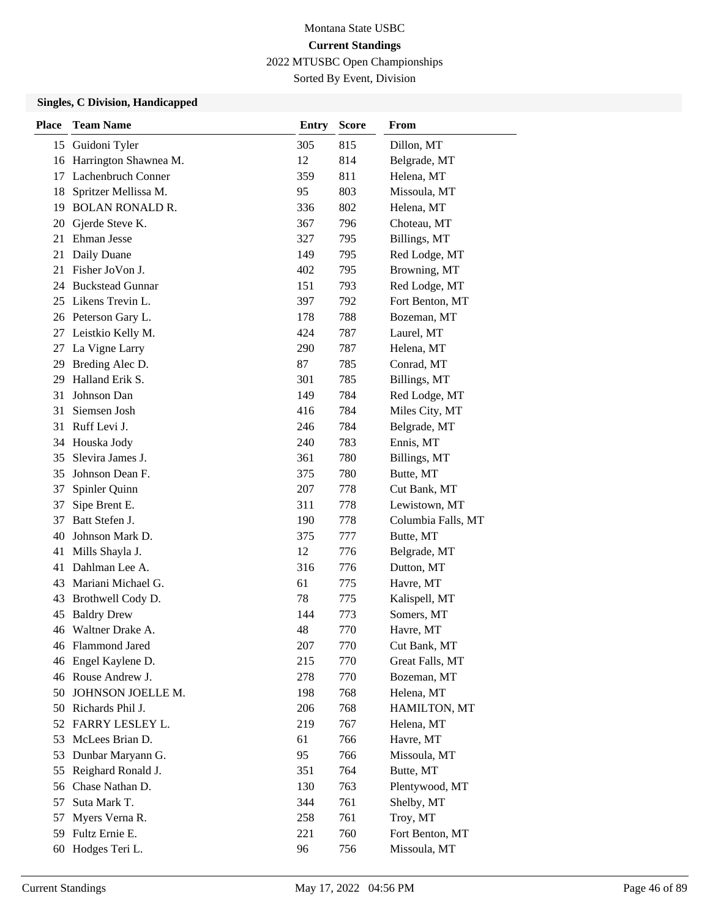Montana State USBC

**Current Standings**

2022 MTUSBC Open Championships

Sorted By Event, Division

### Singles, C Division, Handicapped

| Place | Team Name | Entry | Score | From |
|---|---|---|---|---|
| 15 | Guidoni Tyler | 305 | 815 | Dillon, MT |
| 16 | Harrington Shawnea M. | 12 | 814 | Belgrade, MT |
| 17 | Lachenbruch Conner | 359 | 811 | Helena, MT |
| 18 | Spritzer Mellissa M. | 95 | 803 | Missoula, MT |
| 19 | BOLAN RONALD R. | 336 | 802 | Helena, MT |
| 20 | Gjerde Steve K. | 367 | 796 | Choteau, MT |
| 21 | Ehman Jesse | 327 | 795 | Billings, MT |
| 21 | Daily Duane | 149 | 795 | Red Lodge, MT |
| 21 | Fisher JoVon J. | 402 | 795 | Browning, MT |
| 24 | Buckstead Gunnar | 151 | 793 | Red Lodge, MT |
| 25 | Likens Trevin L. | 397 | 792 | Fort Benton, MT |
| 26 | Peterson Gary L. | 178 | 788 | Bozeman, MT |
| 27 | Leistkio Kelly M. | 424 | 787 | Laurel, MT |
| 27 | La Vigne Larry | 290 | 787 | Helena, MT |
| 29 | Breding Alec D. | 87 | 785 | Conrad, MT |
| 29 | Halland Erik S. | 301 | 785 | Billings, MT |
| 31 | Johnson Dan | 149 | 784 | Red Lodge, MT |
| 31 | Siemsen Josh | 416 | 784 | Miles City, MT |
| 31 | Ruff Levi J. | 246 | 784 | Belgrade, MT |
| 34 | Houska Jody | 240 | 783 | Ennis, MT |
| 35 | Slevira James J. | 361 | 780 | Billings, MT |
| 35 | Johnson Dean F. | 375 | 780 | Butte, MT |
| 37 | Spinler Quinn | 207 | 778 | Cut Bank, MT |
| 37 | Sipe Brent E. | 311 | 778 | Lewistown, MT |
| 37 | Batt Stefen J. | 190 | 778 | Columbia Falls, MT |
| 40 | Johnson Mark D. | 375 | 777 | Butte, MT |
| 41 | Mills Shayla J. | 12 | 776 | Belgrade, MT |
| 41 | Dahlman Lee A. | 316 | 776 | Dutton, MT |
| 43 | Mariani Michael G. | 61 | 775 | Havre, MT |
| 43 | Brothwell Cody D. | 78 | 775 | Kalispell, MT |
| 45 | Baldry Drew | 144 | 773 | Somers, MT |
| 46 | Waltner Drake A. | 48 | 770 | Havre, MT |
| 46 | Flammond Jared | 207 | 770 | Cut Bank, MT |
| 46 | Engel Kaylene D. | 215 | 770 | Great Falls, MT |
| 46 | Rouse Andrew J. | 278 | 770 | Bozeman, MT |
| 50 | JOHNSON JOELLE M. | 198 | 768 | Helena, MT |
| 50 | Richards Phil J. | 206 | 768 | HAMILTON, MT |
| 52 | FARRY LESLEY L. | 219 | 767 | Helena, MT |
| 53 | McLees Brian D. | 61 | 766 | Havre, MT |
| 53 | Dunbar Maryann G. | 95 | 766 | Missoula, MT |
| 55 | Reighard Ronald J. | 351 | 764 | Butte, MT |
| 56 | Chase Nathan D. | 130 | 763 | Plentywood, MT |
| 57 | Suta Mark T. | 344 | 761 | Shelby, MT |
| 57 | Myers Verna R. | 258 | 761 | Troy, MT |
| 59 | Fultz Ernie E. | 221 | 760 | Fort Benton, MT |
| 60 | Hodges Teri L. | 96 | 756 | Missoula, MT |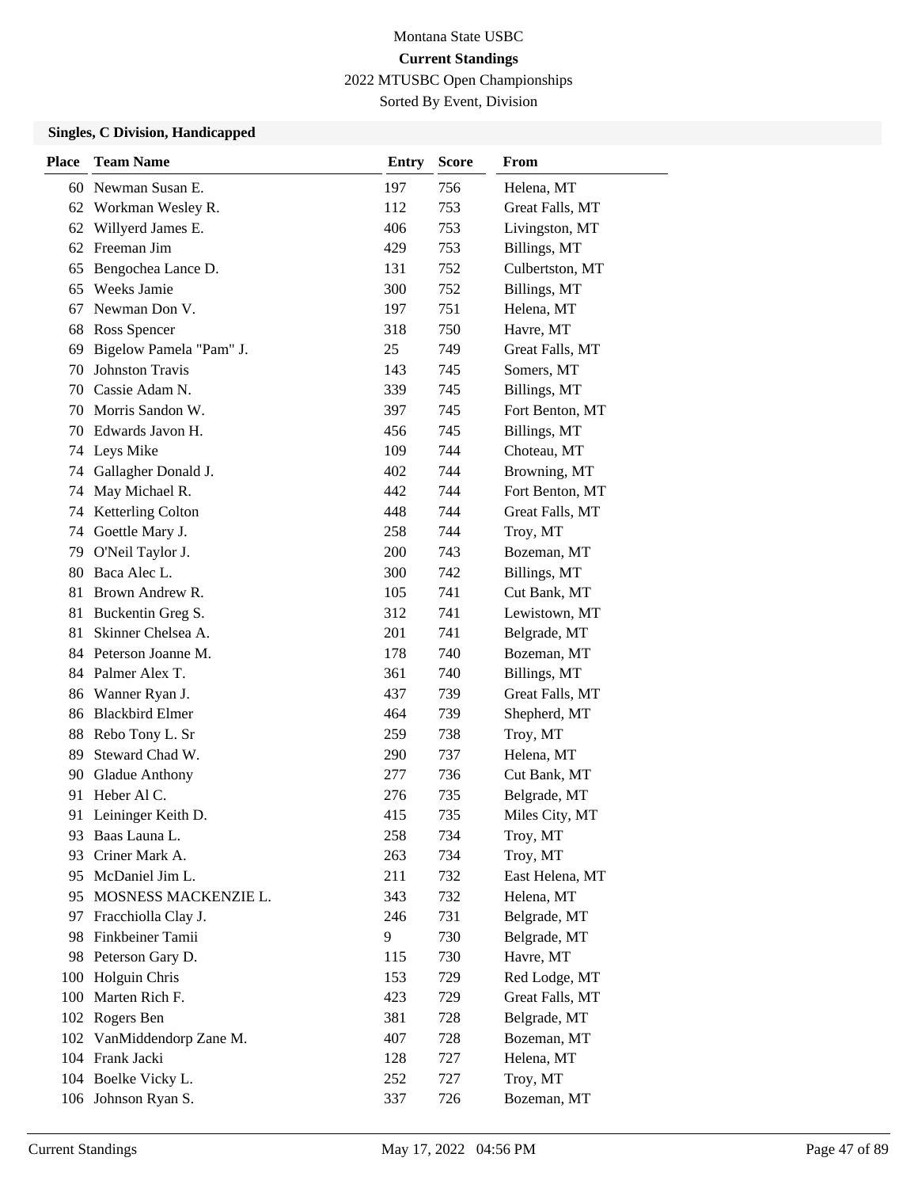Montana State USBC

**Current Standings**

2022 MTUSBC Open Championships

Sorted By Event, Division

### Singles, C Division, Handicapped

| Place | Team Name | Entry | Score | From |
|---|---|---|---|---|
| 60 | Newman Susan E. | 197 | 756 | Helena, MT |
| 62 | Workman Wesley R. | 112 | 753 | Great Falls, MT |
| 62 | Willyerd James E. | 406 | 753 | Livingston, MT |
| 62 | Freeman Jim | 429 | 753 | Billings, MT |
| 65 | Bengochea Lance D. | 131 | 752 | Culbertston, MT |
| 65 | Weeks Jamie | 300 | 752 | Billings, MT |
| 67 | Newman Don V. | 197 | 751 | Helena, MT |
| 68 | Ross Spencer | 318 | 750 | Havre, MT |
| 69 | Bigelow Pamela "Pam" J. | 25 | 749 | Great Falls, MT |
| 70 | Johnston Travis | 143 | 745 | Somers, MT |
| 70 | Cassie Adam N. | 339 | 745 | Billings, MT |
| 70 | Morris Sandon W. | 397 | 745 | Fort Benton, MT |
| 70 | Edwards Javon H. | 456 | 745 | Billings, MT |
| 74 | Leys Mike | 109 | 744 | Choteau, MT |
| 74 | Gallagher Donald J. | 402 | 744 | Browning, MT |
| 74 | May Michael R. | 442 | 744 | Fort Benton, MT |
| 74 | Ketterling Colton | 448 | 744 | Great Falls, MT |
| 74 | Goettle Mary J. | 258 | 744 | Troy, MT |
| 79 | O'Neil Taylor J. | 200 | 743 | Bozeman, MT |
| 80 | Baca Alec L. | 300 | 742 | Billings, MT |
| 81 | Brown Andrew R. | 105 | 741 | Cut Bank, MT |
| 81 | Buckentin Greg S. | 312 | 741 | Lewistown, MT |
| 81 | Skinner Chelsea A. | 201 | 741 | Belgrade, MT |
| 84 | Peterson Joanne M. | 178 | 740 | Bozeman, MT |
| 84 | Palmer Alex T. | 361 | 740 | Billings, MT |
| 86 | Wanner Ryan J. | 437 | 739 | Great Falls, MT |
| 86 | Blackbird Elmer | 464 | 739 | Shepherd, MT |
| 88 | Rebo Tony L. Sr | 259 | 738 | Troy, MT |
| 89 | Steward Chad W. | 290 | 737 | Helena, MT |
| 90 | Gladue Anthony | 277 | 736 | Cut Bank, MT |
| 91 | Heber Al C. | 276 | 735 | Belgrade, MT |
| 91 | Leininger Keith D. | 415 | 735 | Miles City, MT |
| 93 | Baas Launa L. | 258 | 734 | Troy, MT |
| 93 | Criner Mark A. | 263 | 734 | Troy, MT |
| 95 | McDaniel Jim L. | 211 | 732 | East Helena, MT |
| 95 | MOSNESS MACKENZIE L. | 343 | 732 | Helena, MT |
| 97 | Fracchiolla Clay J. | 246 | 731 | Belgrade, MT |
| 98 | Finkbeiner Tamii | 9 | 730 | Belgrade, MT |
| 98 | Peterson Gary D. | 115 | 730 | Havre, MT |
| 100 | Holguin Chris | 153 | 729 | Red Lodge, MT |
| 100 | Marten Rich F. | 423 | 729 | Great Falls, MT |
| 102 | Rogers Ben | 381 | 728 | Belgrade, MT |
| 102 | VanMiddendorp Zane M. | 407 | 728 | Bozeman, MT |
| 104 | Frank Jacki | 128 | 727 | Helena, MT |
| 104 | Boelke Vicky L. | 252 | 727 | Troy, MT |
| 106 | Johnson Ryan S. | 337 | 726 | Bozeman, MT |

Current Standings May 17, 2022 04:56 PM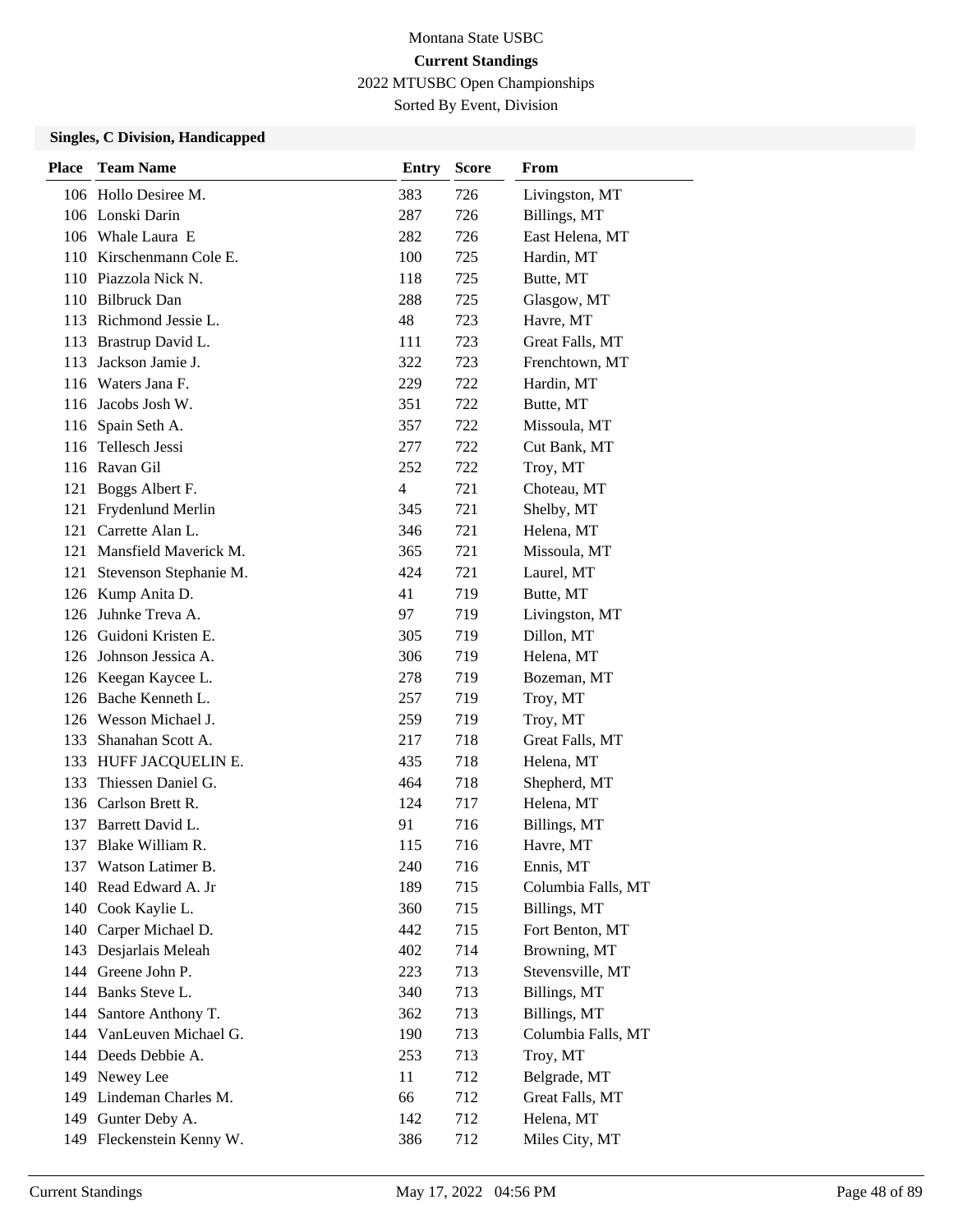Montana State USBC

**Current Standings**

2022 MTUSBC Open Championships

Sorted By Event, Division

### Singles, C Division, Handicapped

| Place | Team Name | Entry | Score | From |
|---|---|---|---|---|
| 106 | Hollo Desiree M. | 383 | 726 | Livingston, MT |
| 106 | Lonski Darin | 287 | 726 | Billings, MT |
| 106 | Whale Laura E | 282 | 726 | East Helena, MT |
| 110 | Kirschenmann Cole E. | 100 | 725 | Hardin, MT |
| 110 | Piazzola Nick N. | 118 | 725 | Butte, MT |
| 110 | Bilbruck Dan | 288 | 725 | Glasgow, MT |
| 113 | Richmond Jessie L. | 48 | 723 | Havre, MT |
| 113 | Brastrup David L. | 111 | 723 | Great Falls, MT |
| 113 | Jackson Jamie J. | 322 | 723 | Frenchtown, MT |
| 116 | Waters Jana F. | 229 | 722 | Hardin, MT |
| 116 | Jacobs Josh W. | 351 | 722 | Butte, MT |
| 116 | Spain Seth A. | 357 | 722 | Missoula, MT |
| 116 | Tellesch Jessi | 277 | 722 | Cut Bank, MT |
| 116 | Ravan Gil | 252 | 722 | Troy, MT |
| 121 | Boggs Albert F. | 4 | 721 | Choteau, MT |
| 121 | Frydenlund Merlin | 345 | 721 | Shelby, MT |
| 121 | Carrette Alan L. | 346 | 721 | Helena, MT |
| 121 | Mansfield Maverick M. | 365 | 721 | Missoula, MT |
| 121 | Stevenson Stephanie M. | 424 | 721 | Laurel, MT |
| 126 | Kump Anita D. | 41 | 719 | Butte, MT |
| 126 | Juhnke Treva A. | 97 | 719 | Livingston, MT |
| 126 | Guidoni Kristen E. | 305 | 719 | Dillon, MT |
| 126 | Johnson Jessica A. | 306 | 719 | Helena, MT |
| 126 | Keegan Kaycee L. | 278 | 719 | Bozeman, MT |
| 126 | Bache Kenneth L. | 257 | 719 | Troy, MT |
| 126 | Wesson Michael J. | 259 | 719 | Troy, MT |
| 133 | Shanahan Scott A. | 217 | 718 | Great Falls, MT |
| 133 | HUFF JACQUELIN E. | 435 | 718 | Helena, MT |
| 133 | Thiessen Daniel G. | 464 | 718 | Shepherd, MT |
| 136 | Carlson Brett R. | 124 | 717 | Helena, MT |
| 137 | Barrett David L. | 91 | 716 | Billings, MT |
| 137 | Blake William R. | 115 | 716 | Havre, MT |
| 137 | Watson Latimer B. | 240 | 716 | Ennis, MT |
| 140 | Read Edward A. Jr | 189 | 715 | Columbia Falls, MT |
| 140 | Cook Kaylie L. | 360 | 715 | Billings, MT |
| 140 | Carper Michael D. | 442 | 715 | Fort Benton, MT |
| 143 | Desjarlais Meleah | 402 | 714 | Browning, MT |
| 144 | Greene John P. | 223 | 713 | Stevensville, MT |
| 144 | Banks Steve L. | 340 | 713 | Billings, MT |
| 144 | Santore Anthony T. | 362 | 713 | Billings, MT |
| 144 | VanLeuven Michael G. | 190 | 713 | Columbia Falls, MT |
| 144 | Deeds Debbie A. | 253 | 713 | Troy, MT |
| 149 | Newey Lee | 11 | 712 | Belgrade, MT |
| 149 | Lindeman Charles M. | 66 | 712 | Great Falls, MT |
| 149 | Gunter Deby A. | 142 | 712 | Helena, MT |
| 149 | Fleckenstein Kenny W. | 386 | 712 | Miles City, MT |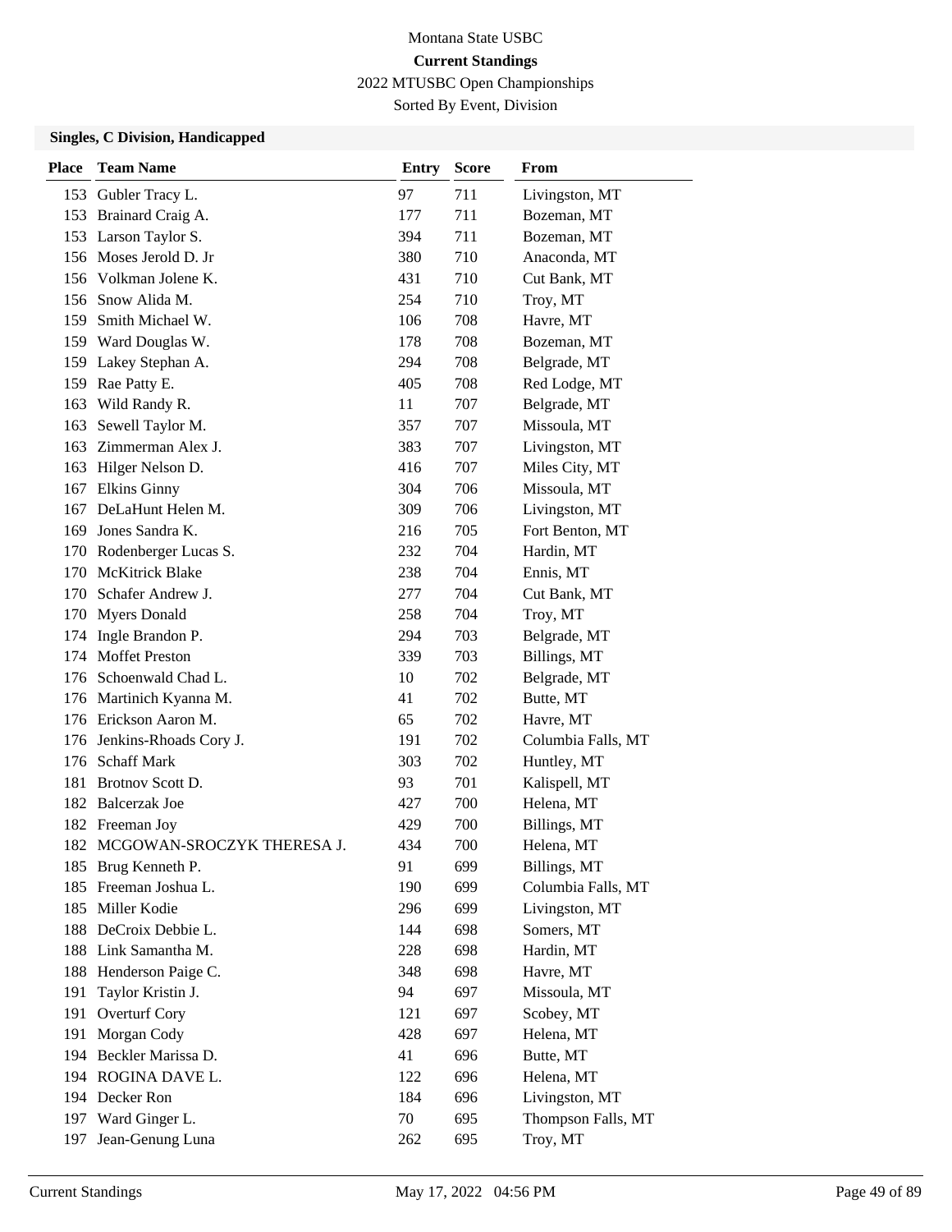Montana State USBC

**Current Standings**

2022 MTUSBC Open Championships

Sorted By Event, Division

### Singles, C Division, Handicapped

| Place | Team Name | Entry | Score | From |
|---|---|---|---|---|
| 153 | Gubler Tracy L. | 97 | 711 | Livingston, MT |
| 153 | Brainard Craig A. | 177 | 711 | Bozeman, MT |
| 153 | Larson Taylor S. | 394 | 711 | Bozeman, MT |
| 156 | Moses Jerold D. Jr | 380 | 710 | Anaconda, MT |
| 156 | Volkman Jolene K. | 431 | 710 | Cut Bank, MT |
| 156 | Snow Alida M. | 254 | 710 | Troy, MT |
| 159 | Smith Michael W. | 106 | 708 | Havre, MT |
| 159 | Ward Douglas W. | 178 | 708 | Bozeman, MT |
| 159 | Lakey Stephan A. | 294 | 708 | Belgrade, MT |
| 159 | Rae Patty E. | 405 | 708 | Red Lodge, MT |
| 163 | Wild Randy R. | 11 | 707 | Belgrade, MT |
| 163 | Sewell Taylor M. | 357 | 707 | Missoula, MT |
| 163 | Zimmerman Alex J. | 383 | 707 | Livingston, MT |
| 163 | Hilger Nelson D. | 416 | 707 | Miles City, MT |
| 167 | Elkins Ginny | 304 | 706 | Missoula, MT |
| 167 | DeLaHunt Helen M. | 309 | 706 | Livingston, MT |
| 169 | Jones Sandra K. | 216 | 705 | Fort Benton, MT |
| 170 | Rodenberger Lucas S. | 232 | 704 | Hardin, MT |
| 170 | McKitrick Blake | 238 | 704 | Ennis, MT |
| 170 | Schafer Andrew J. | 277 | 704 | Cut Bank, MT |
| 170 | Myers Donald | 258 | 704 | Troy, MT |
| 174 | Ingle Brandon P. | 294 | 703 | Belgrade, MT |
| 174 | Moffet Preston | 339 | 703 | Billings, MT |
| 176 | Schoenwald Chad L. | 10 | 702 | Belgrade, MT |
| 176 | Martinich Kyanna M. | 41 | 702 | Butte, MT |
| 176 | Erickson Aaron M. | 65 | 702 | Havre, MT |
| 176 | Jenkins-Rhoads Cory J. | 191 | 702 | Columbia Falls, MT |
| 176 | Schaff Mark | 303 | 702 | Huntley, MT |
| 181 | Brotnov Scott D. | 93 | 701 | Kalispell, MT |
| 182 | Balcerzak Joe | 427 | 700 | Helena, MT |
| 182 | Freeman Joy | 429 | 700 | Billings, MT |
| 182 | MCGOWAN-SROCZYK THERESA J. | 434 | 700 | Helena, MT |
| 185 | Brug Kenneth P. | 91 | 699 | Billings, MT |
| 185 | Freeman Joshua L. | 190 | 699 | Columbia Falls, MT |
| 185 | Miller Kodie | 296 | 699 | Livingston, MT |
| 188 | DeCroix Debbie L. | 144 | 698 | Somers, MT |
| 188 | Link Samantha M. | 228 | 698 | Hardin, MT |
| 188 | Henderson Paige C. | 348 | 698 | Havre, MT |
| 191 | Taylor Kristin J. | 94 | 697 | Missoula, MT |
| 191 | Overturf Cory | 121 | 697 | Scobey, MT |
| 191 | Morgan Cody | 428 | 697 | Helena, MT |
| 194 | Beckler Marissa D. | 41 | 696 | Butte, MT |
| 194 | ROGINA DAVE L. | 122 | 696 | Helena, MT |
| 194 | Decker Ron | 184 | 696 | Livingston, MT |
| 197 | Ward Ginger L. | 70 | 695 | Thompson Falls, MT |
| 197 | Jean-Genung Luna | 262 | 695 | Troy, MT |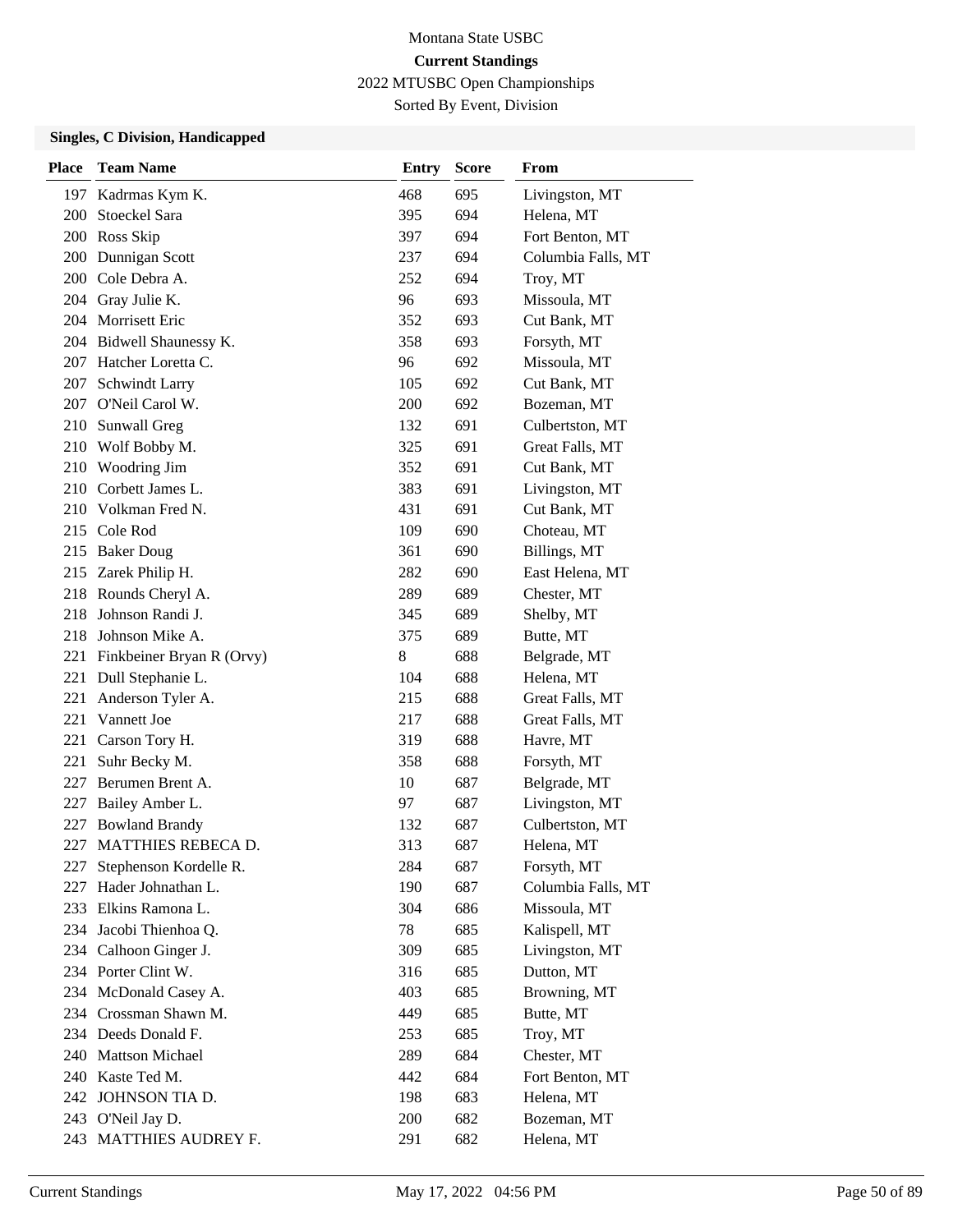Montana State USBC

**Current Standings**

2022 MTUSBC Open Championships

Sorted By Event, Division

### Singles, C Division, Handicapped

| Place | Team Name | Entry | Score | From |
|---|---|---|---|---|
| 197 | Kadrmas Kym K. | 468 | 695 | Livingston, MT |
| 200 | Stoeckel Sara | 395 | 694 | Helena, MT |
| 200 | Ross Skip | 397 | 694 | Fort Benton, MT |
| 200 | Dunnigan Scott | 237 | 694 | Columbia Falls, MT |
| 200 | Cole Debra A. | 252 | 694 | Troy, MT |
| 204 | Gray Julie K. | 96 | 693 | Missoula, MT |
| 204 | Morrisett Eric | 352 | 693 | Cut Bank, MT |
| 204 | Bidwell Shaunessy K. | 358 | 693 | Forsyth, MT |
| 207 | Hatcher Loretta C. | 96 | 692 | Missoula, MT |
| 207 | Schwindt Larry | 105 | 692 | Cut Bank, MT |
| 207 | O'Neil Carol W. | 200 | 692 | Bozeman, MT |
| 210 | Sunwall Greg | 132 | 691 | Culbertston, MT |
| 210 | Wolf Bobby M. | 325 | 691 | Great Falls, MT |
| 210 | Woodring Jim | 352 | 691 | Cut Bank, MT |
| 210 | Corbett James L. | 383 | 691 | Livingston, MT |
| 210 | Volkman Fred N. | 431 | 691 | Cut Bank, MT |
| 215 | Cole Rod | 109 | 690 | Choteau, MT |
| 215 | Baker Doug | 361 | 690 | Billings, MT |
| 215 | Zarek Philip H. | 282 | 690 | East Helena, MT |
| 218 | Rounds Cheryl A. | 289 | 689 | Chester, MT |
| 218 | Johnson Randi J. | 345 | 689 | Shelby, MT |
| 218 | Johnson Mike A. | 375 | 689 | Butte, MT |
| 221 | Finkbeiner Bryan R (Orvy) | 8 | 688 | Belgrade, MT |
| 221 | Dull Stephanie L. | 104 | 688 | Helena, MT |
| 221 | Anderson Tyler A. | 215 | 688 | Great Falls, MT |
| 221 | Vannett Joe | 217 | 688 | Great Falls, MT |
| 221 | Carson Tory H. | 319 | 688 | Havre, MT |
| 221 | Suhr Becky M. | 358 | 688 | Forsyth, MT |
| 227 | Berumen Brent A. | 10 | 687 | Belgrade, MT |
| 227 | Bailey Amber L. | 97 | 687 | Livingston, MT |
| 227 | Bowland Brandy | 132 | 687 | Culbertston, MT |
| 227 | MATTHIES REBECA D. | 313 | 687 | Helena, MT |
| 227 | Stephenson Kordelle R. | 284 | 687 | Forsyth, MT |
| 227 | Hader Johnathan L. | 190 | 687 | Columbia Falls, MT |
| 233 | Elkins Ramona L. | 304 | 686 | Missoula, MT |
| 234 | Jacobi Thienhoa Q. | 78 | 685 | Kalispell, MT |
| 234 | Calhoon Ginger J. | 309 | 685 | Livingston, MT |
| 234 | Porter Clint W. | 316 | 685 | Dutton, MT |
| 234 | McDonald Casey A. | 403 | 685 | Browning, MT |
| 234 | Crossman Shawn M. | 449 | 685 | Butte, MT |
| 234 | Deeds Donald F. | 253 | 685 | Troy, MT |
| 240 | Mattson Michael | 289 | 684 | Chester, MT |
| 240 | Kaste Ted M. | 442 | 684 | Fort Benton, MT |
| 242 | JOHNSON TIA D. | 198 | 683 | Helena, MT |
| 243 | O'Neil Jay D. | 200 | 682 | Bozeman, MT |
| 243 | MATTHIES AUDREY F. | 291 | 682 | Helena, MT |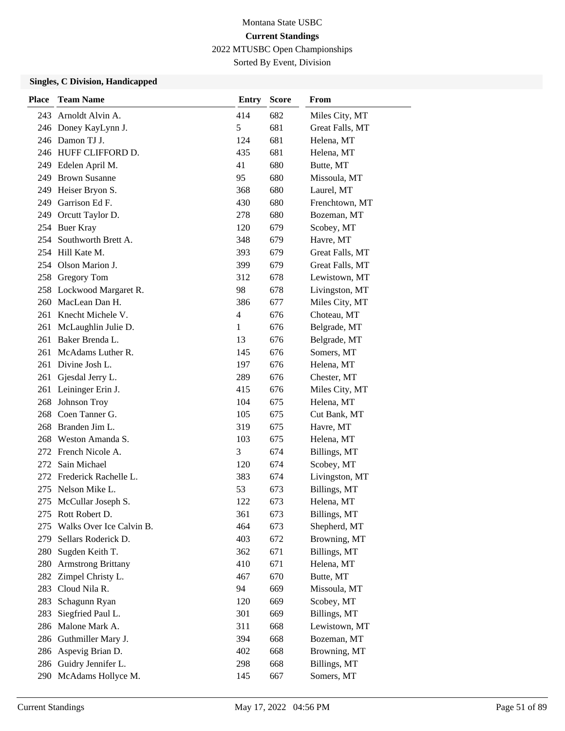Montana State USBC

**Current Standings**

2022 MTUSBC Open Championships

Sorted By Event, Division

### Singles, C Division, Handicapped

| Place | Team Name | Entry | Score | From |
|---|---|---|---|---|
| 243 | Arnoldt Alvin A. | 414 | 682 | Miles City, MT |
| 246 | Doney KayLynn J. | 5 | 681 | Great Falls, MT |
| 246 | Damon TJ J. | 124 | 681 | Helena, MT |
| 246 | HUFF CLIFFORD D. | 435 | 681 | Helena, MT |
| 249 | Edelen April M. | 41 | 680 | Butte, MT |
| 249 | Brown Susanne | 95 | 680 | Missoula, MT |
| 249 | Heiser Bryon S. | 368 | 680 | Laurel, MT |
| 249 | Garrison Ed F. | 430 | 680 | Frenchtown, MT |
| 249 | Orcutt Taylor D. | 278 | 680 | Bozeman, MT |
| 254 | Buer Kray | 120 | 679 | Scobey, MT |
| 254 | Southworth Brett A. | 348 | 679 | Havre, MT |
| 254 | Hill Kate M. | 393 | 679 | Great Falls, MT |
| 254 | Olson Marion J. | 399 | 679 | Great Falls, MT |
| 258 | Gregory Tom | 312 | 678 | Lewistown, MT |
| 258 | Lockwood Margaret R. | 98 | 678 | Livingston, MT |
| 260 | MacLean Dan H. | 386 | 677 | Miles City, MT |
| 261 | Knecht Michele V. | 4 | 676 | Choteau, MT |
| 261 | McLaughlin Julie D. | 1 | 676 | Belgrade, MT |
| 261 | Baker Brenda L. | 13 | 676 | Belgrade, MT |
| 261 | McAdams Luther R. | 145 | 676 | Somers, MT |
| 261 | Divine Josh L. | 197 | 676 | Helena, MT |
| 261 | Gjesdal Jerry L. | 289 | 676 | Chester, MT |
| 261 | Leininger Erin J. | 415 | 676 | Miles City, MT |
| 268 | Johnson Troy | 104 | 675 | Helena, MT |
| 268 | Coen Tanner G. | 105 | 675 | Cut Bank, MT |
| 268 | Branden Jim L. | 319 | 675 | Havre, MT |
| 268 | Weston Amanda S. | 103 | 675 | Helena, MT |
| 272 | French Nicole A. | 3 | 674 | Billings, MT |
| 272 | Sain Michael | 120 | 674 | Scobey, MT |
| 272 | Frederick Rachelle L. | 383 | 674 | Livingston, MT |
| 275 | Nelson Mike L. | 53 | 673 | Billings, MT |
| 275 | McCullar Joseph S. | 122 | 673 | Helena, MT |
| 275 | Rott Robert D. | 361 | 673 | Billings, MT |
| 275 | Walks Over Ice Calvin B. | 464 | 673 | Shepherd, MT |
| 279 | Sellars Roderick D. | 403 | 672 | Browning, MT |
| 280 | Sugden Keith T. | 362 | 671 | Billings, MT |
| 280 | Armstrong Brittany | 410 | 671 | Helena, MT |
| 282 | Zimpel Christy L. | 467 | 670 | Butte, MT |
| 283 | Cloud Nila R. | 94 | 669 | Missoula, MT |
| 283 | Schagunn Ryan | 120 | 669 | Scobey, MT |
| 283 | Siegfried Paul L. | 301 | 669 | Billings, MT |
| 286 | Malone Mark A. | 311 | 668 | Lewistown, MT |
| 286 | Guthmiller Mary J. | 394 | 668 | Bozeman, MT |
| 286 | Aspevig Brian D. | 402 | 668 | Browning, MT |
| 286 | Guidry Jennifer L. | 298 | 668 | Billings, MT |
| 290 | McAdams Hollyce M. | 145 | 667 | Somers, MT |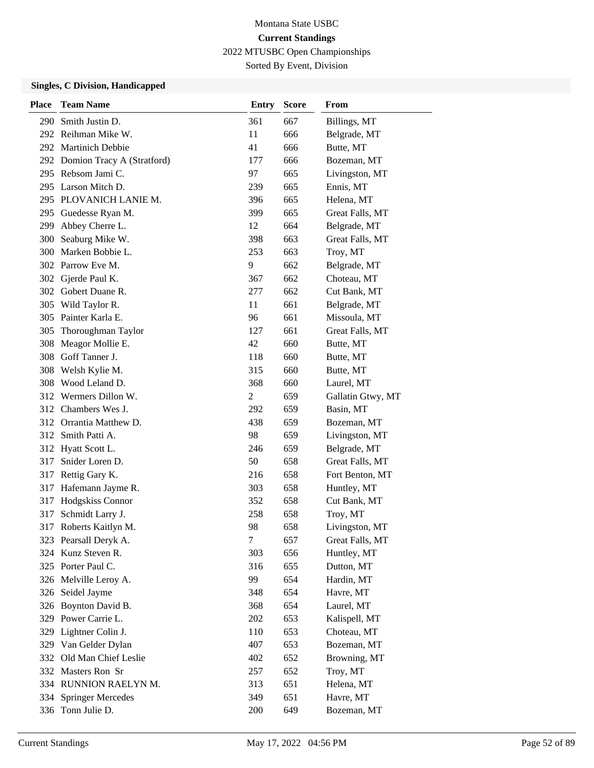Montana State USBC

**Current Standings**

2022 MTUSBC Open Championships

Sorted By Event, Division

### Singles, C Division, Handicapped

| Place | Team Name | Entry | Score | From |
|---|---|---|---|---|
| 290 | Smith Justin D. | 361 | 667 | Billings, MT |
| 292 | Reihman Mike W. | 11 | 666 | Belgrade, MT |
| 292 | Martinich Debbie | 41 | 666 | Butte, MT |
| 292 | Domion Tracy A (Stratford) | 177 | 666 | Bozeman, MT |
| 295 | Rebsom Jami C. | 97 | 665 | Livingston, MT |
| 295 | Larson Mitch D. | 239 | 665 | Ennis, MT |
| 295 | PLOVANICH LANIE M. | 396 | 665 | Helena, MT |
| 295 | Guedesse Ryan M. | 399 | 665 | Great Falls, MT |
| 299 | Abbey Cherre L. | 12 | 664 | Belgrade, MT |
| 300 | Seaburg Mike W. | 398 | 663 | Great Falls, MT |
| 300 | Marken Bobbie L. | 253 | 663 | Troy, MT |
| 302 | Parrow Eve M. | 9 | 662 | Belgrade, MT |
| 302 | Gjerde Paul K. | 367 | 662 | Choteau, MT |
| 302 | Gobert Duane R. | 277 | 662 | Cut Bank, MT |
| 305 | Wild Taylor R. | 11 | 661 | Belgrade, MT |
| 305 | Painter Karla E. | 96 | 661 | Missoula, MT |
| 305 | Thoroughman Taylor | 127 | 661 | Great Falls, MT |
| 308 | Meagor Mollie E. | 42 | 660 | Butte, MT |
| 308 | Goff Tanner J. | 118 | 660 | Butte, MT |
| 308 | Welsh Kylie M. | 315 | 660 | Butte, MT |
| 308 | Wood Leland D. | 368 | 660 | Laurel, MT |
| 312 | Wermers Dillon W. | 2 | 659 | Gallatin Gtwy, MT |
| 312 | Chambers Wes J. | 292 | 659 | Basin, MT |
| 312 | Orrantia Matthew D. | 438 | 659 | Bozeman, MT |
| 312 | Smith Patti A. | 98 | 659 | Livingston, MT |
| 312 | Hyatt Scott L. | 246 | 659 | Belgrade, MT |
| 317 | Snider Loren D. | 50 | 658 | Great Falls, MT |
| 317 | Rettig Gary K. | 216 | 658 | Fort Benton, MT |
| 317 | Hafemann Jayme R. | 303 | 658 | Huntley, MT |
| 317 | Hodgskiss Connor | 352 | 658 | Cut Bank, MT |
| 317 | Schmidt Larry J. | 258 | 658 | Troy, MT |
| 317 | Roberts Kaitlyn M. | 98 | 658 | Livingston, MT |
| 323 | Pearsall Deryk A. | 7 | 657 | Great Falls, MT |
| 324 | Kunz Steven R. | 303 | 656 | Huntley, MT |
| 325 | Porter Paul C. | 316 | 655 | Dutton, MT |
| 326 | Melville Leroy A. | 99 | 654 | Hardin, MT |
| 326 | Seidel Jayme | 348 | 654 | Havre, MT |
| 326 | Boynton David B. | 368 | 654 | Laurel, MT |
| 329 | Power Carrie L. | 202 | 653 | Kalispell, MT |
| 329 | Lightner Colin J. | 110 | 653 | Choteau, MT |
| 329 | Van Gelder Dylan | 407 | 653 | Bozeman, MT |
| 332 | Old Man Chief Leslie | 402 | 652 | Browning, MT |
| 332 | Masters Ron Sr | 257 | 652 | Troy, MT |
| 334 | RUNNION RAELYN M. | 313 | 651 | Helena, MT |
| 334 | Springer Mercedes | 349 | 651 | Havre, MT |
| 336 | Tonn Julie D. | 200 | 649 | Bozeman, MT |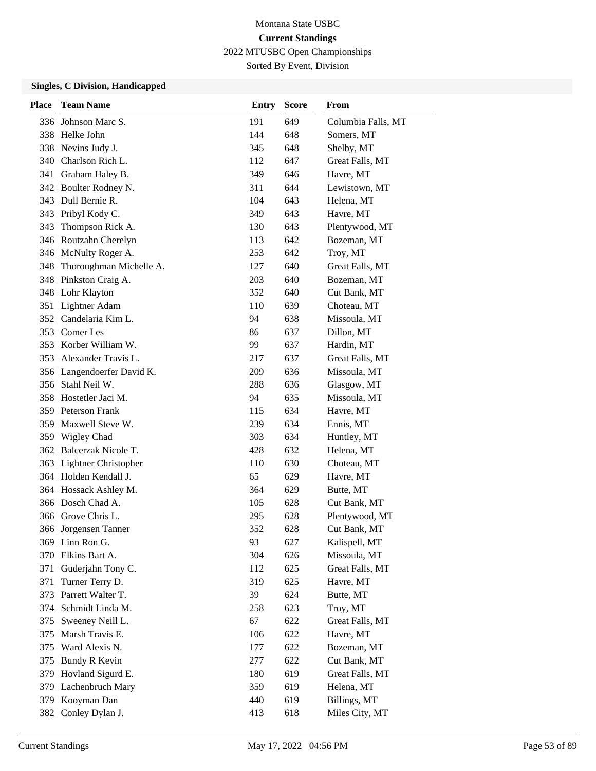Montana State USBC

**Current Standings**

2022 MTUSBC Open Championships

Sorted By Event, Division

### Singles, C Division, Handicapped

| Place | Team Name | Entry | Score | From |
|---|---|---|---|---|
| 336 | Johnson Marc S. | 191 | 649 | Columbia Falls, MT |
| 338 | Helke John | 144 | 648 | Somers, MT |
| 338 | Nevins Judy J. | 345 | 648 | Shelby, MT |
| 340 | Charlson Rich L. | 112 | 647 | Great Falls, MT |
| 341 | Graham Haley B. | 349 | 646 | Havre, MT |
| 342 | Boulter Rodney N. | 311 | 644 | Lewistown, MT |
| 343 | Dull Bernie R. | 104 | 643 | Helena, MT |
| 343 | Pribyl Kody C. | 349 | 643 | Havre, MT |
| 343 | Thompson Rick A. | 130 | 643 | Plentywood, MT |
| 346 | Routzahn Cherelyn | 113 | 642 | Bozeman, MT |
| 346 | McNulty Roger A. | 253 | 642 | Troy, MT |
| 348 | Thoroughman Michelle A. | 127 | 640 | Great Falls, MT |
| 348 | Pinkston Craig A. | 203 | 640 | Bozeman, MT |
| 348 | Lohr Klayton | 352 | 640 | Cut Bank, MT |
| 351 | Lightner Adam | 110 | 639 | Choteau, MT |
| 352 | Candelaria Kim L. | 94 | 638 | Missoula, MT |
| 353 | Comer Les | 86 | 637 | Dillon, MT |
| 353 | Korber William W. | 99 | 637 | Hardin, MT |
| 353 | Alexander Travis L. | 217 | 637 | Great Falls, MT |
| 356 | Langendoerfer David K. | 209 | 636 | Missoula, MT |
| 356 | Stahl Neil W. | 288 | 636 | Glasgow, MT |
| 358 | Hostetler Jaci M. | 94 | 635 | Missoula, MT |
| 359 | Peterson Frank | 115 | 634 | Havre, MT |
| 359 | Maxwell Steve W. | 239 | 634 | Ennis, MT |
| 359 | Wigley Chad | 303 | 634 | Huntley, MT |
| 362 | Balcerzak Nicole T. | 428 | 632 | Helena, MT |
| 363 | Lightner Christopher | 110 | 630 | Choteau, MT |
| 364 | Holden Kendall J. | 65 | 629 | Havre, MT |
| 364 | Hossack Ashley M. | 364 | 629 | Butte, MT |
| 366 | Dosch Chad A. | 105 | 628 | Cut Bank, MT |
| 366 | Grove Chris L. | 295 | 628 | Plentywood, MT |
| 366 | Jorgensen Tanner | 352 | 628 | Cut Bank, MT |
| 369 | Linn Ron G. | 93 | 627 | Kalispell, MT |
| 370 | Elkins Bart A. | 304 | 626 | Missoula, MT |
| 371 | Guderjahn Tony C. | 112 | 625 | Great Falls, MT |
| 371 | Turner Terry D. | 319 | 625 | Havre, MT |
| 373 | Parrett Walter T. | 39 | 624 | Butte, MT |
| 374 | Schmidt Linda M. | 258 | 623 | Troy, MT |
| 375 | Sweeney Neill L. | 67 | 622 | Great Falls, MT |
| 375 | Marsh Travis E. | 106 | 622 | Havre, MT |
| 375 | Ward Alexis N. | 177 | 622 | Bozeman, MT |
| 375 | Bundy R Kevin | 277 | 622 | Cut Bank, MT |
| 379 | Hovland Sigurd E. | 180 | 619 | Great Falls, MT |
| 379 | Lachenbruch Mary | 359 | 619 | Helena, MT |
| 379 | Kooyman Dan | 440 | 619 | Billings, MT |
| 382 | Conley Dylan J. | 413 | 618 | Miles City, MT |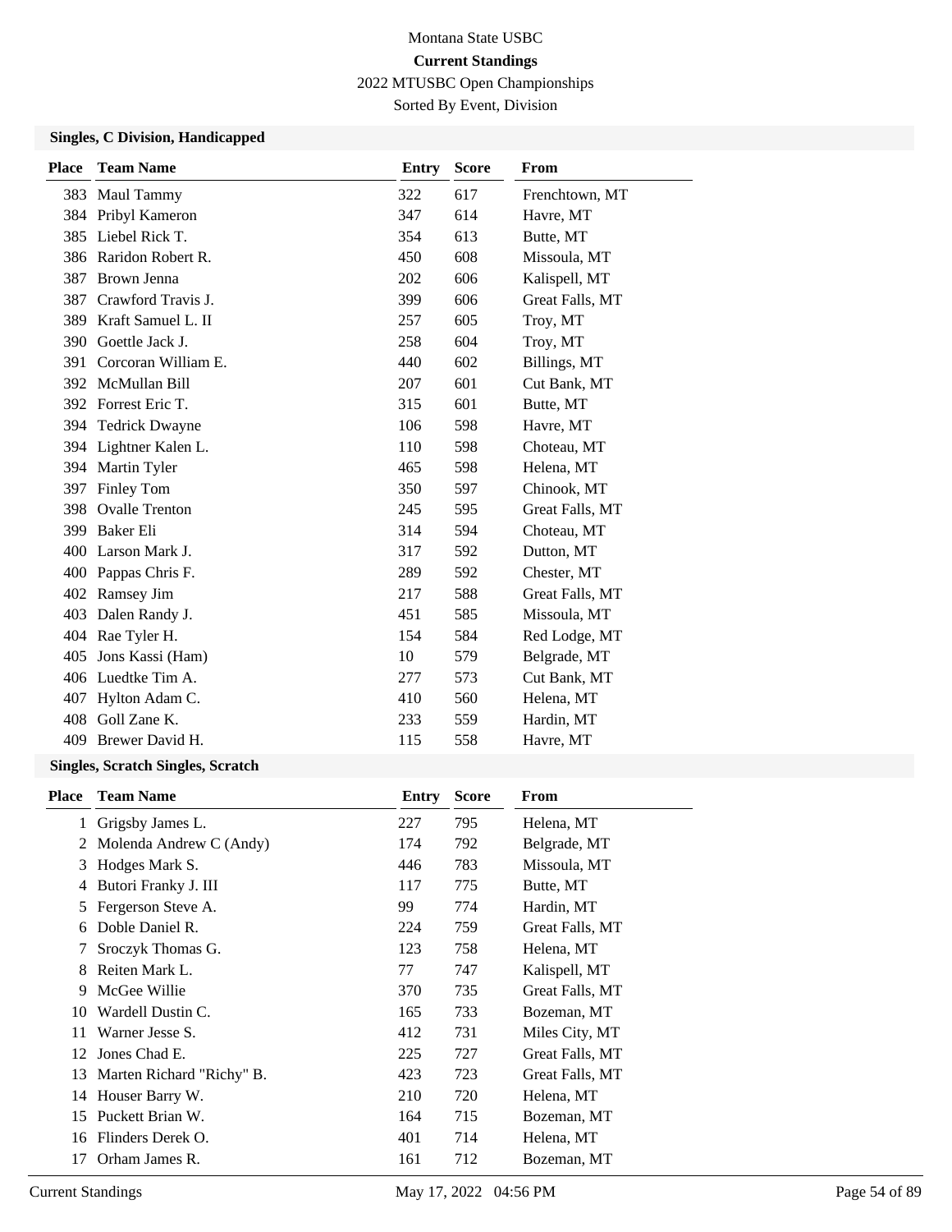Montana State USBC

**Current Standings**

2022 MTUSBC Open Championships

Sorted By Event, Division

### Singles, C Division, Handicapped

| Place | Team Name | Entry | Score | From |
|---|---|---|---|---|
| 383 | Maul Tammy | 322 | 617 | Frenchtown, MT |
| 384 | Pribyl Kameron | 347 | 614 | Havre, MT |
| 385 | Liebel Rick T. | 354 | 613 | Butte, MT |
| 386 | Raridon Robert R. | 450 | 608 | Missoula, MT |
| 387 | Brown Jenna | 202 | 606 | Kalispell, MT |
| 387 | Crawford Travis J. | 399 | 606 | Great Falls, MT |
| 389 | Kraft Samuel L. II | 257 | 605 | Troy, MT |
| 390 | Goettle Jack J. | 258 | 604 | Troy, MT |
| 391 | Corcoran William E. | 440 | 602 | Billings, MT |
| 392 | McMullan Bill | 207 | 601 | Cut Bank, MT |
| 392 | Forrest Eric T. | 315 | 601 | Butte, MT |
| 394 | Tedrick Dwayne | 106 | 598 | Havre, MT |
| 394 | Lightner Kalen L. | 110 | 598 | Choteau, MT |
| 394 | Martin Tyler | 465 | 598 | Helena, MT |
| 397 | Finley Tom | 350 | 597 | Chinook, MT |
| 398 | Ovalle Trenton | 245 | 595 | Great Falls, MT |
| 399 | Baker Eli | 314 | 594 | Choteau, MT |
| 400 | Larson Mark J. | 317 | 592 | Dutton, MT |
| 400 | Pappas Chris F. | 289 | 592 | Chester, MT |
| 402 | Ramsey Jim | 217 | 588 | Great Falls, MT |
| 403 | Dalen Randy J. | 451 | 585 | Missoula, MT |
| 404 | Rae Tyler H. | 154 | 584 | Red Lodge, MT |
| 405 | Jons Kassi (Ham) | 10 | 579 | Belgrade, MT |
| 406 | Luedtke Tim A. | 277 | 573 | Cut Bank, MT |
| 407 | Hylton Adam C. | 410 | 560 | Helena, MT |
| 408 | Goll Zane K. | 233 | 559 | Hardin, MT |
| 409 | Brewer David H. | 115 | 558 | Havre, MT |

### Singles, Scratch Singles, Scratch

| Place | Team Name | Entry | Score | From |
|---|---|---|---|---|
| 1 | Grigsby James L. | 227 | 795 | Helena, MT |
| 2 | Molenda Andrew C (Andy) | 174 | 792 | Belgrade, MT |
| 3 | Hodges Mark S. | 446 | 783 | Missoula, MT |
| 4 | Butori Franky J. III | 117 | 775 | Butte, MT |
| 5 | Fergerson Steve A. | 99 | 774 | Hardin, MT |
| 6 | Doble Daniel R. | 224 | 759 | Great Falls, MT |
| 7 | Sroczyk Thomas G. | 123 | 758 | Helena, MT |
| 8 | Reiten Mark L. | 77 | 747 | Kalispell, MT |
| 9 | McGee Willie | 370 | 735 | Great Falls, MT |
| 10 | Wardell Dustin C. | 165 | 733 | Bozeman, MT |
| 11 | Warner Jesse S. | 412 | 731 | Miles City, MT |
| 12 | Jones Chad E. | 225 | 727 | Great Falls, MT |
| 13 | Marten Richard "Richy" B. | 423 | 723 | Great Falls, MT |
| 14 | Houser Barry W. | 210 | 720 | Helena, MT |
| 15 | Puckett Brian W. | 164 | 715 | Bozeman, MT |
| 16 | Flinders Derek O. | 401 | 714 | Helena, MT |
| 17 | Orham James R. | 161 | 712 | Bozeman, MT |

Current Standings May 17, 2022 04:56 PM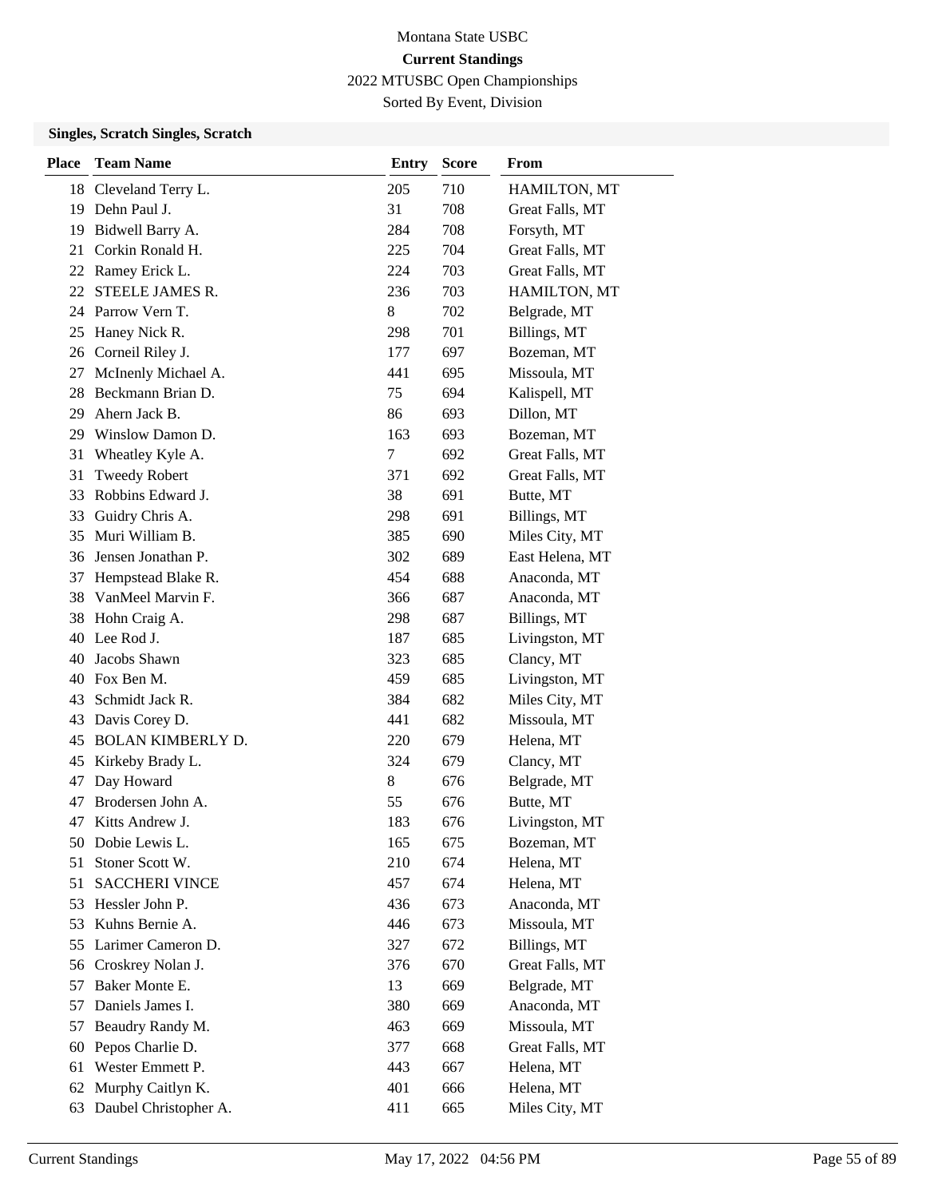Montana State USBC

**Current Standings**

2022 MTUSBC Open Championships

Sorted By Event, Division

### Singles, Scratch Singles, Scratch

| Place | Team Name | Entry | Score | From |
|---|---|---|---|---|
| 18 | Cleveland Terry L. | 205 | 710 | HAMILTON, MT |
| 19 | Dehn Paul J. | 31 | 708 | Great Falls, MT |
| 19 | Bidwell Barry A. | 284 | 708 | Forsyth, MT |
| 21 | Corkin Ronald H. | 225 | 704 | Great Falls, MT |
| 22 | Ramey Erick L. | 224 | 703 | Great Falls, MT |
| 22 | STEELE JAMES R. | 236 | 703 | HAMILTON, MT |
| 24 | Parrow Vern T. | 8 | 702 | Belgrade, MT |
| 25 | Haney Nick R. | 298 | 701 | Billings, MT |
| 26 | Corneil Riley J. | 177 | 697 | Bozeman, MT |
| 27 | McInenly Michael A. | 441 | 695 | Missoula, MT |
| 28 | Beckmann Brian D. | 75 | 694 | Kalispell, MT |
| 29 | Ahern Jack B. | 86 | 693 | Dillon, MT |
| 29 | Winslow Damon D. | 163 | 693 | Bozeman, MT |
| 31 | Wheatley Kyle A. | 7 | 692 | Great Falls, MT |
| 31 | Tweedy Robert | 371 | 692 | Great Falls, MT |
| 33 | Robbins Edward J. | 38 | 691 | Butte, MT |
| 33 | Guidry Chris A. | 298 | 691 | Billings, MT |
| 35 | Muri William B. | 385 | 690 | Miles City, MT |
| 36 | Jensen Jonathan P. | 302 | 689 | East Helena, MT |
| 37 | Hempstead Blake R. | 454 | 688 | Anaconda, MT |
| 38 | VanMeel Marvin F. | 366 | 687 | Anaconda, MT |
| 38 | Hohn Craig A. | 298 | 687 | Billings, MT |
| 40 | Lee Rod J. | 187 | 685 | Livingston, MT |
| 40 | Jacobs Shawn | 323 | 685 | Clancy, MT |
| 40 | Fox Ben M. | 459 | 685 | Livingston, MT |
| 43 | Schmidt Jack R. | 384 | 682 | Miles City, MT |
| 43 | Davis Corey D. | 441 | 682 | Missoula, MT |
| 45 | BOLAN KIMBERLY D. | 220 | 679 | Helena, MT |
| 45 | Kirkeby Brady L. | 324 | 679 | Clancy, MT |
| 47 | Day Howard | 8 | 676 | Belgrade, MT |
| 47 | Brodersen John A. | 55 | 676 | Butte, MT |
| 47 | Kitts Andrew J. | 183 | 676 | Livingston, MT |
| 50 | Dobie Lewis L. | 165 | 675 | Bozeman, MT |
| 51 | Stoner Scott W. | 210 | 674 | Helena, MT |
| 51 | SACCHERI VINCE | 457 | 674 | Helena, MT |
| 53 | Hessler John P. | 436 | 673 | Anaconda, MT |
| 53 | Kuhns Bernie A. | 446 | 673 | Missoula, MT |
| 55 | Larimer Cameron D. | 327 | 672 | Billings, MT |
| 56 | Croskrey Nolan J. | 376 | 670 | Great Falls, MT |
| 57 | Baker Monte E. | 13 | 669 | Belgrade, MT |
| 57 | Daniels James I. | 380 | 669 | Anaconda, MT |
| 57 | Beaudry Randy M. | 463 | 669 | Missoula, MT |
| 60 | Pepos Charlie D. | 377 | 668 | Great Falls, MT |
| 61 | Wester Emmett P. | 443 | 667 | Helena, MT |
| 62 | Murphy Caitlyn K. | 401 | 666 | Helena, MT |
| 63 | Daubel Christopher A. | 411 | 665 | Miles City, MT |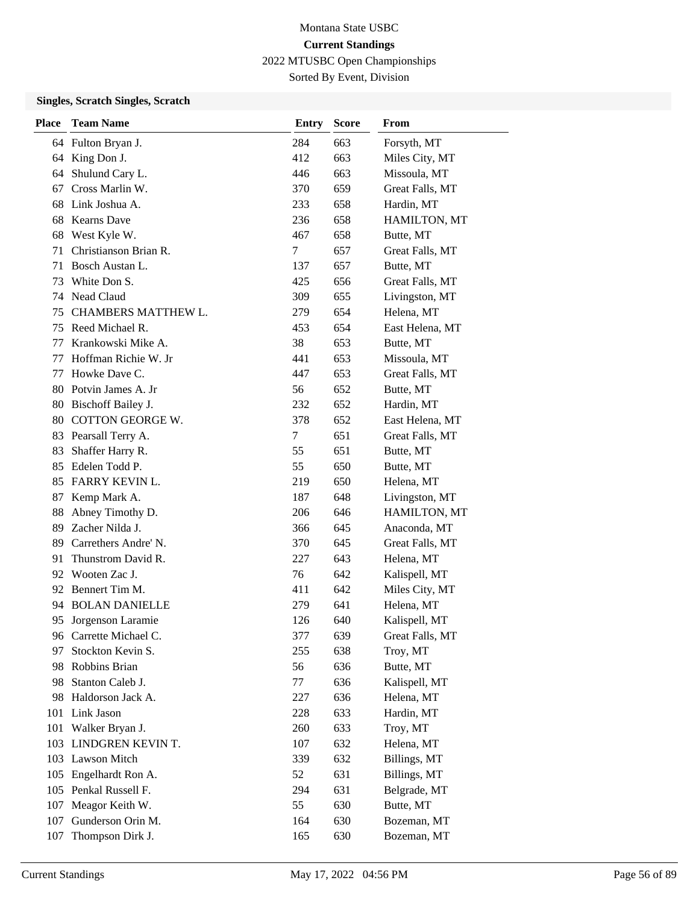Montana State USBC

**Current Standings**

2022 MTUSBC Open Championships

Sorted By Event, Division

### Singles, Scratch Singles, Scratch

| Place | Team Name | Entry | Score | From |
|---|---|---|---|---|
| 64 | Fulton Bryan J. | 284 | 663 | Forsyth, MT |
| 64 | King Don J. | 412 | 663 | Miles City, MT |
| 64 | Shulund Cary L. | 446 | 663 | Missoula, MT |
| 67 | Cross Marlin W. | 370 | 659 | Great Falls, MT |
| 68 | Link Joshua A. | 233 | 658 | Hardin, MT |
| 68 | Kearns Dave | 236 | 658 | HAMILTON, MT |
| 68 | West Kyle W. | 467 | 658 | Butte, MT |
| 71 | Christianson Brian R. | 7 | 657 | Great Falls, MT |
| 71 | Bosch Austan L. | 137 | 657 | Butte, MT |
| 73 | White Don S. | 425 | 656 | Great Falls, MT |
| 74 | Nead Claud | 309 | 655 | Livingston, MT |
| 75 | CHAMBERS MATTHEW L. | 279 | 654 | Helena, MT |
| 75 | Reed Michael R. | 453 | 654 | East Helena, MT |
| 77 | Krankowski Mike A. | 38 | 653 | Butte, MT |
| 77 | Hoffman Richie W. Jr | 441 | 653 | Missoula, MT |
| 77 | Howke Dave C. | 447 | 653 | Great Falls, MT |
| 80 | Potvin James A. Jr | 56 | 652 | Butte, MT |
| 80 | Bischoff Bailey J. | 232 | 652 | Hardin, MT |
| 80 | COTTON GEORGE W. | 378 | 652 | East Helena, MT |
| 83 | Pearsall Terry A. | 7 | 651 | Great Falls, MT |
| 83 | Shaffer Harry R. | 55 | 651 | Butte, MT |
| 85 | Edelen Todd P. | 55 | 650 | Butte, MT |
| 85 | FARRY KEVIN L. | 219 | 650 | Helena, MT |
| 87 | Kemp Mark A. | 187 | 648 | Livingston, MT |
| 88 | Abney Timothy D. | 206 | 646 | HAMILTON, MT |
| 89 | Zacher Nilda J. | 366 | 645 | Anaconda, MT |
| 89 | Carrethers Andre' N. | 370 | 645 | Great Falls, MT |
| 91 | Thunstrom David R. | 227 | 643 | Helena, MT |
| 92 | Wooten Zac J. | 76 | 642 | Kalispell, MT |
| 92 | Bennert Tim M. | 411 | 642 | Miles City, MT |
| 94 | BOLAN DANIELLE | 279 | 641 | Helena, MT |
| 95 | Jorgenson Laramie | 126 | 640 | Kalispell, MT |
| 96 | Carrette Michael C. | 377 | 639 | Great Falls, MT |
| 97 | Stockton Kevin S. | 255 | 638 | Troy, MT |
| 98 | Robbins Brian | 56 | 636 | Butte, MT |
| 98 | Stanton Caleb J. | 77 | 636 | Kalispell, MT |
| 98 | Haldorson Jack A. | 227 | 636 | Helena, MT |
| 101 | Link Jason | 228 | 633 | Hardin, MT |
| 101 | Walker Bryan J. | 260 | 633 | Troy, MT |
| 103 | LINDGREN KEVIN T. | 107 | 632 | Helena, MT |
| 103 | Lawson Mitch | 339 | 632 | Billings, MT |
| 105 | Engelhardt Ron A. | 52 | 631 | Billings, MT |
| 105 | Penkal Russell F. | 294 | 631 | Belgrade, MT |
| 107 | Meagor Keith W. | 55 | 630 | Butte, MT |
| 107 | Gunderson Orin M. | 164 | 630 | Bozeman, MT |
| 107 | Thompson Dirk J. | 165 | 630 | Bozeman, MT |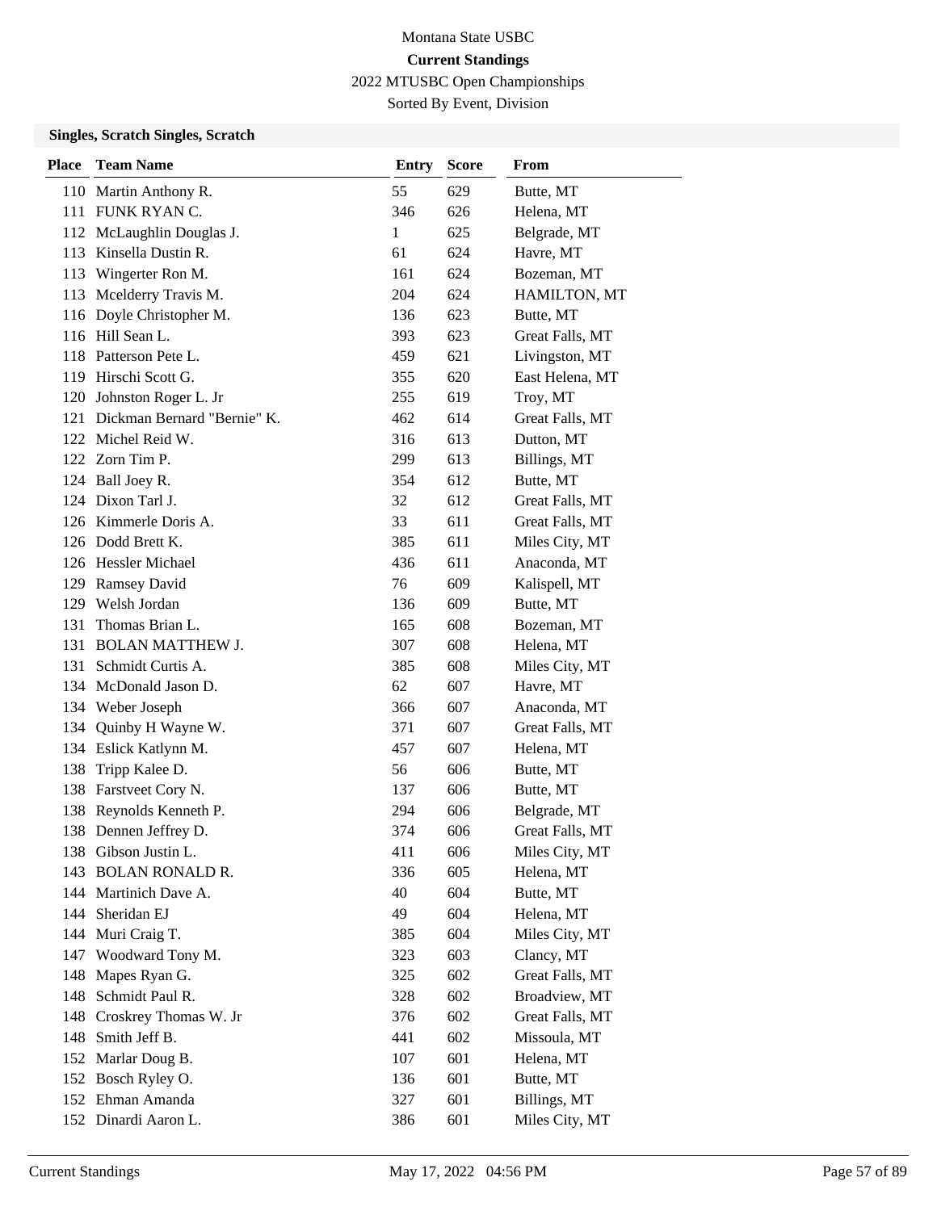Montana State USBC

**Current Standings**

2022 MTUSBC Open Championships

Sorted By Event, Division

### Singles, Scratch Singles, Scratch

| Place | Team Name | Entry | Score | From |
|---|---|---|---|---|
| 110 | Martin Anthony R. | 55 | 629 | Butte, MT |
| 111 | FUNK RYAN C. | 346 | 626 | Helena, MT |
| 112 | McLaughlin Douglas J. | 1 | 625 | Belgrade, MT |
| 113 | Kinsella Dustin R. | 61 | 624 | Havre, MT |
| 113 | Wingerter Ron M. | 161 | 624 | Bozeman, MT |
| 113 | Mcelderry Travis M. | 204 | 624 | HAMILTON, MT |
| 116 | Doyle Christopher M. | 136 | 623 | Butte, MT |
| 116 | Hill Sean L. | 393 | 623 | Great Falls, MT |
| 118 | Patterson Pete L. | 459 | 621 | Livingston, MT |
| 119 | Hirschi Scott G. | 355 | 620 | East Helena, MT |
| 120 | Johnston Roger L. Jr | 255 | 619 | Troy, MT |
| 121 | Dickman Bernard "Bernie" K. | 462 | 614 | Great Falls, MT |
| 122 | Michel Reid W. | 316 | 613 | Dutton, MT |
| 122 | Zorn Tim P. | 299 | 613 | Billings, MT |
| 124 | Ball Joey R. | 354 | 612 | Butte, MT |
| 124 | Dixon Tarl J. | 32 | 612 | Great Falls, MT |
| 126 | Kimmerle Doris A. | 33 | 611 | Great Falls, MT |
| 126 | Dodd Brett K. | 385 | 611 | Miles City, MT |
| 126 | Hessler Michael | 436 | 611 | Anaconda, MT |
| 129 | Ramsey David | 76 | 609 | Kalispell, MT |
| 129 | Welsh Jordan | 136 | 609 | Butte, MT |
| 131 | Thomas Brian L. | 165 | 608 | Bozeman, MT |
| 131 | BOLAN MATTHEW J. | 307 | 608 | Helena, MT |
| 131 | Schmidt Curtis A. | 385 | 608 | Miles City, MT |
| 134 | McDonald Jason D. | 62 | 607 | Havre, MT |
| 134 | Weber Joseph | 366 | 607 | Anaconda, MT |
| 134 | Quinby H Wayne W. | 371 | 607 | Great Falls, MT |
| 134 | Eslick Katlynn M. | 457 | 607 | Helena, MT |
| 138 | Tripp Kalee D. | 56 | 606 | Butte, MT |
| 138 | Farstveet Cory N. | 137 | 606 | Butte, MT |
| 138 | Reynolds Kenneth P. | 294 | 606 | Belgrade, MT |
| 138 | Dennen Jeffrey D. | 374 | 606 | Great Falls, MT |
| 138 | Gibson Justin L. | 411 | 606 | Miles City, MT |
| 143 | BOLAN RONALD R. | 336 | 605 | Helena, MT |
| 144 | Martinich Dave A. | 40 | 604 | Butte, MT |
| 144 | Sheridan EJ | 49 | 604 | Helena, MT |
| 144 | Muri Craig T. | 385 | 604 | Miles City, MT |
| 147 | Woodward Tony M. | 323 | 603 | Clancy, MT |
| 148 | Mapes Ryan G. | 325 | 602 | Great Falls, MT |
| 148 | Schmidt Paul R. | 328 | 602 | Broadview, MT |
| 148 | Croskrey Thomas W. Jr | 376 | 602 | Great Falls, MT |
| 148 | Smith Jeff B. | 441 | 602 | Missoula, MT |
| 152 | Marlar Doug B. | 107 | 601 | Helena, MT |
| 152 | Bosch Ryley O. | 136 | 601 | Butte, MT |
| 152 | Ehman Amanda | 327 | 601 | Billings, MT |
| 152 | Dinardi Aaron L. | 386 | 601 | Miles City, MT |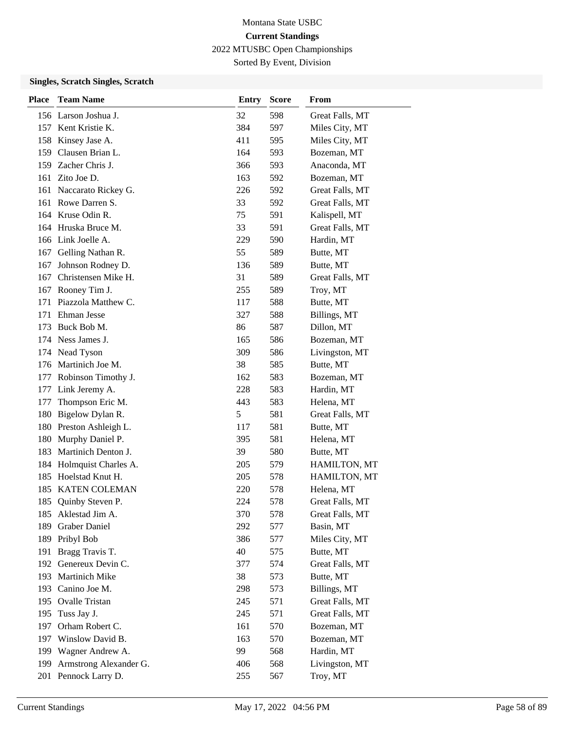Montana State USBC

**Current Standings**

2022 MTUSBC Open Championships

Sorted By Event, Division

### Singles, Scratch Singles, Scratch

| Place | Team Name | Entry | Score | From |
|---|---|---|---|---|
| 156 | Larson Joshua J. | 32 | 598 | Great Falls, MT |
| 157 | Kent Kristie K. | 384 | 597 | Miles City, MT |
| 158 | Kinsey Jase A. | 411 | 595 | Miles City, MT |
| 159 | Clausen Brian L. | 164 | 593 | Bozeman, MT |
| 159 | Zacher Chris J. | 366 | 593 | Anaconda, MT |
| 161 | Zito Joe D. | 163 | 592 | Bozeman, MT |
| 161 | Naccarato Rickey G. | 226 | 592 | Great Falls, MT |
| 161 | Rowe Darren S. | 33 | 592 | Great Falls, MT |
| 164 | Kruse Odin R. | 75 | 591 | Kalispell, MT |
| 164 | Hruska Bruce M. | 33 | 591 | Great Falls, MT |
| 166 | Link Joelle A. | 229 | 590 | Hardin, MT |
| 167 | Gelling Nathan R. | 55 | 589 | Butte, MT |
| 167 | Johnson Rodney D. | 136 | 589 | Butte, MT |
| 167 | Christensen Mike H. | 31 | 589 | Great Falls, MT |
| 167 | Rooney Tim J. | 255 | 589 | Troy, MT |
| 171 | Piazzola Matthew C. | 117 | 588 | Butte, MT |
| 171 | Ehman Jesse | 327 | 588 | Billings, MT |
| 173 | Buck Bob M. | 86 | 587 | Dillon, MT |
| 174 | Ness James J. | 165 | 586 | Bozeman, MT |
| 174 | Nead Tyson | 309 | 586 | Livingston, MT |
| 176 | Martinich Joe M. | 38 | 585 | Butte, MT |
| 177 | Robinson Timothy J. | 162 | 583 | Bozeman, MT |
| 177 | Link Jeremy A. | 228 | 583 | Hardin, MT |
| 177 | Thompson Eric M. | 443 | 583 | Helena, MT |
| 180 | Bigelow Dylan R. | 5 | 581 | Great Falls, MT |
| 180 | Preston Ashleigh L. | 117 | 581 | Butte, MT |
| 180 | Murphy Daniel P. | 395 | 581 | Helena, MT |
| 183 | Martinich Denton J. | 39 | 580 | Butte, MT |
| 184 | Holmquist Charles A. | 205 | 579 | HAMILTON, MT |
| 185 | Hoelstad Knut H. | 205 | 578 | HAMILTON, MT |
| 185 | KATEN COLEMAN | 220 | 578 | Helena, MT |
| 185 | Quinby Steven P. | 224 | 578 | Great Falls, MT |
| 185 | Aklestad Jim A. | 370 | 578 | Great Falls, MT |
| 189 | Graber Daniel | 292 | 577 | Basin, MT |
| 189 | Pribyl Bob | 386 | 577 | Miles City, MT |
| 191 | Bragg Travis T. | 40 | 575 | Butte, MT |
| 192 | Genereux Devin C. | 377 | 574 | Great Falls, MT |
| 193 | Martinich Mike | 38 | 573 | Butte, MT |
| 193 | Canino Joe M. | 298 | 573 | Billings, MT |
| 195 | Ovalle Tristan | 245 | 571 | Great Falls, MT |
| 195 | Tuss Jay J. | 245 | 571 | Great Falls, MT |
| 197 | Orham Robert C. | 161 | 570 | Bozeman, MT |
| 197 | Winslow David B. | 163 | 570 | Bozeman, MT |
| 199 | Wagner Andrew A. | 99 | 568 | Hardin, MT |
| 199 | Armstrong Alexander G. | 406 | 568 | Livingston, MT |
| 201 | Pennock Larry D. | 255 | 567 | Troy, MT |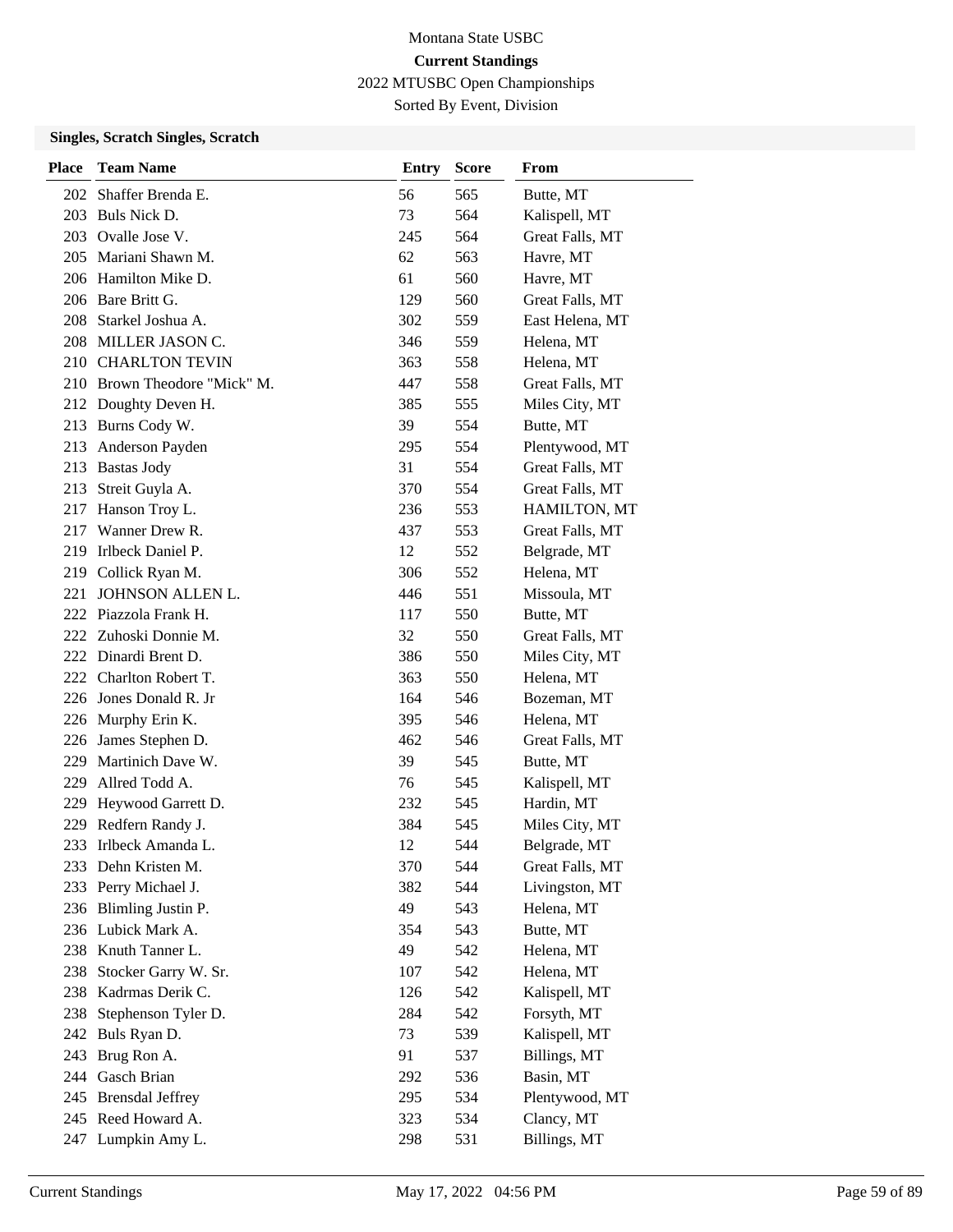Montana State USBC

**Current Standings**

2022 MTUSBC Open Championships

Sorted By Event, Division

### Singles, Scratch Singles, Scratch

| Place | Team Name | Entry | Score | From |
|---|---|---|---|---|
| 202 | Shaffer Brenda E. | 56 | 565 | Butte, MT |
| 203 | Buls Nick D. | 73 | 564 | Kalispell, MT |
| 203 | Ovalle Jose V. | 245 | 564 | Great Falls, MT |
| 205 | Mariani Shawn M. | 62 | 563 | Havre, MT |
| 206 | Hamilton Mike D. | 61 | 560 | Havre, MT |
| 206 | Bare Britt G. | 129 | 560 | Great Falls, MT |
| 208 | Starkel Joshua A. | 302 | 559 | East Helena, MT |
| 208 | MILLER JASON C. | 346 | 559 | Helena, MT |
| 210 | CHARLTON TEVIN | 363 | 558 | Helena, MT |
| 210 | Brown Theodore "Mick" M. | 447 | 558 | Great Falls, MT |
| 212 | Doughty Deven H. | 385 | 555 | Miles City, MT |
| 213 | Burns Cody W. | 39 | 554 | Butte, MT |
| 213 | Anderson Payden | 295 | 554 | Plentywood, MT |
| 213 | Bastas Jody | 31 | 554 | Great Falls, MT |
| 213 | Streit Guyla A. | 370 | 554 | Great Falls, MT |
| 217 | Hanson Troy L. | 236 | 553 | HAMILTON, MT |
| 217 | Wanner Drew R. | 437 | 553 | Great Falls, MT |
| 219 | Irlbeck Daniel P. | 12 | 552 | Belgrade, MT |
| 219 | Collick Ryan M. | 306 | 552 | Helena, MT |
| 221 | JOHNSON ALLEN L. | 446 | 551 | Missoula, MT |
| 222 | Piazzola Frank H. | 117 | 550 | Butte, MT |
| 222 | Zuhoski Donnie M. | 32 | 550 | Great Falls, MT |
| 222 | Dinardi Brent D. | 386 | 550 | Miles City, MT |
| 222 | Charlton Robert T. | 363 | 550 | Helena, MT |
| 226 | Jones Donald R. Jr | 164 | 546 | Bozeman, MT |
| 226 | Murphy Erin K. | 395 | 546 | Helena, MT |
| 226 | James Stephen D. | 462 | 546 | Great Falls, MT |
| 229 | Martinich Dave W. | 39 | 545 | Butte, MT |
| 229 | Allred Todd A. | 76 | 545 | Kalispell, MT |
| 229 | Heywood Garrett D. | 232 | 545 | Hardin, MT |
| 229 | Redfern Randy J. | 384 | 545 | Miles City, MT |
| 233 | Irlbeck Amanda L. | 12 | 544 | Belgrade, MT |
| 233 | Dehn Kristen M. | 370 | 544 | Great Falls, MT |
| 233 | Perry Michael J. | 382 | 544 | Livingston, MT |
| 236 | Blimling Justin P. | 49 | 543 | Helena, MT |
| 236 | Lubick Mark A. | 354 | 543 | Butte, MT |
| 238 | Knuth Tanner L. | 49 | 542 | Helena, MT |
| 238 | Stocker Garry W. Sr. | 107 | 542 | Helena, MT |
| 238 | Kadrmas Derik C. | 126 | 542 | Kalispell, MT |
| 238 | Stephenson Tyler D. | 284 | 542 | Forsyth, MT |
| 242 | Buls Ryan D. | 73 | 539 | Kalispell, MT |
| 243 | Brug Ron A. | 91 | 537 | Billings, MT |
| 244 | Gasch Brian | 292 | 536 | Basin, MT |
| 245 | Brensdal Jeffrey | 295 | 534 | Plentywood, MT |
| 245 | Reed Howard A. | 323 | 534 | Clancy, MT |
| 247 | Lumpkin Amy L. | 298 | 531 | Billings, MT |

Current Standings May 17, 2022 04:56 PM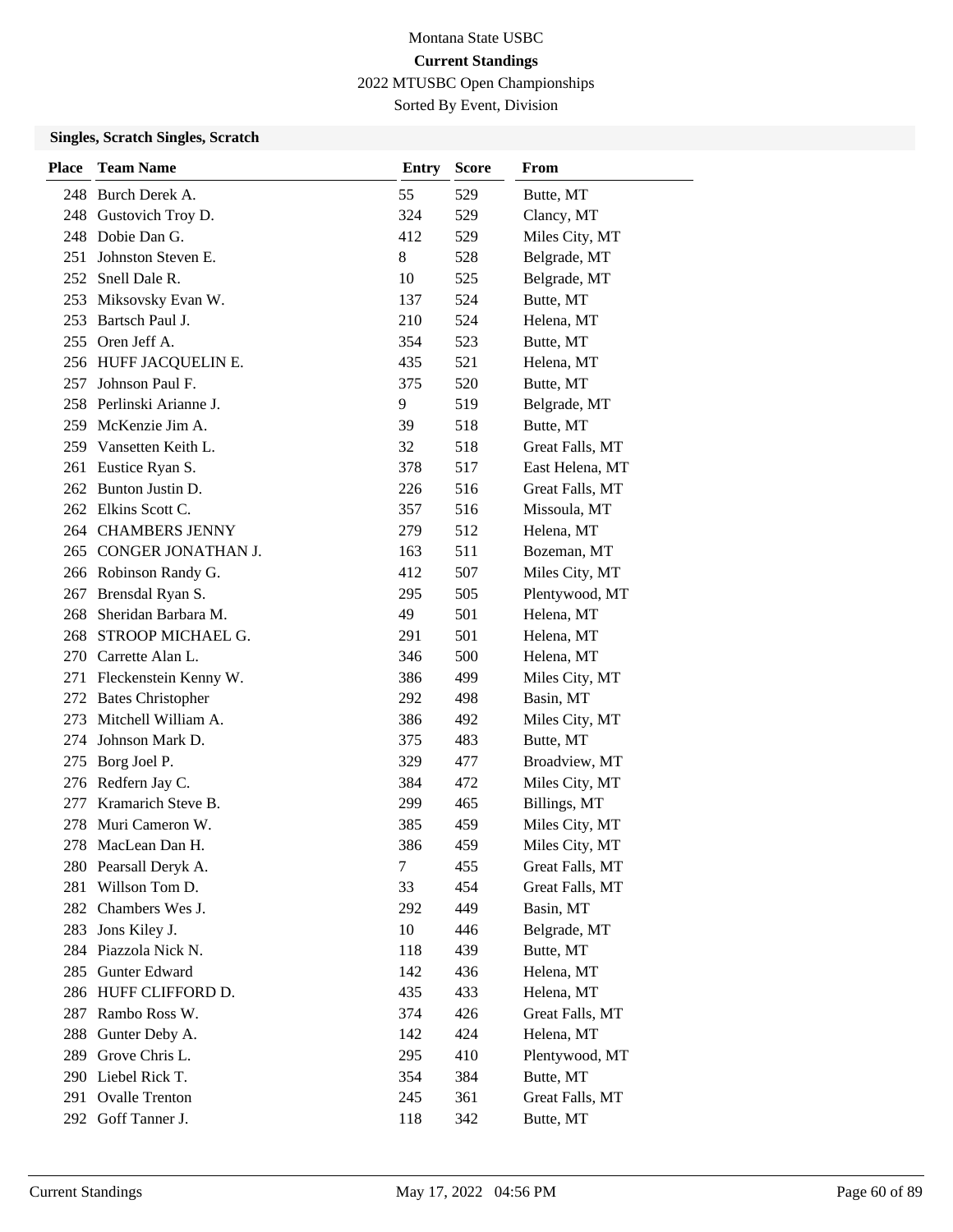Montana State USBC

**Current Standings**

2022 MTUSBC Open Championships

Sorted By Event, Division

### Singles, Scratch Singles, Scratch

| Place | Team Name | Entry | Score | From |
|---|---|---|---|---|
| 248 | Burch Derek A. | 55 | 529 | Butte, MT |
| 248 | Gustovich Troy D. | 324 | 529 | Clancy, MT |
| 248 | Dobie Dan G. | 412 | 529 | Miles City, MT |
| 251 | Johnston Steven E. | 8 | 528 | Belgrade, MT |
| 252 | Snell Dale R. | 10 | 525 | Belgrade, MT |
| 253 | Miksovsky Evan W. | 137 | 524 | Butte, MT |
| 253 | Bartsch Paul J. | 210 | 524 | Helena, MT |
| 255 | Oren Jeff A. | 354 | 523 | Butte, MT |
| 256 | HUFF JACQUELIN E. | 435 | 521 | Helena, MT |
| 257 | Johnson Paul F. | 375 | 520 | Butte, MT |
| 258 | Perlinski Arianne J. | 9 | 519 | Belgrade, MT |
| 259 | McKenzie Jim A. | 39 | 518 | Butte, MT |
| 259 | Vansetten Keith L. | 32 | 518 | Great Falls, MT |
| 261 | Eustice Ryan S. | 378 | 517 | East Helena, MT |
| 262 | Bunton Justin D. | 226 | 516 | Great Falls, MT |
| 262 | Elkins Scott C. | 357 | 516 | Missoula, MT |
| 264 | CHAMBERS JENNY | 279 | 512 | Helena, MT |
| 265 | CONGER JONATHAN J. | 163 | 511 | Bozeman, MT |
| 266 | Robinson Randy G. | 412 | 507 | Miles City, MT |
| 267 | Brensdal Ryan S. | 295 | 505 | Plentywood, MT |
| 268 | Sheridan Barbara M. | 49 | 501 | Helena, MT |
| 268 | STROOP MICHAEL G. | 291 | 501 | Helena, MT |
| 270 | Carrette Alan L. | 346 | 500 | Helena, MT |
| 271 | Fleckenstein Kenny W. | 386 | 499 | Miles City, MT |
| 272 | Bates Christopher | 292 | 498 | Basin, MT |
| 273 | Mitchell William A. | 386 | 492 | Miles City, MT |
| 274 | Johnson Mark D. | 375 | 483 | Butte, MT |
| 275 | Borg Joel P. | 329 | 477 | Broadview, MT |
| 276 | Redfern Jay C. | 384 | 472 | Miles City, MT |
| 277 | Kramarich Steve B. | 299 | 465 | Billings, MT |
| 278 | Muri Cameron W. | 385 | 459 | Miles City, MT |
| 278 | MacLean Dan H. | 386 | 459 | Miles City, MT |
| 280 | Pearsall Deryk A. | 7 | 455 | Great Falls, MT |
| 281 | Willson Tom D. | 33 | 454 | Great Falls, MT |
| 282 | Chambers Wes J. | 292 | 449 | Basin, MT |
| 283 | Jons Kiley J. | 10 | 446 | Belgrade, MT |
| 284 | Piazzola Nick N. | 118 | 439 | Butte, MT |
| 285 | Gunter Edward | 142 | 436 | Helena, MT |
| 286 | HUFF CLIFFORD D. | 435 | 433 | Helena, MT |
| 287 | Rambo Ross W. | 374 | 426 | Great Falls, MT |
| 288 | Gunter Deby A. | 142 | 424 | Helena, MT |
| 289 | Grove Chris L. | 295 | 410 | Plentywood, MT |
| 290 | Liebel Rick T. | 354 | 384 | Butte, MT |
| 291 | Ovalle Trenton | 245 | 361 | Great Falls, MT |
| 292 | Goff Tanner J. | 118 | 342 | Butte, MT |

Current Standings May 17, 2022 04:56 PM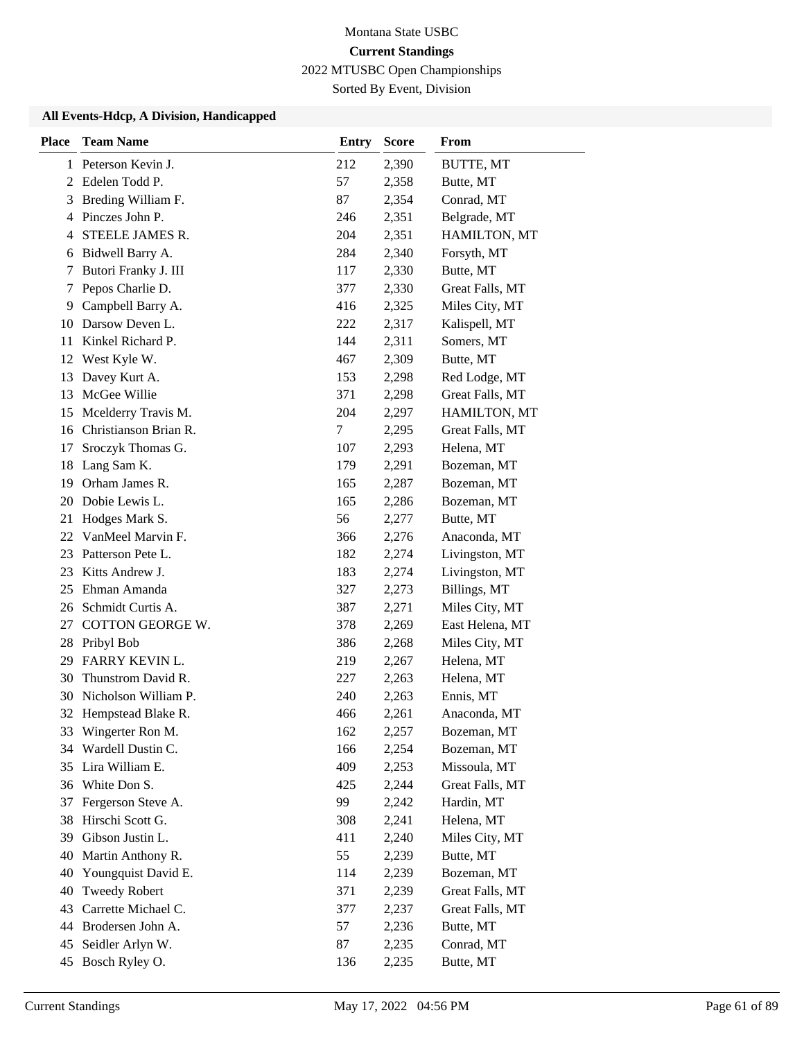Montana State USBC

**Current Standings**

2022 MTUSBC Open Championships

Sorted By Event, Division

### All Events-Hdcp, A Division, Handicapped

| Place | Team Name | Entry | Score | From |
|---|---|---|---|---|
| 1 | Peterson Kevin J. | 212 | 2,390 | BUTTE, MT |
| 2 | Edelen Todd P. | 57 | 2,358 | Butte, MT |
| 3 | Breding William F. | 87 | 2,354 | Conrad, MT |
| 4 | Pinczes John P. | 246 | 2,351 | Belgrade, MT |
| 4 | STEELE JAMES R. | 204 | 2,351 | HAMILTON, MT |
| 6 | Bidwell Barry A. | 284 | 2,340 | Forsyth, MT |
| 7 | Butori Franky J. III | 117 | 2,330 | Butte, MT |
| 7 | Pepos Charlie D. | 377 | 2,330 | Great Falls, MT |
| 9 | Campbell Barry A. | 416 | 2,325 | Miles City, MT |
| 10 | Darsow Deven L. | 222 | 2,317 | Kalispell, MT |
| 11 | Kinkel Richard P. | 144 | 2,311 | Somers, MT |
| 12 | West Kyle W. | 467 | 2,309 | Butte, MT |
| 13 | Davey Kurt A. | 153 | 2,298 | Red Lodge, MT |
| 13 | McGee Willie | 371 | 2,298 | Great Falls, MT |
| 15 | Mcelderry Travis M. | 204 | 2,297 | HAMILTON, MT |
| 16 | Christianson Brian R. | 7 | 2,295 | Great Falls, MT |
| 17 | Sroczyk Thomas G. | 107 | 2,293 | Helena, MT |
| 18 | Lang Sam K. | 179 | 2,291 | Bozeman, MT |
| 19 | Orham James R. | 165 | 2,287 | Bozeman, MT |
| 20 | Dobie Lewis L. | 165 | 2,286 | Bozeman, MT |
| 21 | Hodges Mark S. | 56 | 2,277 | Butte, MT |
| 22 | VanMeel Marvin F. | 366 | 2,276 | Anaconda, MT |
| 23 | Patterson Pete L. | 182 | 2,274 | Livingston, MT |
| 23 | Kitts Andrew J. | 183 | 2,274 | Livingston, MT |
| 25 | Ehman Amanda | 327 | 2,273 | Billings, MT |
| 26 | Schmidt Curtis A. | 387 | 2,271 | Miles City, MT |
| 27 | COTTON GEORGE W. | 378 | 2,269 | East Helena, MT |
| 28 | Pribyl Bob | 386 | 2,268 | Miles City, MT |
| 29 | FARRY KEVIN L. | 219 | 2,267 | Helena, MT |
| 30 | Thunstrom David R. | 227 | 2,263 | Helena, MT |
| 30 | Nicholson William P. | 240 | 2,263 | Ennis, MT |
| 32 | Hempstead Blake R. | 466 | 2,261 | Anaconda, MT |
| 33 | Wingerter Ron M. | 162 | 2,257 | Bozeman, MT |
| 34 | Wardell Dustin C. | 166 | 2,254 | Bozeman, MT |
| 35 | Lira William E. | 409 | 2,253 | Missoula, MT |
| 36 | White Don S. | 425 | 2,244 | Great Falls, MT |
| 37 | Fergerson Steve A. | 99 | 2,242 | Hardin, MT |
| 38 | Hirschi Scott G. | 308 | 2,241 | Helena, MT |
| 39 | Gibson Justin L. | 411 | 2,240 | Miles City, MT |
| 40 | Martin Anthony R. | 55 | 2,239 | Butte, MT |
| 40 | Youngquist David E. | 114 | 2,239 | Bozeman, MT |
| 40 | Tweedy Robert | 371 | 2,239 | Great Falls, MT |
| 43 | Carrette Michael C. | 377 | 2,237 | Great Falls, MT |
| 44 | Brodersen John A. | 57 | 2,236 | Butte, MT |
| 45 | Seidler Arlyn W. | 87 | 2,235 | Conrad, MT |
| 45 | Bosch Ryley O. | 136 | 2,235 | Butte, MT |

Current Standings May 17, 2022 04:56 PM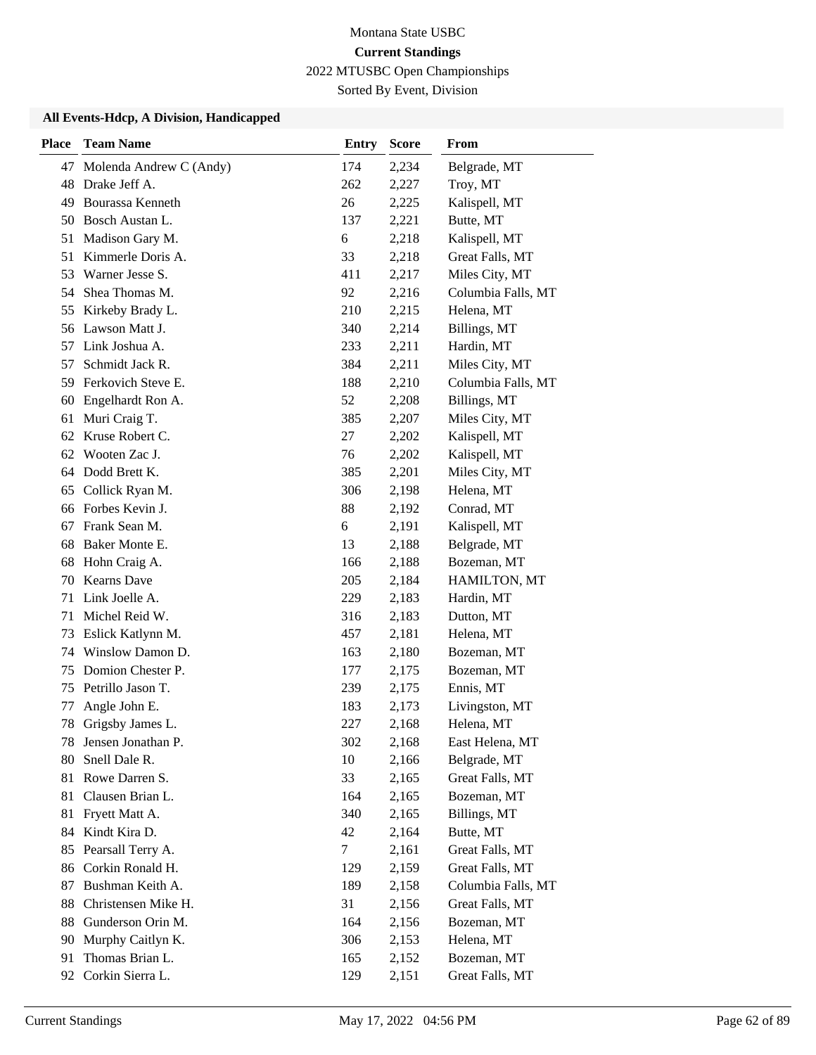Montana State USBC

**Current Standings**

2022 MTUSBC Open Championships

Sorted By Event, Division

### All Events-Hdcp, A Division, Handicapped

| Place | Team Name | Entry | Score | From |
|---|---|---|---|---|
| 47 | Molenda Andrew C (Andy) | 174 | 2,234 | Belgrade, MT |
| 48 | Drake Jeff A. | 262 | 2,227 | Troy, MT |
| 49 | Bourassa Kenneth | 26 | 2,225 | Kalispell, MT |
| 50 | Bosch Austan L. | 137 | 2,221 | Butte, MT |
| 51 | Madison Gary M. | 6 | 2,218 | Kalispell, MT |
| 51 | Kimmerle Doris A. | 33 | 2,218 | Great Falls, MT |
| 53 | Warner Jesse S. | 411 | 2,217 | Miles City, MT |
| 54 | Shea Thomas M. | 92 | 2,216 | Columbia Falls, MT |
| 55 | Kirkeby Brady L. | 210 | 2,215 | Helena, MT |
| 56 | Lawson Matt J. | 340 | 2,214 | Billings, MT |
| 57 | Link Joshua A. | 233 | 2,211 | Hardin, MT |
| 57 | Schmidt Jack R. | 384 | 2,211 | Miles City, MT |
| 59 | Ferkovich Steve E. | 188 | 2,210 | Columbia Falls, MT |
| 60 | Engelhardt Ron A. | 52 | 2,208 | Billings, MT |
| 61 | Muri Craig T. | 385 | 2,207 | Miles City, MT |
| 62 | Kruse Robert C. | 27 | 2,202 | Kalispell, MT |
| 62 | Wooten Zac J. | 76 | 2,202 | Kalispell, MT |
| 64 | Dodd Brett K. | 385 | 2,201 | Miles City, MT |
| 65 | Collick Ryan M. | 306 | 2,198 | Helena, MT |
| 66 | Forbes Kevin J. | 88 | 2,192 | Conrad, MT |
| 67 | Frank Sean M. | 6 | 2,191 | Kalispell, MT |
| 68 | Baker Monte E. | 13 | 2,188 | Belgrade, MT |
| 68 | Hohn Craig A. | 166 | 2,188 | Bozeman, MT |
| 70 | Kearns Dave | 205 | 2,184 | HAMILTON, MT |
| 71 | Link Joelle A. | 229 | 2,183 | Hardin, MT |
| 71 | Michel Reid W. | 316 | 2,183 | Dutton, MT |
| 73 | Eslick Katlynn M. | 457 | 2,181 | Helena, MT |
| 74 | Winslow Damon D. | 163 | 2,180 | Bozeman, MT |
| 75 | Domion Chester P. | 177 | 2,175 | Bozeman, MT |
| 75 | Petrillo Jason T. | 239 | 2,175 | Ennis, MT |
| 77 | Angle John E. | 183 | 2,173 | Livingston, MT |
| 78 | Grigsby James L. | 227 | 2,168 | Helena, MT |
| 78 | Jensen Jonathan P. | 302 | 2,168 | East Helena, MT |
| 80 | Snell Dale R. | 10 | 2,166 | Belgrade, MT |
| 81 | Rowe Darren S. | 33 | 2,165 | Great Falls, MT |
| 81 | Clausen Brian L. | 164 | 2,165 | Bozeman, MT |
| 81 | Fryett Matt A. | 340 | 2,165 | Billings, MT |
| 84 | Kindt Kira D. | 42 | 2,164 | Butte, MT |
| 85 | Pearsall Terry A. | 7 | 2,161 | Great Falls, MT |
| 86 | Corkin Ronald H. | 129 | 2,159 | Great Falls, MT |
| 87 | Bushman Keith A. | 189 | 2,158 | Columbia Falls, MT |
| 88 | Christensen Mike H. | 31 | 2,156 | Great Falls, MT |
| 88 | Gunderson Orin M. | 164 | 2,156 | Bozeman, MT |
| 90 | Murphy Caitlyn K. | 306 | 2,153 | Helena, MT |
| 91 | Thomas Brian L. | 165 | 2,152 | Bozeman, MT |
| 92 | Corkin Sierra L. | 129 | 2,151 | Great Falls, MT |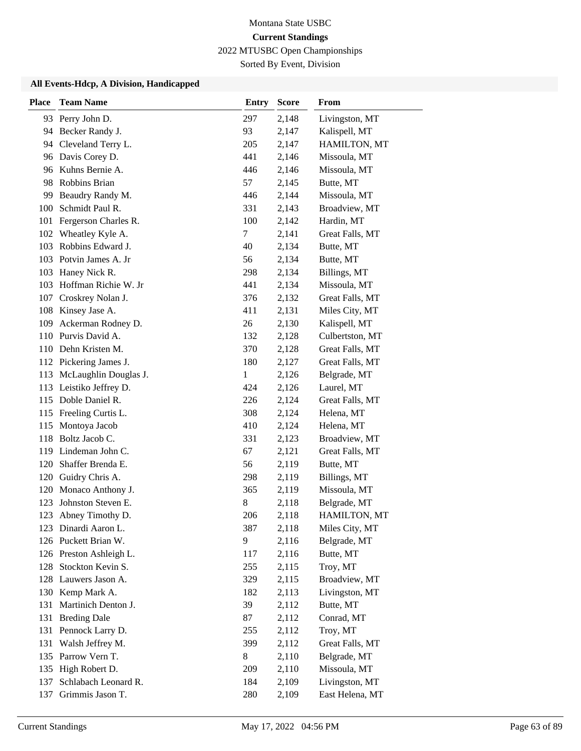Montana State USBC

**Current Standings**

2022 MTUSBC Open Championships

Sorted By Event, Division

### All Events-Hdcp, A Division, Handicapped

| Place | Team Name | Entry | Score | From |
|---|---|---|---|---|
| 93 | Perry John D. | 297 | 2,148 | Livingston, MT |
| 94 | Becker Randy J. | 93 | 2,147 | Kalispell, MT |
| 94 | Cleveland Terry L. | 205 | 2,147 | HAMILTON, MT |
| 96 | Davis Corey D. | 441 | 2,146 | Missoula, MT |
| 96 | Kuhns Bernie A. | 446 | 2,146 | Missoula, MT |
| 98 | Robbins Brian | 57 | 2,145 | Butte, MT |
| 99 | Beaudry Randy M. | 446 | 2,144 | Missoula, MT |
| 100 | Schmidt Paul R. | 331 | 2,143 | Broadview, MT |
| 101 | Fergerson Charles R. | 100 | 2,142 | Hardin, MT |
| 102 | Wheatley Kyle A. | 7 | 2,141 | Great Falls, MT |
| 103 | Robbins Edward J. | 40 | 2,134 | Butte, MT |
| 103 | Potvin James A. Jr | 56 | 2,134 | Butte, MT |
| 103 | Haney Nick R. | 298 | 2,134 | Billings, MT |
| 103 | Hoffman Richie W. Jr | 441 | 2,134 | Missoula, MT |
| 107 | Croskrey Nolan J. | 376 | 2,132 | Great Falls, MT |
| 108 | Kinsey Jase A. | 411 | 2,131 | Miles City, MT |
| 109 | Ackerman Rodney D. | 26 | 2,130 | Kalispell, MT |
| 110 | Purvis David A. | 132 | 2,128 | Culbertston, MT |
| 110 | Dehn Kristen M. | 370 | 2,128 | Great Falls, MT |
| 112 | Pickering James J. | 180 | 2,127 | Great Falls, MT |
| 113 | McLaughlin Douglas J. | 1 | 2,126 | Belgrade, MT |
| 113 | Leistiko Jeffrey D. | 424 | 2,126 | Laurel, MT |
| 115 | Doble Daniel R. | 226 | 2,124 | Great Falls, MT |
| 115 | Freeling Curtis L. | 308 | 2,124 | Helena, MT |
| 115 | Montoya Jacob | 410 | 2,124 | Helena, MT |
| 118 | Boltz Jacob C. | 331 | 2,123 | Broadview, MT |
| 119 | Lindeman John C. | 67 | 2,121 | Great Falls, MT |
| 120 | Shaffer Brenda E. | 56 | 2,119 | Butte, MT |
| 120 | Guidry Chris A. | 298 | 2,119 | Billings, MT |
| 120 | Monaco Anthony J. | 365 | 2,119 | Missoula, MT |
| 123 | Johnston Steven E. | 8 | 2,118 | Belgrade, MT |
| 123 | Abney Timothy D. | 206 | 2,118 | HAMILTON, MT |
| 123 | Dinardi Aaron L. | 387 | 2,118 | Miles City, MT |
| 126 | Puckett Brian W. | 9 | 2,116 | Belgrade, MT |
| 126 | Preston Ashleigh L. | 117 | 2,116 | Butte, MT |
| 128 | Stockton Kevin S. | 255 | 2,115 | Troy, MT |
| 128 | Lauwers Jason A. | 329 | 2,115 | Broadview, MT |
| 130 | Kemp Mark A. | 182 | 2,113 | Livingston, MT |
| 131 | Martinich Denton J. | 39 | 2,112 | Butte, MT |
| 131 | Breding Dale | 87 | 2,112 | Conrad, MT |
| 131 | Pennock Larry D. | 255 | 2,112 | Troy, MT |
| 131 | Walsh Jeffrey M. | 399 | 2,112 | Great Falls, MT |
| 135 | Parrow Vern T. | 8 | 2,110 | Belgrade, MT |
| 135 | High Robert D. | 209 | 2,110 | Missoula, MT |
| 137 | Schlabach Leonard R. | 184 | 2,109 | Livingston, MT |
| 137 | Grimmis Jason T. | 280 | 2,109 | East Helena, MT |

Current Standings May 17, 2022 04:56 PM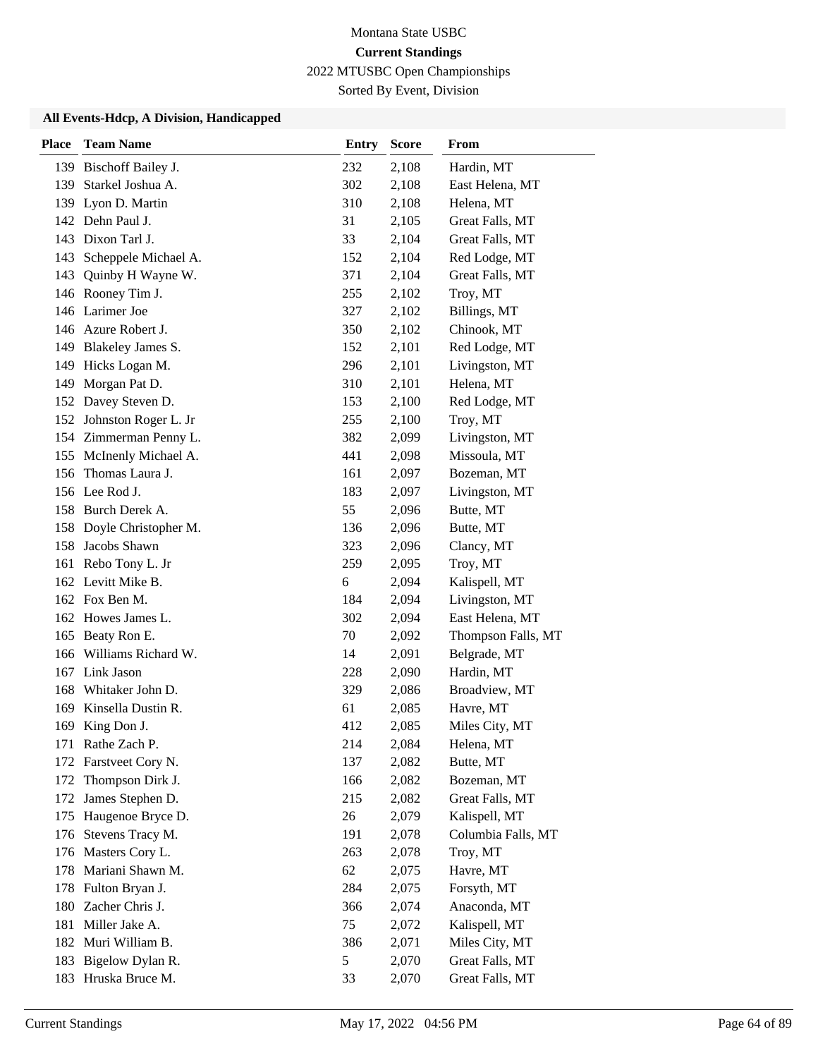Montana State USBC

**Current Standings**

2022 MTUSBC Open Championships

Sorted By Event, Division

### All Events-Hdcp, A Division, Handicapped

| Place | Team Name | Entry | Score | From |
|---|---|---|---|---|
| 139 | Bischoff Bailey J. | 232 | 2,108 | Hardin, MT |
| 139 | Starkel Joshua A. | 302 | 2,108 | East Helena, MT |
| 139 | Lyon D. Martin | 310 | 2,108 | Helena, MT |
| 142 | Dehn Paul J. | 31 | 2,105 | Great Falls, MT |
| 143 | Dixon Tarl J. | 33 | 2,104 | Great Falls, MT |
| 143 | Scheppele Michael A. | 152 | 2,104 | Red Lodge, MT |
| 143 | Quinby H Wayne W. | 371 | 2,104 | Great Falls, MT |
| 146 | Rooney Tim J. | 255 | 2,102 | Troy, MT |
| 146 | Larimer Joe | 327 | 2,102 | Billings, MT |
| 146 | Azure Robert J. | 350 | 2,102 | Chinook, MT |
| 149 | Blakeley James S. | 152 | 2,101 | Red Lodge, MT |
| 149 | Hicks Logan M. | 296 | 2,101 | Livingston, MT |
| 149 | Morgan Pat D. | 310 | 2,101 | Helena, MT |
| 152 | Davey Steven D. | 153 | 2,100 | Red Lodge, MT |
| 152 | Johnston Roger L. Jr | 255 | 2,100 | Troy, MT |
| 154 | Zimmerman Penny L. | 382 | 2,099 | Livingston, MT |
| 155 | McInenly Michael A. | 441 | 2,098 | Missoula, MT |
| 156 | Thomas Laura J. | 161 | 2,097 | Bozeman, MT |
| 156 | Lee Rod J. | 183 | 2,097 | Livingston, MT |
| 158 | Burch Derek A. | 55 | 2,096 | Butte, MT |
| 158 | Doyle Christopher M. | 136 | 2,096 | Butte, MT |
| 158 | Jacobs Shawn | 323 | 2,096 | Clancy, MT |
| 161 | Rebo Tony L. Jr | 259 | 2,095 | Troy, MT |
| 162 | Levitt Mike B. | 6 | 2,094 | Kalispell, MT |
| 162 | Fox Ben M. | 184 | 2,094 | Livingston, MT |
| 162 | Howes James L. | 302 | 2,094 | East Helena, MT |
| 165 | Beaty Ron E. | 70 | 2,092 | Thompson Falls, MT |
| 166 | Williams Richard W. | 14 | 2,091 | Belgrade, MT |
| 167 | Link Jason | 228 | 2,090 | Hardin, MT |
| 168 | Whitaker John D. | 329 | 2,086 | Broadview, MT |
| 169 | Kinsella Dustin R. | 61 | 2,085 | Havre, MT |
| 169 | King Don J. | 412 | 2,085 | Miles City, MT |
| 171 | Rathe Zach P. | 214 | 2,084 | Helena, MT |
| 172 | Farstveet Cory N. | 137 | 2,082 | Butte, MT |
| 172 | Thompson Dirk J. | 166 | 2,082 | Bozeman, MT |
| 172 | James Stephen D. | 215 | 2,082 | Great Falls, MT |
| 175 | Haugenoe Bryce D. | 26 | 2,079 | Kalispell, MT |
| 176 | Stevens Tracy M. | 191 | 2,078 | Columbia Falls, MT |
| 176 | Masters Cory L. | 263 | 2,078 | Troy, MT |
| 178 | Mariani Shawn M. | 62 | 2,075 | Havre, MT |
| 178 | Fulton Bryan J. | 284 | 2,075 | Forsyth, MT |
| 180 | Zacher Chris J. | 366 | 2,074 | Anaconda, MT |
| 181 | Miller Jake A. | 75 | 2,072 | Kalispell, MT |
| 182 | Muri William B. | 386 | 2,071 | Miles City, MT |
| 183 | Bigelow Dylan R. | 5 | 2,070 | Great Falls, MT |
| 183 | Hruska Bruce M. | 33 | 2,070 | Great Falls, MT |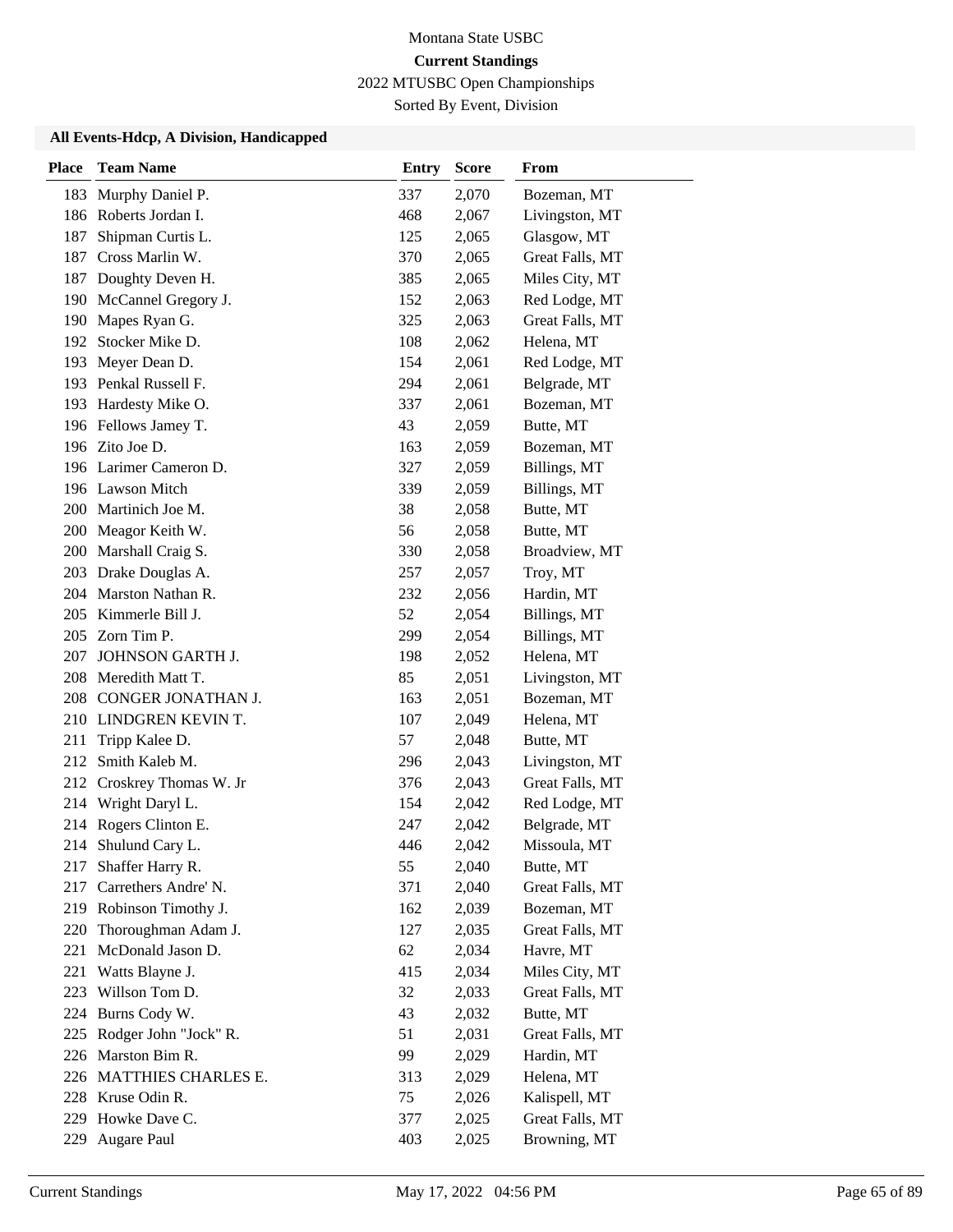Montana State USBC

**Current Standings**

2022 MTUSBC Open Championships

Sorted By Event, Division

### All Events-Hdcp, A Division, Handicapped

| Place | Team Name | Entry | Score | From |
|---|---|---|---|---|
| 183 | Murphy Daniel P. | 337 | 2,070 | Bozeman, MT |
| 186 | Roberts Jordan I. | 468 | 2,067 | Livingston, MT |
| 187 | Shipman Curtis L. | 125 | 2,065 | Glasgow, MT |
| 187 | Cross Marlin W. | 370 | 2,065 | Great Falls, MT |
| 187 | Doughty Deven H. | 385 | 2,065 | Miles City, MT |
| 190 | McCannel Gregory J. | 152 | 2,063 | Red Lodge, MT |
| 190 | Mapes Ryan G. | 325 | 2,063 | Great Falls, MT |
| 192 | Stocker Mike D. | 108 | 2,062 | Helena, MT |
| 193 | Meyer Dean D. | 154 | 2,061 | Red Lodge, MT |
| 193 | Penkal Russell F. | 294 | 2,061 | Belgrade, MT |
| 193 | Hardesty Mike O. | 337 | 2,061 | Bozeman, MT |
| 196 | Fellows Jamey T. | 43 | 2,059 | Butte, MT |
| 196 | Zito Joe D. | 163 | 2,059 | Bozeman, MT |
| 196 | Larimer Cameron D. | 327 | 2,059 | Billings, MT |
| 196 | Lawson Mitch | 339 | 2,059 | Billings, MT |
| 200 | Martinich Joe M. | 38 | 2,058 | Butte, MT |
| 200 | Meagor Keith W. | 56 | 2,058 | Butte, MT |
| 200 | Marshall Craig S. | 330 | 2,058 | Broadview, MT |
| 203 | Drake Douglas A. | 257 | 2,057 | Troy, MT |
| 204 | Marston Nathan R. | 232 | 2,056 | Hardin, MT |
| 205 | Kimmerle Bill J. | 52 | 2,054 | Billings, MT |
| 205 | Zorn Tim P. | 299 | 2,054 | Billings, MT |
| 207 | JOHNSON GARTH J. | 198 | 2,052 | Helena, MT |
| 208 | Meredith Matt T. | 85 | 2,051 | Livingston, MT |
| 208 | CONGER JONATHAN J. | 163 | 2,051 | Bozeman, MT |
| 210 | LINDGREN KEVIN T. | 107 | 2,049 | Helena, MT |
| 211 | Tripp Kalee D. | 57 | 2,048 | Butte, MT |
| 212 | Smith Kaleb M. | 296 | 2,043 | Livingston, MT |
| 212 | Croskrey Thomas W. Jr | 376 | 2,043 | Great Falls, MT |
| 214 | Wright Daryl L. | 154 | 2,042 | Red Lodge, MT |
| 214 | Rogers Clinton E. | 247 | 2,042 | Belgrade, MT |
| 214 | Shulund Cary L. | 446 | 2,042 | Missoula, MT |
| 217 | Shaffer Harry R. | 55 | 2,040 | Butte, MT |
| 217 | Carrethers Andre' N. | 371 | 2,040 | Great Falls, MT |
| 219 | Robinson Timothy J. | 162 | 2,039 | Bozeman, MT |
| 220 | Thoroughman Adam J. | 127 | 2,035 | Great Falls, MT |
| 221 | McDonald Jason D. | 62 | 2,034 | Havre, MT |
| 221 | Watts Blayne J. | 415 | 2,034 | Miles City, MT |
| 223 | Willson Tom D. | 32 | 2,033 | Great Falls, MT |
| 224 | Burns Cody W. | 43 | 2,032 | Butte, MT |
| 225 | Rodger John "Jock" R. | 51 | 2,031 | Great Falls, MT |
| 226 | Marston Bim R. | 99 | 2,029 | Hardin, MT |
| 226 | MATTHIES CHARLES E. | 313 | 2,029 | Helena, MT |
| 228 | Kruse Odin R. | 75 | 2,026 | Kalispell, MT |
| 229 | Howke Dave C. | 377 | 2,025 | Great Falls, MT |
| 229 | Augare Paul | 403 | 2,025 | Browning, MT |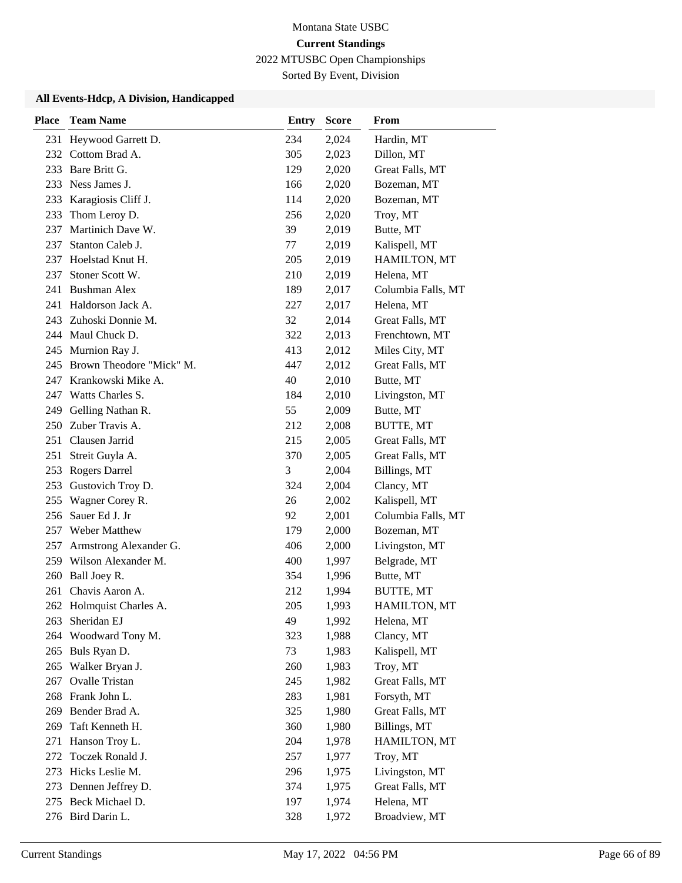Montana State USBC

**Current Standings**

2022 MTUSBC Open Championships

Sorted By Event, Division

### All Events-Hdcp, A Division, Handicapped

| Place | Team Name | Entry | Score | From |
|---|---|---|---|---|
| 231 | Heywood Garrett D. | 234 | 2,024 | Hardin, MT |
| 232 | Cottom Brad A. | 305 | 2,023 | Dillon, MT |
| 233 | Bare Britt G. | 129 | 2,020 | Great Falls, MT |
| 233 | Ness James J. | 166 | 2,020 | Bozeman, MT |
| 233 | Karagiosis Cliff J. | 114 | 2,020 | Bozeman, MT |
| 233 | Thom Leroy D. | 256 | 2,020 | Troy, MT |
| 237 | Martinich Dave W. | 39 | 2,019 | Butte, MT |
| 237 | Stanton Caleb J. | 77 | 2,019 | Kalispell, MT |
| 237 | Hoelstad Knut H. | 205 | 2,019 | HAMILTON, MT |
| 237 | Stoner Scott W. | 210 | 2,019 | Helena, MT |
| 241 | Bushman Alex | 189 | 2,017 | Columbia Falls, MT |
| 241 | Haldorson Jack A. | 227 | 2,017 | Helena, MT |
| 243 | Zuhoski Donnie M. | 32 | 2,014 | Great Falls, MT |
| 244 | Maul Chuck D. | 322 | 2,013 | Frenchtown, MT |
| 245 | Murnion Ray J. | 413 | 2,012 | Miles City, MT |
| 245 | Brown Theodore "Mick" M. | 447 | 2,012 | Great Falls, MT |
| 247 | Krankowski Mike A. | 40 | 2,010 | Butte, MT |
| 247 | Watts Charles S. | 184 | 2,010 | Livingston, MT |
| 249 | Gelling Nathan R. | 55 | 2,009 | Butte, MT |
| 250 | Zuber Travis A. | 212 | 2,008 | BUTTE, MT |
| 251 | Clausen Jarrid | 215 | 2,005 | Great Falls, MT |
| 251 | Streit Guyla A. | 370 | 2,005 | Great Falls, MT |
| 253 | Rogers Darrel | 3 | 2,004 | Billings, MT |
| 253 | Gustovich Troy D. | 324 | 2,004 | Clancy, MT |
| 255 | Wagner Corey R. | 26 | 2,002 | Kalispell, MT |
| 256 | Sauer Ed J. Jr | 92 | 2,001 | Columbia Falls, MT |
| 257 | Weber Matthew | 179 | 2,000 | Bozeman, MT |
| 257 | Armstrong Alexander G. | 406 | 2,000 | Livingston, MT |
| 259 | Wilson Alexander M. | 400 | 1,997 | Belgrade, MT |
| 260 | Ball Joey R. | 354 | 1,996 | Butte, MT |
| 261 | Chavis Aaron A. | 212 | 1,994 | BUTTE, MT |
| 262 | Holmquist Charles A. | 205 | 1,993 | HAMILTON, MT |
| 263 | Sheridan EJ | 49 | 1,992 | Helena, MT |
| 264 | Woodward Tony M. | 323 | 1,988 | Clancy, MT |
| 265 | Buls Ryan D. | 73 | 1,983 | Kalispell, MT |
| 265 | Walker Bryan J. | 260 | 1,983 | Troy, MT |
| 267 | Ovalle Tristan | 245 | 1,982 | Great Falls, MT |
| 268 | Frank John L. | 283 | 1,981 | Forsyth, MT |
| 269 | Bender Brad A. | 325 | 1,980 | Great Falls, MT |
| 269 | Taft Kenneth H. | 360 | 1,980 | Billings, MT |
| 271 | Hanson Troy L. | 204 | 1,978 | HAMILTON, MT |
| 272 | Toczek Ronald J. | 257 | 1,977 | Troy, MT |
| 273 | Hicks Leslie M. | 296 | 1,975 | Livingston, MT |
| 273 | Dennen Jeffrey D. | 374 | 1,975 | Great Falls, MT |
| 275 | Beck Michael D. | 197 | 1,974 | Helena, MT |
| 276 | Bird Darin L. | 328 | 1,972 | Broadview, MT |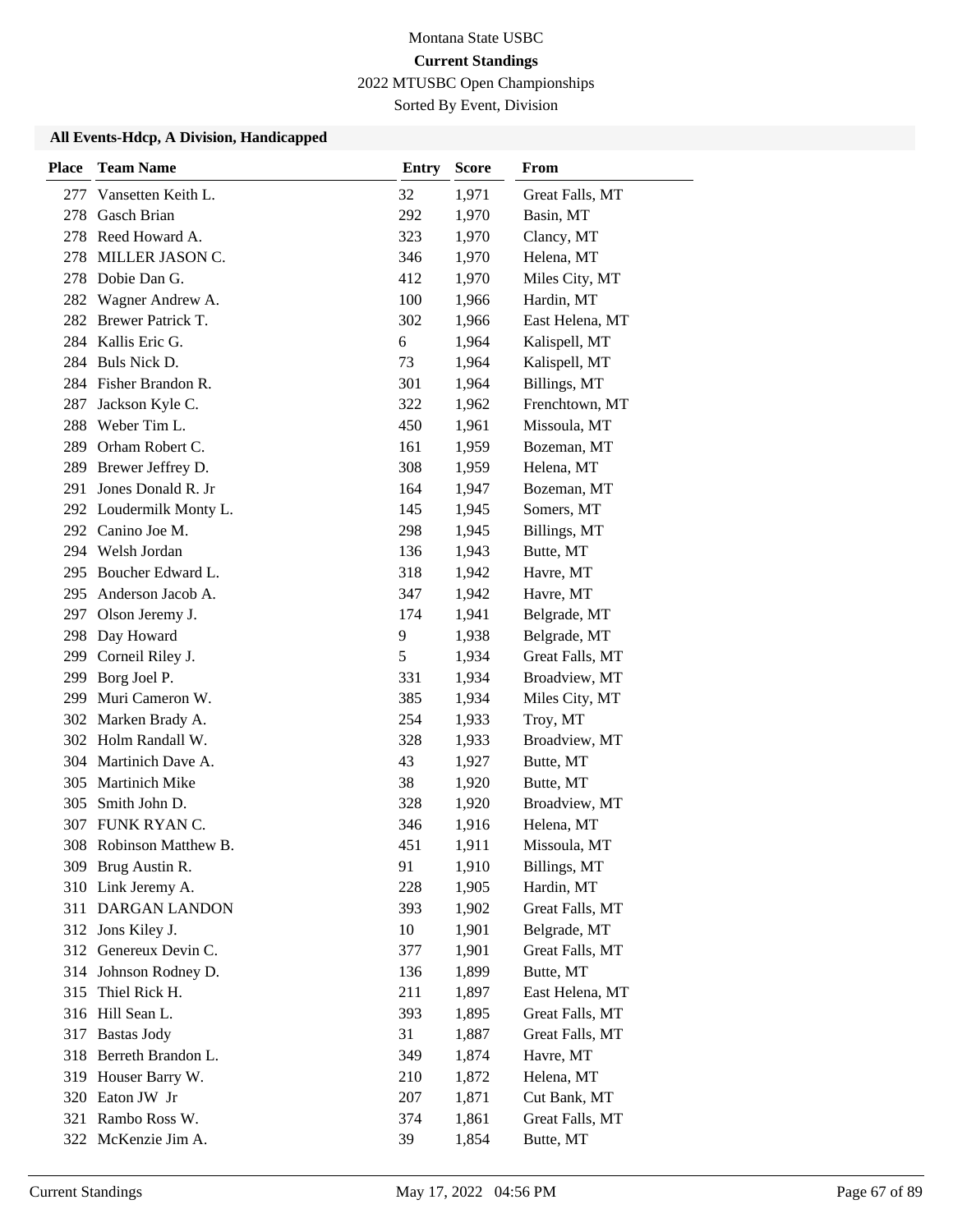Montana State USBC

**Current Standings**

2022 MTUSBC Open Championships

Sorted By Event, Division

### All Events-Hdcp, A Division, Handicapped

| Place | Team Name | Entry | Score | From |
|---|---|---|---|---|
| 277 | Vansetten Keith L. | 32 | 1,971 | Great Falls, MT |
| 278 | Gasch Brian | 292 | 1,970 | Basin, MT |
| 278 | Reed Howard A. | 323 | 1,970 | Clancy, MT |
| 278 | MILLER JASON C. | 346 | 1,970 | Helena, MT |
| 278 | Dobie Dan G. | 412 | 1,970 | Miles City, MT |
| 282 | Wagner Andrew A. | 100 | 1,966 | Hardin, MT |
| 282 | Brewer Patrick T. | 302 | 1,966 | East Helena, MT |
| 284 | Kallis Eric G. | 6 | 1,964 | Kalispell, MT |
| 284 | Buls Nick D. | 73 | 1,964 | Kalispell, MT |
| 284 | Fisher Brandon R. | 301 | 1,964 | Billings, MT |
| 287 | Jackson Kyle C. | 322 | 1,962 | Frenchtown, MT |
| 288 | Weber Tim L. | 450 | 1,961 | Missoula, MT |
| 289 | Orham Robert C. | 161 | 1,959 | Bozeman, MT |
| 289 | Brewer Jeffrey D. | 308 | 1,959 | Helena, MT |
| 291 | Jones Donald R. Jr | 164 | 1,947 | Bozeman, MT |
| 292 | Loudermilk Monty L. | 145 | 1,945 | Somers, MT |
| 292 | Canino Joe M. | 298 | 1,945 | Billings, MT |
| 294 | Welsh Jordan | 136 | 1,943 | Butte, MT |
| 295 | Boucher Edward L. | 318 | 1,942 | Havre, MT |
| 295 | Anderson Jacob A. | 347 | 1,942 | Havre, MT |
| 297 | Olson Jeremy J. | 174 | 1,941 | Belgrade, MT |
| 298 | Day Howard | 9 | 1,938 | Belgrade, MT |
| 299 | Corneil Riley J. | 5 | 1,934 | Great Falls, MT |
| 299 | Borg Joel P. | 331 | 1,934 | Broadview, MT |
| 299 | Muri Cameron W. | 385 | 1,934 | Miles City, MT |
| 302 | Marken Brady A. | 254 | 1,933 | Troy, MT |
| 302 | Holm Randall W. | 328 | 1,933 | Broadview, MT |
| 304 | Martinich Dave A. | 43 | 1,927 | Butte, MT |
| 305 | Martinich Mike | 38 | 1,920 | Butte, MT |
| 305 | Smith John D. | 328 | 1,920 | Broadview, MT |
| 307 | FUNK RYAN C. | 346 | 1,916 | Helena, MT |
| 308 | Robinson Matthew B. | 451 | 1,911 | Missoula, MT |
| 309 | Brug Austin R. | 91 | 1,910 | Billings, MT |
| 310 | Link Jeremy A. | 228 | 1,905 | Hardin, MT |
| 311 | DARGAN LANDON | 393 | 1,902 | Great Falls, MT |
| 312 | Jons Kiley J. | 10 | 1,901 | Belgrade, MT |
| 312 | Genereux Devin C. | 377 | 1,901 | Great Falls, MT |
| 314 | Johnson Rodney D. | 136 | 1,899 | Butte, MT |
| 315 | Thiel Rick H. | 211 | 1,897 | East Helena, MT |
| 316 | Hill Sean L. | 393 | 1,895 | Great Falls, MT |
| 317 | Bastas Jody | 31 | 1,887 | Great Falls, MT |
| 318 | Berreth Brandon L. | 349 | 1,874 | Havre, MT |
| 319 | Houser Barry W. | 210 | 1,872 | Helena, MT |
| 320 | Eaton JW Jr | 207 | 1,871 | Cut Bank, MT |
| 321 | Rambo Ross W. | 374 | 1,861 | Great Falls, MT |
| 322 | McKenzie Jim A. | 39 | 1,854 | Butte, MT |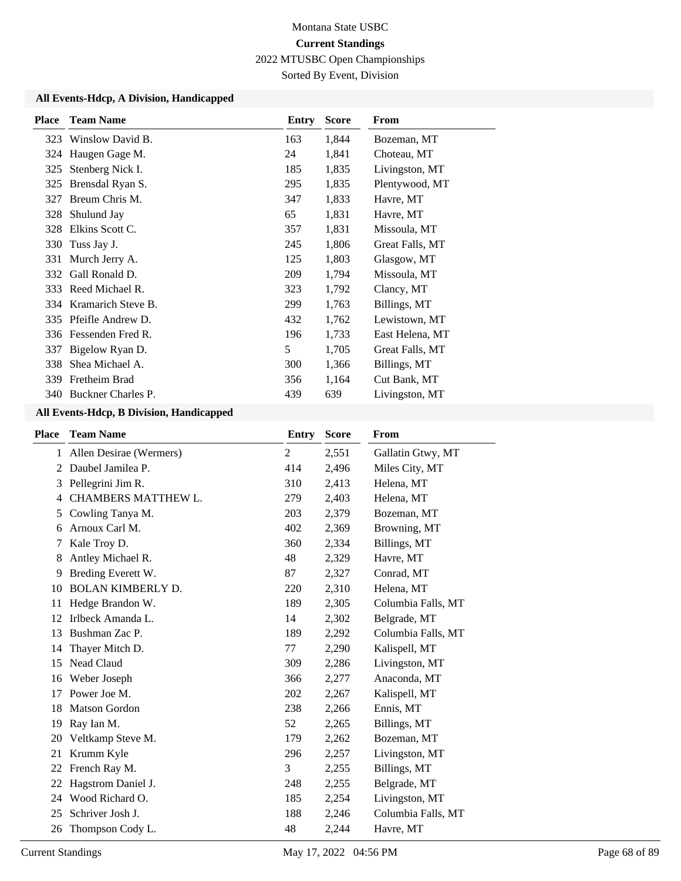Montana State USBC

**Current Standings**

2022 MTUSBC Open Championships

Sorted By Event, Division

### All Events-Hdcp, A Division, Handicapped

| Place | Team Name | Entry | Score | From |
|---|---|---|---|---|
| 323 | Winslow David B. | 163 | 1,844 | Bozeman, MT |
| 324 | Haugen Gage M. | 24 | 1,841 | Choteau, MT |
| 325 | Stenberg Nick I. | 185 | 1,835 | Livingston, MT |
| 325 | Brensdal Ryan S. | 295 | 1,835 | Plentywood, MT |
| 327 | Breum Chris M. | 347 | 1,833 | Havre, MT |
| 328 | Shulund Jay | 65 | 1,831 | Havre, MT |
| 328 | Elkins Scott C. | 357 | 1,831 | Missoula, MT |
| 330 | Tuss Jay J. | 245 | 1,806 | Great Falls, MT |
| 331 | Murch Jerry A. | 125 | 1,803 | Glasgow, MT |
| 332 | Gall Ronald D. | 209 | 1,794 | Missoula, MT |
| 333 | Reed Michael R. | 323 | 1,792 | Clancy, MT |
| 334 | Kramarich Steve B. | 299 | 1,763 | Billings, MT |
| 335 | Pfeifle Andrew D. | 432 | 1,762 | Lewistown, MT |
| 336 | Fessenden Fred R. | 196 | 1,733 | East Helena, MT |
| 337 | Bigelow Ryan D. | 5 | 1,705 | Great Falls, MT |
| 338 | Shea Michael A. | 300 | 1,366 | Billings, MT |
| 339 | Fretheim Brad | 356 | 1,164 | Cut Bank, MT |
| 340 | Buckner Charles P. | 439 | 639 | Livingston, MT |

### All Events-Hdcp, B Division, Handicapped

| Place | Team Name | Entry | Score | From |
|---|---|---|---|---|
| 1 | Allen Desirae (Wermers) | 2 | 2,551 | Gallatin Gtwy, MT |
| 2 | Daubel Jamilea P. | 414 | 2,496 | Miles City, MT |
| 3 | Pellegrini Jim R. | 310 | 2,413 | Helena, MT |
| 4 | CHAMBERS MATTHEW L. | 279 | 2,403 | Helena, MT |
| 5 | Cowling Tanya M. | 203 | 2,379 | Bozeman, MT |
| 6 | Arnoux Carl M. | 402 | 2,369 | Browning, MT |
| 7 | Kale Troy D. | 360 | 2,334 | Billings, MT |
| 8 | Antley Michael R. | 48 | 2,329 | Havre, MT |
| 9 | Breding Everett W. | 87 | 2,327 | Conrad, MT |
| 10 | BOLAN KIMBERLY D. | 220 | 2,310 | Helena, MT |
| 11 | Hedge Brandon W. | 189 | 2,305 | Columbia Falls, MT |
| 12 | Irlbeck Amanda L. | 14 | 2,302 | Belgrade, MT |
| 13 | Bushman Zac P. | 189 | 2,292 | Columbia Falls, MT |
| 14 | Thayer Mitch D. | 77 | 2,290 | Kalispell, MT |
| 15 | Nead Claud | 309 | 2,286 | Livingston, MT |
| 16 | Weber Joseph | 366 | 2,277 | Anaconda, MT |
| 17 | Power Joe M. | 202 | 2,267 | Kalispell, MT |
| 18 | Matson Gordon | 238 | 2,266 | Ennis, MT |
| 19 | Ray Ian M. | 52 | 2,265 | Billings, MT |
| 20 | Veltkamp Steve M. | 179 | 2,262 | Bozeman, MT |
| 21 | Krumm Kyle | 296 | 2,257 | Livingston, MT |
| 22 | French Ray M. | 3 | 2,255 | Billings, MT |
| 22 | Hagstrom Daniel J. | 248 | 2,255 | Belgrade, MT |
| 24 | Wood Richard O. | 185 | 2,254 | Livingston, MT |
| 25 | Schriver Josh J. | 188 | 2,246 | Columbia Falls, MT |
| 26 | Thompson Cody L. | 48 | 2,244 | Havre, MT |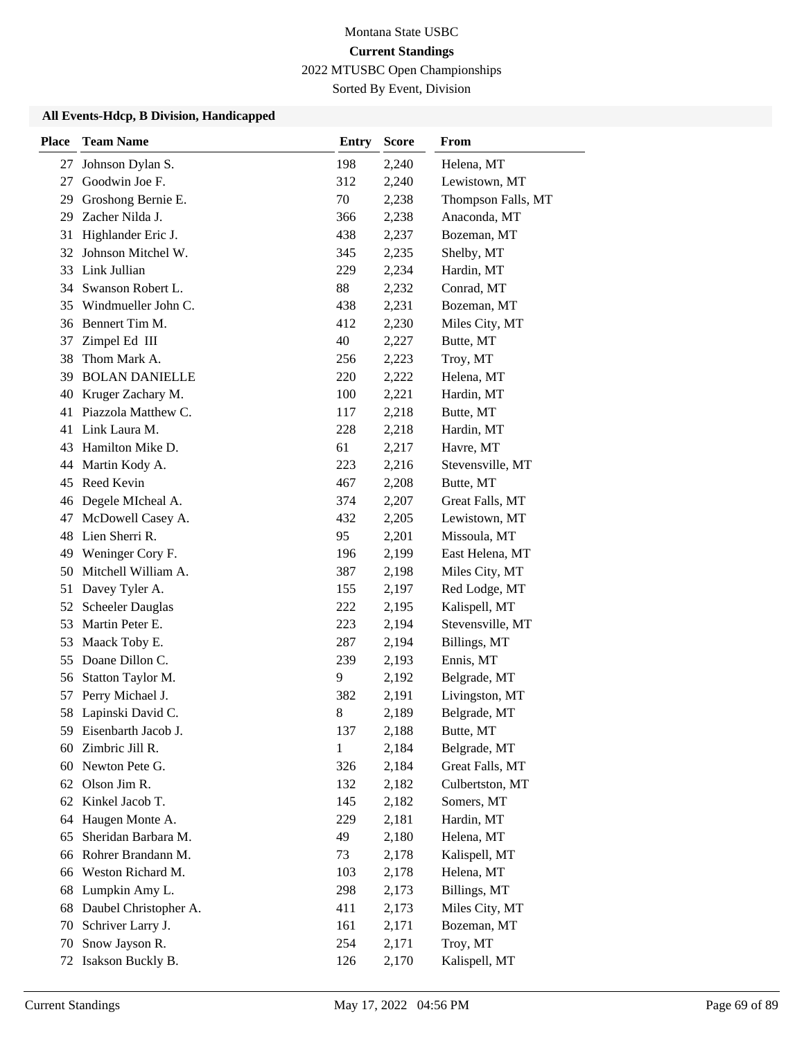Montana State USBC

**Current Standings**

2022 MTUSBC Open Championships

Sorted By Event, Division

### All Events-Hdcp, B Division, Handicapped

| Place | Team Name | Entry | Score | From |
|---|---|---|---|---|
| 27 | Johnson Dylan S. | 198 | 2,240 | Helena, MT |
| 27 | Goodwin Joe F. | 312 | 2,240 | Lewistown, MT |
| 29 | Groshong Bernie E. | 70 | 2,238 | Thompson Falls, MT |
| 29 | Zacher Nilda J. | 366 | 2,238 | Anaconda, MT |
| 31 | Highlander Eric J. | 438 | 2,237 | Bozeman, MT |
| 32 | Johnson Mitchel W. | 345 | 2,235 | Shelby, MT |
| 33 | Link Jullian | 229 | 2,234 | Hardin, MT |
| 34 | Swanson Robert L. | 88 | 2,232 | Conrad, MT |
| 35 | Windmueller John C. | 438 | 2,231 | Bozeman, MT |
| 36 | Bennert Tim M. | 412 | 2,230 | Miles City, MT |
| 37 | Zimpel Ed III | 40 | 2,227 | Butte, MT |
| 38 | Thom Mark A. | 256 | 2,223 | Troy, MT |
| 39 | BOLAN DANIELLE | 220 | 2,222 | Helena, MT |
| 40 | Kruger Zachary M. | 100 | 2,221 | Hardin, MT |
| 41 | Piazzola Matthew C. | 117 | 2,218 | Butte, MT |
| 41 | Link Laura M. | 228 | 2,218 | Hardin, MT |
| 43 | Hamilton Mike D. | 61 | 2,217 | Havre, MT |
| 44 | Martin Kody A. | 223 | 2,216 | Stevensville, MT |
| 45 | Reed Kevin | 467 | 2,208 | Butte, MT |
| 46 | Degele MIcheal A. | 374 | 2,207 | Great Falls, MT |
| 47 | McDowell Casey A. | 432 | 2,205 | Lewistown, MT |
| 48 | Lien Sherri R. | 95 | 2,201 | Missoula, MT |
| 49 | Weninger Cory F. | 196 | 2,199 | East Helena, MT |
| 50 | Mitchell William A. | 387 | 2,198 | Miles City, MT |
| 51 | Davey Tyler A. | 155 | 2,197 | Red Lodge, MT |
| 52 | Scheeler Dauglas | 222 | 2,195 | Kalispell, MT |
| 53 | Martin Peter E. | 223 | 2,194 | Stevensville, MT |
| 53 | Maack Toby E. | 287 | 2,194 | Billings, MT |
| 55 | Doane Dillon C. | 239 | 2,193 | Ennis, MT |
| 56 | Statton Taylor M. | 9 | 2,192 | Belgrade, MT |
| 57 | Perry Michael J. | 382 | 2,191 | Livingston, MT |
| 58 | Lapinski David C. | 8 | 2,189 | Belgrade, MT |
| 59 | Eisenbarth Jacob J. | 137 | 2,188 | Butte, MT |
| 60 | Zimbric Jill R. | 1 | 2,184 | Belgrade, MT |
| 60 | Newton Pete G. | 326 | 2,184 | Great Falls, MT |
| 62 | Olson Jim R. | 132 | 2,182 | Culbertston, MT |
| 62 | Kinkel Jacob T. | 145 | 2,182 | Somers, MT |
| 64 | Haugen Monte A. | 229 | 2,181 | Hardin, MT |
| 65 | Sheridan Barbara M. | 49 | 2,180 | Helena, MT |
| 66 | Rohrer Brandann M. | 73 | 2,178 | Kalispell, MT |
| 66 | Weston Richard M. | 103 | 2,178 | Helena, MT |
| 68 | Lumpkin Amy L. | 298 | 2,173 | Billings, MT |
| 68 | Daubel Christopher A. | 411 | 2,173 | Miles City, MT |
| 70 | Schriver Larry J. | 161 | 2,171 | Bozeman, MT |
| 70 | Snow Jayson R. | 254 | 2,171 | Troy, MT |
| 72 | Isakson Buckly B. | 126 | 2,170 | Kalispell, MT |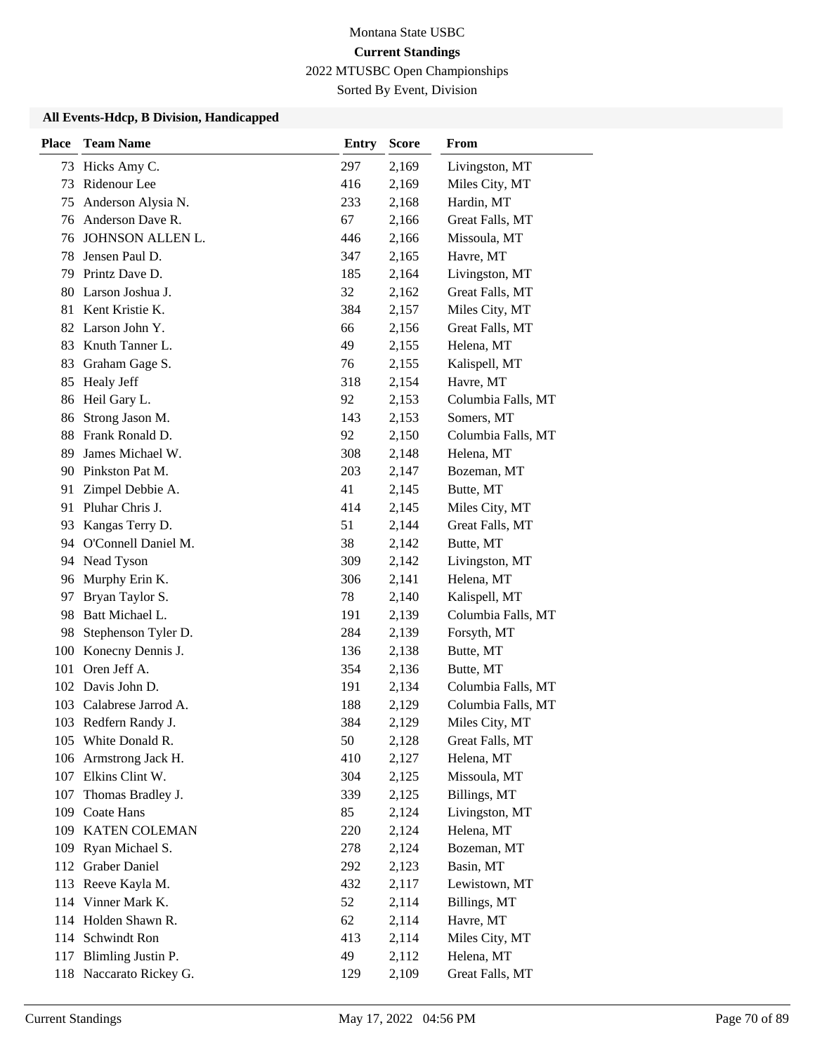Montana State USBC

**Current Standings**

2022 MTUSBC Open Championships

Sorted By Event, Division

### All Events-Hdcp, B Division, Handicapped

| Place | Team Name | Entry | Score | From |
|---|---|---|---|---|
| 73 | Hicks Amy C. | 297 | 2,169 | Livingston, MT |
| 73 | Ridenour Lee | 416 | 2,169 | Miles City, MT |
| 75 | Anderson Alysia N. | 233 | 2,168 | Hardin, MT |
| 76 | Anderson Dave R. | 67 | 2,166 | Great Falls, MT |
| 76 | JOHNSON ALLEN L. | 446 | 2,166 | Missoula, MT |
| 78 | Jensen Paul D. | 347 | 2,165 | Havre, MT |
| 79 | Printz Dave D. | 185 | 2,164 | Livingston, MT |
| 80 | Larson Joshua J. | 32 | 2,162 | Great Falls, MT |
| 81 | Kent Kristie K. | 384 | 2,157 | Miles City, MT |
| 82 | Larson John Y. | 66 | 2,156 | Great Falls, MT |
| 83 | Knuth Tanner L. | 49 | 2,155 | Helena, MT |
| 83 | Graham Gage S. | 76 | 2,155 | Kalispell, MT |
| 85 | Healy Jeff | 318 | 2,154 | Havre, MT |
| 86 | Heil Gary L. | 92 | 2,153 | Columbia Falls, MT |
| 86 | Strong Jason M. | 143 | 2,153 | Somers, MT |
| 88 | Frank Ronald D. | 92 | 2,150 | Columbia Falls, MT |
| 89 | James Michael W. | 308 | 2,148 | Helena, MT |
| 90 | Pinkston Pat M. | 203 | 2,147 | Bozeman, MT |
| 91 | Zimpel Debbie A. | 41 | 2,145 | Butte, MT |
| 91 | Pluhar Chris J. | 414 | 2,145 | Miles City, MT |
| 93 | Kangas Terry D. | 51 | 2,144 | Great Falls, MT |
| 94 | O'Connell Daniel M. | 38 | 2,142 | Butte, MT |
| 94 | Nead Tyson | 309 | 2,142 | Livingston, MT |
| 96 | Murphy Erin K. | 306 | 2,141 | Helena, MT |
| 97 | Bryan Taylor S. | 78 | 2,140 | Kalispell, MT |
| 98 | Batt Michael L. | 191 | 2,139 | Columbia Falls, MT |
| 98 | Stephenson Tyler D. | 284 | 2,139 | Forsyth, MT |
| 100 | Konecny Dennis J. | 136 | 2,138 | Butte, MT |
| 101 | Oren Jeff A. | 354 | 2,136 | Butte, MT |
| 102 | Davis John D. | 191 | 2,134 | Columbia Falls, MT |
| 103 | Calabrese Jarrod A. | 188 | 2,129 | Columbia Falls, MT |
| 103 | Redfern Randy J. | 384 | 2,129 | Miles City, MT |
| 105 | White Donald R. | 50 | 2,128 | Great Falls, MT |
| 106 | Armstrong Jack H. | 410 | 2,127 | Helena, MT |
| 107 | Elkins Clint W. | 304 | 2,125 | Missoula, MT |
| 107 | Thomas Bradley J. | 339 | 2,125 | Billings, MT |
| 109 | Coate Hans | 85 | 2,124 | Livingston, MT |
| 109 | KATEN COLEMAN | 220 | 2,124 | Helena, MT |
| 109 | Ryan Michael S. | 278 | 2,124 | Bozeman, MT |
| 112 | Graber Daniel | 292 | 2,123 | Basin, MT |
| 113 | Reeve Kayla M. | 432 | 2,117 | Lewistown, MT |
| 114 | Vinner Mark K. | 52 | 2,114 | Billings, MT |
| 114 | Holden Shawn R. | 62 | 2,114 | Havre, MT |
| 114 | Schwindt Ron | 413 | 2,114 | Miles City, MT |
| 117 | Blimling Justin P. | 49 | 2,112 | Helena, MT |
| 118 | Naccarato Rickey G. | 129 | 2,109 | Great Falls, MT |

Current Standings May 17, 2022 04:56 PM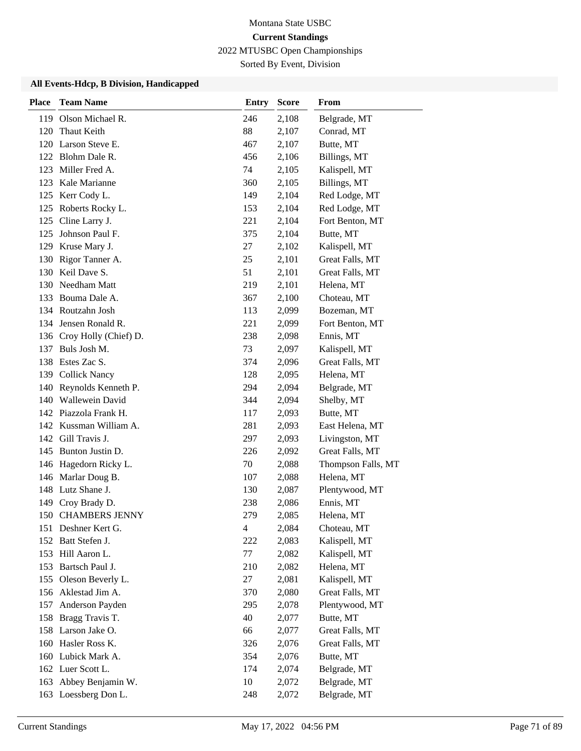Montana State USBC

**Current Standings**

2022 MTUSBC Open Championships

Sorted By Event, Division

### All Events-Hdcp, B Division, Handicapped

| Place | Team Name | Entry | Score | From |
|---|---|---|---|---|
| 119 | Olson Michael R. | 246 | 2,108 | Belgrade, MT |
| 120 | Thaut Keith | 88 | 2,107 | Conrad, MT |
| 120 | Larson Steve E. | 467 | 2,107 | Butte, MT |
| 122 | Blohm Dale R. | 456 | 2,106 | Billings, MT |
| 123 | Miller Fred A. | 74 | 2,105 | Kalispell, MT |
| 123 | Kale Marianne | 360 | 2,105 | Billings, MT |
| 125 | Kerr Cody L. | 149 | 2,104 | Red Lodge, MT |
| 125 | Roberts Rocky L. | 153 | 2,104 | Red Lodge, MT |
| 125 | Cline Larry J. | 221 | 2,104 | Fort Benton, MT |
| 125 | Johnson Paul F. | 375 | 2,104 | Butte, MT |
| 129 | Kruse Mary J. | 27 | 2,102 | Kalispell, MT |
| 130 | Rigor Tanner A. | 25 | 2,101 | Great Falls, MT |
| 130 | Keil Dave S. | 51 | 2,101 | Great Falls, MT |
| 130 | Needham Matt | 219 | 2,101 | Helena, MT |
| 133 | Bouma Dale A. | 367 | 2,100 | Choteau, MT |
| 134 | Routzahn Josh | 113 | 2,099 | Bozeman, MT |
| 134 | Jensen Ronald R. | 221 | 2,099 | Fort Benton, MT |
| 136 | Croy Holly (Chief) D. | 238 | 2,098 | Ennis, MT |
| 137 | Buls Josh M. | 73 | 2,097 | Kalispell, MT |
| 138 | Estes Zac S. | 374 | 2,096 | Great Falls, MT |
| 139 | Collick Nancy | 128 | 2,095 | Helena, MT |
| 140 | Reynolds Kenneth P. | 294 | 2,094 | Belgrade, MT |
| 140 | Wallewein David | 344 | 2,094 | Shelby, MT |
| 142 | Piazzola Frank H. | 117 | 2,093 | Butte, MT |
| 142 | Kussman William A. | 281 | 2,093 | East Helena, MT |
| 142 | Gill Travis J. | 297 | 2,093 | Livingston, MT |
| 145 | Bunton Justin D. | 226 | 2,092 | Great Falls, MT |
| 146 | Hagedorn Ricky L. | 70 | 2,088 | Thompson Falls, MT |
| 146 | Marlar Doug B. | 107 | 2,088 | Helena, MT |
| 148 | Lutz Shane J. | 130 | 2,087 | Plentywood, MT |
| 149 | Croy Brady D. | 238 | 2,086 | Ennis, MT |
| 150 | CHAMBERS JENNY | 279 | 2,085 | Helena, MT |
| 151 | Deshner Kert G. | 4 | 2,084 | Choteau, MT |
| 152 | Batt Stefen J. | 222 | 2,083 | Kalispell, MT |
| 153 | Hill Aaron L. | 77 | 2,082 | Kalispell, MT |
| 153 | Bartsch Paul J. | 210 | 2,082 | Helena, MT |
| 155 | Oleson Beverly L. | 27 | 2,081 | Kalispell, MT |
| 156 | Aklestad Jim A. | 370 | 2,080 | Great Falls, MT |
| 157 | Anderson Payden | 295 | 2,078 | Plentywood, MT |
| 158 | Bragg Travis T. | 40 | 2,077 | Butte, MT |
| 158 | Larson Jake O. | 66 | 2,077 | Great Falls, MT |
| 160 | Hasler Ross K. | 326 | 2,076 | Great Falls, MT |
| 160 | Lubick Mark A. | 354 | 2,076 | Butte, MT |
| 162 | Luer Scott L. | 174 | 2,074 | Belgrade, MT |
| 163 | Abbey Benjamin W. | 10 | 2,072 | Belgrade, MT |
| 163 | Loessberg Don L. | 248 | 2,072 | Belgrade, MT |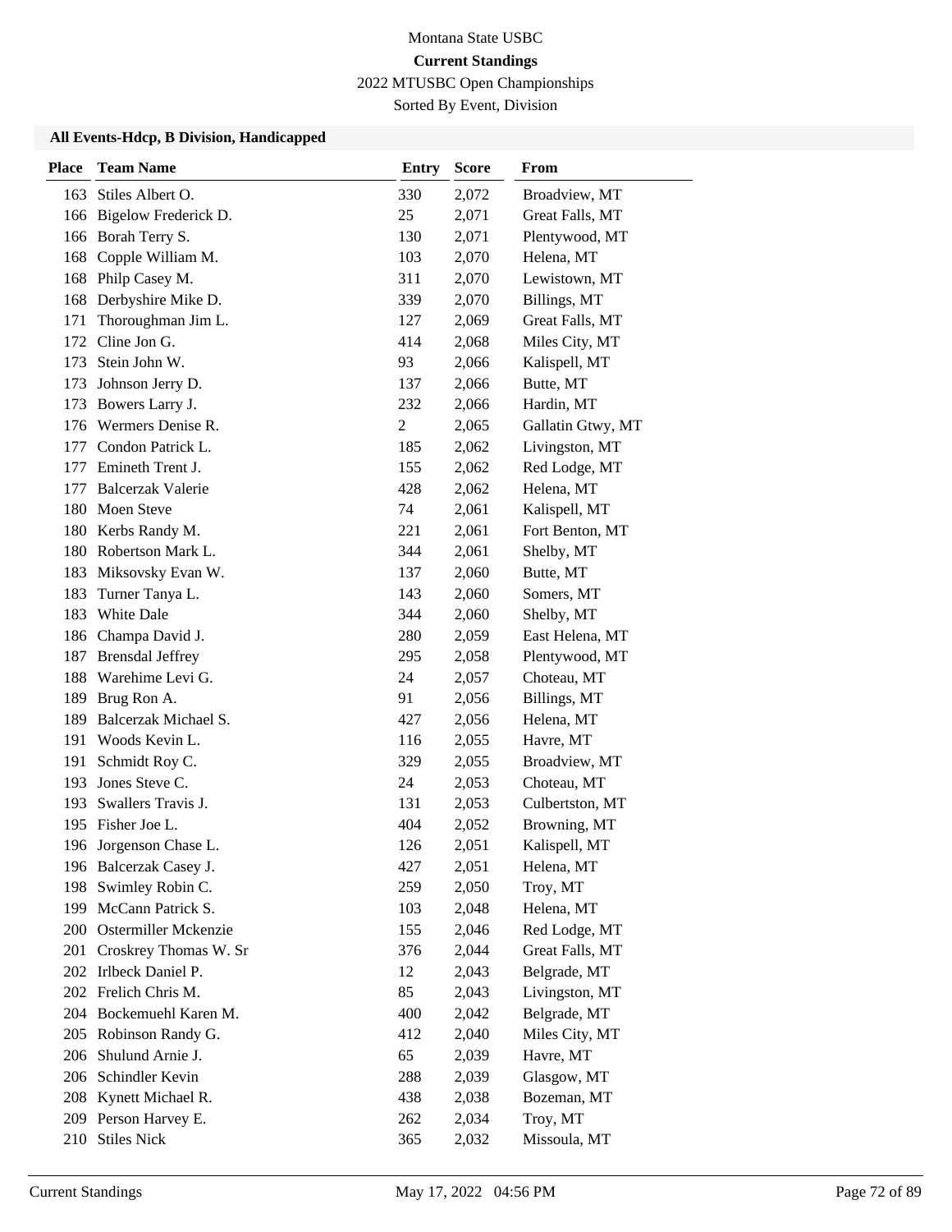Montana State USBC

**Current Standings**

2022 MTUSBC Open Championships

Sorted By Event, Division

### All Events-Hdcp, B Division, Handicapped

| Place | Team Name | Entry | Score | From |
|---|---|---|---|---|
| 163 | Stiles Albert O. | 330 | 2,072 | Broadview, MT |
| 166 | Bigelow Frederick D. | 25 | 2,071 | Great Falls, MT |
| 166 | Borah Terry S. | 130 | 2,071 | Plentywood, MT |
| 168 | Copple William M. | 103 | 2,070 | Helena, MT |
| 168 | Philp Casey M. | 311 | 2,070 | Lewistown, MT |
| 168 | Derbyshire Mike D. | 339 | 2,070 | Billings, MT |
| 171 | Thoroughman Jim L. | 127 | 2,069 | Great Falls, MT |
| 172 | Cline Jon G. | 414 | 2,068 | Miles City, MT |
| 173 | Stein John W. | 93 | 2,066 | Kalispell, MT |
| 173 | Johnson Jerry D. | 137 | 2,066 | Butte, MT |
| 173 | Bowers Larry J. | 232 | 2,066 | Hardin, MT |
| 176 | Wermers Denise R. | 2 | 2,065 | Gallatin Gtwy, MT |
| 177 | Condon Patrick L. | 185 | 2,062 | Livingston, MT |
| 177 | Emineth Trent J. | 155 | 2,062 | Red Lodge, MT |
| 177 | Balcerzak Valerie | 428 | 2,062 | Helena, MT |
| 180 | Moen Steve | 74 | 2,061 | Kalispell, MT |
| 180 | Kerbs Randy M. | 221 | 2,061 | Fort Benton, MT |
| 180 | Robertson Mark L. | 344 | 2,061 | Shelby, MT |
| 183 | Miksovsky Evan W. | 137 | 2,060 | Butte, MT |
| 183 | Turner Tanya L. | 143 | 2,060 | Somers, MT |
| 183 | White Dale | 344 | 2,060 | Shelby, MT |
| 186 | Champa David J. | 280 | 2,059 | East Helena, MT |
| 187 | Brensdal Jeffrey | 295 | 2,058 | Plentywood, MT |
| 188 | Warehime Levi G. | 24 | 2,057 | Choteau, MT |
| 189 | Brug Ron A. | 91 | 2,056 | Billings, MT |
| 189 | Balcerzak Michael S. | 427 | 2,056 | Helena, MT |
| 191 | Woods Kevin L. | 116 | 2,055 | Havre, MT |
| 191 | Schmidt Roy C. | 329 | 2,055 | Broadview, MT |
| 193 | Jones Steve C. | 24 | 2,053 | Choteau, MT |
| 193 | Swallers Travis J. | 131 | 2,053 | Culbertston, MT |
| 195 | Fisher Joe L. | 404 | 2,052 | Browning, MT |
| 196 | Jorgenson Chase L. | 126 | 2,051 | Kalispell, MT |
| 196 | Balcerzak Casey J. | 427 | 2,051 | Helena, MT |
| 198 | Swimley Robin C. | 259 | 2,050 | Troy, MT |
| 199 | McCann Patrick S. | 103 | 2,048 | Helena, MT |
| 200 | Ostermiller Mckenzie | 155 | 2,046 | Red Lodge, MT |
| 201 | Croskrey Thomas W. Sr | 376 | 2,044 | Great Falls, MT |
| 202 | Irlbeck Daniel P. | 12 | 2,043 | Belgrade, MT |
| 202 | Frelich Chris M. | 85 | 2,043 | Livingston, MT |
| 204 | Bockemuehl Karen M. | 400 | 2,042 | Belgrade, MT |
| 205 | Robinson Randy G. | 412 | 2,040 | Miles City, MT |
| 206 | Shulund Arnie J. | 65 | 2,039 | Havre, MT |
| 206 | Schindler Kevin | 288 | 2,039 | Glasgow, MT |
| 208 | Kynett Michael R. | 438 | 2,038 | Bozeman, MT |
| 209 | Person Harvey E. | 262 | 2,034 | Troy, MT |
| 210 | Stiles Nick | 365 | 2,032 | Missoula, MT |

Current Standings May 17, 2022 04:56 PM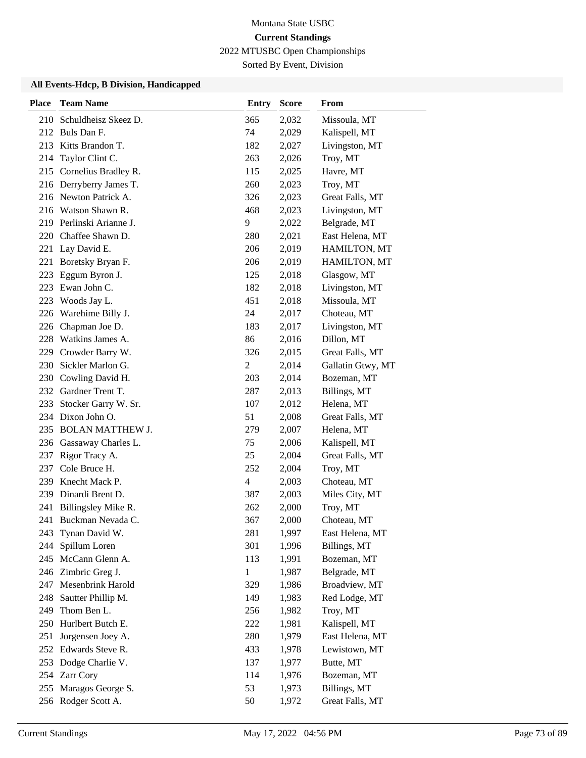Montana State USBC

**Current Standings**

2022 MTUSBC Open Championships

Sorted By Event, Division

### All Events-Hdcp, B Division, Handicapped

| Place | Team Name | Entry | Score | From |
|---|---|---|---|---|
| 210 | Schuldheisz Skeez D. | 365 | 2,032 | Missoula, MT |
| 212 | Buls Dan F. | 74 | 2,029 | Kalispell, MT |
| 213 | Kitts Brandon T. | 182 | 2,027 | Livingston, MT |
| 214 | Taylor Clint C. | 263 | 2,026 | Troy, MT |
| 215 | Cornelius Bradley R. | 115 | 2,025 | Havre, MT |
| 216 | Derryberry James T. | 260 | 2,023 | Troy, MT |
| 216 | Newton Patrick A. | 326 | 2,023 | Great Falls, MT |
| 216 | Watson Shawn R. | 468 | 2,023 | Livingston, MT |
| 219 | Perlinski Arianne J. | 9 | 2,022 | Belgrade, MT |
| 220 | Chaffee Shawn D. | 280 | 2,021 | East Helena, MT |
| 221 | Lay David E. | 206 | 2,019 | HAMILTON, MT |
| 221 | Boretsky Bryan F. | 206 | 2,019 | HAMILTON, MT |
| 223 | Eggum Byron J. | 125 | 2,018 | Glasgow, MT |
| 223 | Ewan John C. | 182 | 2,018 | Livingston, MT |
| 223 | Woods Jay L. | 451 | 2,018 | Missoula, MT |
| 226 | Warehime Billy J. | 24 | 2,017 | Choteau, MT |
| 226 | Chapman Joe D. | 183 | 2,017 | Livingston, MT |
| 228 | Watkins James A. | 86 | 2,016 | Dillon, MT |
| 229 | Crowder Barry W. | 326 | 2,015 | Great Falls, MT |
| 230 | Sickler Marlon G. | 2 | 2,014 | Gallatin Gtwy, MT |
| 230 | Cowling David H. | 203 | 2,014 | Bozeman, MT |
| 232 | Gardner Trent T. | 287 | 2,013 | Billings, MT |
| 233 | Stocker Garry W. Sr. | 107 | 2,012 | Helena, MT |
| 234 | Dixon John O. | 51 | 2,008 | Great Falls, MT |
| 235 | BOLAN MATTHEW J. | 279 | 2,007 | Helena, MT |
| 236 | Gassaway Charles L. | 75 | 2,006 | Kalispell, MT |
| 237 | Rigor Tracy A. | 25 | 2,004 | Great Falls, MT |
| 237 | Cole Bruce H. | 252 | 2,004 | Troy, MT |
| 239 | Knecht Mack P. | 4 | 2,003 | Choteau, MT |
| 239 | Dinardi Brent D. | 387 | 2,003 | Miles City, MT |
| 241 | Billingsley Mike R. | 262 | 2,000 | Troy, MT |
| 241 | Buckman Nevada C. | 367 | 2,000 | Choteau, MT |
| 243 | Tynan David W. | 281 | 1,997 | East Helena, MT |
| 244 | Spillum Loren | 301 | 1,996 | Billings, MT |
| 245 | McCann Glenn A. | 113 | 1,991 | Bozeman, MT |
| 246 | Zimbric Greg J. | 1 | 1,987 | Belgrade, MT |
| 247 | Mesenbrink Harold | 329 | 1,986 | Broadview, MT |
| 248 | Sautter Phillip M. | 149 | 1,983 | Red Lodge, MT |
| 249 | Thom Ben L. | 256 | 1,982 | Troy, MT |
| 250 | Hurlbert Butch E. | 222 | 1,981 | Kalispell, MT |
| 251 | Jorgensen Joey A. | 280 | 1,979 | East Helena, MT |
| 252 | Edwards Steve R. | 433 | 1,978 | Lewistown, MT |
| 253 | Dodge Charlie V. | 137 | 1,977 | Butte, MT |
| 254 | Zarr Cory | 114 | 1,976 | Bozeman, MT |
| 255 | Maragos George S. | 53 | 1,973 | Billings, MT |
| 256 | Rodger Scott A. | 50 | 1,972 | Great Falls, MT |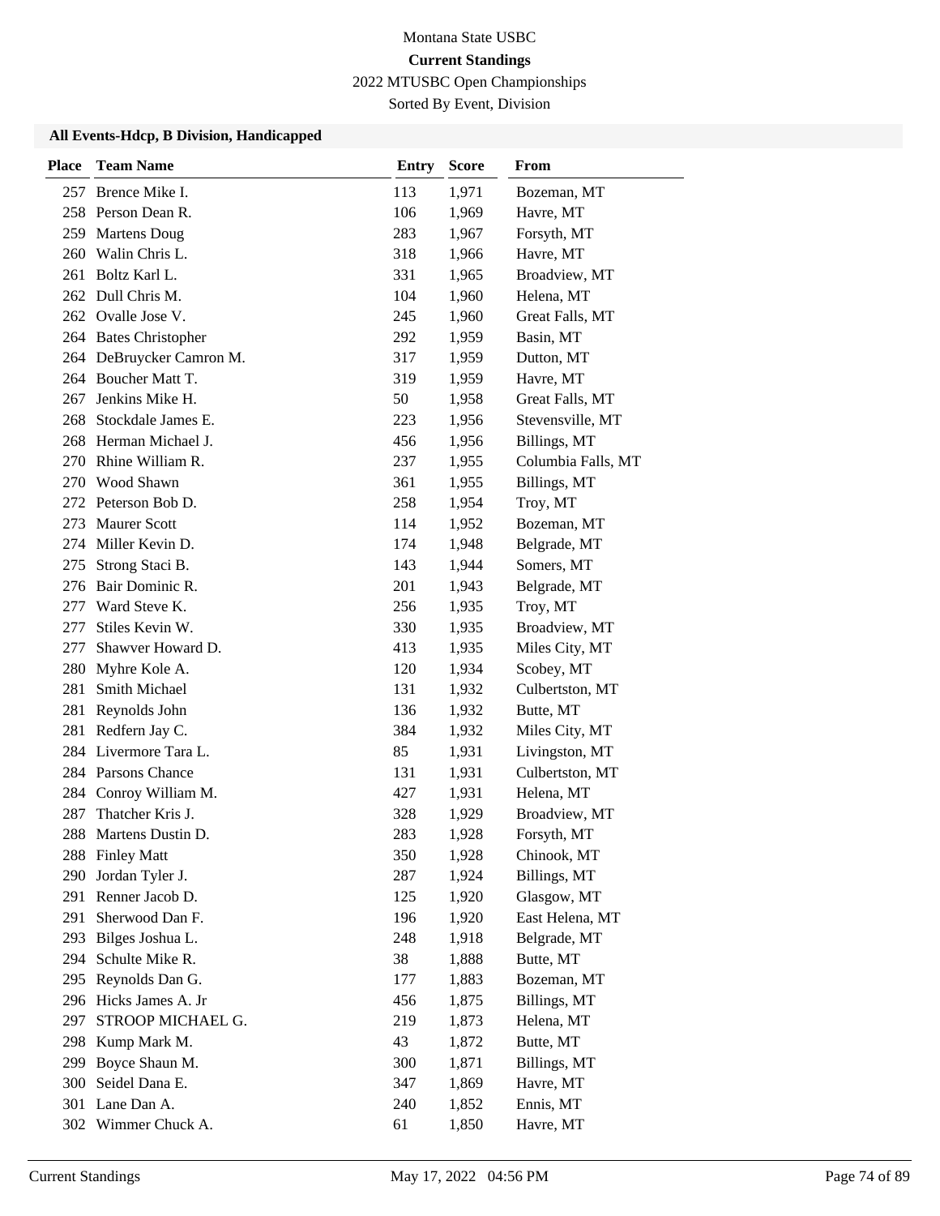Montana State USBC

**Current Standings**

2022 MTUSBC Open Championships

Sorted By Event, Division

### All Events-Hdcp, B Division, Handicapped

| Place | Team Name | Entry | Score | From |
|---|---|---|---|---|
| 257 | Brence Mike I. | 113 | 1,971 | Bozeman, MT |
| 258 | Person Dean R. | 106 | 1,969 | Havre, MT |
| 259 | Martens Doug | 283 | 1,967 | Forsyth, MT |
| 260 | Walin Chris L. | 318 | 1,966 | Havre, MT |
| 261 | Boltz Karl L. | 331 | 1,965 | Broadview, MT |
| 262 | Dull Chris M. | 104 | 1,960 | Helena, MT |
| 262 | Ovalle Jose V. | 245 | 1,960 | Great Falls, MT |
| 264 | Bates Christopher | 292 | 1,959 | Basin, MT |
| 264 | DeBruycker Camron M. | 317 | 1,959 | Dutton, MT |
| 264 | Boucher Matt T. | 319 | 1,959 | Havre, MT |
| 267 | Jenkins Mike H. | 50 | 1,958 | Great Falls, MT |
| 268 | Stockdale James E. | 223 | 1,956 | Stevensville, MT |
| 268 | Herman Michael J. | 456 | 1,956 | Billings, MT |
| 270 | Rhine William R. | 237 | 1,955 | Columbia Falls, MT |
| 270 | Wood Shawn | 361 | 1,955 | Billings, MT |
| 272 | Peterson Bob D. | 258 | 1,954 | Troy, MT |
| 273 | Maurer Scott | 114 | 1,952 | Bozeman, MT |
| 274 | Miller Kevin D. | 174 | 1,948 | Belgrade, MT |
| 275 | Strong Staci B. | 143 | 1,944 | Somers, MT |
| 276 | Bair Dominic R. | 201 | 1,943 | Belgrade, MT |
| 277 | Ward Steve K. | 256 | 1,935 | Troy, MT |
| 277 | Stiles Kevin W. | 330 | 1,935 | Broadview, MT |
| 277 | Shawver Howard D. | 413 | 1,935 | Miles City, MT |
| 280 | Myhre Kole A. | 120 | 1,934 | Scobey, MT |
| 281 | Smith Michael | 131 | 1,932 | Culbertston, MT |
| 281 | Reynolds John | 136 | 1,932 | Butte, MT |
| 281 | Redfern Jay C. | 384 | 1,932 | Miles City, MT |
| 284 | Livermore Tara L. | 85 | 1,931 | Livingston, MT |
| 284 | Parsons Chance | 131 | 1,931 | Culbertston, MT |
| 284 | Conroy William M. | 427 | 1,931 | Helena, MT |
| 287 | Thatcher Kris J. | 328 | 1,929 | Broadview, MT |
| 288 | Martens Dustin D. | 283 | 1,928 | Forsyth, MT |
| 288 | Finley Matt | 350 | 1,928 | Chinook, MT |
| 290 | Jordan Tyler J. | 287 | 1,924 | Billings, MT |
| 291 | Renner Jacob D. | 125 | 1,920 | Glasgow, MT |
| 291 | Sherwood Dan F. | 196 | 1,920 | East Helena, MT |
| 293 | Bilges Joshua L. | 248 | 1,918 | Belgrade, MT |
| 294 | Schulte Mike R. | 38 | 1,888 | Butte, MT |
| 295 | Reynolds Dan G. | 177 | 1,883 | Bozeman, MT |
| 296 | Hicks James A. Jr | 456 | 1,875 | Billings, MT |
| 297 | STROOP MICHAEL G. | 219 | 1,873 | Helena, MT |
| 298 | Kump Mark M. | 43 | 1,872 | Butte, MT |
| 299 | Boyce Shaun M. | 300 | 1,871 | Billings, MT |
| 300 | Seidel Dana E. | 347 | 1,869 | Havre, MT |
| 301 | Lane Dan A. | 240 | 1,852 | Ennis, MT |
| 302 | Wimmer Chuck A. | 61 | 1,850 | Havre, MT |

Current Standings May 17, 2022 04:56 PM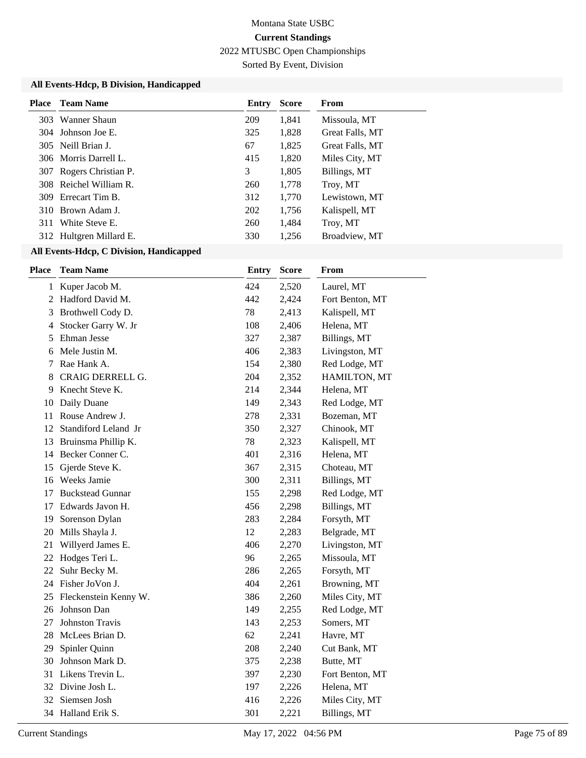Montana State USBC

**Current Standings**

2022 MTUSBC Open Championships

Sorted By Event, Division

### All Events-Hdcp, B Division, Handicapped

| Place | Team Name | Entry | Score | From |
|---|---|---|---|---|
| 303 | Wanner Shaun | 209 | 1,841 | Missoula, MT |
| 304 | Johnson Joe E. | 325 | 1,828 | Great Falls, MT |
| 305 | Neill Brian J. | 67 | 1,825 | Great Falls, MT |
| 306 | Morris Darrell L. | 415 | 1,820 | Miles City, MT |
| 307 | Rogers Christian P. | 3 | 1,805 | Billings, MT |
| 308 | Reichel William R. | 260 | 1,778 | Troy, MT |
| 309 | Errecart Tim B. | 312 | 1,770 | Lewistown, MT |
| 310 | Brown Adam J. | 202 | 1,756 | Kalispell, MT |
| 311 | White Steve E. | 260 | 1,484 | Troy, MT |
| 312 | Hultgren Millard E. | 330 | 1,256 | Broadview, MT |

### All Events-Hdcp, C Division, Handicapped

| Place | Team Name | Entry | Score | From |
|---|---|---|---|---|
| 1 | Kuper Jacob M. | 424 | 2,520 | Laurel, MT |
| 2 | Hadford David M. | 442 | 2,424 | Fort Benton, MT |
| 3 | Brothwell Cody D. | 78 | 2,413 | Kalispell, MT |
| 4 | Stocker Garry W. Jr | 108 | 2,406 | Helena, MT |
| 5 | Ehman Jesse | 327 | 2,387 | Billings, MT |
| 6 | Mele Justin M. | 406 | 2,383 | Livingston, MT |
| 7 | Rae Hank A. | 154 | 2,380 | Red Lodge, MT |
| 8 | CRAIG DERRELL G. | 204 | 2,352 | HAMILTON, MT |
| 9 | Knecht Steve K. | 214 | 2,344 | Helena, MT |
| 10 | Daily Duane | 149 | 2,343 | Red Lodge, MT |
| 11 | Rouse Andrew J. | 278 | 2,331 | Bozeman, MT |
| 12 | Standiford Leland Jr | 350 | 2,327 | Chinook, MT |
| 13 | Bruinsma Phillip K. | 78 | 2,323 | Kalispell, MT |
| 14 | Becker Conner C. | 401 | 2,316 | Helena, MT |
| 15 | Gjerde Steve K. | 367 | 2,315 | Choteau, MT |
| 16 | Weeks Jamie | 300 | 2,311 | Billings, MT |
| 17 | Buckstead Gunnar | 155 | 2,298 | Red Lodge, MT |
| 17 | Edwards Javon H. | 456 | 2,298 | Billings, MT |
| 19 | Sorenson Dylan | 283 | 2,284 | Forsyth, MT |
| 20 | Mills Shayla J. | 12 | 2,283 | Belgrade, MT |
| 21 | Willyerd James E. | 406 | 2,270 | Livingston, MT |
| 22 | Hodges Teri L. | 96 | 2,265 | Missoula, MT |
| 22 | Suhr Becky M. | 286 | 2,265 | Forsyth, MT |
| 24 | Fisher JoVon J. | 404 | 2,261 | Browning, MT |
| 25 | Fleckenstein Kenny W. | 386 | 2,260 | Miles City, MT |
| 26 | Johnson Dan | 149 | 2,255 | Red Lodge, MT |
| 27 | Johnston Travis | 143 | 2,253 | Somers, MT |
| 28 | McLees Brian D. | 62 | 2,241 | Havre, MT |
| 29 | Spinler Quinn | 208 | 2,240 | Cut Bank, MT |
| 30 | Johnson Mark D. | 375 | 2,238 | Butte, MT |
| 31 | Likens Trevin L. | 397 | 2,230 | Fort Benton, MT |
| 32 | Divine Josh L. | 197 | 2,226 | Helena, MT |
| 32 | Siemsen Josh | 416 | 2,226 | Miles City, MT |
| 34 | Halland Erik S. | 301 | 2,221 | Billings, MT |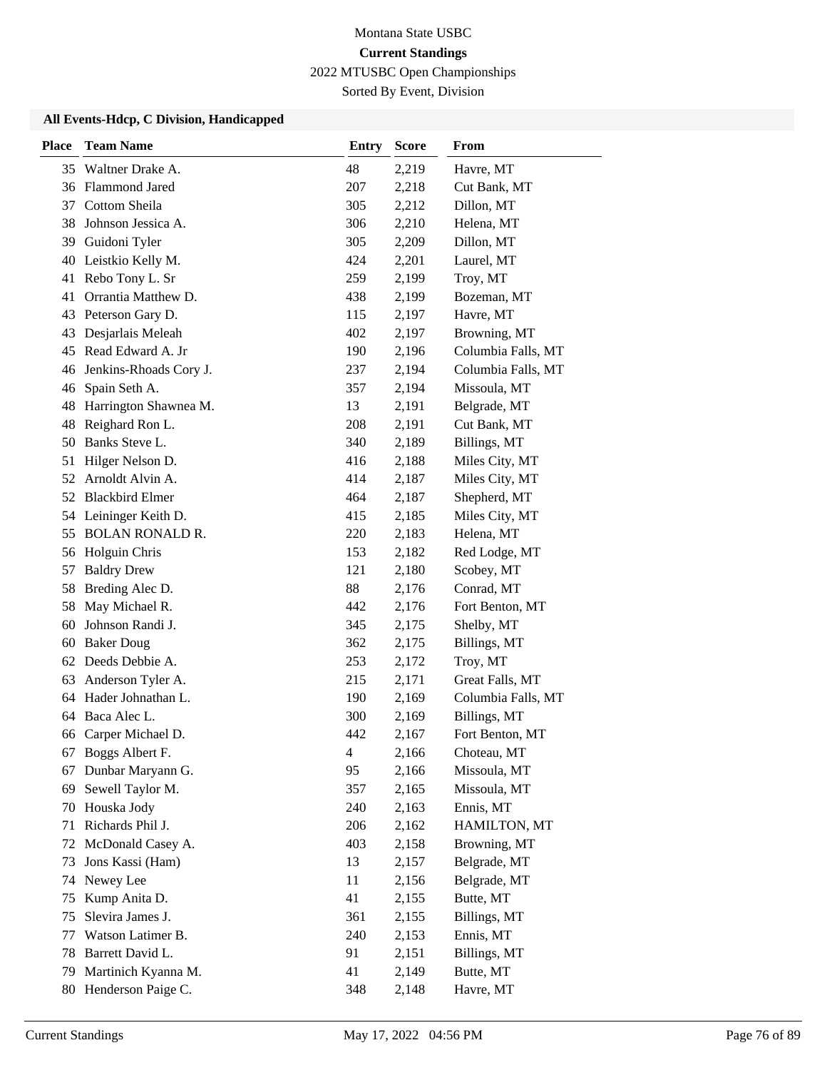Montana State USBC

**Current Standings**

2022 MTUSBC Open Championships

Sorted By Event, Division

### All Events-Hdcp, C Division, Handicapped

| Place | Team Name | Entry | Score | From |
|---|---|---|---|---|
| 35 | Waltner Drake A. | 48 | 2,219 | Havre, MT |
| 36 | Flammond Jared | 207 | 2,218 | Cut Bank, MT |
| 37 | Cottom Sheila | 305 | 2,212 | Dillon, MT |
| 38 | Johnson Jessica A. | 306 | 2,210 | Helena, MT |
| 39 | Guidoni Tyler | 305 | 2,209 | Dillon, MT |
| 40 | Leistkio Kelly M. | 424 | 2,201 | Laurel, MT |
| 41 | Rebo Tony L. Sr | 259 | 2,199 | Troy, MT |
| 41 | Orrantia Matthew D. | 438 | 2,199 | Bozeman, MT |
| 43 | Peterson Gary D. | 115 | 2,197 | Havre, MT |
| 43 | Desjarlais Meleah | 402 | 2,197 | Browning, MT |
| 45 | Read Edward A. Jr | 190 | 2,196 | Columbia Falls, MT |
| 46 | Jenkins-Rhoads Cory J. | 237 | 2,194 | Columbia Falls, MT |
| 46 | Spain Seth A. | 357 | 2,194 | Missoula, MT |
| 48 | Harrington Shawnea M. | 13 | 2,191 | Belgrade, MT |
| 48 | Reighard Ron L. | 208 | 2,191 | Cut Bank, MT |
| 50 | Banks Steve L. | 340 | 2,189 | Billings, MT |
| 51 | Hilger Nelson D. | 416 | 2,188 | Miles City, MT |
| 52 | Arnoldt Alvin A. | 414 | 2,187 | Miles City, MT |
| 52 | Blackbird Elmer | 464 | 2,187 | Shepherd, MT |
| 54 | Leininger Keith D. | 415 | 2,185 | Miles City, MT |
| 55 | BOLAN RONALD R. | 220 | 2,183 | Helena, MT |
| 56 | Holguin Chris | 153 | 2,182 | Red Lodge, MT |
| 57 | Baldry Drew | 121 | 2,180 | Scobey, MT |
| 58 | Breding Alec D. | 88 | 2,176 | Conrad, MT |
| 58 | May Michael R. | 442 | 2,176 | Fort Benton, MT |
| 60 | Johnson Randi J. | 345 | 2,175 | Shelby, MT |
| 60 | Baker Doug | 362 | 2,175 | Billings, MT |
| 62 | Deeds Debbie A. | 253 | 2,172 | Troy, MT |
| 63 | Anderson Tyler A. | 215 | 2,171 | Great Falls, MT |
| 64 | Hader Johnathan L. | 190 | 2,169 | Columbia Falls, MT |
| 64 | Baca Alec L. | 300 | 2,169 | Billings, MT |
| 66 | Carper Michael D. | 442 | 2,167 | Fort Benton, MT |
| 67 | Boggs Albert F. | 4 | 2,166 | Choteau, MT |
| 67 | Dunbar Maryann G. | 95 | 2,166 | Missoula, MT |
| 69 | Sewell Taylor M. | 357 | 2,165 | Missoula, MT |
| 70 | Houska Jody | 240 | 2,163 | Ennis, MT |
| 71 | Richards Phil J. | 206 | 2,162 | HAMILTON, MT |
| 72 | McDonald Casey A. | 403 | 2,158 | Browning, MT |
| 73 | Jons Kassi (Ham) | 13 | 2,157 | Belgrade, MT |
| 74 | Newey Lee | 11 | 2,156 | Belgrade, MT |
| 75 | Kump Anita D. | 41 | 2,155 | Butte, MT |
| 75 | Slevira James J. | 361 | 2,155 | Billings, MT |
| 77 | Watson Latimer B. | 240 | 2,153 | Ennis, MT |
| 78 | Barrett David L. | 91 | 2,151 | Billings, MT |
| 79 | Martinich Kyanna M. | 41 | 2,149 | Butte, MT |
| 80 | Henderson Paige C. | 348 | 2,148 | Havre, MT |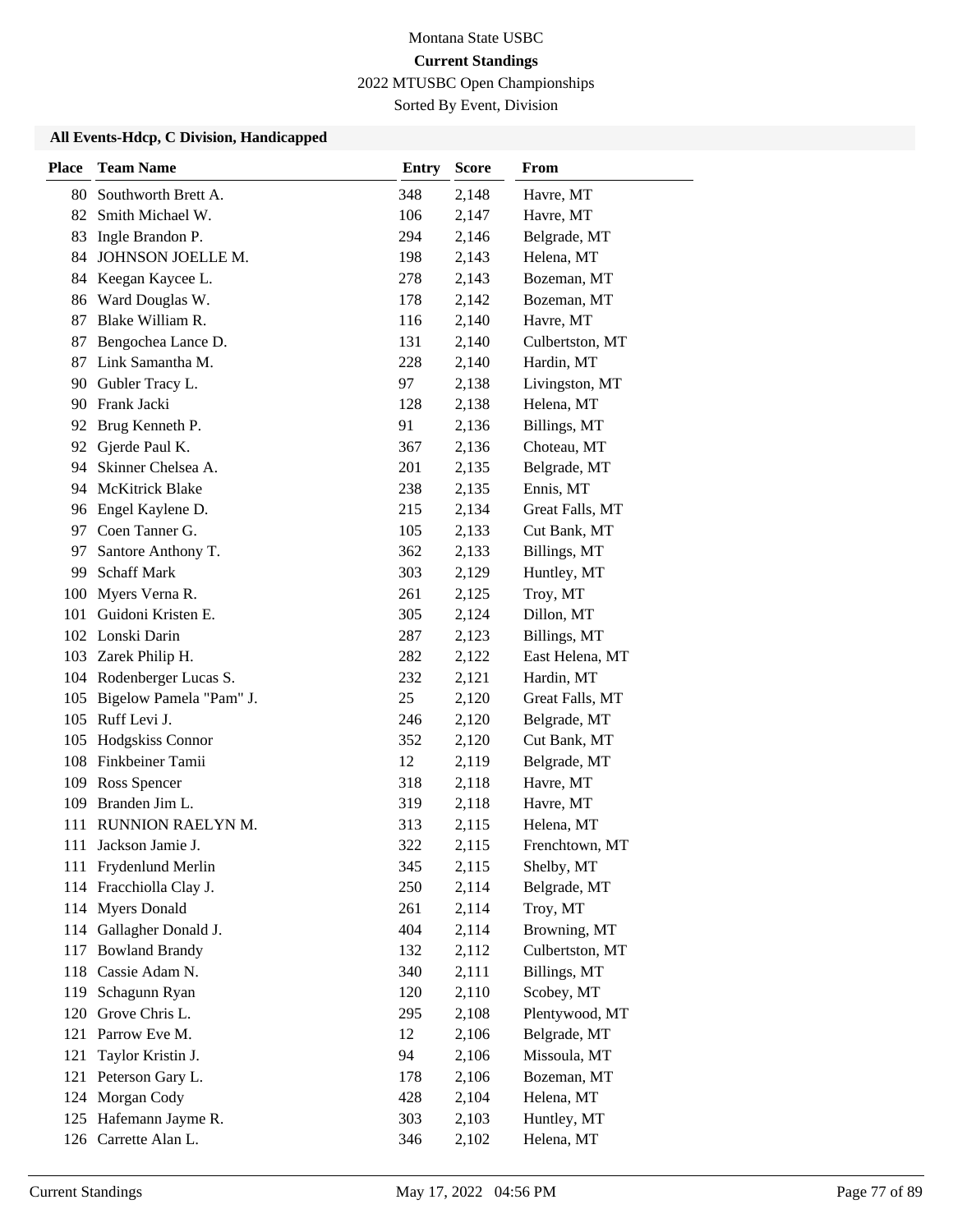Montana State USBC

**Current Standings**

2022 MTUSBC Open Championships

Sorted By Event, Division

### All Events-Hdcp, C Division, Handicapped

| Place | Team Name | Entry | Score | From |
|---|---|---|---|---|
| 80 | Southworth Brett A. | 348 | 2,148 | Havre, MT |
| 82 | Smith Michael W. | 106 | 2,147 | Havre, MT |
| 83 | Ingle Brandon P. | 294 | 2,146 | Belgrade, MT |
| 84 | JOHNSON JOELLE M. | 198 | 2,143 | Helena, MT |
| 84 | Keegan Kaycee L. | 278 | 2,143 | Bozeman, MT |
| 86 | Ward Douglas W. | 178 | 2,142 | Bozeman, MT |
| 87 | Blake William R. | 116 | 2,140 | Havre, MT |
| 87 | Bengochea Lance D. | 131 | 2,140 | Culbertston, MT |
| 87 | Link Samantha M. | 228 | 2,140 | Hardin, MT |
| 90 | Gubler Tracy L. | 97 | 2,138 | Livingston, MT |
| 90 | Frank Jacki | 128 | 2,138 | Helena, MT |
| 92 | Brug Kenneth P. | 91 | 2,136 | Billings, MT |
| 92 | Gjerde Paul K. | 367 | 2,136 | Choteau, MT |
| 94 | Skinner Chelsea A. | 201 | 2,135 | Belgrade, MT |
| 94 | McKitrick Blake | 238 | 2,135 | Ennis, MT |
| 96 | Engel Kaylene D. | 215 | 2,134 | Great Falls, MT |
| 97 | Coen Tanner G. | 105 | 2,133 | Cut Bank, MT |
| 97 | Santore Anthony T. | 362 | 2,133 | Billings, MT |
| 99 | Schaff Mark | 303 | 2,129 | Huntley, MT |
| 100 | Myers Verna R. | 261 | 2,125 | Troy, MT |
| 101 | Guidoni Kristen E. | 305 | 2,124 | Dillon, MT |
| 102 | Lonski Darin | 287 | 2,123 | Billings, MT |
| 103 | Zarek Philip H. | 282 | 2,122 | East Helena, MT |
| 104 | Rodenberger Lucas S. | 232 | 2,121 | Hardin, MT |
| 105 | Bigelow Pamela "Pam" J. | 25 | 2,120 | Great Falls, MT |
| 105 | Ruff Levi J. | 246 | 2,120 | Belgrade, MT |
| 105 | Hodgskiss Connor | 352 | 2,120 | Cut Bank, MT |
| 108 | Finkbeiner Tamii | 12 | 2,119 | Belgrade, MT |
| 109 | Ross Spencer | 318 | 2,118 | Havre, MT |
| 109 | Branden Jim L. | 319 | 2,118 | Havre, MT |
| 111 | RUNNION RAELYN M. | 313 | 2,115 | Helena, MT |
| 111 | Jackson Jamie J. | 322 | 2,115 | Frenchtown, MT |
| 111 | Frydenlund Merlin | 345 | 2,115 | Shelby, MT |
| 114 | Fracchiolla Clay J. | 250 | 2,114 | Belgrade, MT |
| 114 | Myers Donald | 261 | 2,114 | Troy, MT |
| 114 | Gallagher Donald J. | 404 | 2,114 | Browning, MT |
| 117 | Bowland Brandy | 132 | 2,112 | Culbertston, MT |
| 118 | Cassie Adam N. | 340 | 2,111 | Billings, MT |
| 119 | Schagunn Ryan | 120 | 2,110 | Scobey, MT |
| 120 | Grove Chris L. | 295 | 2,108 | Plentywood, MT |
| 121 | Parrow Eve M. | 12 | 2,106 | Belgrade, MT |
| 121 | Taylor Kristin J. | 94 | 2,106 | Missoula, MT |
| 121 | Peterson Gary L. | 178 | 2,106 | Bozeman, MT |
| 124 | Morgan Cody | 428 | 2,104 | Helena, MT |
| 125 | Hafemann Jayme R. | 303 | 2,103 | Huntley, MT |
| 126 | Carrette Alan L. | 346 | 2,102 | Helena, MT |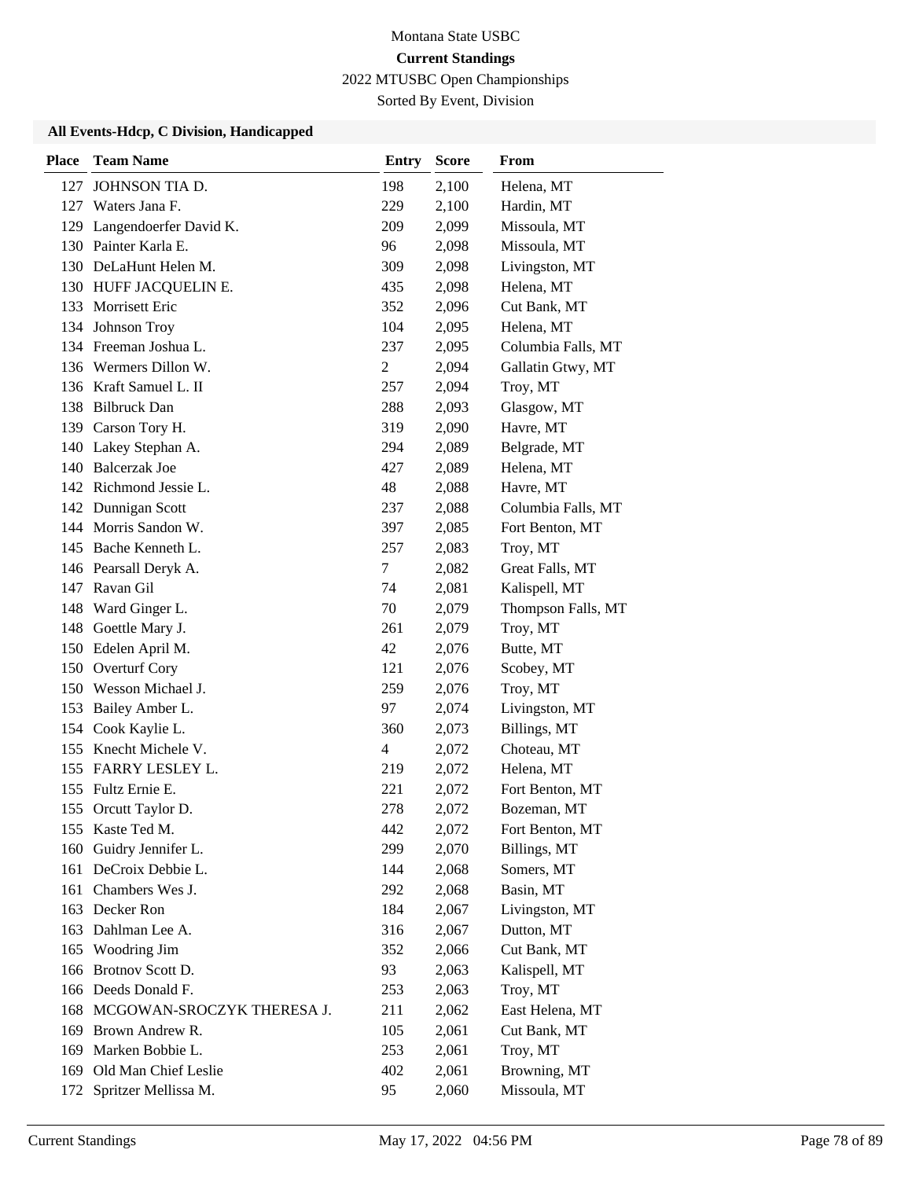Montana State USBC

**Current Standings**

2022 MTUSBC Open Championships

Sorted By Event, Division

### All Events-Hdcp, C Division, Handicapped

| Place | Team Name | Entry | Score | From |
|---|---|---|---|---|
| 127 | JOHNSON TIA D. | 198 | 2,100 | Helena, MT |
| 127 | Waters Jana F. | 229 | 2,100 | Hardin, MT |
| 129 | Langendoerfer David K. | 209 | 2,099 | Missoula, MT |
| 130 | Painter Karla E. | 96 | 2,098 | Missoula, MT |
| 130 | DeLaHunt Helen M. | 309 | 2,098 | Livingston, MT |
| 130 | HUFF JACQUELIN E. | 435 | 2,098 | Helena, MT |
| 133 | Morrisett Eric | 352 | 2,096 | Cut Bank, MT |
| 134 | Johnson Troy | 104 | 2,095 | Helena, MT |
| 134 | Freeman Joshua L. | 237 | 2,095 | Columbia Falls, MT |
| 136 | Wermers Dillon W. | 2 | 2,094 | Gallatin Gtwy, MT |
| 136 | Kraft Samuel L. II | 257 | 2,094 | Troy, MT |
| 138 | Bilbruck Dan | 288 | 2,093 | Glasgow, MT |
| 139 | Carson Tory H. | 319 | 2,090 | Havre, MT |
| 140 | Lakey Stephan A. | 294 | 2,089 | Belgrade, MT |
| 140 | Balcerzak Joe | 427 | 2,089 | Helena, MT |
| 142 | Richmond Jessie L. | 48 | 2,088 | Havre, MT |
| 142 | Dunnigan Scott | 237 | 2,088 | Columbia Falls, MT |
| 144 | Morris Sandon W. | 397 | 2,085 | Fort Benton, MT |
| 145 | Bache Kenneth L. | 257 | 2,083 | Troy, MT |
| 146 | Pearsall Deryk A. | 7 | 2,082 | Great Falls, MT |
| 147 | Ravan Gil | 74 | 2,081 | Kalispell, MT |
| 148 | Ward Ginger L. | 70 | 2,079 | Thompson Falls, MT |
| 148 | Goettle Mary J. | 261 | 2,079 | Troy, MT |
| 150 | Edelen April M. | 42 | 2,076 | Butte, MT |
| 150 | Overturf Cory | 121 | 2,076 | Scobey, MT |
| 150 | Wesson Michael J. | 259 | 2,076 | Troy, MT |
| 153 | Bailey Amber L. | 97 | 2,074 | Livingston, MT |
| 154 | Cook Kaylie L. | 360 | 2,073 | Billings, MT |
| 155 | Knecht Michele V. | 4 | 2,072 | Choteau, MT |
| 155 | FARRY LESLEY L. | 219 | 2,072 | Helena, MT |
| 155 | Fultz Ernie E. | 221 | 2,072 | Fort Benton, MT |
| 155 | Orcutt Taylor D. | 278 | 2,072 | Bozeman, MT |
| 155 | Kaste Ted M. | 442 | 2,072 | Fort Benton, MT |
| 160 | Guidry Jennifer L. | 299 | 2,070 | Billings, MT |
| 161 | DeCroix Debbie L. | 144 | 2,068 | Somers, MT |
| 161 | Chambers Wes J. | 292 | 2,068 | Basin, MT |
| 163 | Decker Ron | 184 | 2,067 | Livingston, MT |
| 163 | Dahlman Lee A. | 316 | 2,067 | Dutton, MT |
| 165 | Woodring Jim | 352 | 2,066 | Cut Bank, MT |
| 166 | Brotnov Scott D. | 93 | 2,063 | Kalispell, MT |
| 166 | Deeds Donald F. | 253 | 2,063 | Troy, MT |
| 168 | MCGOWAN-SROCZYK THERESA J. | 211 | 2,062 | East Helena, MT |
| 169 | Brown Andrew R. | 105 | 2,061 | Cut Bank, MT |
| 169 | Marken Bobbie L. | 253 | 2,061 | Troy, MT |
| 169 | Old Man Chief Leslie | 402 | 2,061 | Browning, MT |
| 172 | Spritzer Mellissa M. | 95 | 2,060 | Missoula, MT |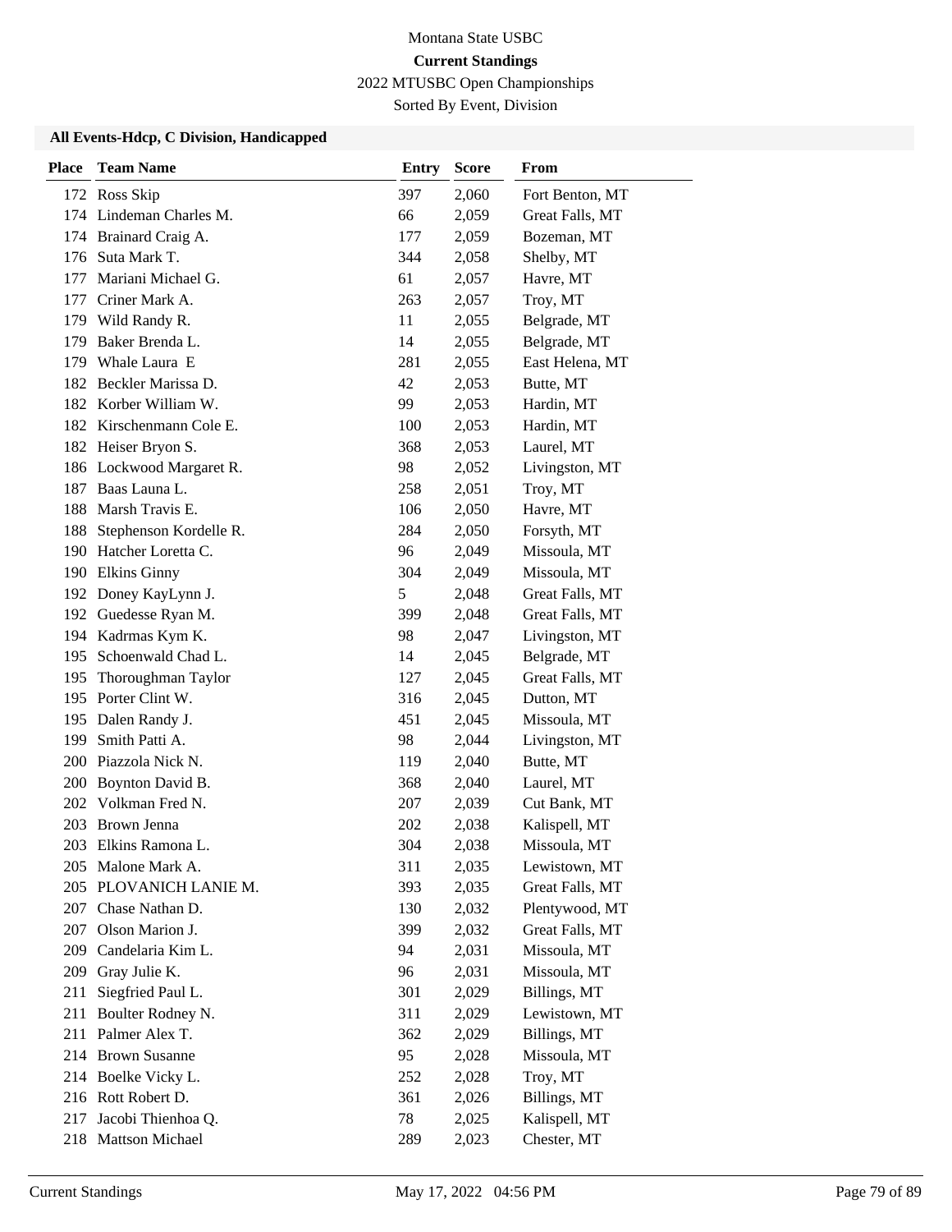Montana State USBC

**Current Standings**

2022 MTUSBC Open Championships

Sorted By Event, Division

**All Events-Hdcp, C Division, Handicapped**

| Place | Team Name | Entry | Score | From |
|---|---|---|---|---|
| 172 | Ross Skip | 397 | 2,060 | Fort Benton, MT |
| 174 | Lindeman Charles M. | 66 | 2,059 | Great Falls, MT |
| 174 | Brainard Craig A. | 177 | 2,059 | Bozeman, MT |
| 176 | Suta Mark T. | 344 | 2,058 | Shelby, MT |
| 177 | Mariani Michael G. | 61 | 2,057 | Havre, MT |
| 177 | Criner Mark A. | 263 | 2,057 | Troy, MT |
| 179 | Wild Randy R. | 11 | 2,055 | Belgrade, MT |
| 179 | Baker Brenda L. | 14 | 2,055 | Belgrade, MT |
| 179 | Whale Laura E | 281 | 2,055 | East Helena, MT |
| 182 | Beckler Marissa D. | 42 | 2,053 | Butte, MT |
| 182 | Korber William W. | 99 | 2,053 | Hardin, MT |
| 182 | Kirschenmann Cole E. | 100 | 2,053 | Hardin, MT |
| 182 | Heiser Bryon S. | 368 | 2,053 | Laurel, MT |
| 186 | Lockwood Margaret R. | 98 | 2,052 | Livingston, MT |
| 187 | Baas Launa L. | 258 | 2,051 | Troy, MT |
| 188 | Marsh Travis E. | 106 | 2,050 | Havre, MT |
| 188 | Stephenson Kordelle R. | 284 | 2,050 | Forsyth, MT |
| 190 | Hatcher Loretta C. | 96 | 2,049 | Missoula, MT |
| 190 | Elkins Ginny | 304 | 2,049 | Missoula, MT |
| 192 | Doney KayLynn J. | 5 | 2,048 | Great Falls, MT |
| 192 | Guedesse Ryan M. | 399 | 2,048 | Great Falls, MT |
| 194 | Kadrmas Kym K. | 98 | 2,047 | Livingston, MT |
| 195 | Schoenwald Chad L. | 14 | 2,045 | Belgrade, MT |
| 195 | Thoroughman Taylor | 127 | 2,045 | Great Falls, MT |
| 195 | Porter Clint W. | 316 | 2,045 | Dutton, MT |
| 195 | Dalen Randy J. | 451 | 2,045 | Missoula, MT |
| 199 | Smith Patti A. | 98 | 2,044 | Livingston, MT |
| 200 | Piazzola Nick N. | 119 | 2,040 | Butte, MT |
| 200 | Boynton David B. | 368 | 2,040 | Laurel, MT |
| 202 | Volkman Fred N. | 207 | 2,039 | Cut Bank, MT |
| 203 | Brown Jenna | 202 | 2,038 | Kalispell, MT |
| 203 | Elkins Ramona L. | 304 | 2,038 | Missoula, MT |
| 205 | Malone Mark A. | 311 | 2,035 | Lewistown, MT |
| 205 | PLOVANICH LANIE M. | 393 | 2,035 | Great Falls, MT |
| 207 | Chase Nathan D. | 130 | 2,032 | Plentywood, MT |
| 207 | Olson Marion J. | 399 | 2,032 | Great Falls, MT |
| 209 | Candelaria Kim L. | 94 | 2,031 | Missoula, MT |
| 209 | Gray Julie K. | 96 | 2,031 | Missoula, MT |
| 211 | Siegfried Paul L. | 301 | 2,029 | Billings, MT |
| 211 | Boulter Rodney N. | 311 | 2,029 | Lewistown, MT |
| 211 | Palmer Alex T. | 362 | 2,029 | Billings, MT |
| 214 | Brown Susanne | 95 | 2,028 | Missoula, MT |
| 214 | Boelke Vicky L. | 252 | 2,028 | Troy, MT |
| 216 | Rott Robert D. | 361 | 2,026 | Billings, MT |
| 217 | Jacobi Thienhoa Q. | 78 | 2,025 | Kalispell, MT |
| 218 | Mattson Michael | 289 | 2,023 | Chester, MT |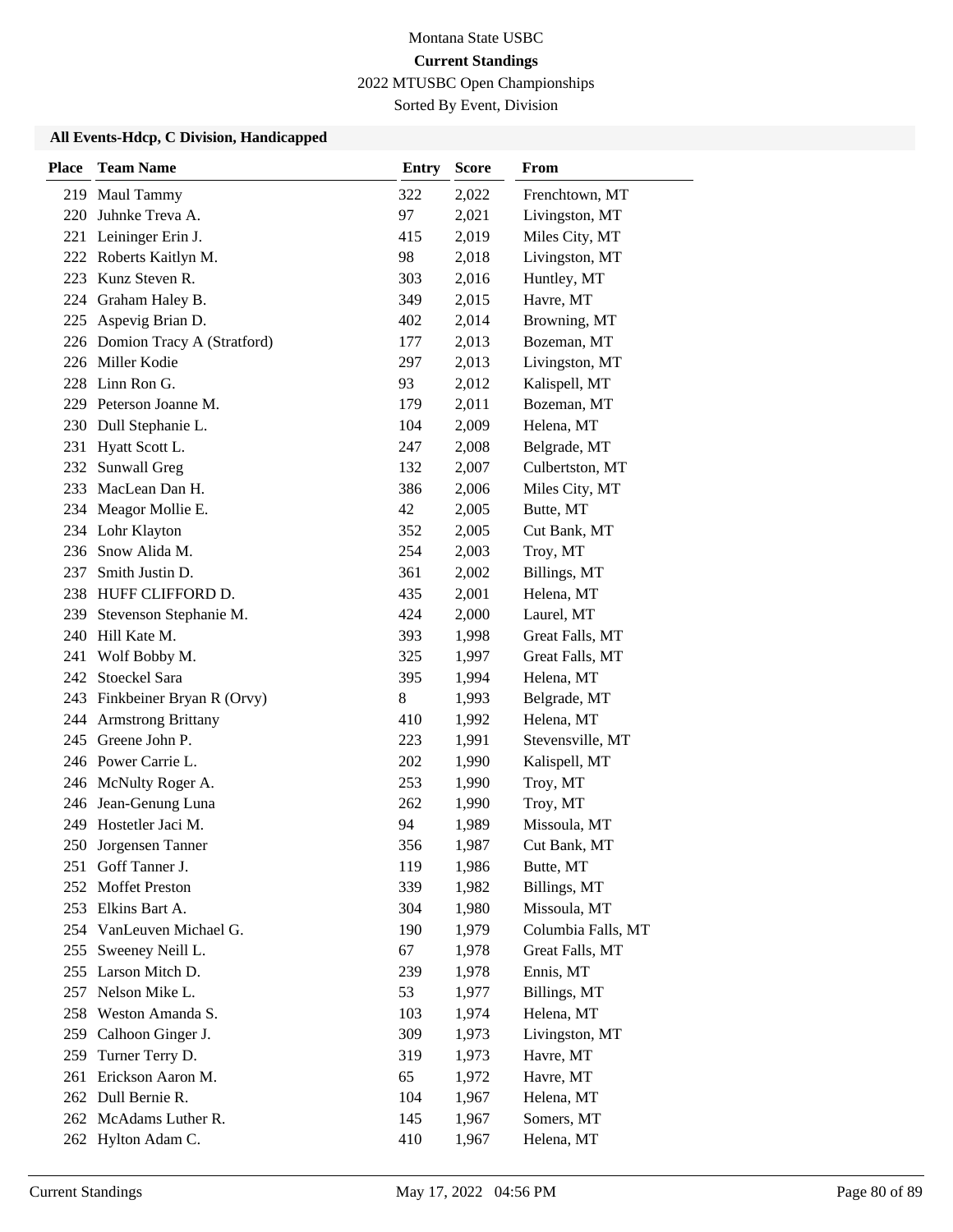Montana State USBC

**Current Standings**

2022 MTUSBC Open Championships

Sorted By Event, Division

### All Events-Hdcp, C Division, Handicapped

| Place | Team Name | Entry | Score | From |
|---|---|---|---|---|
| 219 | Maul Tammy | 322 | 2,022 | Frenchtown, MT |
| 220 | Juhnke Treva A. | 97 | 2,021 | Livingston, MT |
| 221 | Leininger Erin J. | 415 | 2,019 | Miles City, MT |
| 222 | Roberts Kaitlyn M. | 98 | 2,018 | Livingston, MT |
| 223 | Kunz Steven R. | 303 | 2,016 | Huntley, MT |
| 224 | Graham Haley B. | 349 | 2,015 | Havre, MT |
| 225 | Aspevig Brian D. | 402 | 2,014 | Browning, MT |
| 226 | Domion Tracy A (Stratford) | 177 | 2,013 | Bozeman, MT |
| 226 | Miller Kodie | 297 | 2,013 | Livingston, MT |
| 228 | Linn Ron G. | 93 | 2,012 | Kalispell, MT |
| 229 | Peterson Joanne M. | 179 | 2,011 | Bozeman, MT |
| 230 | Dull Stephanie L. | 104 | 2,009 | Helena, MT |
| 231 | Hyatt Scott L. | 247 | 2,008 | Belgrade, MT |
| 232 | Sunwall Greg | 132 | 2,007 | Culbertston, MT |
| 233 | MacLean Dan H. | 386 | 2,006 | Miles City, MT |
| 234 | Meagor Mollie E. | 42 | 2,005 | Butte, MT |
| 234 | Lohr Klayton | 352 | 2,005 | Cut Bank, MT |
| 236 | Snow Alida M. | 254 | 2,003 | Troy, MT |
| 237 | Smith Justin D. | 361 | 2,002 | Billings, MT |
| 238 | HUFF CLIFFORD D. | 435 | 2,001 | Helena, MT |
| 239 | Stevenson Stephanie M. | 424 | 2,000 | Laurel, MT |
| 240 | Hill Kate M. | 393 | 1,998 | Great Falls, MT |
| 241 | Wolf Bobby M. | 325 | 1,997 | Great Falls, MT |
| 242 | Stoeckel Sara | 395 | 1,994 | Helena, MT |
| 243 | Finkbeiner Bryan R (Orvy) | 8 | 1,993 | Belgrade, MT |
| 244 | Armstrong Brittany | 410 | 1,992 | Helena, MT |
| 245 | Greene John P. | 223 | 1,991 | Stevensville, MT |
| 246 | Power Carrie L. | 202 | 1,990 | Kalispell, MT |
| 246 | McNulty Roger A. | 253 | 1,990 | Troy, MT |
| 246 | Jean-Genung Luna | 262 | 1,990 | Troy, MT |
| 249 | Hostetler Jaci M. | 94 | 1,989 | Missoula, MT |
| 250 | Jorgensen Tanner | 356 | 1,987 | Cut Bank, MT |
| 251 | Goff Tanner J. | 119 | 1,986 | Butte, MT |
| 252 | Moffet Preston | 339 | 1,982 | Billings, MT |
| 253 | Elkins Bart A. | 304 | 1,980 | Missoula, MT |
| 254 | VanLeuven Michael G. | 190 | 1,979 | Columbia Falls, MT |
| 255 | Sweeney Neill L. | 67 | 1,978 | Great Falls, MT |
| 255 | Larson Mitch D. | 239 | 1,978 | Ennis, MT |
| 257 | Nelson Mike L. | 53 | 1,977 | Billings, MT |
| 258 | Weston Amanda S. | 103 | 1,974 | Helena, MT |
| 259 | Calhoon Ginger J. | 309 | 1,973 | Livingston, MT |
| 259 | Turner Terry D. | 319 | 1,973 | Havre, MT |
| 261 | Erickson Aaron M. | 65 | 1,972 | Havre, MT |
| 262 | Dull Bernie R. | 104 | 1,967 | Helena, MT |
| 262 | McAdams Luther R. | 145 | 1,967 | Somers, MT |
| 262 | Hylton Adam C. | 410 | 1,967 | Helena, MT |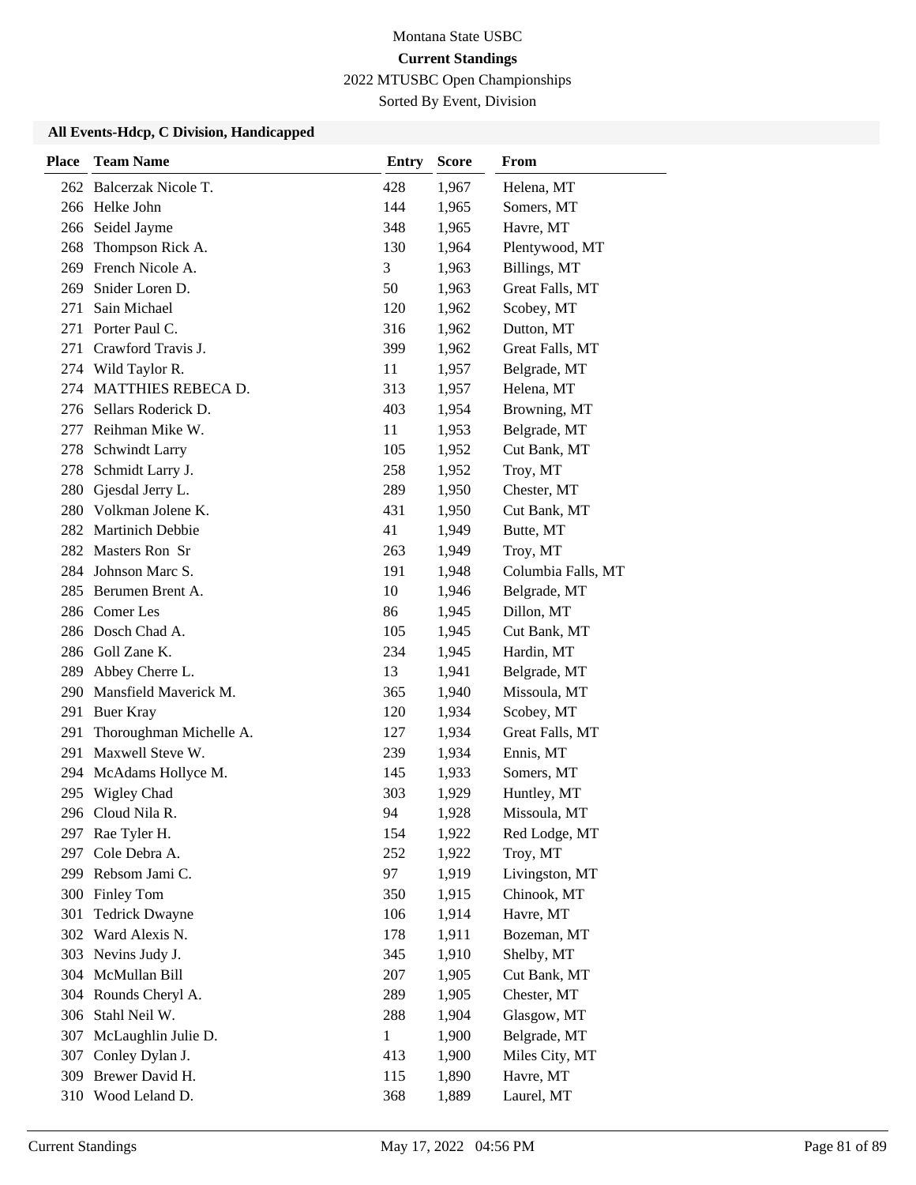Montana State USBC

**Current Standings**

2022 MTUSBC Open Championships

Sorted By Event, Division

### All Events-Hdcp, C Division, Handicapped

| Place | Team Name | Entry | Score | From |
|---|---|---|---|---|
| 262 | Balcerzak Nicole T. | 428 | 1,967 | Helena, MT |
| 266 | Helke John | 144 | 1,965 | Somers, MT |
| 266 | Seidel Jayme | 348 | 1,965 | Havre, MT |
| 268 | Thompson Rick A. | 130 | 1,964 | Plentywood, MT |
| 269 | French Nicole A. | 3 | 1,963 | Billings, MT |
| 269 | Snider Loren D. | 50 | 1,963 | Great Falls, MT |
| 271 | Sain Michael | 120 | 1,962 | Scobey, MT |
| 271 | Porter Paul C. | 316 | 1,962 | Dutton, MT |
| 271 | Crawford Travis J. | 399 | 1,962 | Great Falls, MT |
| 274 | Wild Taylor R. | 11 | 1,957 | Belgrade, MT |
| 274 | MATTHIES REBECA D. | 313 | 1,957 | Helena, MT |
| 276 | Sellars Roderick D. | 403 | 1,954 | Browning, MT |
| 277 | Reihman Mike W. | 11 | 1,953 | Belgrade, MT |
| 278 | Schwindt Larry | 105 | 1,952 | Cut Bank, MT |
| 278 | Schmidt Larry J. | 258 | 1,952 | Troy, MT |
| 280 | Gjesdal Jerry L. | 289 | 1,950 | Chester, MT |
| 280 | Volkman Jolene K. | 431 | 1,950 | Cut Bank, MT |
| 282 | Martinich Debbie | 41 | 1,949 | Butte, MT |
| 282 | Masters Ron Sr | 263 | 1,949 | Troy, MT |
| 284 | Johnson Marc S. | 191 | 1,948 | Columbia Falls, MT |
| 285 | Berumen Brent A. | 10 | 1,946 | Belgrade, MT |
| 286 | Comer Les | 86 | 1,945 | Dillon, MT |
| 286 | Dosch Chad A. | 105 | 1,945 | Cut Bank, MT |
| 286 | Goll Zane K. | 234 | 1,945 | Hardin, MT |
| 289 | Abbey Cherre L. | 13 | 1,941 | Belgrade, MT |
| 290 | Mansfield Maverick M. | 365 | 1,940 | Missoula, MT |
| 291 | Buer Kray | 120 | 1,934 | Scobey, MT |
| 291 | Thoroughman Michelle A. | 127 | 1,934 | Great Falls, MT |
| 291 | Maxwell Steve W. | 239 | 1,934 | Ennis, MT |
| 294 | McAdams Hollyce M. | 145 | 1,933 | Somers, MT |
| 295 | Wigley Chad | 303 | 1,929 | Huntley, MT |
| 296 | Cloud Nila R. | 94 | 1,928 | Missoula, MT |
| 297 | Rae Tyler H. | 154 | 1,922 | Red Lodge, MT |
| 297 | Cole Debra A. | 252 | 1,922 | Troy, MT |
| 299 | Rebsom Jami C. | 97 | 1,919 | Livingston, MT |
| 300 | Finley Tom | 350 | 1,915 | Chinook, MT |
| 301 | Tedrick Dwayne | 106 | 1,914 | Havre, MT |
| 302 | Ward Alexis N. | 178 | 1,911 | Bozeman, MT |
| 303 | Nevins Judy J. | 345 | 1,910 | Shelby, MT |
| 304 | McMullan Bill | 207 | 1,905 | Cut Bank, MT |
| 304 | Rounds Cheryl A. | 289 | 1,905 | Chester, MT |
| 306 | Stahl Neil W. | 288 | 1,904 | Glasgow, MT |
| 307 | McLaughlin Julie D. | 1 | 1,900 | Belgrade, MT |
| 307 | Conley Dylan J. | 413 | 1,900 | Miles City, MT |
| 309 | Brewer David H. | 115 | 1,890 | Havre, MT |
| 310 | Wood Leland D. | 368 | 1,889 | Laurel, MT |

Current Standings May 17, 2022 04:56 PM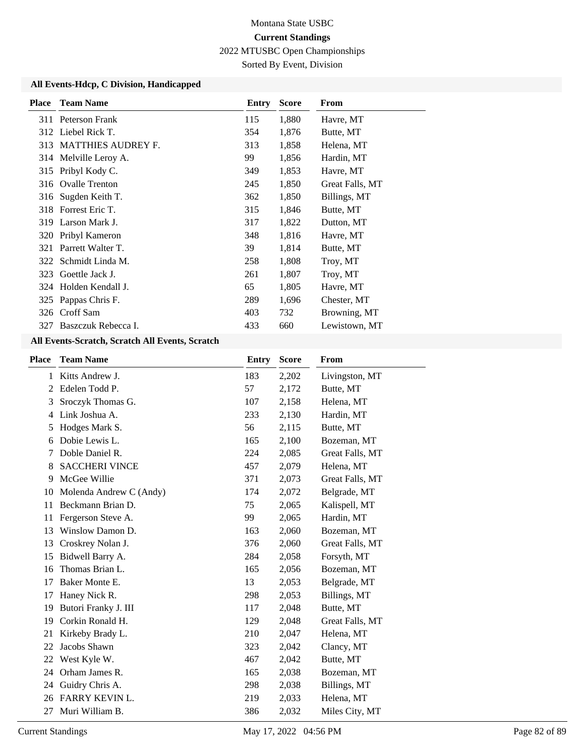Montana State USBC

**Current Standings**

2022 MTUSBC Open Championships

Sorted By Event, Division

### All Events-Hdcp, C Division, Handicapped

| Place | Team Name | Entry | Score | From |
|---|---|---|---|---|
| 311 | Peterson Frank | 115 | 1,880 | Havre, MT |
| 312 | Liebel Rick T. | 354 | 1,876 | Butte, MT |
| 313 | MATTHIES AUDREY F. | 313 | 1,858 | Helena, MT |
| 314 | Melville Leroy A. | 99 | 1,856 | Hardin, MT |
| 315 | Pribyl Kody C. | 349 | 1,853 | Havre, MT |
| 316 | Ovalle Trenton | 245 | 1,850 | Great Falls, MT |
| 316 | Sugden Keith T. | 362 | 1,850 | Billings, MT |
| 318 | Forrest Eric T. | 315 | 1,846 | Butte, MT |
| 319 | Larson Mark J. | 317 | 1,822 | Dutton, MT |
| 320 | Pribyl Kameron | 348 | 1,816 | Havre, MT |
| 321 | Parrett Walter T. | 39 | 1,814 | Butte, MT |
| 322 | Schmidt Linda M. | 258 | 1,808 | Troy, MT |
| 323 | Goettle Jack J. | 261 | 1,807 | Troy, MT |
| 324 | Holden Kendall J. | 65 | 1,805 | Havre, MT |
| 325 | Pappas Chris F. | 289 | 1,696 | Chester, MT |
| 326 | Croff Sam | 403 | 732 | Browning, MT |
| 327 | Baszczuk Rebecca I. | 433 | 660 | Lewistown, MT |

### All Events-Scratch, Scratch All Events, Scratch

| Place | Team Name | Entry | Score | From |
|---|---|---|---|---|
| 1 | Kitts Andrew J. | 183 | 2,202 | Livingston, MT |
| 2 | Edelen Todd P. | 57 | 2,172 | Butte, MT |
| 3 | Sroczyk Thomas G. | 107 | 2,158 | Helena, MT |
| 4 | Link Joshua A. | 233 | 2,130 | Hardin, MT |
| 5 | Hodges Mark S. | 56 | 2,115 | Butte, MT |
| 6 | Dobie Lewis L. | 165 | 2,100 | Bozeman, MT |
| 7 | Doble Daniel R. | 224 | 2,085 | Great Falls, MT |
| 8 | SACCHERI VINCE | 457 | 2,079 | Helena, MT |
| 9 | McGee Willie | 371 | 2,073 | Great Falls, MT |
| 10 | Molenda Andrew C (Andy) | 174 | 2,072 | Belgrade, MT |
| 11 | Beckmann Brian D. | 75 | 2,065 | Kalispell, MT |
| 11 | Fergerson Steve A. | 99 | 2,065 | Hardin, MT |
| 13 | Winslow Damon D. | 163 | 2,060 | Bozeman, MT |
| 13 | Croskrey Nolan J. | 376 | 2,060 | Great Falls, MT |
| 15 | Bidwell Barry A. | 284 | 2,058 | Forsyth, MT |
| 16 | Thomas Brian L. | 165 | 2,056 | Bozeman, MT |
| 17 | Baker Monte E. | 13 | 2,053 | Belgrade, MT |
| 17 | Haney Nick R. | 298 | 2,053 | Billings, MT |
| 19 | Butori Franky J. III | 117 | 2,048 | Butte, MT |
| 19 | Corkin Ronald H. | 129 | 2,048 | Great Falls, MT |
| 21 | Kirkeby Brady L. | 210 | 2,047 | Helena, MT |
| 22 | Jacobs Shawn | 323 | 2,042 | Clancy, MT |
| 22 | West Kyle W. | 467 | 2,042 | Butte, MT |
| 24 | Orham James R. | 165 | 2,038 | Bozeman, MT |
| 24 | Guidry Chris A. | 298 | 2,038 | Billings, MT |
| 26 | FARRY KEVIN L. | 219 | 2,033 | Helena, MT |
| 27 | Muri William B. | 386 | 2,032 | Miles City, MT |

Current Standings May 17, 2022 04:56 PM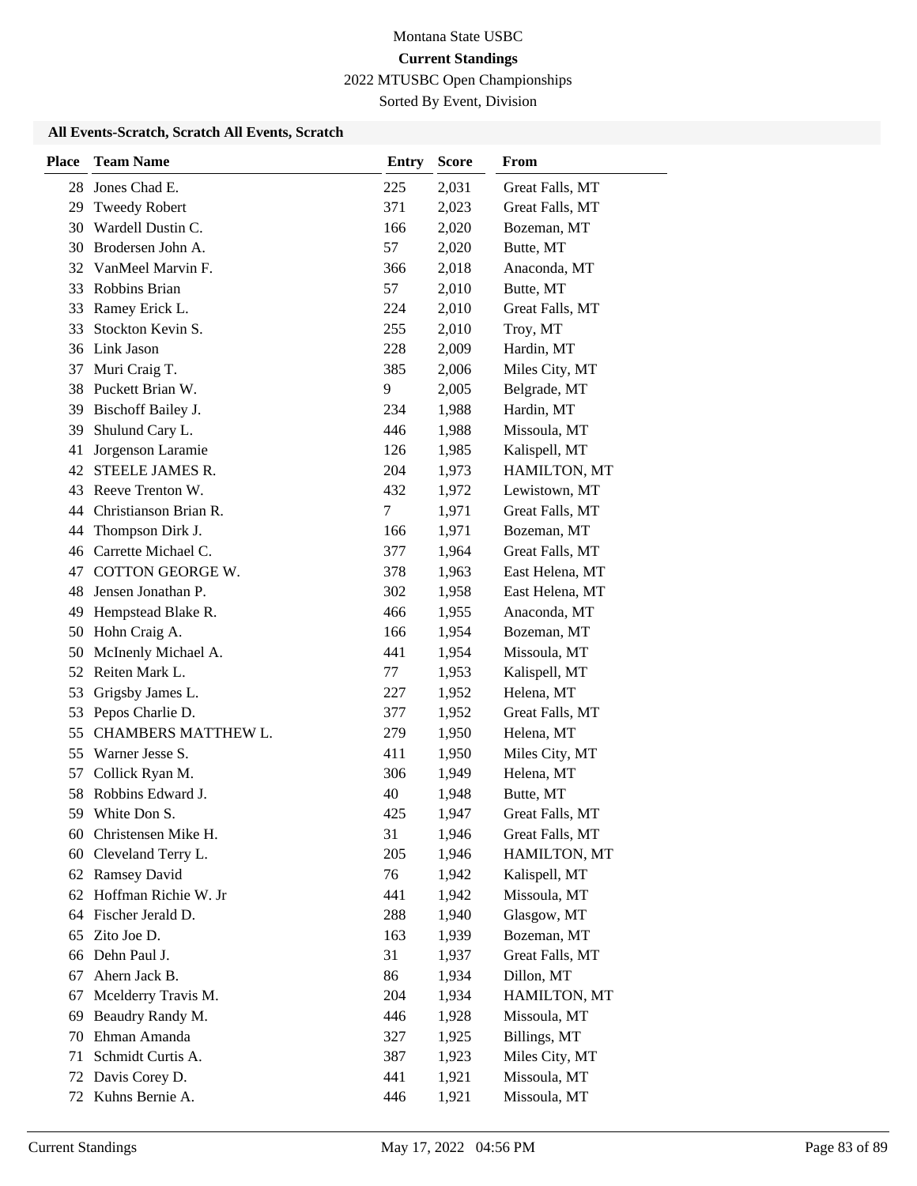Montana State USBC

**Current Standings**

2022 MTUSBC Open Championships

Sorted By Event, Division

### All Events-Scratch, Scratch All Events, Scratch

| Place | Team Name | Entry | Score | From |
|---|---|---|---|---|
| 28 | Jones Chad E. | 225 | 2,031 | Great Falls, MT |
| 29 | Tweedy Robert | 371 | 2,023 | Great Falls, MT |
| 30 | Wardell Dustin C. | 166 | 2,020 | Bozeman, MT |
| 30 | Brodersen John A. | 57 | 2,020 | Butte, MT |
| 32 | VanMeel Marvin F. | 366 | 2,018 | Anaconda, MT |
| 33 | Robbins Brian | 57 | 2,010 | Butte, MT |
| 33 | Ramey Erick L. | 224 | 2,010 | Great Falls, MT |
| 33 | Stockton Kevin S. | 255 | 2,010 | Troy, MT |
| 36 | Link Jason | 228 | 2,009 | Hardin, MT |
| 37 | Muri Craig T. | 385 | 2,006 | Miles City, MT |
| 38 | Puckett Brian W. | 9 | 2,005 | Belgrade, MT |
| 39 | Bischoff Bailey J. | 234 | 1,988 | Hardin, MT |
| 39 | Shulund Cary L. | 446 | 1,988 | Missoula, MT |
| 41 | Jorgenson Laramie | 126 | 1,985 | Kalispell, MT |
| 42 | STEELE JAMES R. | 204 | 1,973 | HAMILTON, MT |
| 43 | Reeve Trenton W. | 432 | 1,972 | Lewistown, MT |
| 44 | Christianson Brian R. | 7 | 1,971 | Great Falls, MT |
| 44 | Thompson Dirk J. | 166 | 1,971 | Bozeman, MT |
| 46 | Carrette Michael C. | 377 | 1,964 | Great Falls, MT |
| 47 | COTTON GEORGE W. | 378 | 1,963 | East Helena, MT |
| 48 | Jensen Jonathan P. | 302 | 1,958 | East Helena, MT |
| 49 | Hempstead Blake R. | 466 | 1,955 | Anaconda, MT |
| 50 | Hohn Craig A. | 166 | 1,954 | Bozeman, MT |
| 50 | McInenly Michael A. | 441 | 1,954 | Missoula, MT |
| 52 | Reiten Mark L. | 77 | 1,953 | Kalispell, MT |
| 53 | Grigsby James L. | 227 | 1,952 | Helena, MT |
| 53 | Pepos Charlie D. | 377 | 1,952 | Great Falls, MT |
| 55 | CHAMBERS MATTHEW L. | 279 | 1,950 | Helena, MT |
| 55 | Warner Jesse S. | 411 | 1,950 | Miles City, MT |
| 57 | Collick Ryan M. | 306 | 1,949 | Helena, MT |
| 58 | Robbins Edward J. | 40 | 1,948 | Butte, MT |
| 59 | White Don S. | 425 | 1,947 | Great Falls, MT |
| 60 | Christensen Mike H. | 31 | 1,946 | Great Falls, MT |
| 60 | Cleveland Terry L. | 205 | 1,946 | HAMILTON, MT |
| 62 | Ramsey David | 76 | 1,942 | Kalispell, MT |
| 62 | Hoffman Richie W. Jr | 441 | 1,942 | Missoula, MT |
| 64 | Fischer Jerald D. | 288 | 1,940 | Glasgow, MT |
| 65 | Zito Joe D. | 163 | 1,939 | Bozeman, MT |
| 66 | Dehn Paul J. | 31 | 1,937 | Great Falls, MT |
| 67 | Ahern Jack B. | 86 | 1,934 | Dillon, MT |
| 67 | Mcelderry Travis M. | 204 | 1,934 | HAMILTON, MT |
| 69 | Beaudry Randy M. | 446 | 1,928 | Missoula, MT |
| 70 | Ehman Amanda | 327 | 1,925 | Billings, MT |
| 71 | Schmidt Curtis A. | 387 | 1,923 | Miles City, MT |
| 72 | Davis Corey D. | 441 | 1,921 | Missoula, MT |
| 72 | Kuhns Bernie A. | 446 | 1,921 | Missoula, MT |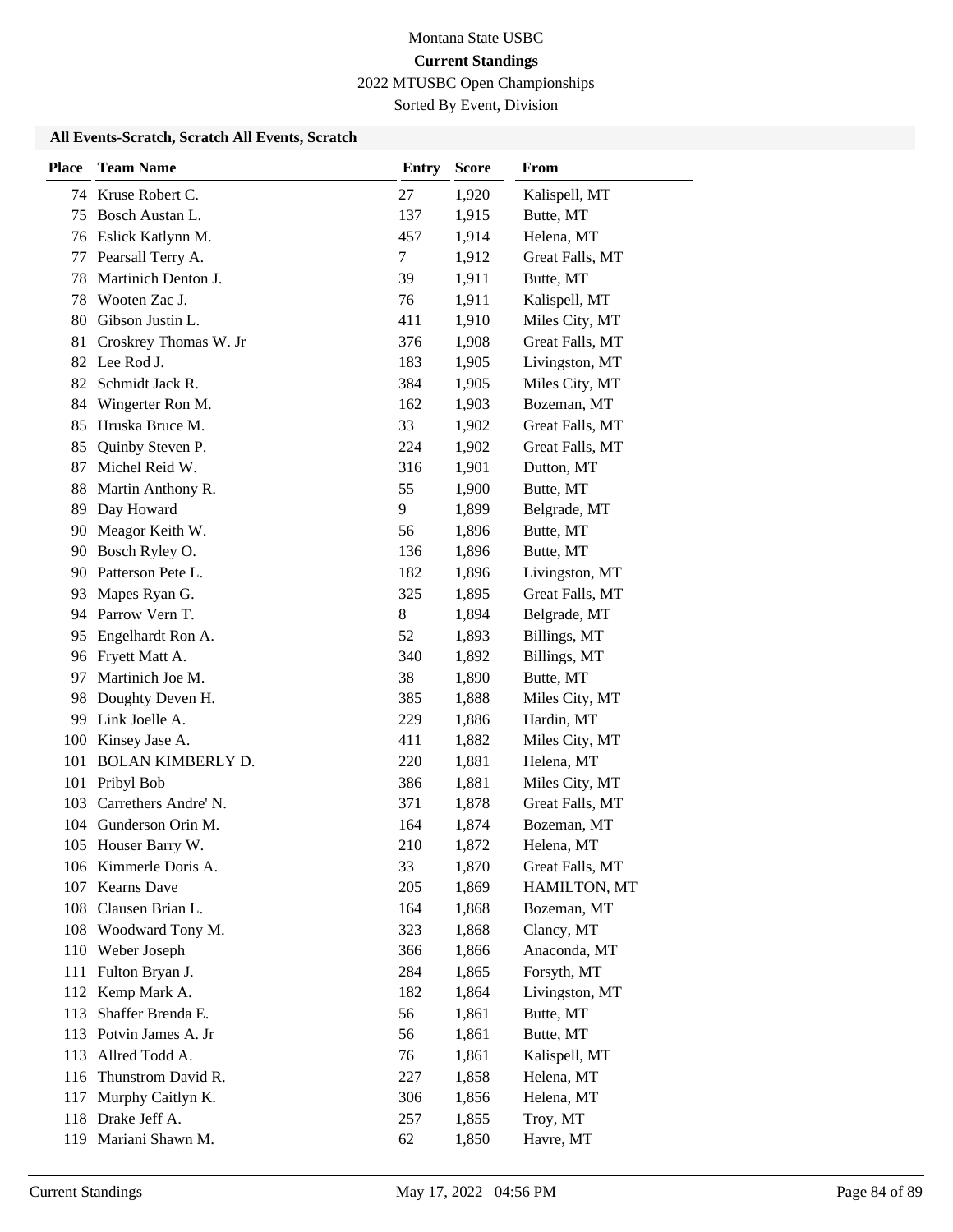Montana State USBC

**Current Standings**

2022 MTUSBC Open Championships

Sorted By Event, Division

### All Events-Scratch, Scratch All Events, Scratch

| Place | Team Name | Entry | Score | From |
|---|---|---|---|---|
| 74 | Kruse Robert C. | 27 | 1,920 | Kalispell, MT |
| 75 | Bosch Austan L. | 137 | 1,915 | Butte, MT |
| 76 | Eslick Katlynn M. | 457 | 1,914 | Helena, MT |
| 77 | Pearsall Terry A. | 7 | 1,912 | Great Falls, MT |
| 78 | Martinich Denton J. | 39 | 1,911 | Butte, MT |
| 78 | Wooten Zac J. | 76 | 1,911 | Kalispell, MT |
| 80 | Gibson Justin L. | 411 | 1,910 | Miles City, MT |
| 81 | Croskrey Thomas W. Jr | 376 | 1,908 | Great Falls, MT |
| 82 | Lee Rod J. | 183 | 1,905 | Livingston, MT |
| 82 | Schmidt Jack R. | 384 | 1,905 | Miles City, MT |
| 84 | Wingerter Ron M. | 162 | 1,903 | Bozeman, MT |
| 85 | Hruska Bruce M. | 33 | 1,902 | Great Falls, MT |
| 85 | Quinby Steven P. | 224 | 1,902 | Great Falls, MT |
| 87 | Michel Reid W. | 316 | 1,901 | Dutton, MT |
| 88 | Martin Anthony R. | 55 | 1,900 | Butte, MT |
| 89 | Day Howard | 9 | 1,899 | Belgrade, MT |
| 90 | Meagor Keith W. | 56 | 1,896 | Butte, MT |
| 90 | Bosch Ryley O. | 136 | 1,896 | Butte, MT |
| 90 | Patterson Pete L. | 182 | 1,896 | Livingston, MT |
| 93 | Mapes Ryan G. | 325 | 1,895 | Great Falls, MT |
| 94 | Parrow Vern T. | 8 | 1,894 | Belgrade, MT |
| 95 | Engelhardt Ron A. | 52 | 1,893 | Billings, MT |
| 96 | Fryett Matt A. | 340 | 1,892 | Billings, MT |
| 97 | Martinich Joe M. | 38 | 1,890 | Butte, MT |
| 98 | Doughty Deven H. | 385 | 1,888 | Miles City, MT |
| 99 | Link Joelle A. | 229 | 1,886 | Hardin, MT |
| 100 | Kinsey Jase A. | 411 | 1,882 | Miles City, MT |
| 101 | BOLAN KIMBERLY D. | 220 | 1,881 | Helena, MT |
| 101 | Pribyl Bob | 386 | 1,881 | Miles City, MT |
| 103 | Carrethers Andre' N. | 371 | 1,878 | Great Falls, MT |
| 104 | Gunderson Orin M. | 164 | 1,874 | Bozeman, MT |
| 105 | Houser Barry W. | 210 | 1,872 | Helena, MT |
| 106 | Kimmerle Doris A. | 33 | 1,870 | Great Falls, MT |
| 107 | Kearns Dave | 205 | 1,869 | HAMILTON, MT |
| 108 | Clausen Brian L. | 164 | 1,868 | Bozeman, MT |
| 108 | Woodward Tony M. | 323 | 1,868 | Clancy, MT |
| 110 | Weber Joseph | 366 | 1,866 | Anaconda, MT |
| 111 | Fulton Bryan J. | 284 | 1,865 | Forsyth, MT |
| 112 | Kemp Mark A. | 182 | 1,864 | Livingston, MT |
| 113 | Shaffer Brenda E. | 56 | 1,861 | Butte, MT |
| 113 | Potvin James A. Jr | 56 | 1,861 | Butte, MT |
| 113 | Allred Todd A. | 76 | 1,861 | Kalispell, MT |
| 116 | Thunstrom David R. | 227 | 1,858 | Helena, MT |
| 117 | Murphy Caitlyn K. | 306 | 1,856 | Helena, MT |
| 118 | Drake Jeff A. | 257 | 1,855 | Troy, MT |
| 119 | Mariani Shawn M. | 62 | 1,850 | Havre, MT |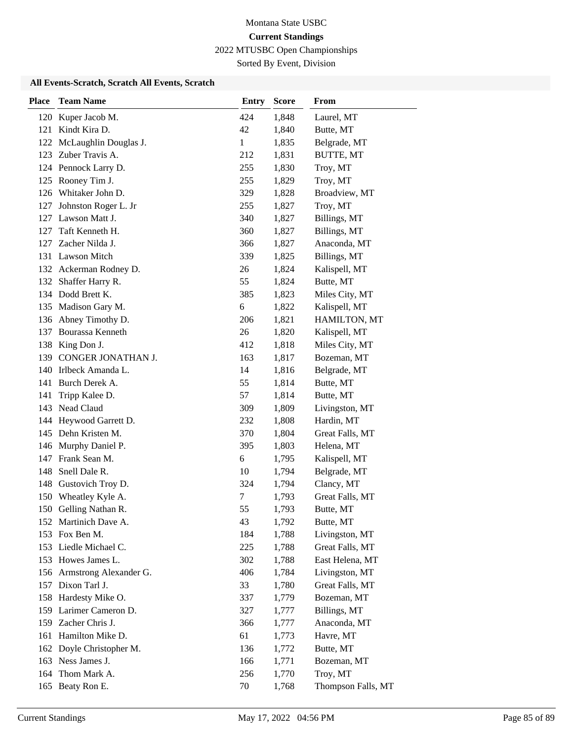Montana State USBC

**Current Standings**

2022 MTUSBC Open Championships

Sorted By Event, Division

### All Events-Scratch, Scratch All Events, Scratch

| Place | Team Name | Entry | Score | From |
|---|---|---|---|---|
| 120 | Kuper Jacob M. | 424 | 1,848 | Laurel, MT |
| 121 | Kindt Kira D. | 42 | 1,840 | Butte, MT |
| 122 | McLaughlin Douglas J. | 1 | 1,835 | Belgrade, MT |
| 123 | Zuber Travis A. | 212 | 1,831 | BUTTE, MT |
| 124 | Pennock Larry D. | 255 | 1,830 | Troy, MT |
| 125 | Rooney Tim J. | 255 | 1,829 | Troy, MT |
| 126 | Whitaker John D. | 329 | 1,828 | Broadview, MT |
| 127 | Johnston Roger L. Jr | 255 | 1,827 | Troy, MT |
| 127 | Lawson Matt J. | 340 | 1,827 | Billings, MT |
| 127 | Taft Kenneth H. | 360 | 1,827 | Billings, MT |
| 127 | Zacher Nilda J. | 366 | 1,827 | Anaconda, MT |
| 131 | Lawson Mitch | 339 | 1,825 | Billings, MT |
| 132 | Ackerman Rodney D. | 26 | 1,824 | Kalispell, MT |
| 132 | Shaffer Harry R. | 55 | 1,824 | Butte, MT |
| 134 | Dodd Brett K. | 385 | 1,823 | Miles City, MT |
| 135 | Madison Gary M. | 6 | 1,822 | Kalispell, MT |
| 136 | Abney Timothy D. | 206 | 1,821 | HAMILTON, MT |
| 137 | Bourassa Kenneth | 26 | 1,820 | Kalispell, MT |
| 138 | King Don J. | 412 | 1,818 | Miles City, MT |
| 139 | CONGER JONATHAN J. | 163 | 1,817 | Bozeman, MT |
| 140 | Irlbeck Amanda L. | 14 | 1,816 | Belgrade, MT |
| 141 | Burch Derek A. | 55 | 1,814 | Butte, MT |
| 141 | Tripp Kalee D. | 57 | 1,814 | Butte, MT |
| 143 | Nead Claud | 309 | 1,809 | Livingston, MT |
| 144 | Heywood Garrett D. | 232 | 1,808 | Hardin, MT |
| 145 | Dehn Kristen M. | 370 | 1,804 | Great Falls, MT |
| 146 | Murphy Daniel P. | 395 | 1,803 | Helena, MT |
| 147 | Frank Sean M. | 6 | 1,795 | Kalispell, MT |
| 148 | Snell Dale R. | 10 | 1,794 | Belgrade, MT |
| 148 | Gustovich Troy D. | 324 | 1,794 | Clancy, MT |
| 150 | Wheatley Kyle A. | 7 | 1,793 | Great Falls, MT |
| 150 | Gelling Nathan R. | 55 | 1,793 | Butte, MT |
| 152 | Martinich Dave A. | 43 | 1,792 | Butte, MT |
| 153 | Fox Ben M. | 184 | 1,788 | Livingston, MT |
| 153 | Liedle Michael C. | 225 | 1,788 | Great Falls, MT |
| 153 | Howes James L. | 302 | 1,788 | East Helena, MT |
| 156 | Armstrong Alexander G. | 406 | 1,784 | Livingston, MT |
| 157 | Dixon Tarl J. | 33 | 1,780 | Great Falls, MT |
| 158 | Hardesty Mike O. | 337 | 1,779 | Bozeman, MT |
| 159 | Larimer Cameron D. | 327 | 1,777 | Billings, MT |
| 159 | Zacher Chris J. | 366 | 1,777 | Anaconda, MT |
| 161 | Hamilton Mike D. | 61 | 1,773 | Havre, MT |
| 162 | Doyle Christopher M. | 136 | 1,772 | Butte, MT |
| 163 | Ness James J. | 166 | 1,771 | Bozeman, MT |
| 164 | Thom Mark A. | 256 | 1,770 | Troy, MT |
| 165 | Beaty Ron E. | 70 | 1,768 | Thompson Falls, MT |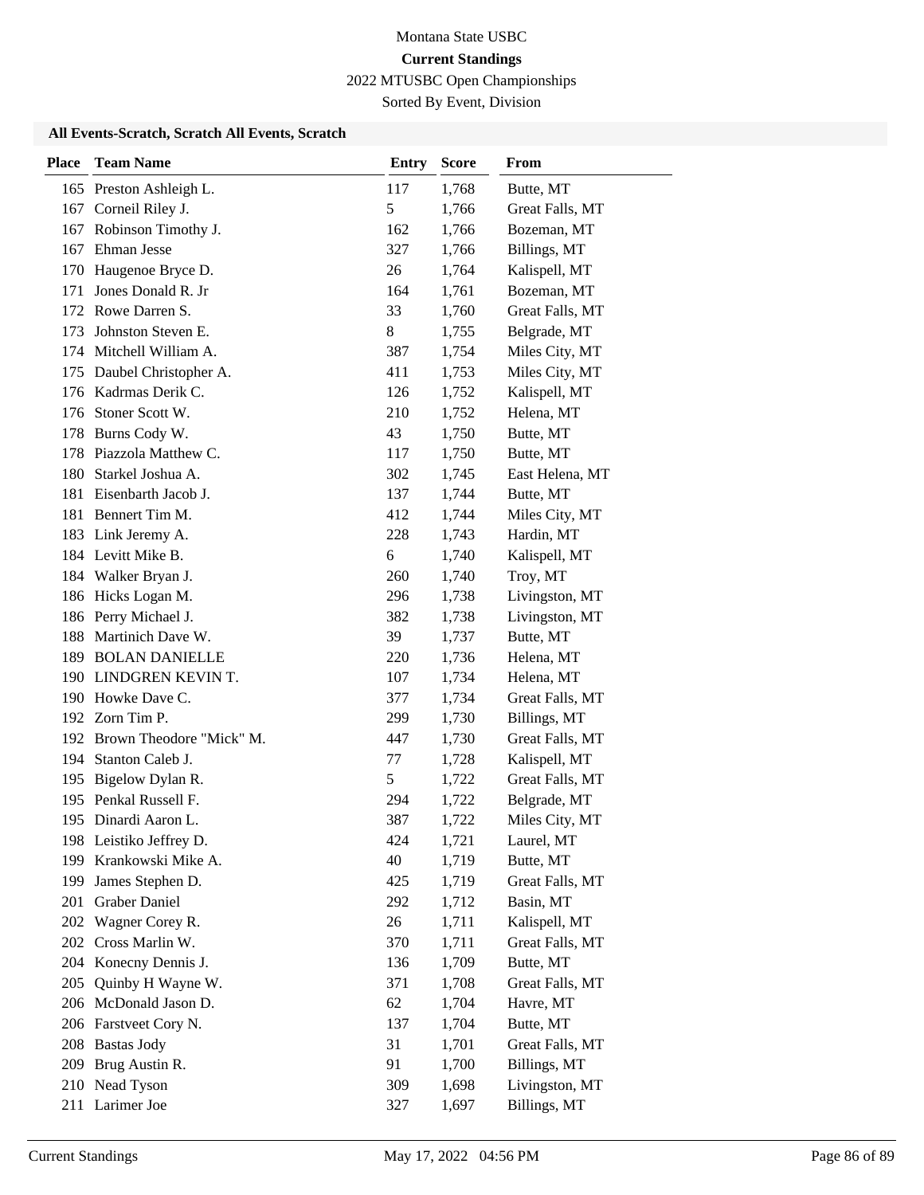Montana State USBC

**Current Standings**

2022 MTUSBC Open Championships

Sorted By Event, Division

### All Events-Scratch, Scratch All Events, Scratch

| Place | Team Name | Entry | Score | From |
|---|---|---|---|---|
| 165 | Preston Ashleigh L. | 117 | 1,768 | Butte, MT |
| 167 | Corneil Riley J. | 5 | 1,766 | Great Falls, MT |
| 167 | Robinson Timothy J. | 162 | 1,766 | Bozeman, MT |
| 167 | Ehman Jesse | 327 | 1,766 | Billings, MT |
| 170 | Haugenoe Bryce D. | 26 | 1,764 | Kalispell, MT |
| 171 | Jones Donald R. Jr | 164 | 1,761 | Bozeman, MT |
| 172 | Rowe Darren S. | 33 | 1,760 | Great Falls, MT |
| 173 | Johnston Steven E. | 8 | 1,755 | Belgrade, MT |
| 174 | Mitchell William A. | 387 | 1,754 | Miles City, MT |
| 175 | Daubel Christopher A. | 411 | 1,753 | Miles City, MT |
| 176 | Kadrmas Derik C. | 126 | 1,752 | Kalispell, MT |
| 176 | Stoner Scott W. | 210 | 1,752 | Helena, MT |
| 178 | Burns Cody W. | 43 | 1,750 | Butte, MT |
| 178 | Piazzola Matthew C. | 117 | 1,750 | Butte, MT |
| 180 | Starkel Joshua A. | 302 | 1,745 | East Helena, MT |
| 181 | Eisenbarth Jacob J. | 137 | 1,744 | Butte, MT |
| 181 | Bennert Tim M. | 412 | 1,744 | Miles City, MT |
| 183 | Link Jeremy A. | 228 | 1,743 | Hardin, MT |
| 184 | Levitt Mike B. | 6 | 1,740 | Kalispell, MT |
| 184 | Walker Bryan J. | 260 | 1,740 | Troy, MT |
| 186 | Hicks Logan M. | 296 | 1,738 | Livingston, MT |
| 186 | Perry Michael J. | 382 | 1,738 | Livingston, MT |
| 188 | Martinich Dave W. | 39 | 1,737 | Butte, MT |
| 189 | BOLAN DANIELLE | 220 | 1,736 | Helena, MT |
| 190 | LINDGREN KEVIN T. | 107 | 1,734 | Helena, MT |
| 190 | Howke Dave C. | 377 | 1,734 | Great Falls, MT |
| 192 | Zorn Tim P. | 299 | 1,730 | Billings, MT |
| 192 | Brown Theodore "Mick" M. | 447 | 1,730 | Great Falls, MT |
| 194 | Stanton Caleb J. | 77 | 1,728 | Kalispell, MT |
| 195 | Bigelow Dylan R. | 5 | 1,722 | Great Falls, MT |
| 195 | Penkal Russell F. | 294 | 1,722 | Belgrade, MT |
| 195 | Dinardi Aaron L. | 387 | 1,722 | Miles City, MT |
| 198 | Leistiko Jeffrey D. | 424 | 1,721 | Laurel, MT |
| 199 | Krankowski Mike A. | 40 | 1,719 | Butte, MT |
| 199 | James Stephen D. | 425 | 1,719 | Great Falls, MT |
| 201 | Graber Daniel | 292 | 1,712 | Basin, MT |
| 202 | Wagner Corey R. | 26 | 1,711 | Kalispell, MT |
| 202 | Cross Marlin W. | 370 | 1,711 | Great Falls, MT |
| 204 | Konecny Dennis J. | 136 | 1,709 | Butte, MT |
| 205 | Quinby H Wayne W. | 371 | 1,708 | Great Falls, MT |
| 206 | McDonald Jason D. | 62 | 1,704 | Havre, MT |
| 206 | Farstveet Cory N. | 137 | 1,704 | Butte, MT |
| 208 | Bastas Jody | 31 | 1,701 | Great Falls, MT |
| 209 | Brug Austin R. | 91 | 1,700 | Billings, MT |
| 210 | Nead Tyson | 309 | 1,698 | Livingston, MT |
| 211 | Larimer Joe | 327 | 1,697 | Billings, MT |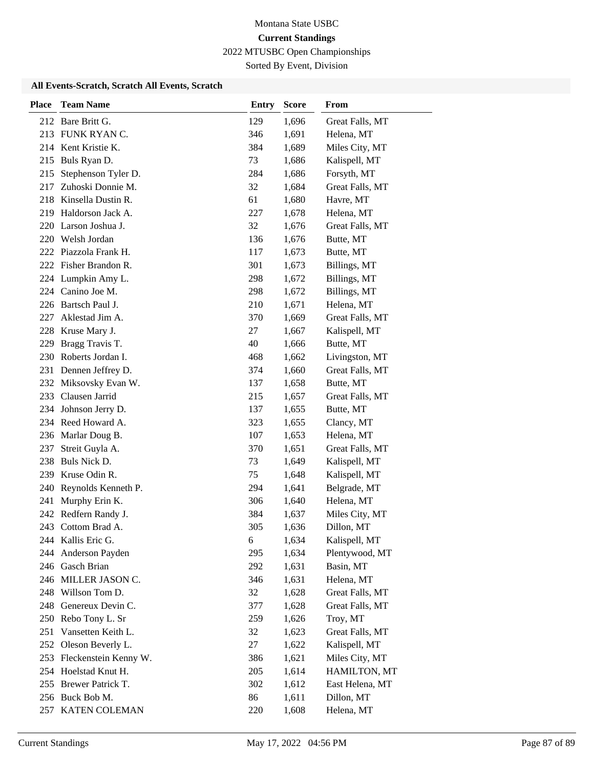Montana State USBC

**Current Standings**

2022 MTUSBC Open Championships

Sorted By Event, Division

### All Events-Scratch, Scratch All Events, Scratch

| Place | Team Name | Entry | Score | From |
|---|---|---|---|---|
| 212 | Bare Britt G. | 129 | 1,696 | Great Falls, MT |
| 213 | FUNK RYAN C. | 346 | 1,691 | Helena, MT |
| 214 | Kent Kristie K. | 384 | 1,689 | Miles City, MT |
| 215 | Buls Ryan D. | 73 | 1,686 | Kalispell, MT |
| 215 | Stephenson Tyler D. | 284 | 1,686 | Forsyth, MT |
| 217 | Zuhoski Donnie M. | 32 | 1,684 | Great Falls, MT |
| 218 | Kinsella Dustin R. | 61 | 1,680 | Havre, MT |
| 219 | Haldorson Jack A. | 227 | 1,678 | Helena, MT |
| 220 | Larson Joshua J. | 32 | 1,676 | Great Falls, MT |
| 220 | Welsh Jordan | 136 | 1,676 | Butte, MT |
| 222 | Piazzola Frank H. | 117 | 1,673 | Butte, MT |
| 222 | Fisher Brandon R. | 301 | 1,673 | Billings, MT |
| 224 | Lumpkin Amy L. | 298 | 1,672 | Billings, MT |
| 224 | Canino Joe M. | 298 | 1,672 | Billings, MT |
| 226 | Bartsch Paul J. | 210 | 1,671 | Helena, MT |
| 227 | Aklestad Jim A. | 370 | 1,669 | Great Falls, MT |
| 228 | Kruse Mary J. | 27 | 1,667 | Kalispell, MT |
| 229 | Bragg Travis T. | 40 | 1,666 | Butte, MT |
| 230 | Roberts Jordan I. | 468 | 1,662 | Livingston, MT |
| 231 | Dennen Jeffrey D. | 374 | 1,660 | Great Falls, MT |
| 232 | Miksovsky Evan W. | 137 | 1,658 | Butte, MT |
| 233 | Clausen Jarrid | 215 | 1,657 | Great Falls, MT |
| 234 | Johnson Jerry D. | 137 | 1,655 | Butte, MT |
| 234 | Reed Howard A. | 323 | 1,655 | Clancy, MT |
| 236 | Marlar Doug B. | 107 | 1,653 | Helena, MT |
| 237 | Streit Guyla A. | 370 | 1,651 | Great Falls, MT |
| 238 | Buls Nick D. | 73 | 1,649 | Kalispell, MT |
| 239 | Kruse Odin R. | 75 | 1,648 | Kalispell, MT |
| 240 | Reynolds Kenneth P. | 294 | 1,641 | Belgrade, MT |
| 241 | Murphy Erin K. | 306 | 1,640 | Helena, MT |
| 242 | Redfern Randy J. | 384 | 1,637 | Miles City, MT |
| 243 | Cottom Brad A. | 305 | 1,636 | Dillon, MT |
| 244 | Kallis Eric G. | 6 | 1,634 | Kalispell, MT |
| 244 | Anderson Payden | 295 | 1,634 | Plentywood, MT |
| 246 | Gasch Brian | 292 | 1,631 | Basin, MT |
| 246 | MILLER JASON C. | 346 | 1,631 | Helena, MT |
| 248 | Willson Tom D. | 32 | 1,628 | Great Falls, MT |
| 248 | Genereux Devin C. | 377 | 1,628 | Great Falls, MT |
| 250 | Rebo Tony L. Sr | 259 | 1,626 | Troy, MT |
| 251 | Vansetten Keith L. | 32 | 1,623 | Great Falls, MT |
| 252 | Oleson Beverly L. | 27 | 1,622 | Kalispell, MT |
| 253 | Fleckenstein Kenny W. | 386 | 1,621 | Miles City, MT |
| 254 | Hoelstad Knut H. | 205 | 1,614 | HAMILTON, MT |
| 255 | Brewer Patrick T. | 302 | 1,612 | East Helena, MT |
| 256 | Buck Bob M. | 86 | 1,611 | Dillon, MT |
| 257 | KATEN COLEMAN | 220 | 1,608 | Helena, MT |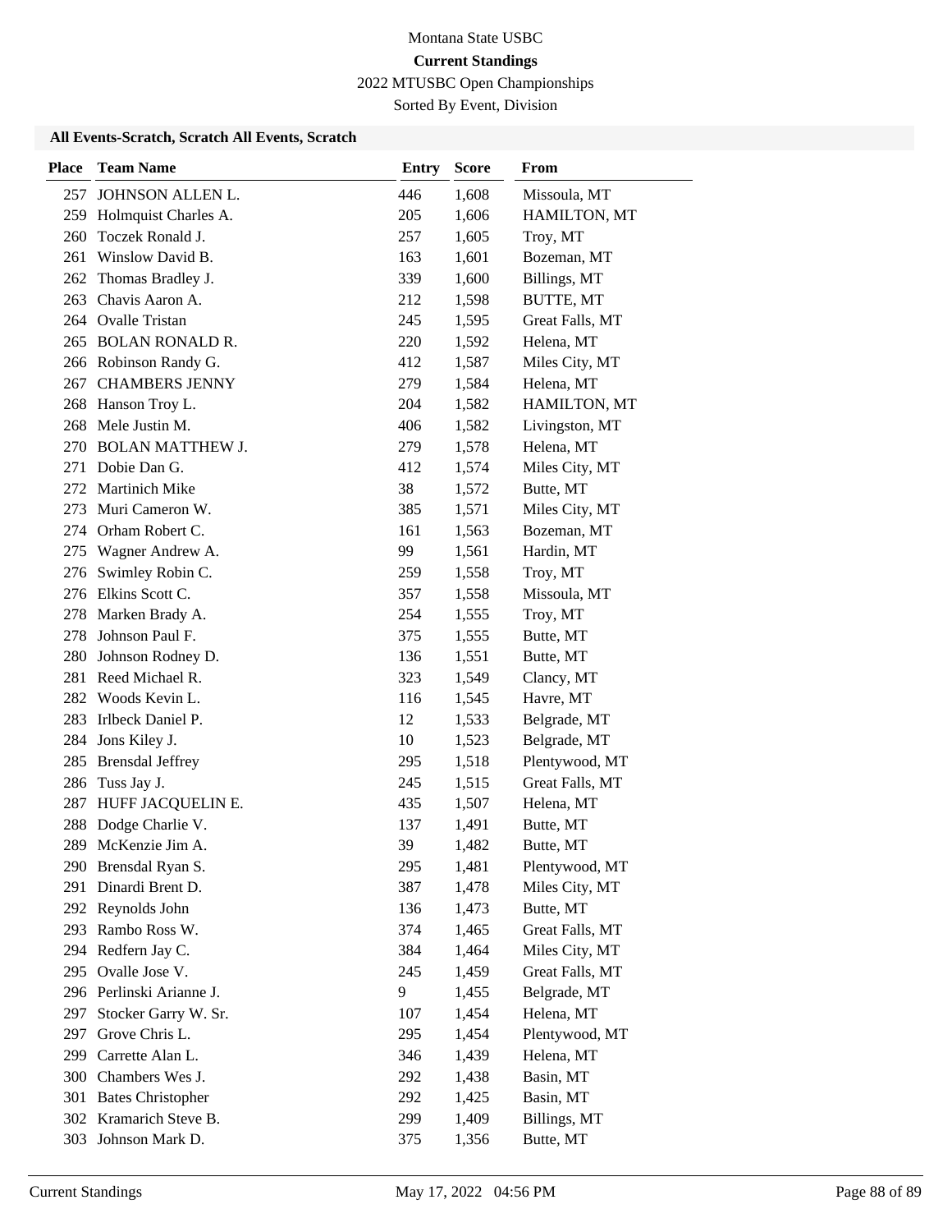Montana State USBC

**Current Standings**

2022 MTUSBC Open Championships

Sorted By Event, Division

### All Events-Scratch, Scratch All Events, Scratch

| Place | Team Name | Entry | Score | From |
|---|---|---|---|---|
| 257 | JOHNSON ALLEN L. | 446 | 1,608 | Missoula, MT |
| 259 | Holmquist Charles A. | 205 | 1,606 | HAMILTON, MT |
| 260 | Toczek Ronald J. | 257 | 1,605 | Troy, MT |
| 261 | Winslow David B. | 163 | 1,601 | Bozeman, MT |
| 262 | Thomas Bradley J. | 339 | 1,600 | Billings, MT |
| 263 | Chavis Aaron A. | 212 | 1,598 | BUTTE, MT |
| 264 | Ovalle Tristan | 245 | 1,595 | Great Falls, MT |
| 265 | BOLAN RONALD R. | 220 | 1,592 | Helena, MT |
| 266 | Robinson Randy G. | 412 | 1,587 | Miles City, MT |
| 267 | CHAMBERS JENNY | 279 | 1,584 | Helena, MT |
| 268 | Hanson Troy L. | 204 | 1,582 | HAMILTON, MT |
| 268 | Mele Justin M. | 406 | 1,582 | Livingston, MT |
| 270 | BOLAN MATTHEW J. | 279 | 1,578 | Helena, MT |
| 271 | Dobie Dan G. | 412 | 1,574 | Miles City, MT |
| 272 | Martinich Mike | 38 | 1,572 | Butte, MT |
| 273 | Muri Cameron W. | 385 | 1,571 | Miles City, MT |
| 274 | Orham Robert C. | 161 | 1,563 | Bozeman, MT |
| 275 | Wagner Andrew A. | 99 | 1,561 | Hardin, MT |
| 276 | Swimley Robin C. | 259 | 1,558 | Troy, MT |
| 276 | Elkins Scott C. | 357 | 1,558 | Missoula, MT |
| 278 | Marken Brady A. | 254 | 1,555 | Troy, MT |
| 278 | Johnson Paul F. | 375 | 1,555 | Butte, MT |
| 280 | Johnson Rodney D. | 136 | 1,551 | Butte, MT |
| 281 | Reed Michael R. | 323 | 1,549 | Clancy, MT |
| 282 | Woods Kevin L. | 116 | 1,545 | Havre, MT |
| 283 | Irlbeck Daniel P. | 12 | 1,533 | Belgrade, MT |
| 284 | Jons Kiley J. | 10 | 1,523 | Belgrade, MT |
| 285 | Brensdal Jeffrey | 295 | 1,518 | Plentywood, MT |
| 286 | Tuss Jay J. | 245 | 1,515 | Great Falls, MT |
| 287 | HUFF JACQUELIN E. | 435 | 1,507 | Helena, MT |
| 288 | Dodge Charlie V. | 137 | 1,491 | Butte, MT |
| 289 | McKenzie Jim A. | 39 | 1,482 | Butte, MT |
| 290 | Brensdal Ryan S. | 295 | 1,481 | Plentywood, MT |
| 291 | Dinardi Brent D. | 387 | 1,478 | Miles City, MT |
| 292 | Reynolds John | 136 | 1,473 | Butte, MT |
| 293 | Rambo Ross W. | 374 | 1,465 | Great Falls, MT |
| 294 | Redfern Jay C. | 384 | 1,464 | Miles City, MT |
| 295 | Ovalle Jose V. | 245 | 1,459 | Great Falls, MT |
| 296 | Perlinski Arianne J. | 9 | 1,455 | Belgrade, MT |
| 297 | Stocker Garry W. Sr. | 107 | 1,454 | Helena, MT |
| 297 | Grove Chris L. | 295 | 1,454 | Plentywood, MT |
| 299 | Carrette Alan L. | 346 | 1,439 | Helena, MT |
| 300 | Chambers Wes J. | 292 | 1,438 | Basin, MT |
| 301 | Bates Christopher | 292 | 1,425 | Basin, MT |
| 302 | Kramarich Steve B. | 299 | 1,409 | Billings, MT |
| 303 | Johnson Mark D. | 375 | 1,356 | Butte, MT |

Current Standings May 17, 2022 04:56 PM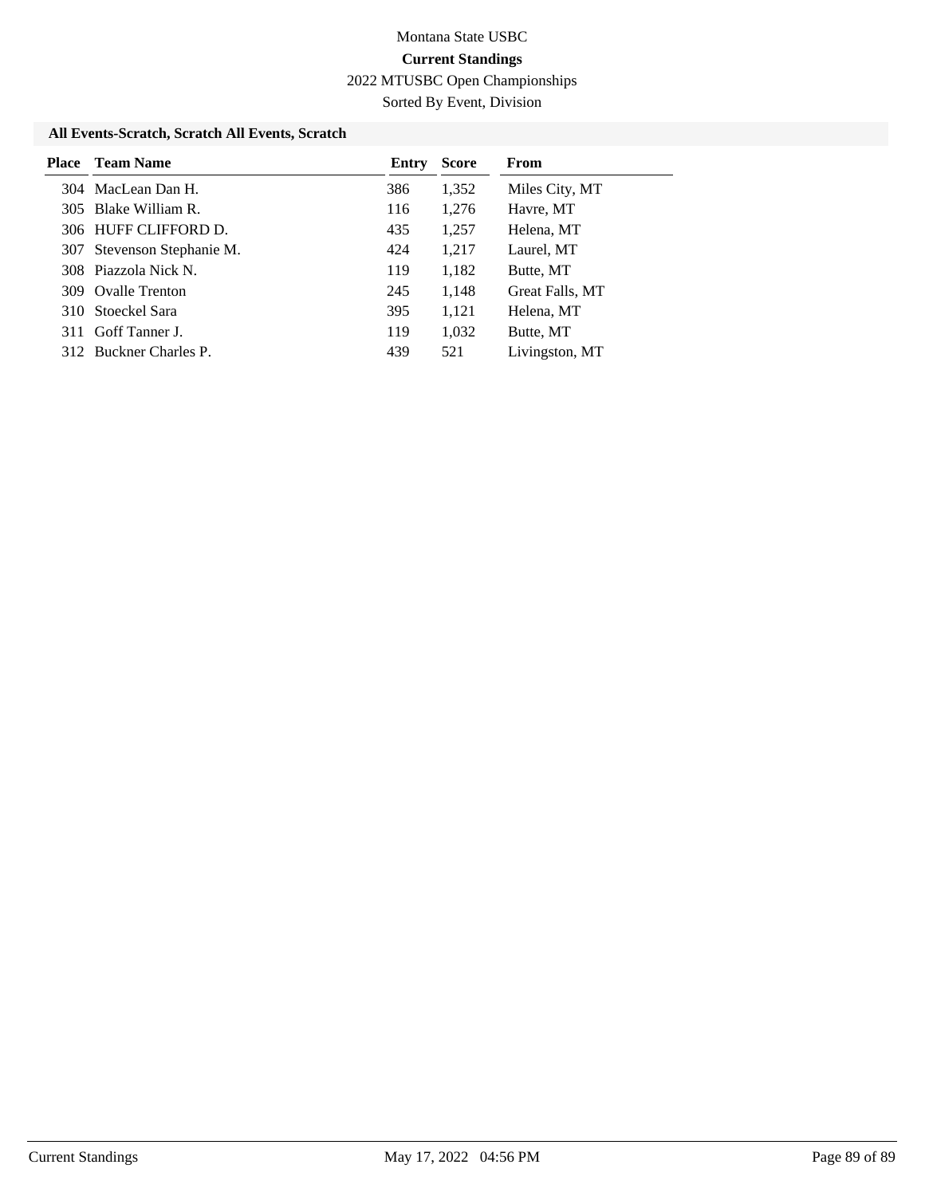Montana State USBC

**Current Standings**

2022 MTUSBC Open Championships

Sorted By Event, Division

### All Events-Scratch, Scratch All Events, Scratch

| Place | Team Name | Entry | Score | From |
|---|---|---|---|---|
| 304 | MacLean Dan H. | 386 | 1,352 | Miles City, MT |
| 305 | Blake William R. | 116 | 1,276 | Havre, MT |
| 306 | HUFF CLIFFORD D. | 435 | 1,257 | Helena, MT |
| 307 | Stevenson Stephanie M. | 424 | 1,217 | Laurel, MT |
| 308 | Piazzola Nick N. | 119 | 1,182 | Butte, MT |
| 309 | Ovalle Trenton | 245 | 1,148 | Great Falls, MT |
| 310 | Stoeckel Sara | 395 | 1,121 | Helena, MT |
| 311 | Goff Tanner J. | 119 | 1,032 | Butte, MT |
| 312 | Buckner Charles P. | 439 | 521 | Livingston, MT |

Current Standings May 17, 2022 04:56 PM